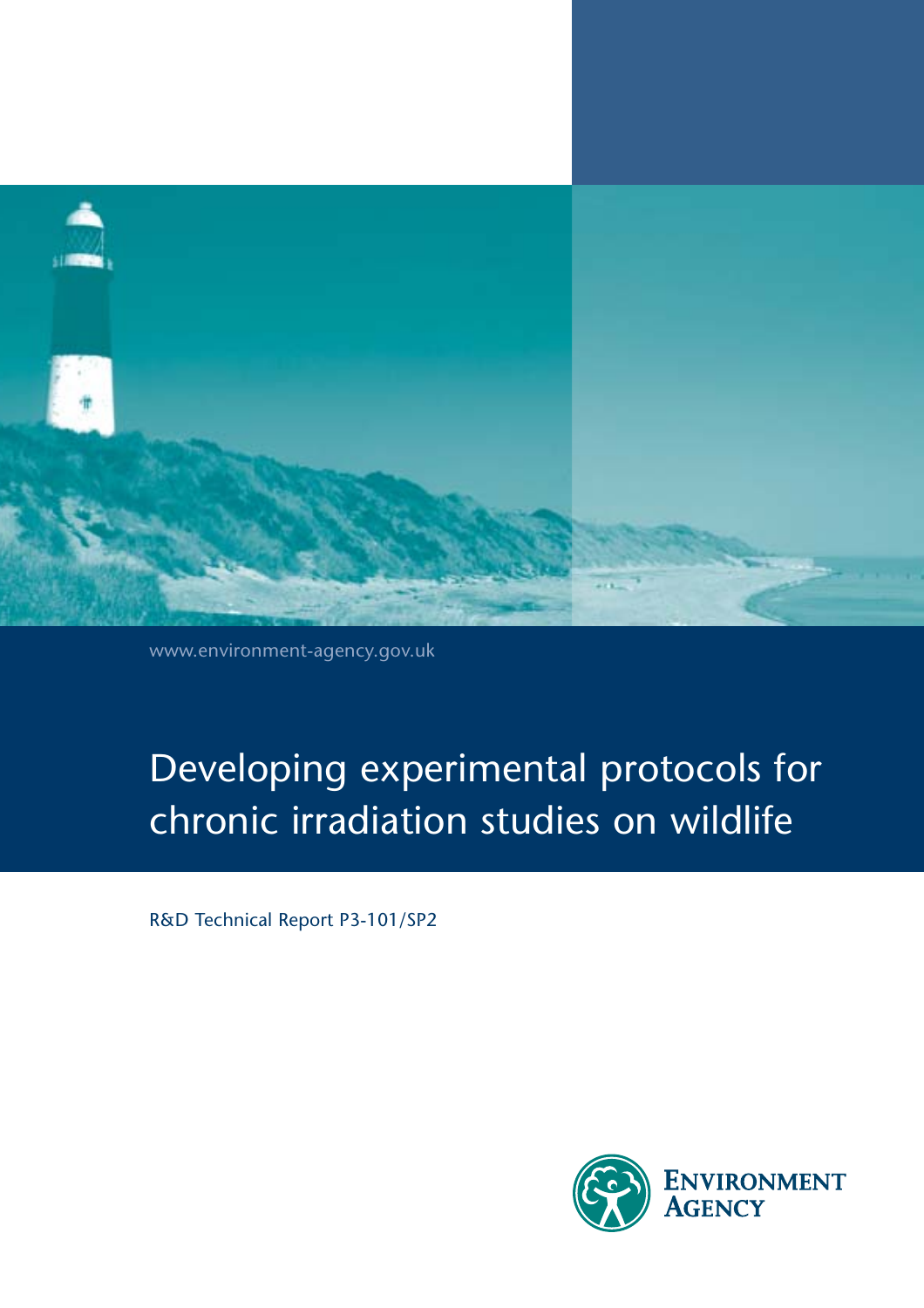www.environment-agency.gov.uk

# Developing experimental protocols for chronic irradiation studies on wildlife

R&D Technical Report P3-101/SP2

Environment Agency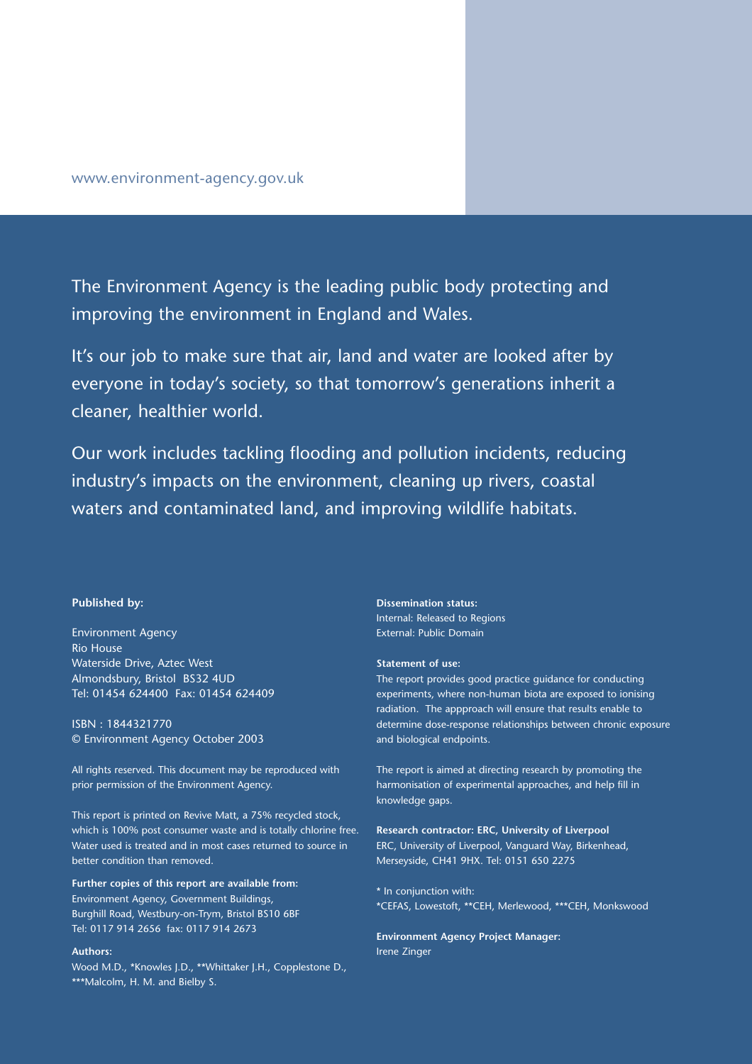www.environment-agency.gov.uk

The Environment Agency is the leading public body protecting and improving the environment in England and Wales.

It's our job to make sure that air, land and water are looked after by everyone in today's society, so that tomorrow's generations inherit a cleaner, healthier world.

Our work includes tackling flooding and pollution incidents, reducing industry's impacts on the environment, cleaning up rivers, coastal waters and contaminated land, and improving wildlife habitats.

**Published by:**

Environment Agency
Rio House
Waterside Drive, Aztec West
Almondsbury, Bristol BS32 4UD
Tel: 01454 624400 Fax: 01454 624409

ISBN : 1844321770
© Environment Agency October 2003

All rights reserved. This document may be reproduced with prior permission of the Environment Agency.

This report is printed on Revive Matt, a 75% recycled stock, which is 100% post consumer waste and is totally chlorine free. Water used is treated and in most cases returned to source in better condition than removed.

**Further copies of this report are available from:**
Environment Agency, Government Buildings,
Burghill Road, Westbury-on-Trym, Bristol BS10 6BF
Tel: 0117 914 2656 fax: 0117 914 2673

**Authors:**
Wood M.D., *Knowles J.D., **Whittaker J.H., Copplestone D., ***Malcolm, H. M. and Bielby S.

**Dissemination status:**
Internal: Released to Regions
External: Public Domain

**Statement of use:**
The report provides good practice guidance for conducting experiments, where non-human biota are exposed to ionising radiation. The appproach will ensure that results enable to determine dose-response relationships between chronic exposure and biological endpoints.

The report is aimed at directing research by promoting the harmonisation of experimental approaches, and help fill in knowledge gaps.

**Research contractor: ERC, University of Liverpool**
ERC, University of Liverpool, Vanguard Way, Birkenhead, Merseyside, CH41 9HX. Tel: 0151 650 2275

* In conjunction with:
*CEFAS, Lowestoft, **CEH, Merlewood, ***CEH, Monkswood

**Environment Agency Project Manager:**
Irene Zinger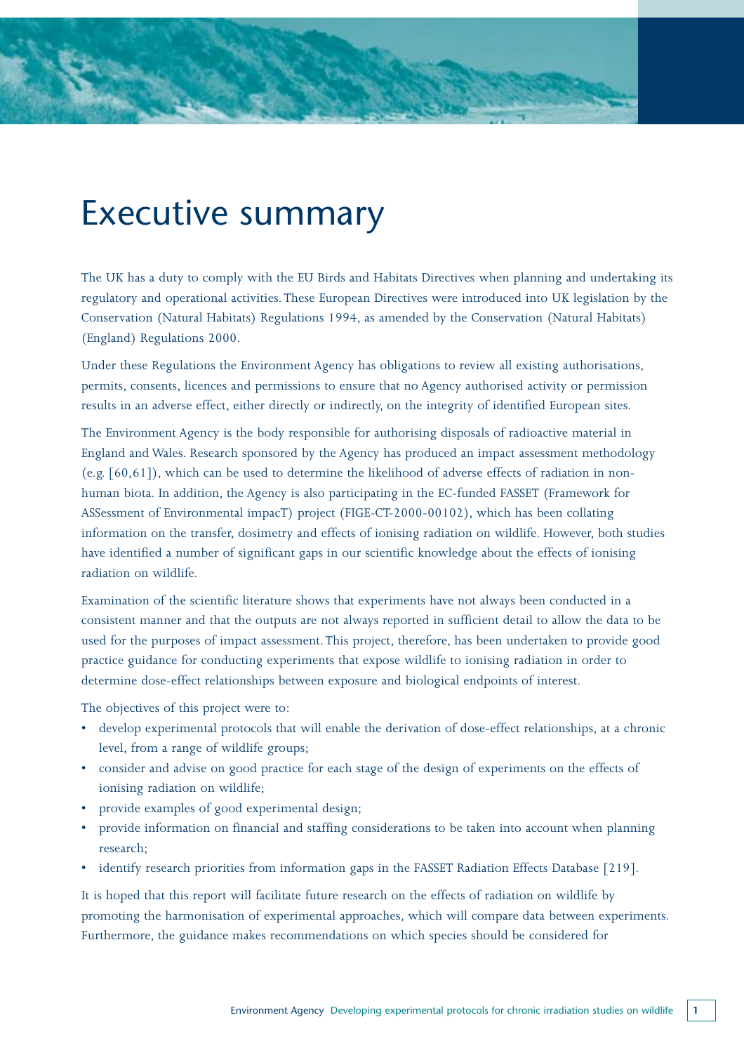# Executive summary

The UK has a duty to comply with the EU Birds and Habitats Directives when planning and undertaking its regulatory and operational activities. These European Directives were introduced into UK legislation by the Conservation (Natural Habitats) Regulations 1994, as amended by the Conservation (Natural Habitats) (England) Regulations 2000.

Under these Regulations the Environment Agency has obligations to review all existing authorisations, permits, consents, licences and permissions to ensure that no Agency authorised activity or permission results in an adverse effect, either directly or indirectly, on the integrity of identified European sites.

The Environment Agency is the body responsible for authorising disposals of radioactive material in England and Wales. Research sponsored by the Agency has produced an impact assessment methodology (e.g. [60,61]), which can be used to determine the likelihood of adverse effects of radiation in non-human biota. In addition, the Agency is also participating in the EC-funded FASSET (Framework for ASSessment of Environmental impacT) project (FIGE-CT-2000-00102), which has been collating information on the transfer, dosimetry and effects of ionising radiation on wildlife. However, both studies have identified a number of significant gaps in our scientific knowledge about the effects of ionising radiation on wildlife.

Examination of the scientific literature shows that experiments have not always been conducted in a consistent manner and that the outputs are not always reported in sufficient detail to allow the data to be used for the purposes of impact assessment. This project, therefore, has been undertaken to provide good practice guidance for conducting experiments that expose wildlife to ionising radiation in order to determine dose-effect relationships between exposure and biological endpoints of interest.

The objectives of this project were to:

- develop experimental protocols that will enable the derivation of dose-effect relationships, at a chronic level, from a range of wildlife groups;
- consider and advise on good practice for each stage of the design of experiments on the effects of ionising radiation on wildlife;
- provide examples of good experimental design;
- provide information on financial and staffing considerations to be taken into account when planning research;
- identify research priorities from information gaps in the FASSET Radiation Effects Database [219].

It is hoped that this report will facilitate future research on the effects of radiation on wildlife by promoting the harmonisation of experimental approaches, which will compare data between experiments. Furthermore, the guidance makes recommendations on which species should be considered for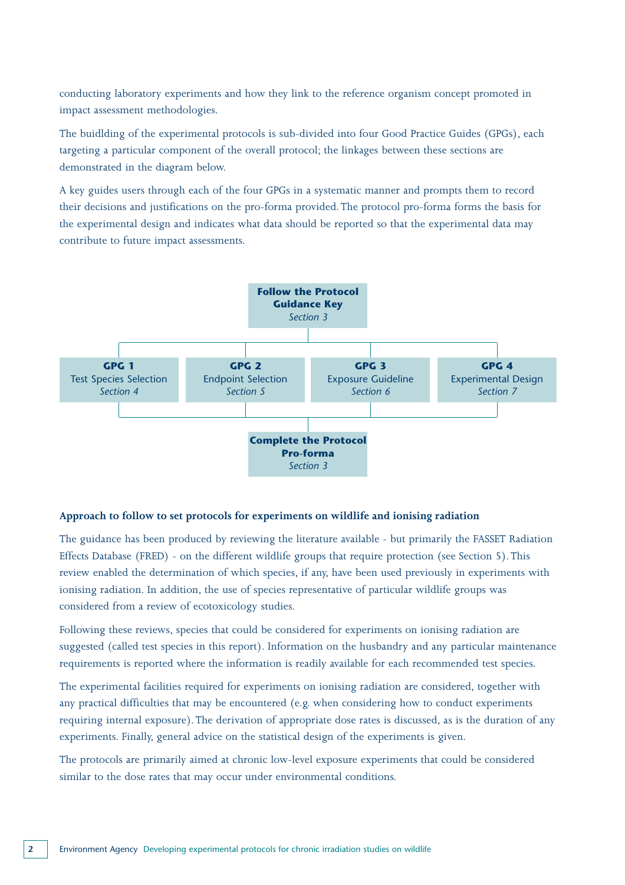conducting laboratory experiments and how they link to the reference organism concept promoted in impact assessment methodologies.

The buidlding of the experimental protocols is sub-divided into four Good Practice Guides (GPGs), each targeting a particular component of the overall protocol; the linkages between these sections are demonstrated in the diagram below.

A key guides users through each of the four GPGs in a systematic manner and prompts them to record their decisions and justifications on the pro-forma provided. The protocol pro-forma forms the basis for the experimental design and indicates what data should be reported so that the experimental data may contribute to future impact assessments.

**Follow the Protocol Guidance Key**
*Section 3*

| **GPG 1** | **GPG 2** | **GPG 3** | **GPG 4** |
|---|---|---|---|
| Test Species Selection | Endpoint Selection | Exposure Guideline | Experimental Design |
| *Section 4* | *Section 5* | *Section 6* | *Section 7* |

**Complete the Protocol Pro-forma**
*Section 3*

**Approach to follow to set protocols for experiments on wildlife and ionising radiation**

The guidance has been produced by reviewing the literature available - but primarily the FASSET Radiation Effects Database (FRED) - on the different wildlife groups that require protection (see Section 5). This review enabled the determination of which species, if any, have been used previously in experiments with ionising radiation. In addition, the use of species representative of particular wildlife groups was considered from a review of ecotoxicology studies.

Following these reviews, species that could be considered for experiments on ionising radiation are suggested (called test species in this report). Information on the husbandry and any particular maintenance requirements is reported where the information is readily available for each recommended test species.

The experimental facilities required for experiments on ionising radiation are considered, together with any practical difficulties that may be encountered (e.g. when considering how to conduct experiments requiring internal exposure). The derivation of appropriate dose rates is discussed, as is the duration of any experiments. Finally, general advice on the statistical design of the experiments is given.

The protocols are primarily aimed at chronic low-level exposure experiments that could be considered similar to the dose rates that may occur under environmental conditions.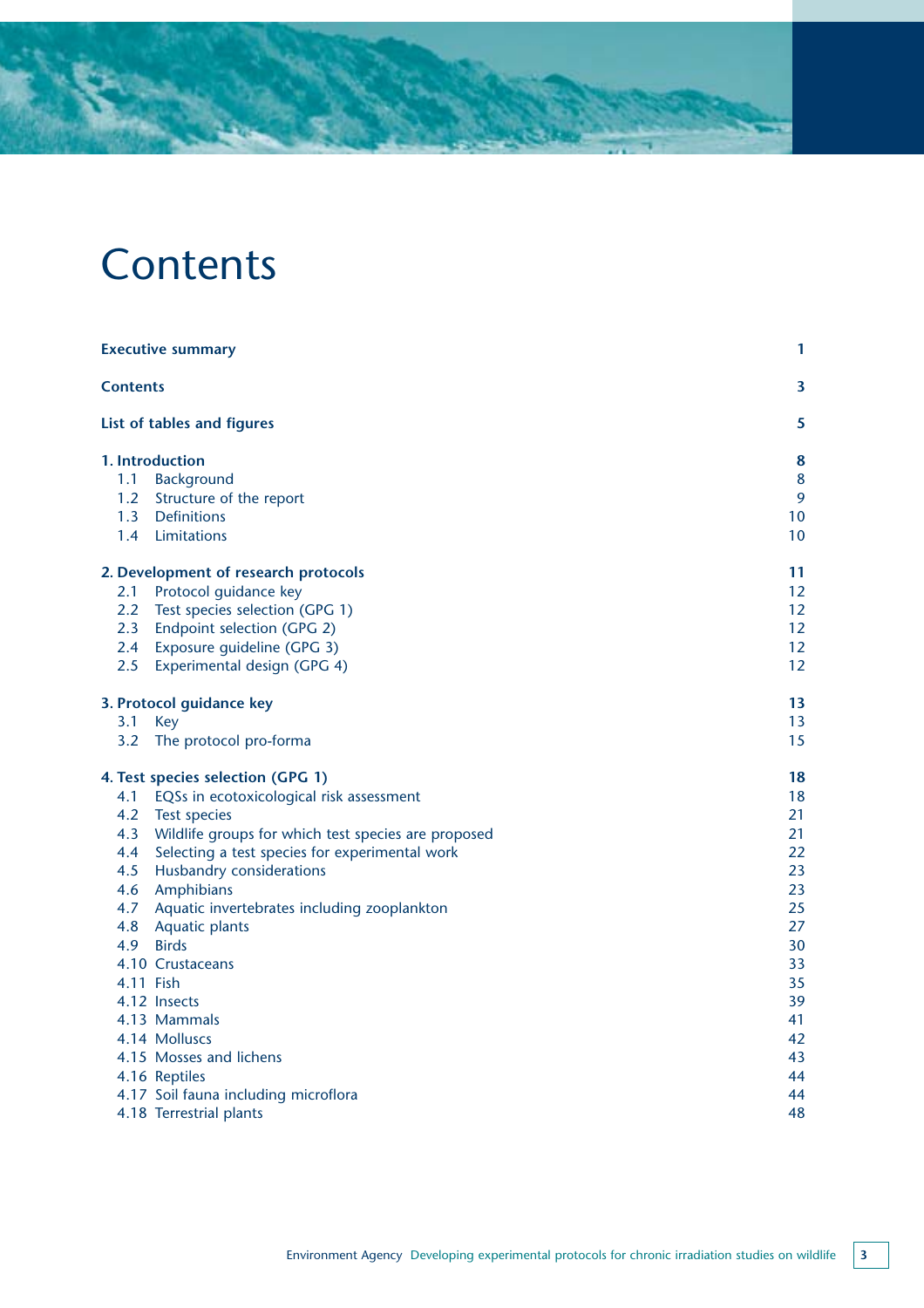# Contents

| | |
|---|---|
| **Executive summary** | **1** |
| **Contents** | **3** |
| **List of tables and figures** | **5** |
| **1. Introduction** | **8** |
| 1.1 Background | 8 |
| 1.2 Structure of the report | 9 |
| 1.3 Definitions | 10 |
| 1.4 Limitations | 10 |
| **2. Development of research protocols** | **11** |
| 2.1 Protocol guidance key | 12 |
| 2.2 Test species selection (GPG 1) | 12 |
| 2.3 Endpoint selection (GPG 2) | 12 |
| 2.4 Exposure guideline (GPG 3) | 12 |
| 2.5 Experimental design (GPG 4) | 12 |
| **3. Protocol guidance key** | **13** |
| 3.1 Key | 13 |
| 3.2 The protocol pro-forma | 15 |
| **4. Test species selection (GPG 1)** | **18** |
| 4.1 EQSs in ecotoxicological risk assessment | 18 |
| 4.2 Test species | 21 |
| 4.3 Wildlife groups for which test species are proposed | 21 |
| 4.4 Selecting a test species for experimental work | 22 |
| 4.5 Husbandry considerations | 23 |
| 4.6 Amphibians | 23 |
| 4.7 Aquatic invertebrates including zooplankton | 25 |
| 4.8 Aquatic plants | 27 |
| 4.9 Birds | 30 |
| 4.10 Crustaceans | 33 |
| 4.11 Fish | 35 |
| 4.12 Insects | 39 |
| 4.13 Mammals | 41 |
| 4.14 Molluscs | 42 |
| 4.15 Mosses and lichens | 43 |
| 4.16 Reptiles | 44 |
| 4.17 Soil fauna including microflora | 44 |
| 4.18 Terrestrial plants | 48 |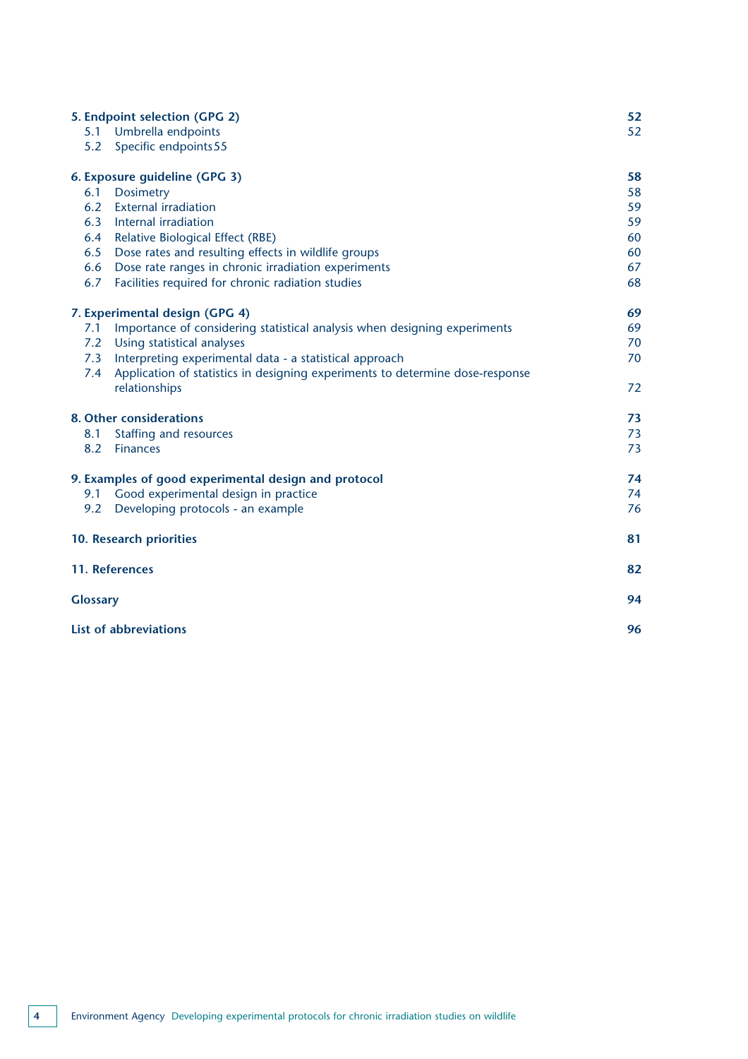| | | |
|---|---|---|
| **5. Endpoint selection (GPG 2)** | | **52** |
| 5.1 | Umbrella endpoints | 52 |
| 5.2 | Specific endpoints | 55 |
| **6. Exposure guideline (GPG 3)** | | **58** |
| 6.1 | Dosimetry | 58 |
| 6.2 | External irradiation | 59 |
| 6.3 | Internal irradiation | 59 |
| 6.4 | Relative Biological Effect (RBE) | 60 |
| 6.5 | Dose rates and resulting effects in wildlife groups | 60 |
| 6.6 | Dose rate ranges in chronic irradiation experiments | 67 |
| 6.7 | Facilities required for chronic radiation studies | 68 |
| **7. Experimental design (GPG 4)** | | **69** |
| 7.1 | Importance of considering statistical analysis when designing experiments | 69 |
| 7.2 | Using statistical analyses | 70 |
| 7.3 | Interpreting experimental data - a statistical approach | 70 |
| 7.4 | Application of statistics in designing experiments to determine dose-response relationships | 72 |
| **8. Other considerations** | | **73** |
| 8.1 | Staffing and resources | 73 |
| 8.2 | Finances | 73 |
| **9. Examples of good experimental design and protocol** | | **74** |
| 9.1 | Good experimental design in practice | 74 |
| 9.2 | Developing protocols - an example | 76 |
| **10. Research priorities** | | **81** |
| **11. References** | | **82** |
| **Glossary** | | **94** |
| **List of abbreviations** | | **96** |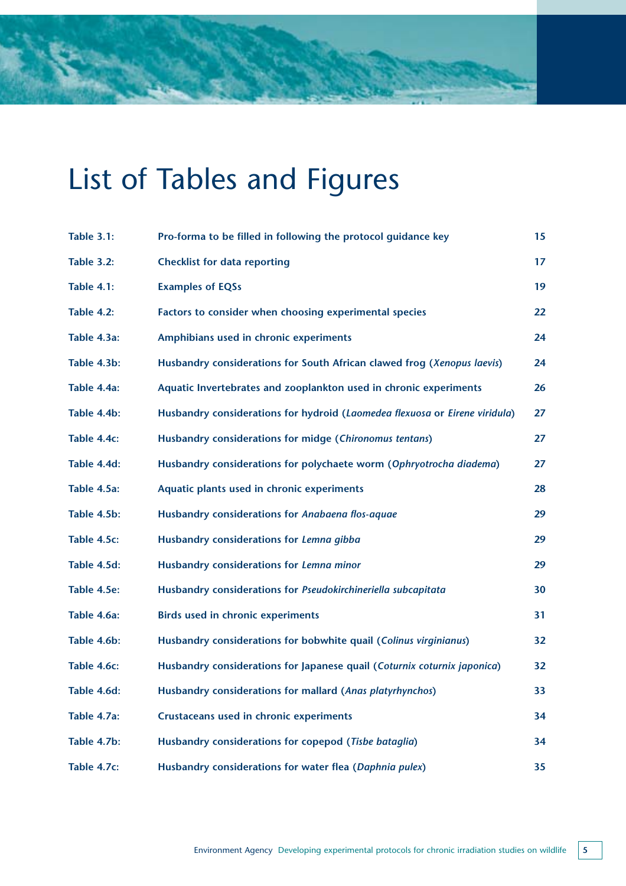# List of Tables and Figures

| | | |
|---|---|---|
| **Table 3.1:** | **Pro-forma to be filled in following the protocol guidance key** | **15** |
| **Table 3.2:** | **Checklist for data reporting** | **17** |
| **Table 4.1:** | **Examples of EQSs** | **19** |
| **Table 4.2:** | **Factors to consider when choosing experimental species** | **22** |
| **Table 4.3a:** | **Amphibians used in chronic experiments** | **24** |
| **Table 4.3b:** | **Husbandry considerations for South African clawed frog (*Xenopus laevis*)** | **24** |
| **Table 4.4a:** | **Aquatic Invertebrates and zooplankton used in chronic experiments** | **26** |
| **Table 4.4b:** | **Husbandry considerations for hydroid (*Laomedea flexuosa* or *Eirene viridula*)** | **27** |
| **Table 4.4c:** | **Husbandry considerations for midge (*Chironomus tentans*)** | **27** |
| **Table 4.4d:** | **Husbandry considerations for polychaete worm (*Ophryotrocha diadema*)** | **27** |
| **Table 4.5a:** | **Aquatic plants used in chronic experiments** | **28** |
| **Table 4.5b:** | **Husbandry considerations for *Anabaena flos-aquae*** | **29** |
| **Table 4.5c:** | **Husbandry considerations for *Lemna gibba*** | **29** |
| **Table 4.5d:** | **Husbandry considerations for *Lemna minor*** | **29** |
| **Table 4.5e:** | **Husbandry considerations for *Pseudokirchineriella subcapitata*** | **30** |
| **Table 4.6a:** | **Birds used in chronic experiments** | **31** |
| **Table 4.6b:** | **Husbandry considerations for bobwhite quail (*Colinus virginianus*)** | **32** |
| **Table 4.6c:** | **Husbandry considerations for Japanese quail (*Coturnix coturnix japonica*)** | **32** |
| **Table 4.6d:** | **Husbandry considerations for mallard (*Anas platyrhynchos*)** | **33** |
| **Table 4.7a:** | **Crustaceans used in chronic experiments** | **34** |
| **Table 4.7b:** | **Husbandry considerations for copepod (*Tisbe bataglia*)** | **34** |
| **Table 4.7c:** | **Husbandry considerations for water flea (*Daphnia pulex*)** | **35** |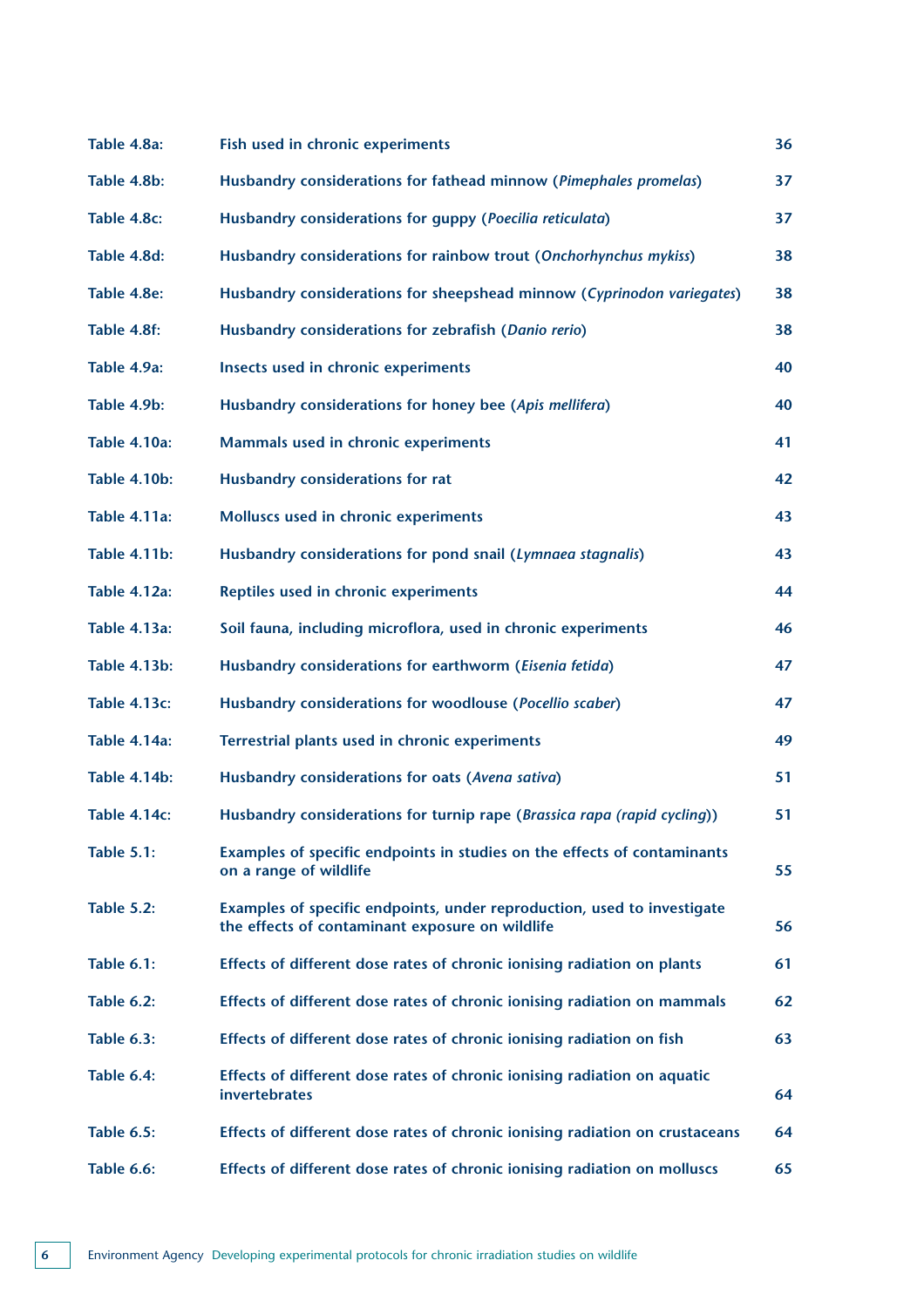| | | |
|---|---|---|
| **Table 4.8a:** | **Fish used in chronic experiments** | **36** |
| **Table 4.8b:** | **Husbandry considerations for fathead minnow (*Pimephales promelas*)** | **37** |
| **Table 4.8c:** | **Husbandry considerations for guppy (*Poecilia reticulata*)** | **37** |
| **Table 4.8d:** | **Husbandry considerations for rainbow trout (*Onchorhynchus mykiss*)** | **38** |
| **Table 4.8e:** | **Husbandry considerations for sheepshead minnow (*Cyprinodon variegates*)** | **38** |
| **Table 4.8f:** | **Husbandry considerations for zebrafish (*Danio rerio*)** | **38** |
| **Table 4.9a:** | **Insects used in chronic experiments** | **40** |
| **Table 4.9b:** | **Husbandry considerations for honey bee (*Apis mellifera*)** | **40** |
| **Table 4.10a:** | **Mammals used in chronic experiments** | **41** |
| **Table 4.10b:** | **Husbandry considerations for rat** | **42** |
| **Table 4.11a:** | **Molluscs used in chronic experiments** | **43** |
| **Table 4.11b:** | **Husbandry considerations for pond snail (*Lymnaea stagnalis*)** | **43** |
| **Table 4.12a:** | **Reptiles used in chronic experiments** | **44** |
| **Table 4.13a:** | **Soil fauna, including microflora, used in chronic experiments** | **46** |
| **Table 4.13b:** | **Husbandry considerations for earthworm (*Eisenia fetida*)** | **47** |
| **Table 4.13c:** | **Husbandry considerations for woodlouse (*Pocellio scaber*)** | **47** |
| **Table 4.14a:** | **Terrestrial plants used in chronic experiments** | **49** |
| **Table 4.14b:** | **Husbandry considerations for oats (*Avena sativa*)** | **51** |
| **Table 4.14c:** | **Husbandry considerations for turnip rape (*Brassica rapa (rapid cycling)*)** | **51** |
| **Table 5.1:** | **Examples of specific endpoints in studies on the effects of contaminants on a range of wildlife** | **55** |
| **Table 5.2:** | **Examples of specific endpoints, under reproduction, used to investigate the effects of contaminant exposure on wildlife** | **56** |
| **Table 6.1:** | **Effects of different dose rates of chronic ionising radiation on plants** | **61** |
| **Table 6.2:** | **Effects of different dose rates of chronic ionising radiation on mammals** | **62** |
| **Table 6.3:** | **Effects of different dose rates of chronic ionising radiation on fish** | **63** |
| **Table 6.4:** | **Effects of different dose rates of chronic ionising radiation on aquatic invertebrates** | **64** |
| **Table 6.5:** | **Effects of different dose rates of chronic ionising radiation on crustaceans** | **64** |
| **Table 6.6:** | **Effects of different dose rates of chronic ionising radiation on molluscs** | **65** |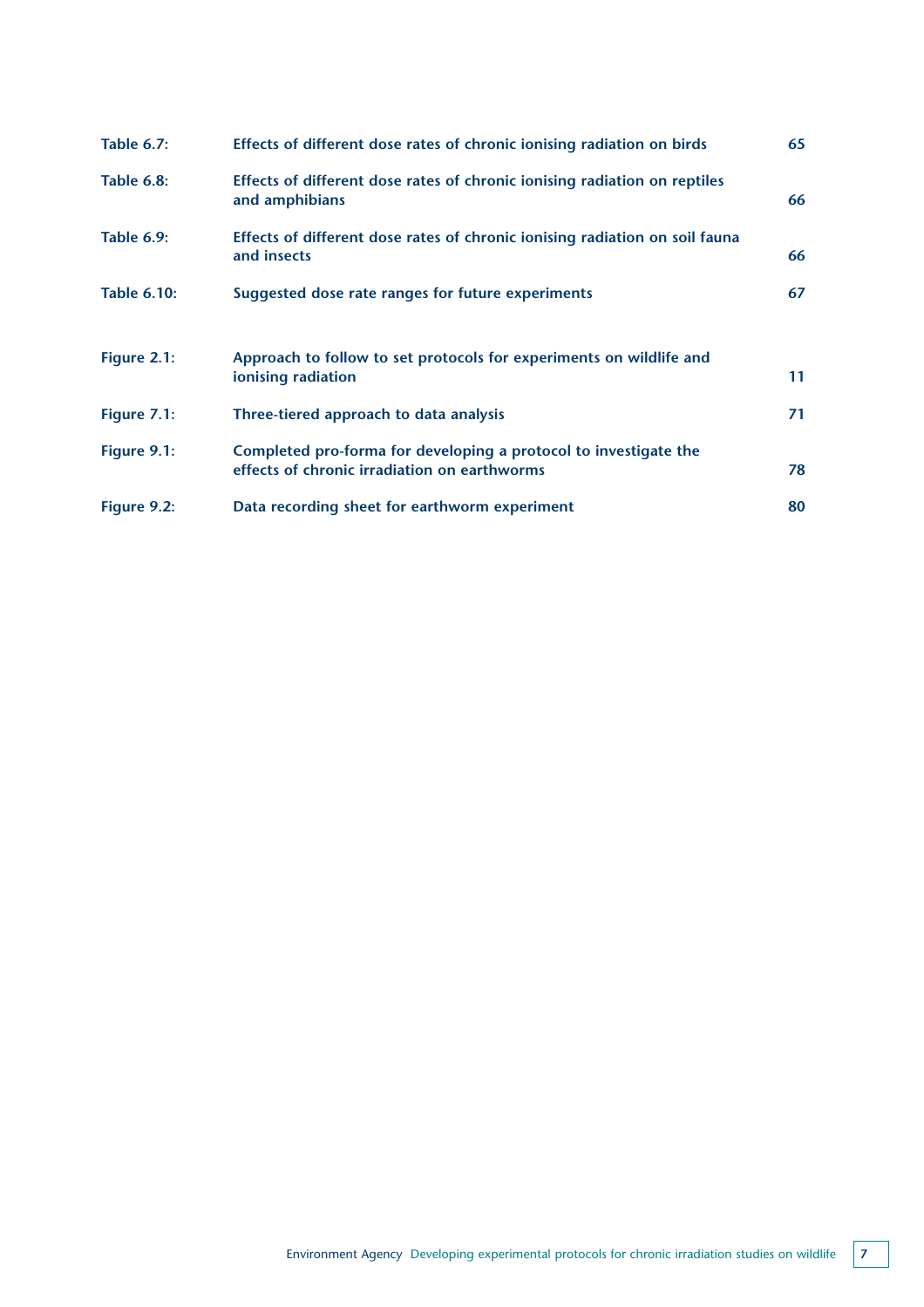| | | |
|---|---|---|
| **Table 6.7:** | **Effects of different dose rates of chronic ionising radiation on birds** | **65** |
| **Table 6.8:** | **Effects of different dose rates of chronic ionising radiation on reptiles and amphibians** | **66** |
| **Table 6.9:** | **Effects of different dose rates of chronic ionising radiation on soil fauna and insects** | **66** |
| **Table 6.10:** | **Suggested dose rate ranges for future experiments** | **67** |

| | | |
|---|---|---|
| **Figure 2.1:** | **Approach to follow to set protocols for experiments on wildlife and ionising radiation** | **11** |
| **Figure 7.1:** | **Three-tiered approach to data analysis** | **71** |
| **Figure 9.1:** | **Completed pro-forma for developing a protocol to investigate the effects of chronic irradiation on earthworms** | **78** |
| **Figure 9.2:** | **Data recording sheet for earthworm experiment** | **80** |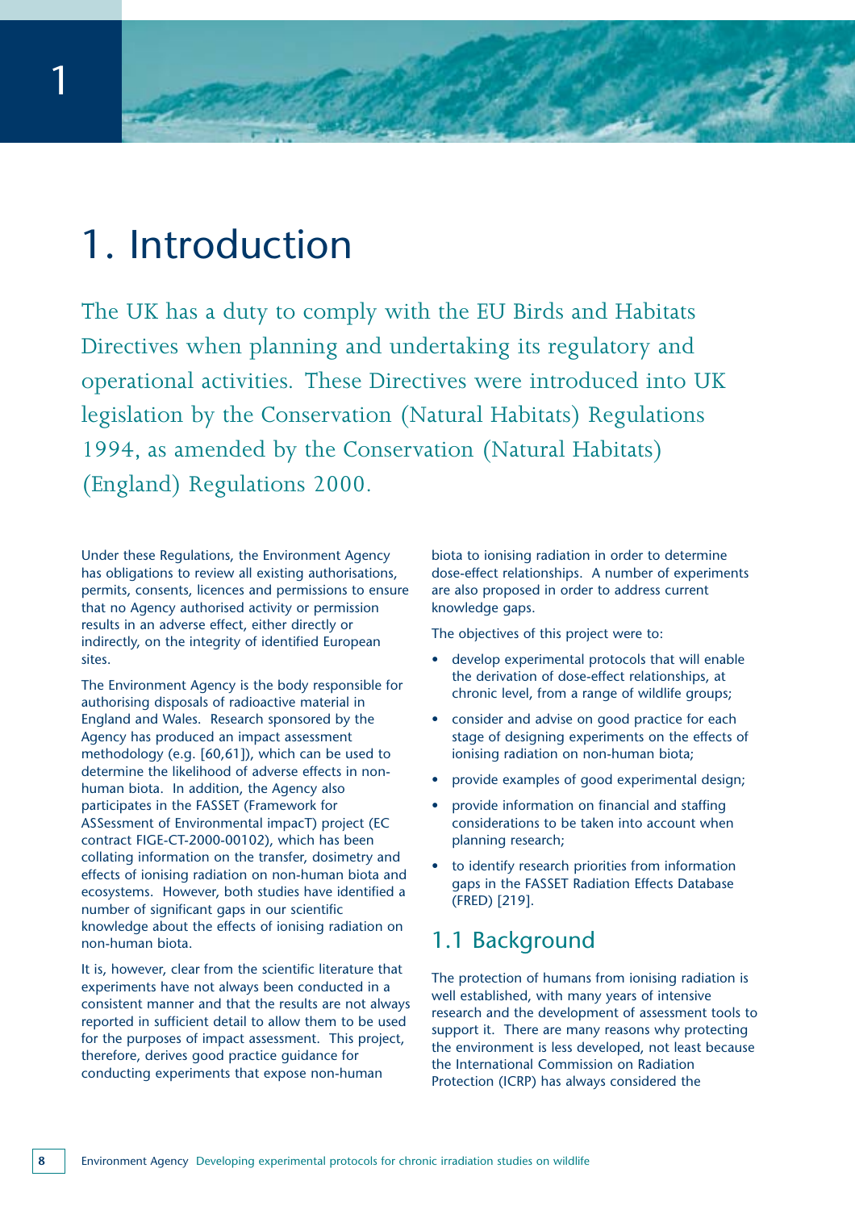# 1. Introduction

The UK has a duty to comply with the EU Birds and Habitats Directives when planning and undertaking its regulatory and operational activities. These Directives were introduced into UK legislation by the Conservation (Natural Habitats) Regulations 1994, as amended by the Conservation (Natural Habitats) (England) Regulations 2000.

Under these Regulations, the Environment Agency has obligations to review all existing authorisations, permits, consents, licences and permissions to ensure that no Agency authorised activity or permission results in an adverse effect, either directly or indirectly, on the integrity of identified European sites.

The Environment Agency is the body responsible for authorising disposals of radioactive material in England and Wales. Research sponsored by the Agency has produced an impact assessment methodology (e.g. [60,61]), which can be used to determine the likelihood of adverse effects in non-human biota. In addition, the Agency also participates in the FASSET (Framework for ASSessment of Environmental impacT) project (EC contract FIGE-CT-2000-00102), which has been collating information on the transfer, dosimetry and effects of ionising radiation on non-human biota and ecosystems. However, both studies have identified a number of significant gaps in our scientific knowledge about the effects of ionising radiation on non-human biota.

It is, however, clear from the scientific literature that experiments have not always been conducted in a consistent manner and that the results are not always reported in sufficient detail to allow them to be used for the purposes of impact assessment. This project, therefore, derives good practice guidance for conducting experiments that expose non-human biota to ionising radiation in order to determine dose-effect relationships. A number of experiments are also proposed in order to address current knowledge gaps.

The objectives of this project were to:

- develop experimental protocols that will enable the derivation of dose-effect relationships, at chronic level, from a range of wildlife groups;
- consider and advise on good practice for each stage of designing experiments on the effects of ionising radiation on non-human biota;
- provide examples of good experimental design;
- provide information on financial and staffing considerations to be taken into account when planning research;
- to identify research priorities from information gaps in the FASSET Radiation Effects Database (FRED) [219].

## 1.1 Background

The protection of humans from ionising radiation is well established, with many years of intensive research and the development of assessment tools to support it. There are many reasons why protecting the environment is less developed, not least because the International Commission on Radiation Protection (ICRP) has always considered the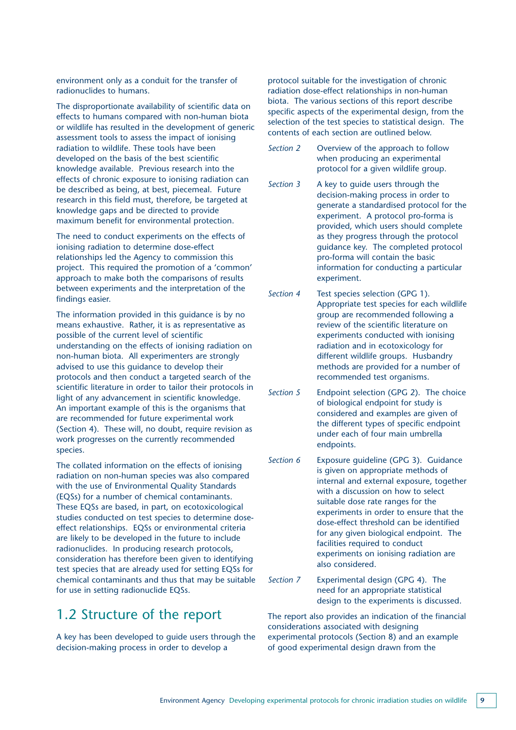environment only as a conduit for the transfer of radionuclides to humans.

The disproportionate availability of scientific data on effects to humans compared with non-human biota or wildlife has resulted in the development of generic assessment tools to assess the impact of ionising radiation to wildlife. These tools have been developed on the basis of the best scientific knowledge available. Previous research into the effects of chronic exposure to ionising radiation can be described as being, at best, piecemeal. Future research in this field must, therefore, be targeted at knowledge gaps and be directed to provide maximum benefit for environmental protection.

The need to conduct experiments on the effects of ionising radiation to determine dose-effect relationships led the Agency to commission this project. This required the promotion of a 'common' approach to make both the comparisons of results between experiments and the interpretation of the findings easier.

The information provided in this guidance is by no means exhaustive. Rather, it is as representative as possible of the current level of scientific understanding on the effects of ionising radiation on non-human biota. All experimenters are strongly advised to use this guidance to develop their protocols and then conduct a targeted search of the scientific literature in order to tailor their protocols in light of any advancement in scientific knowledge. An important example of this is the organisms that are recommended for future experimental work (Section 4). These will, no doubt, require revision as work progresses on the currently recommended species.

The collated information on the effects of ionising radiation on non-human species was also compared with the use of Environmental Quality Standards (EQSs) for a number of chemical contaminants. These EQSs are based, in part, on ecotoxicological studies conducted on test species to determine dose-effect relationships. EQSs or environmental criteria are likely to be developed in the future to include radionuclides. In producing research protocols, consideration has therefore been given to identifying test species that are already used for setting EQSs for chemical contaminants and thus that may be suitable for use in setting radionuclide EQSs.

## 1.2 Structure of the report

A key has been developed to guide users through the decision-making process in order to develop a protocol suitable for the investigation of chronic radiation dose-effect relationships in non-human biota. The various sections of this report describe specific aspects of the experimental design, from the selection of the test species to statistical design. The contents of each section are outlined below.

*Section 2* Overview of the approach to follow when producing an experimental protocol for a given wildlife group.

*Section 3* A key to guide users through the decision-making process in order to generate a standardised protocol for the experiment. A protocol pro-forma is provided, which users should complete as they progress through the protocol guidance key. The completed protocol pro-forma will contain the basic information for conducting a particular experiment.

*Section 4* Test species selection (GPG 1). Appropriate test species for each wildlife group are recommended following a review of the scientific literature on experiments conducted with ionising radiation and in ecotoxicology for different wildlife groups. Husbandry methods are provided for a number of recommended test organisms.

*Section 5* Endpoint selection (GPG 2). The choice of biological endpoint for study is considered and examples are given of the different types of specific endpoint under each of four main umbrella endpoints.

*Section 6* Exposure guideline (GPG 3). Guidance is given on appropriate methods of internal and external exposure, together with a discussion on how to select suitable dose rate ranges for the experiments in order to ensure that the dose-effect threshold can be identified for any given biological endpoint. The facilities required to conduct experiments on ionising radiation are also considered.

*Section 7* Experimental design (GPG 4). The need for an appropriate statistical design to the experiments is discussed.

The report also provides an indication of the financial considerations associated with designing experimental protocols (Section 8) and an example of good experimental design drawn from the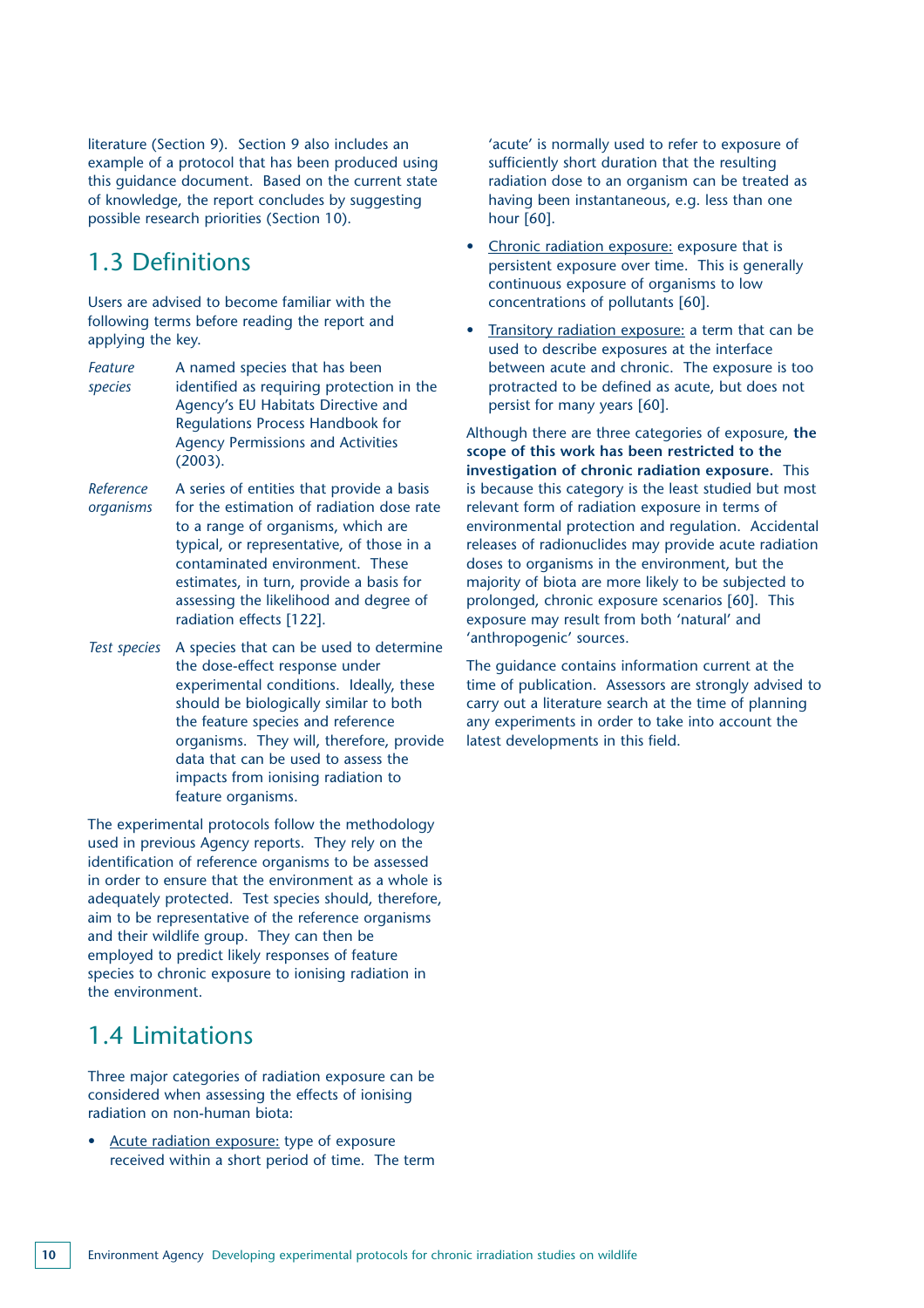literature (Section 9). Section 9 also includes an example of a protocol that has been produced using this guidance document. Based on the current state of knowledge, the report concludes by suggesting possible research priorities (Section 10).

## 1.3 Definitions

Users are advised to become familiar with the following terms before reading the report and applying the key.

*Feature species* — A named species that has been identified as requiring protection in the Agency's EU Habitats Directive and Regulations Process Handbook for Agency Permissions and Activities (2003).

*Reference organisms* — A series of entities that provide a basis for the estimation of radiation dose rate to a range of organisms, which are typical, or representative, of those in a contaminated environment. These estimates, in turn, provide a basis for assessing the likelihood and degree of radiation effects [122].

*Test species* — A species that can be used to determine the dose-effect response under experimental conditions. Ideally, these should be biologically similar to both the feature species and reference organisms. They will, therefore, provide data that can be used to assess the impacts from ionising radiation to feature organisms.

The experimental protocols follow the methodology used in previous Agency reports. They rely on the identification of reference organisms to be assessed in order to ensure that the environment as a whole is adequately protected. Test species should, therefore, aim to be representative of the reference organisms and their wildlife group. They can then be employed to predict likely responses of feature species to chronic exposure to ionising radiation in the environment.

## 1.4 Limitations

Three major categories of radiation exposure can be considered when assessing the effects of ionising radiation on non-human biota:

- Acute radiation exposure: type of exposure received within a short period of time. The term 'acute' is normally used to refer to exposure of sufficiently short duration that the resulting radiation dose to an organism can be treated as having been instantaneous, e.g. less than one hour [60].
- Chronic radiation exposure: exposure that is persistent exposure over time. This is generally continuous exposure of organisms to low concentrations of pollutants [60].
- Transitory radiation exposure: a term that can be used to describe exposures at the interface between acute and chronic. The exposure is too protracted to be defined as acute, but does not persist for many years [60].

Although there are three categories of exposure, **the scope of this work has been restricted to the investigation of chronic radiation exposure.** This is because this category is the least studied but most relevant form of radiation exposure in terms of environmental protection and regulation. Accidental releases of radionuclides may provide acute radiation doses to organisms in the environment, but the majority of biota are more likely to be subjected to prolonged, chronic exposure scenarios [60]. This exposure may result from both 'natural' and 'anthropogenic' sources.

The guidance contains information current at the time of publication. Assessors are strongly advised to carry out a literature search at the time of planning any experiments in order to take into account the latest developments in this field.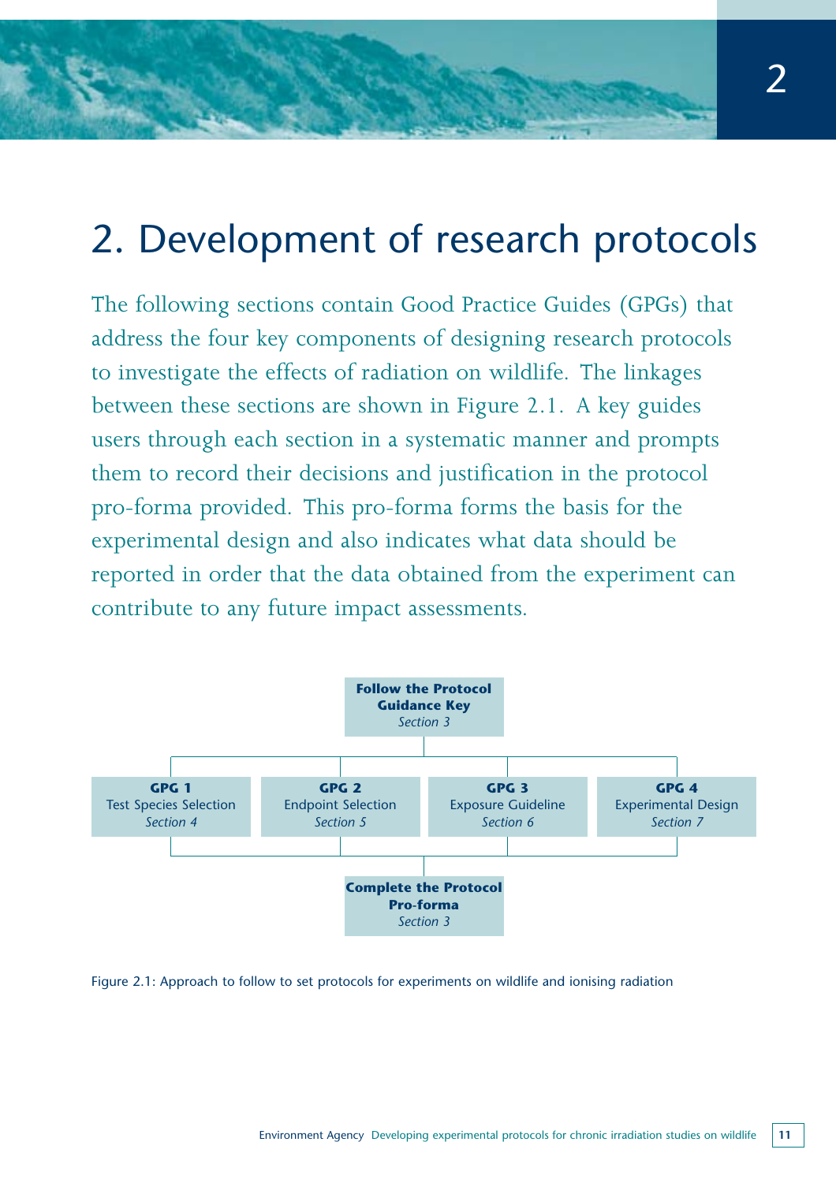# 2. Development of research protocols

The following sections contain Good Practice Guides (GPGs) that address the four key components of designing research protocols to investigate the effects of radiation on wildlife. The linkages between these sections are shown in Figure 2.1. A key guides users through each section in a systematic manner and prompts them to record their decisions and justification in the protocol pro-forma provided. This pro-forma forms the basis for the experimental design and also indicates what data should be reported in order that the data obtained from the experiment can contribute to any future impact assessments.

**Follow the Protocol Guidance Key**
*Section 3*

| **GPG 1** | **GPG 2** | **GPG 3** | **GPG 4** |
|---|---|---|---|
| Test Species Selection | Endpoint Selection | Exposure Guideline | Experimental Design |
| *Section 4* | *Section 5* | *Section 6* | *Section 7* |

**Complete the Protocol Pro-forma**
*Section 3*

Figure 2.1: Approach to follow to set protocols for experiments on wildlife and ionising radiation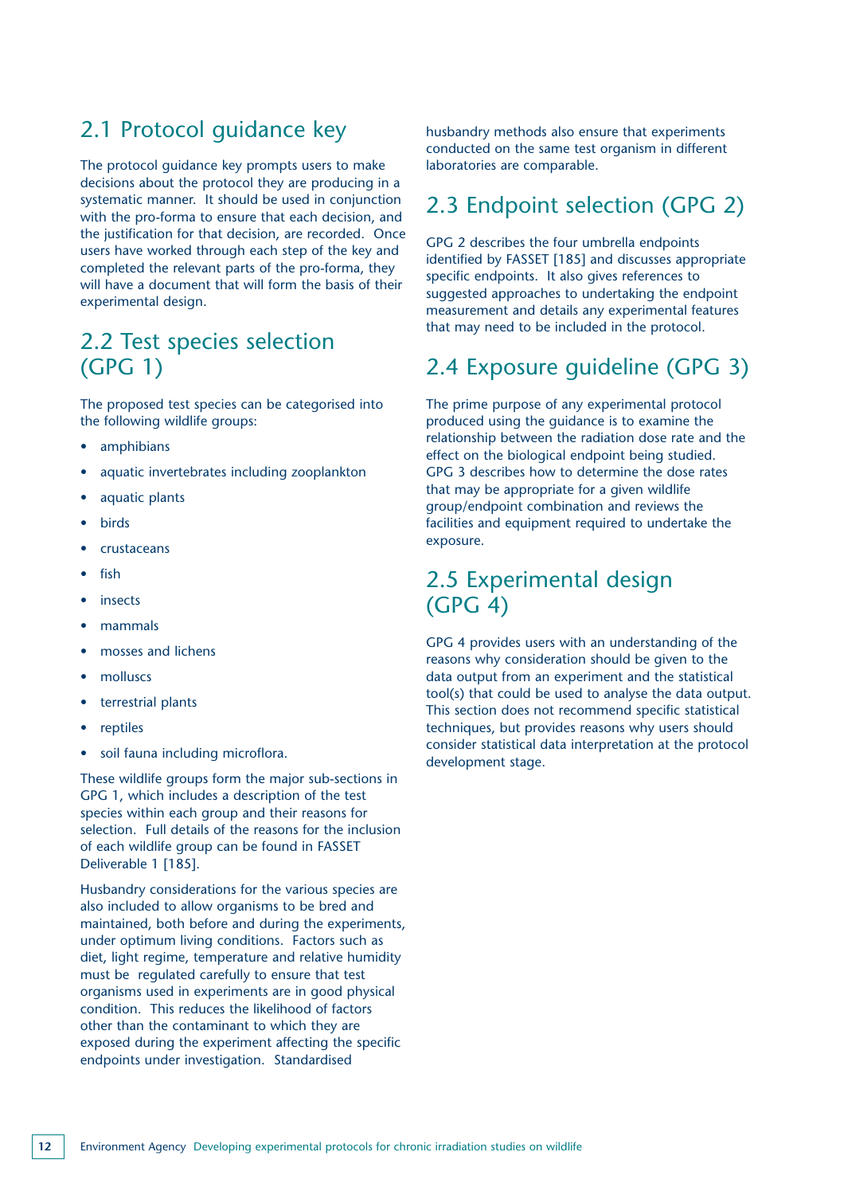## 2.1 Protocol guidance key

The protocol guidance key prompts users to make decisions about the protocol they are producing in a systematic manner. It should be used in conjunction with the pro-forma to ensure that each decision, and the justification for that decision, are recorded. Once users have worked through each step of the key and completed the relevant parts of the pro-forma, they will have a document that will form the basis of their experimental design.

## 2.2 Test species selection (GPG 1)

The proposed test species can be categorised into the following wildlife groups:

- amphibians
- aquatic invertebrates including zooplankton
- aquatic plants
- birds
- crustaceans
- fish
- insects
- mammals
- mosses and lichens
- molluscs
- terrestrial plants
- reptiles
- soil fauna including microflora.

These wildlife groups form the major sub-sections in GPG 1, which includes a description of the test species within each group and their reasons for selection. Full details of the reasons for the inclusion of each wildlife group can be found in FASSET Deliverable 1 [185].

Husbandry considerations for the various species are also included to allow organisms to be bred and maintained, both before and during the experiments, under optimum living conditions. Factors such as diet, light regime, temperature and relative humidity must be regulated carefully to ensure that test organisms used in experiments are in good physical condition. This reduces the likelihood of factors other than the contaminant to which they are exposed during the experiment affecting the specific endpoints under investigation. Standardised husbandry methods also ensure that experiments conducted on the same test organism in different laboratories are comparable.

## 2.3 Endpoint selection (GPG 2)

GPG 2 describes the four umbrella endpoints identified by FASSET [185] and discusses appropriate specific endpoints. It also gives references to suggested approaches to undertaking the endpoint measurement and details any experimental features that may need to be included in the protocol.

## 2.4 Exposure guideline (GPG 3)

The prime purpose of any experimental protocol produced using the guidance is to examine the relationship between the radiation dose rate and the effect on the biological endpoint being studied. GPG 3 describes how to determine the dose rates that may be appropriate for a given wildlife group/endpoint combination and reviews the facilities and equipment required to undertake the exposure.

## 2.5 Experimental design (GPG 4)

GPG 4 provides users with an understanding of the reasons why consideration should be given to the data output from an experiment and the statistical tool(s) that could be used to analyse the data output. This section does not recommend specific statistical techniques, but provides reasons why users should consider statistical data interpretation at the protocol development stage.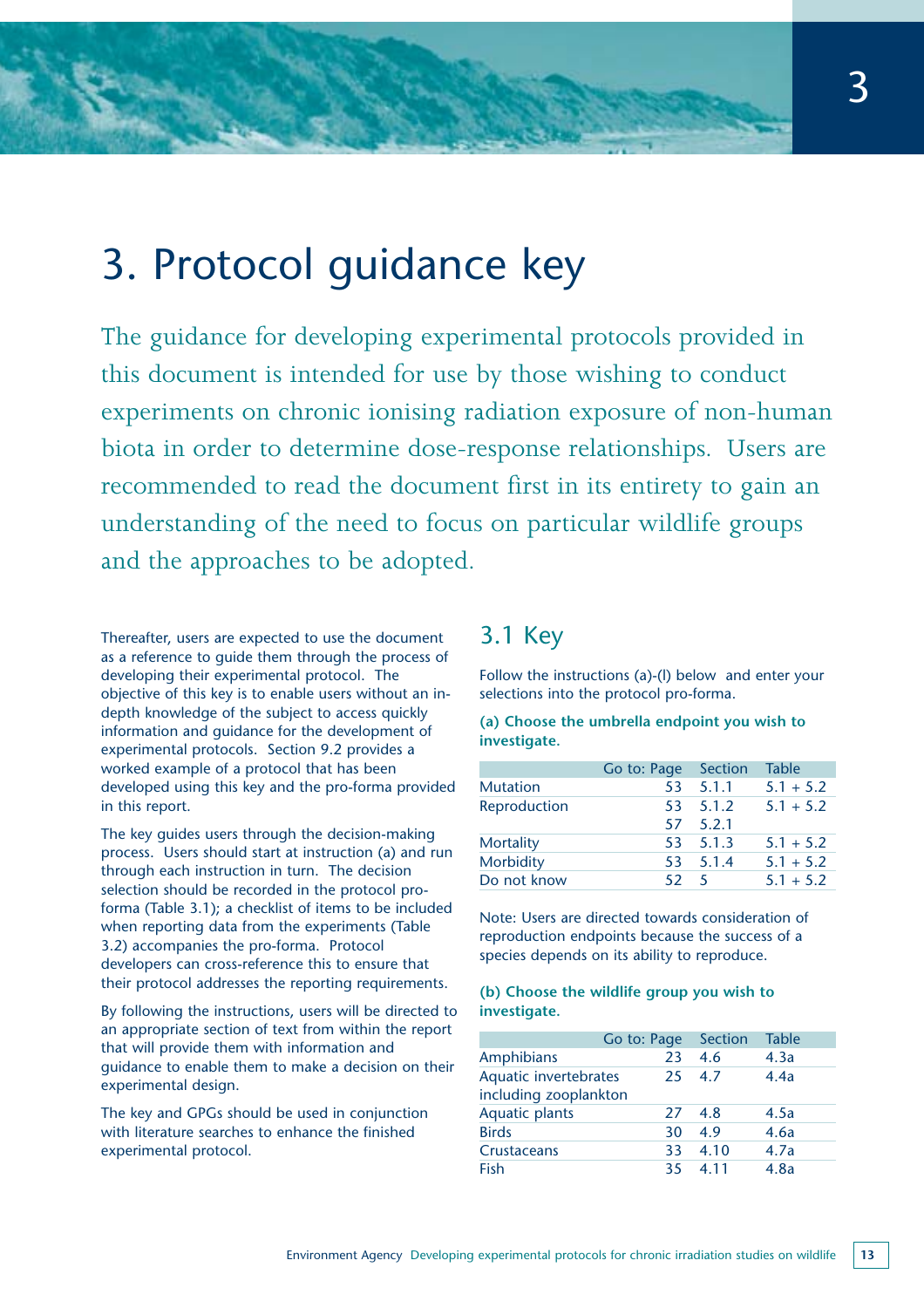# 3. Protocol guidance key

The guidance for developing experimental protocols provided in this document is intended for use by those wishing to conduct experiments on chronic ionising radiation exposure of non-human biota in order to determine dose-response relationships. Users are recommended to read the document first in its entirety to gain an understanding of the need to focus on particular wildlife groups and the approaches to be adopted.

Thereafter, users are expected to use the document as a reference to guide them through the process of developing their experimental protocol. The objective of this key is to enable users without an in-depth knowledge of the subject to access quickly information and guidance for the development of experimental protocols. Section 9.2 provides a worked example of a protocol that has been developed using this key and the pro-forma provided in this report.

The key guides users through the decision-making process. Users should start at instruction (a) and run through each instruction in turn. The decision selection should be recorded in the protocol pro-forma (Table 3.1); a checklist of items to be included when reporting data from the experiments (Table 3.2) accompanies the pro-forma. Protocol developers can cross-reference this to ensure that their protocol addresses the reporting requirements.

By following the instructions, users will be directed to an appropriate section of text from within the report that will provide them with information and guidance to enable them to make a decision on their experimental design.

The key and GPGs should be used in conjunction with literature searches to enhance the finished experimental protocol.

## 3.1 Key

Follow the instructions (a)-(l) below and enter your selections into the protocol pro-forma.

**(a) Choose the umbrella endpoint you wish to investigate.**

| | Go to: Page | Section | Table |
|---|---|---|---|
| Mutation | 53 | 5.1.1 | 5.1 + 5.2 |
| Reproduction | 53 | 5.1.2 | 5.1 + 5.2 |
| | 57 | 5.2.1 | |
| Mortality | 53 | 5.1.3 | 5.1 + 5.2 |
| Morbidity | 53 | 5.1.4 | 5.1 + 5.2 |
| Do not know | 52 | 5 | 5.1 + 5.2 |

Note: Users are directed towards consideration of reproduction endpoints because the success of a species depends on its ability to reproduce.

**(b) Choose the wildlife group you wish to investigate.**

| | Go to: Page | Section | Table |
|---|---|---|---|
| Amphibians | 23 | 4.6 | 4.3a |
| Aquatic invertebrates including zooplankton | 25 | 4.7 | 4.4a |
| Aquatic plants | 27 | 4.8 | 4.5a |
| Birds | 30 | 4.9 | 4.6a |
| Crustaceans | 33 | 4.10 | 4.7a |
| Fish | 35 | 4.11 | 4.8a |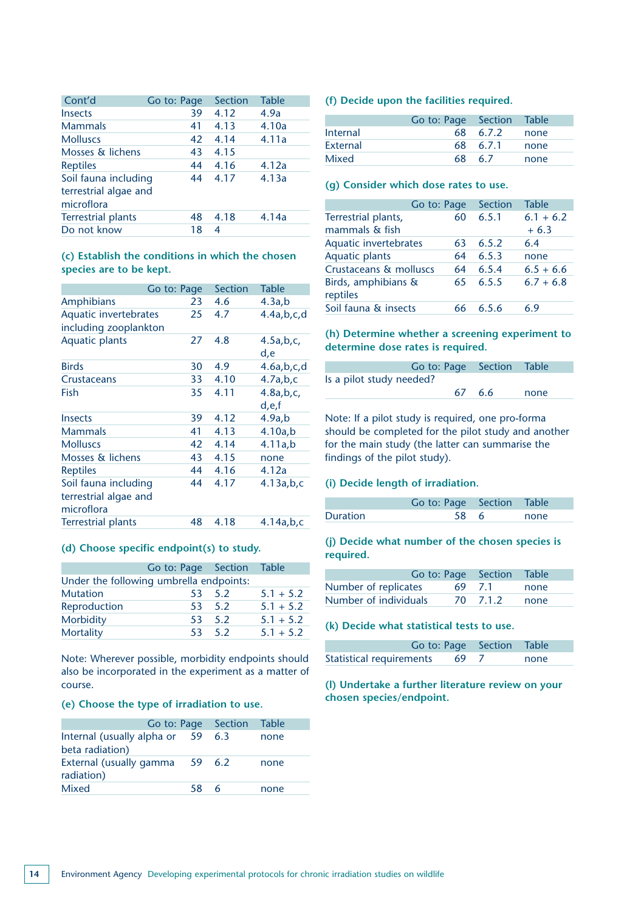| Cont'd | Go to: Page | Section | Table |
|---|---|---|---|
| Insects | 39 | 4.12 | 4.9a |
| Mammals | 41 | 4.13 | 4.10a |
| Molluscs | 42 | 4.14 | 4.11a |
| Mosses & lichens | 43 | 4.15 | |
| Reptiles | 44 | 4.16 | 4.12a |
| Soil fauna including terrestrial algae and microflora | 44 | 4.17 | 4.13a |
| Terrestrial plants | 48 | 4.18 | 4.14a |
| Do not know | 18 | 4 | |

### (c) Establish the conditions in which the chosen species are to be kept.

| | Go to: Page | Section | Table |
|---|---|---|---|
| Amphibians | 23 | 4.6 | 4.3a,b |
| Aquatic invertebrates including zooplankton | 25 | 4.7 | 4.4a,b,c,d |
| Aquatic plants | 27 | 4.8 | 4.5a,b,c, d,e |
| Birds | 30 | 4.9 | 4.6a,b,c,d |
| Crustaceans | 33 | 4.10 | 4.7a,b,c |
| Fish | 35 | 4.11 | 4.8a,b,c, d,e,f |
| Insects | 39 | 4.12 | 4.9a,b |
| Mammals | 41 | 4.13 | 4.10a,b |
| Molluscs | 42 | 4.14 | 4.11a,b |
| Mosses & lichens | 43 | 4.15 | none |
| Reptiles | 44 | 4.16 | 4.12a |
| Soil fauna including terrestrial algae and microflora | 44 | 4.17 | 4.13a,b,c |
| Terrestrial plants | 48 | 4.18 | 4.14a,b,c |

### (d) Choose specific endpoint(s) to study.

| | Go to: Page | Section | Table |
|---|---|---|---|
| Under the following umbrella endpoints: | | | |
| Mutation | 53 | 5.2 | 5.1 + 5.2 |
| Reproduction | 53 | 5.2 | 5.1 + 5.2 |
| Morbidity | 53 | 5.2 | 5.1 + 5.2 |
| Mortality | 53 | 5.2 | 5.1 + 5.2 |

Note: Wherever possible, morbidity endpoints should also be incorporated in the experiment as a matter of course.

### (e) Choose the type of irradiation to use.

| | Go to: Page | Section | Table |
|---|---|---|---|
| Internal (usually alpha or beta radiation) | 59 | 6.3 | none |
| External (usually gamma radiation) | 59 | 6.2 | none |
| Mixed | 58 | 6 | none |

### (f) Decide upon the facilities required.

| | Go to: Page | Section | Table |
|---|---|---|---|
| Internal | 68 | 6.7.2 | none |
| External | 68 | 6.7.1 | none |
| Mixed | 68 | 6.7 | none |

### (g) Consider which dose rates to use.

| | Go to: Page | Section | Table |
|---|---|---|---|
| Terrestrial plants, mammals & fish | 60 | 6.5.1 | 6.1 + 6.2 + 6.3 |
| Aquatic invertebrates | 63 | 6.5.2 | 6.4 |
| Aquatic plants | 64 | 6.5.3 | none |
| Crustaceans & molluscs | 64 | 6.5.4 | 6.5 + 6.6 |
| Birds, amphibians & reptiles | 65 | 6.5.5 | 6.7 + 6.8 |
| Soil fauna & insects | 66 | 6.5.6 | 6.9 |

### (h) Determine whether a screening experiment to determine dose rates is required.

| | Go to: Page | Section | Table |
|---|---|---|---|
| Is a pilot study needed? | 67 | 6.6 | none |

Note: If a pilot study is required, one pro-forma should be completed for the pilot study and another for the main study (the latter can summarise the findings of the pilot study).

### (i) Decide length of irradiation.

| | Go to: Page | Section | Table |
|---|---|---|---|
| Duration | 58 | 6 | none |

### (j) Decide what number of the chosen species is required.

| | Go to: Page | Section | Table |
|---|---|---|---|
| Number of replicates | 69 | 7.1 | none |
| Number of individuals | 70 | 7.1.2 | none |

### (k) Decide what statistical tests to use.

| | Go to: Page | Section | Table |
|---|---|---|---|
| Statistical requirements | 69 | 7 | none |

### (l) Undertake a further literature review on your chosen species/endpoint.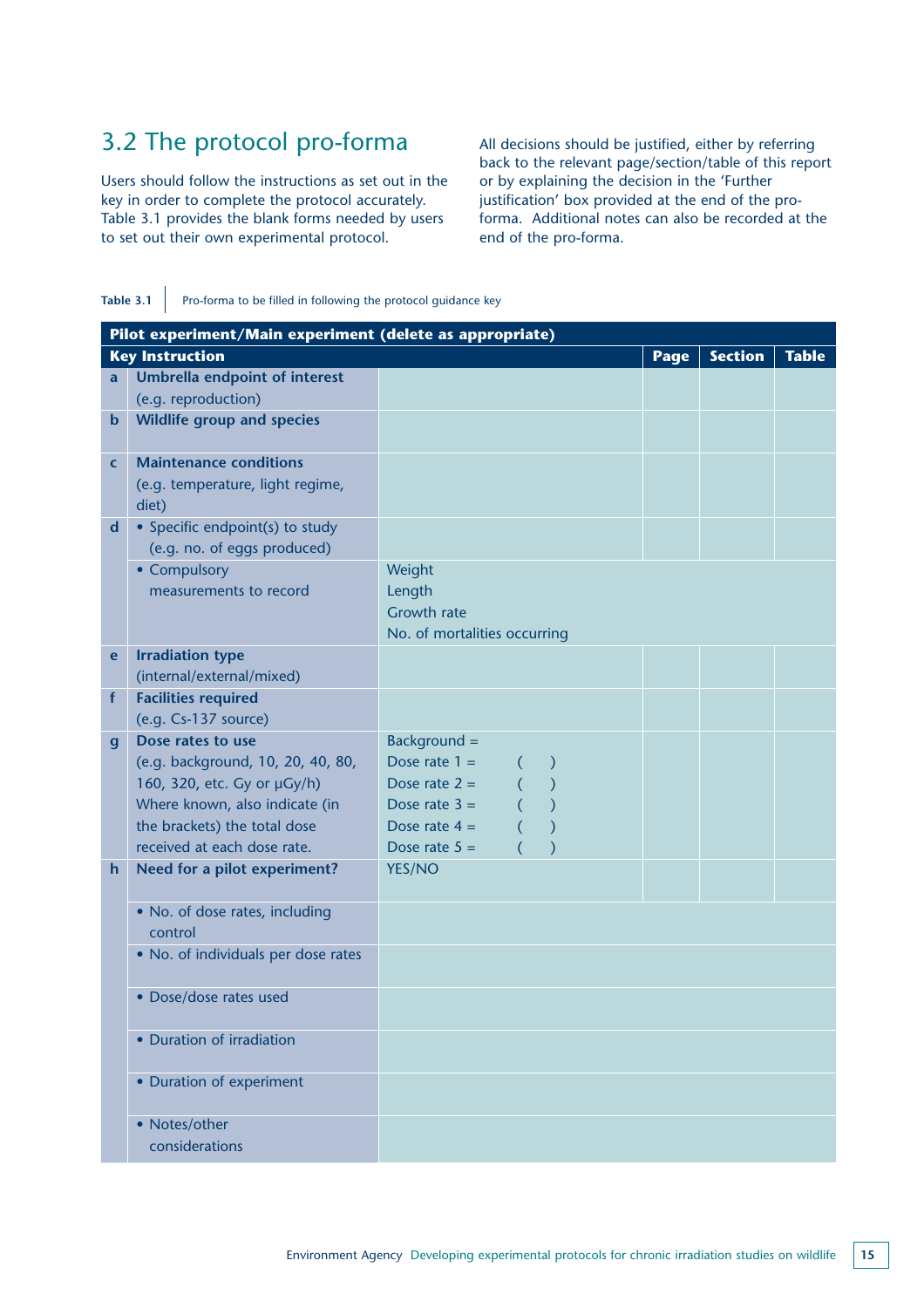## 3.2 The protocol pro-forma

Users should follow the instructions as set out in the key in order to complete the protocol accurately. Table 3.1 provides the blank forms needed by users to set out their own experimental protocol.

All decisions should be justified, either by referring back to the relevant page/section/table of this report or by explaining the decision in the 'Further justification' box provided at the end of the pro-forma. Additional notes can also be recorded at the end of the pro-forma.

**Table 3.1** Pro-forma to be filled in following the protocol guidance key

| **Pilot experiment/Main experiment (delete as appropriate)** | | | | | |
|---|---|---|---|---|---|
| **Key Instruction** | | | **Page** | **Section** | **Table** |
| a | **Umbrella endpoint of interest** (e.g. reproduction) | | | | |
| b | **Wildlife group and species** | | | | |
| c | **Maintenance conditions** (e.g. temperature, light regime, diet) | | | | |
| d | • Specific endpoint(s) to study (e.g. no. of eggs produced) | | | | |
| | • Compulsory measurements to record | Weight<br>Length<br>Growth rate<br>No. of mortalities occurring | | | |
| e | **Irradiation type** (internal/external/mixed) | | | | |
| f | **Facilities required** (e.g. Cs-137 source) | | | | |
| g | **Dose rates to use** (e.g. background, 10, 20, 40, 80, 160, 320, etc. Gy or µGy/h) Where known, also indicate (in the brackets) the total dose received at each dose rate. | Background =<br>Dose rate 1 = ( )<br>Dose rate 2 = ( )<br>Dose rate 3 = ( )<br>Dose rate 4 = ( )<br>Dose rate 5 = ( ) | | | |
| h | **Need for a pilot experiment?** | YES/NO | | | |
| | • No. of dose rates, including control | | | | |
| | • No. of individuals per dose rates | | | | |
| | • Dose/dose rates used | | | | |
| | • Duration of irradiation | | | | |
| | • Duration of experiment | | | | |
| | • Notes/other considerations | | | | |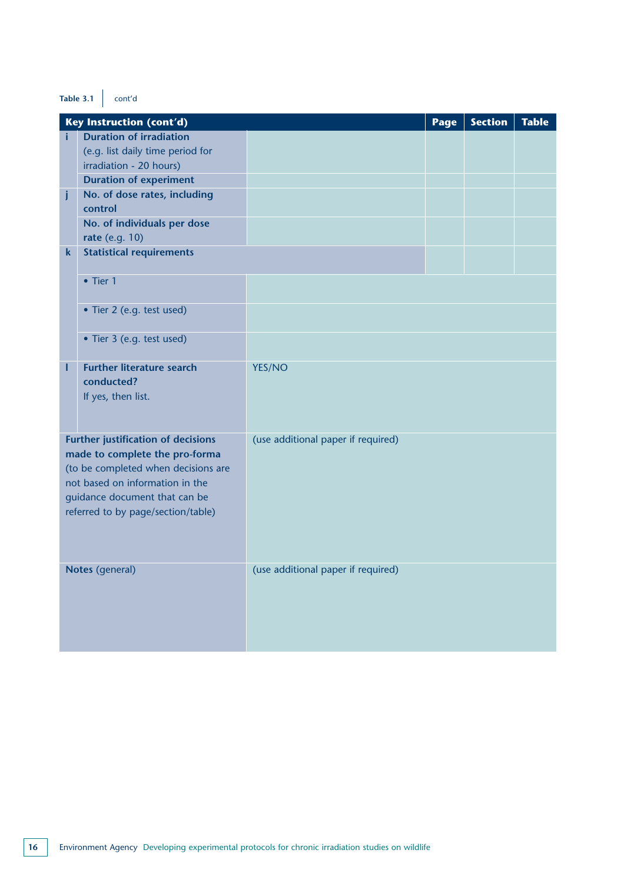Table 3.1 cont'd

| | Key Instruction (cont'd) | | Page | Section | Table |
|---|---|---|---|---|---|
| i | **Duration of irradiation** (e.g. list daily time period for irradiation - 20 hours) | | | | |
| | **Duration of experiment** | | | | |
| j | **No. of dose rates, including control** | | | | |
| | **No. of individuals per dose rate** (e.g. 10) | | | | |
| k | **Statistical requirements** | | | | |
| | • Tier 1 | | | | |
| | • Tier 2 (e.g. test used) | | | | |
| | • Tier 3 (e.g. test used) | | | | |
| l | **Further literature search conducted?** If yes, then list. | YES/NO | | | |
| | **Further justification of decisions made to complete the pro-forma** (to be completed when decisions are not based on information in the guidance document that can be referred to by page/section/table) | (use additional paper if required) | | | |
| | **Notes** (general) | (use additional paper if required) | | | |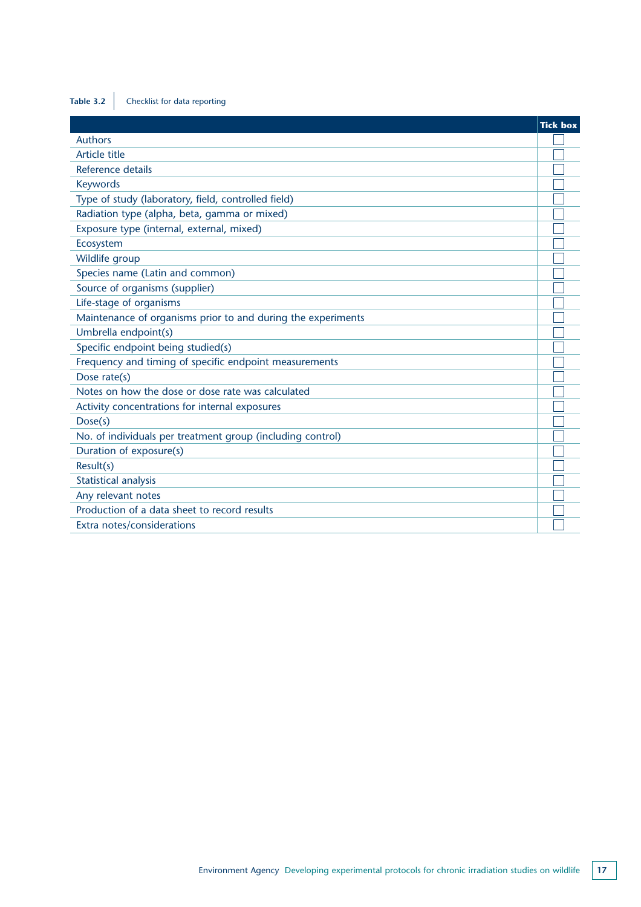**Table 3.2** Checklist for data reporting

| | Tick box |
|---|---|
| Authors | ☐ |
| Article title | ☐ |
| Reference details | ☐ |
| Keywords | ☐ |
| Type of study (laboratory, field, controlled field) | ☐ |
| Radiation type (alpha, beta, gamma or mixed) | ☐ |
| Exposure type (internal, external, mixed) | ☐ |
| Ecosystem | ☐ |
| Wildlife group | ☐ |
| Species name (Latin and common) | ☐ |
| Source of organisms (supplier) | ☐ |
| Life-stage of organisms | ☐ |
| Maintenance of organisms prior to and during the experiments | ☐ |
| Umbrella endpoint(s) | ☐ |
| Specific endpoint being studied(s) | ☐ |
| Frequency and timing of specific endpoint measurements | ☐ |
| Dose rate(s) | ☐ |
| Notes on how the dose or dose rate was calculated | ☐ |
| Activity concentrations for internal exposures | ☐ |
| Dose(s) | ☐ |
| No. of individuals per treatment group (including control) | ☐ |
| Duration of exposure(s) | ☐ |
| Result(s) | ☐ |
| Statistical analysis | ☐ |
| Any relevant notes | ☐ |
| Production of a data sheet to record results | ☐ |
| Extra notes/considerations | ☐ |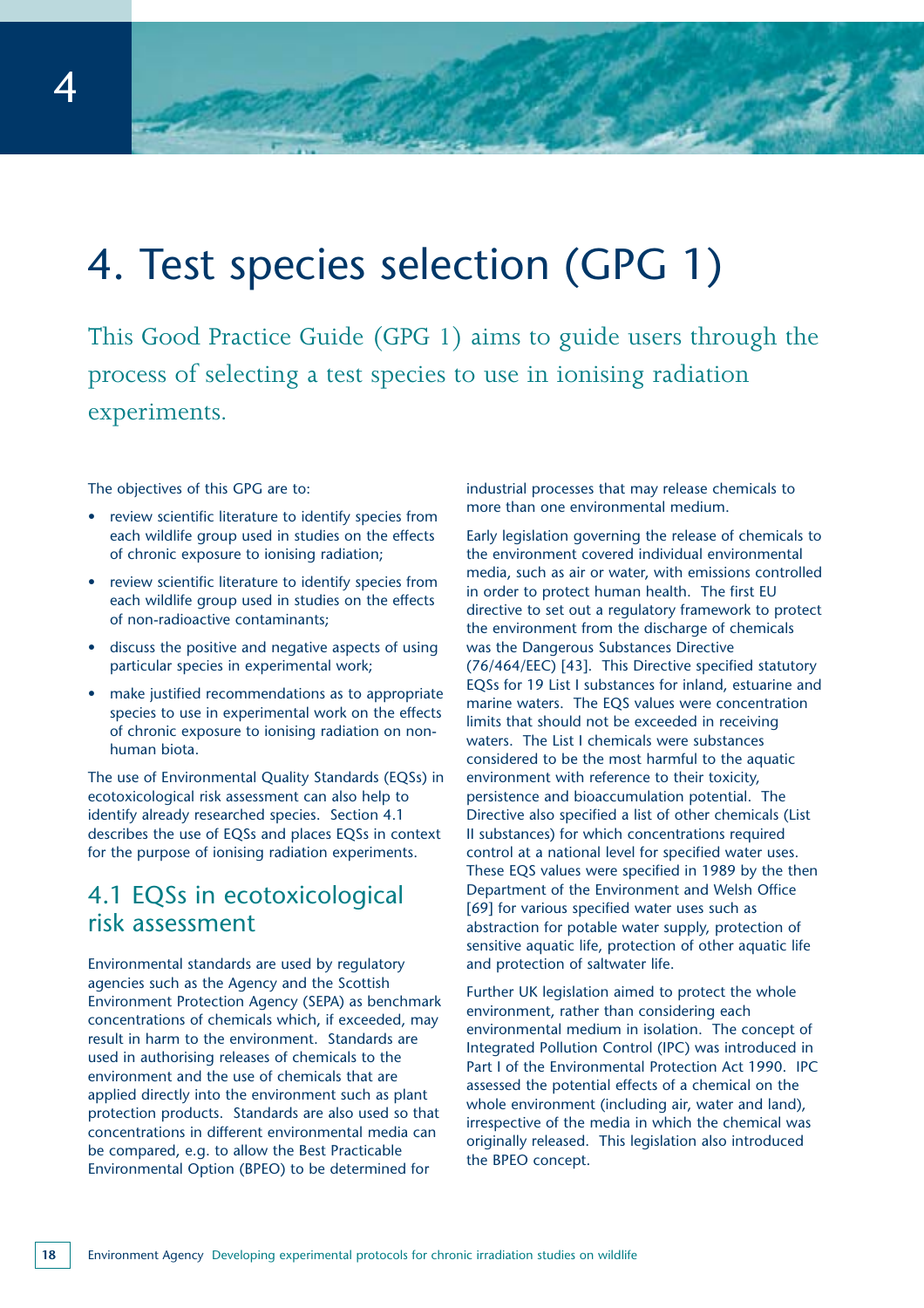# 4. Test species selection (GPG 1)

This Good Practice Guide (GPG 1) aims to guide users through the process of selecting a test species to use in ionising radiation experiments.

The objectives of this GPG are to:

- review scientific literature to identify species from each wildlife group used in studies on the effects of chronic exposure to ionising radiation;
- review scientific literature to identify species from each wildlife group used in studies on the effects of non-radioactive contaminants;
- discuss the positive and negative aspects of using particular species in experimental work;
- make justified recommendations as to appropriate species to use in experimental work on the effects of chronic exposure to ionising radiation on non-human biota.

The use of Environmental Quality Standards (EQSs) in ecotoxicological risk assessment can also help to identify already researched species. Section 4.1 describes the use of EQSs and places EQSs in context for the purpose of ionising radiation experiments.

## 4.1 EQSs in ecotoxicological risk assessment

Environmental standards are used by regulatory agencies such as the Agency and the Scottish Environment Protection Agency (SEPA) as benchmark concentrations of chemicals which, if exceeded, may result in harm to the environment. Standards are used in authorising releases of chemicals to the environment and the use of chemicals that are applied directly into the environment such as plant protection products. Standards are also used so that concentrations in different environmental media can be compared, e.g. to allow the Best Practicable Environmental Option (BPEO) to be determined for industrial processes that may release chemicals to more than one environmental medium.

Early legislation governing the release of chemicals to the environment covered individual environmental media, such as air or water, with emissions controlled in order to protect human health. The first EU directive to set out a regulatory framework to protect the environment from the discharge of chemicals was the Dangerous Substances Directive (76/464/EEC) [43]. This Directive specified statutory EQSs for 19 List I substances for inland, estuarine and marine waters. The EQS values were concentration limits that should not be exceeded in receiving waters. The List I chemicals were substances considered to be the most harmful to the aquatic environment with reference to their toxicity, persistence and bioaccumulation potential. The Directive also specified a list of other chemicals (List II substances) for which concentrations required control at a national level for specified water uses. These EQS values were specified in 1989 by the then Department of the Environment and Welsh Office [69] for various specified water uses such as abstraction for potable water supply, protection of sensitive aquatic life, protection of other aquatic life and protection of saltwater life.

Further UK legislation aimed to protect the whole environment, rather than considering each environmental medium in isolation. The concept of Integrated Pollution Control (IPC) was introduced in Part I of the Environmental Protection Act 1990. IPC assessed the potential effects of a chemical on the whole environment (including air, water and land), irrespective of the media in which the chemical was originally released. This legislation also introduced the BPEO concept.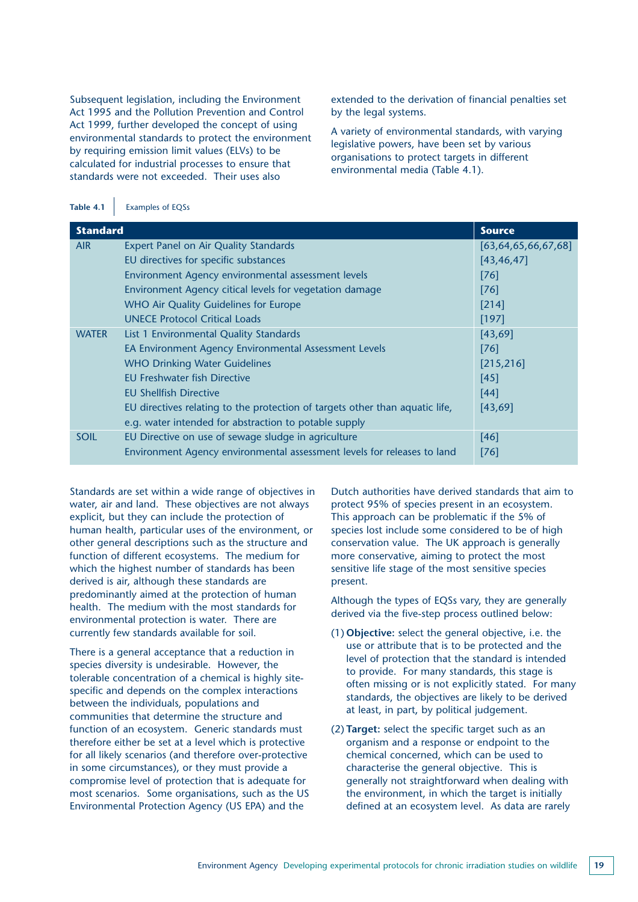Subsequent legislation, including the Environment Act 1995 and the Pollution Prevention and Control Act 1999, further developed the concept of using environmental standards to protect the environment by requiring emission limit values (ELVs) to be calculated for industrial processes to ensure that standards were not exceeded. Their uses also extended to the derivation of financial penalties set by the legal systems.

A variety of environmental standards, with varying legislative powers, have been set by various organisations to protect targets in different environmental media (Table 4.1).

**Table 4.1** Examples of EQSs

| Standard | | Source |
|---|---|---|
| AIR | Expert Panel on Air Quality Standards | [63,64,65,66,67,68] |
| | EU directives for specific substances | [43,46,47] |
| | Environment Agency environmental assessment levels | [76] |
| | Environment Agency citical levels for vegetation damage | [76] |
| | WHO Air Quality Guidelines for Europe | [214] |
| | UNECE Protocol Critical Loads | [197] |
| WATER | List 1 Environmental Quality Standards | [43,69] |
| | EA Environment Agency Environmental Assessment Levels | [76] |
| | WHO Drinking Water Guidelines | [215,216] |
| | EU Freshwater fish Directive | [45] |
| | EU Shellfish Directive | [44] |
| | EU directives relating to the protection of targets other than aquatic life, e.g. water intended for abstraction to potable supply | [43,69] |
| SOIL | EU Directive on use of sewage sludge in agriculture | [46] |
| | Environment Agency environmental assessment levels for releases to land | [76] |

Standards are set within a wide range of objectives in water, air and land. These objectives are not always explicit, but they can include the protection of human health, particular uses of the environment, or other general descriptions such as the structure and function of different ecosystems. The medium for which the highest number of standards has been derived is air, although these standards are predominantly aimed at the protection of human health. The medium with the most standards for environmental protection is water. There are currently few standards available for soil.

There is a general acceptance that a reduction in species diversity is undesirable. However, the tolerable concentration of a chemical is highly site-specific and depends on the complex interactions between the individuals, populations and communities that determine the structure and function of an ecosystem. Generic standards must therefore either be set at a level which is protective for all likely scenarios (and therefore over-protective in some circumstances), or they must provide a compromise level of protection that is adequate for most scenarios. Some organisations, such as the US Environmental Protection Agency (US EPA) and the Dutch authorities have derived standards that aim to protect 95% of species present in an ecosystem. This approach can be problematic if the 5% of species lost include some considered to be of high conservation value. The UK approach is generally more conservative, aiming to protect the most sensitive life stage of the most sensitive species present.

Although the types of EQSs vary, they are generally derived via the five-step process outlined below:

(1) **Objective:** select the general objective, i.e. the use or attribute that is to be protected and the level of protection that the standard is intended to provide. For many standards, this stage is often missing or is not explicitly stated. For many standards, the objectives are likely to be derived at least, in part, by political judgement.

(2) **Target:** select the specific target such as an organism and a response or endpoint to the chemical concerned, which can be used to characterise the general objective. This is generally not straightforward when dealing with the environment, in which the target is initially defined at an ecosystem level. As data are rarely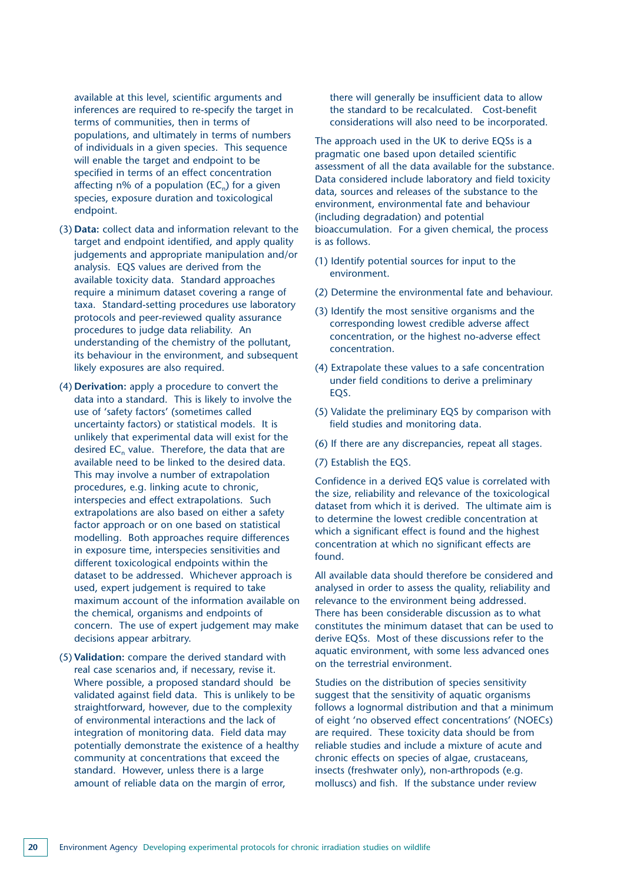available at this level, scientific arguments and inferences are required to re-specify the target in terms of communities, then in terms of populations, and ultimately in terms of numbers of individuals in a given species. This sequence will enable the target and endpoint to be specified in terms of an effect concentration affecting n% of a population ($EC_n$) for a given species, exposure duration and toxicological endpoint.

(3) **Data:** collect data and information relevant to the target and endpoint identified, and apply quality judgements and appropriate manipulation and/or analysis. EQS values are derived from the available toxicity data. Standard approaches require a minimum dataset covering a range of taxa. Standard-setting procedures use laboratory protocols and peer-reviewed quality assurance procedures to judge data reliability. An understanding of the chemistry of the pollutant, its behaviour in the environment, and subsequent likely exposures are also required.

(4) **Derivation:** apply a procedure to convert the data into a standard. This is likely to involve the use of 'safety factors' (sometimes called uncertainty factors) or statistical models. It is unlikely that experimental data will exist for the desired $EC_n$ value. Therefore, the data that are available need to be linked to the desired data. This may involve a number of extrapolation procedures, e.g. linking acute to chronic, interspecies and effect extrapolations. Such extrapolations are also based on either a safety factor approach or on one based on statistical modelling. Both approaches require differences in exposure time, interspecies sensitivities and different toxicological endpoints within the dataset to be addressed. Whichever approach is used, expert judgement is required to take maximum account of the information available on the chemical, organisms and endpoints of concern. The use of expert judgement may make decisions appear arbitrary.

(5) **Validation:** compare the derived standard with real case scenarios and, if necessary, revise it. Where possible, a proposed standard should be validated against field data. This is unlikely to be straightforward, however, due to the complexity of environmental interactions and the lack of integration of monitoring data. Field data may potentially demonstrate the existence of a healthy community at concentrations that exceed the standard. However, unless there is a large amount of reliable data on the margin of error, there will generally be insufficient data to allow the standard to be recalculated. Cost-benefit considerations will also need to be incorporated.

The approach used in the UK to derive EQSs is a pragmatic one based upon detailed scientific assessment of all the data available for the substance. Data considered include laboratory and field toxicity data, sources and releases of the substance to the environment, environmental fate and behaviour (including degradation) and potential bioaccumulation. For a given chemical, the process is as follows.

(1) Identify potential sources for input to the environment.

(2) Determine the environmental fate and behaviour.

(3) Identify the most sensitive organisms and the corresponding lowest credible adverse affect concentration, or the highest no-adverse effect concentration.

(4) Extrapolate these values to a safe concentration under field conditions to derive a preliminary EQS.

(5) Validate the preliminary EQS by comparison with field studies and monitoring data.

(6) If there are any discrepancies, repeat all stages.

(7) Establish the EQS.

Confidence in a derived EQS value is correlated with the size, reliability and relevance of the toxicological dataset from which it is derived. The ultimate aim is to determine the lowest credible concentration at which a significant effect is found and the highest concentration at which no significant effects are found.

All available data should therefore be considered and analysed in order to assess the quality, reliability and relevance to the environment being addressed. There has been considerable discussion as to what constitutes the minimum dataset that can be used to derive EQSs. Most of these discussions refer to the aquatic environment, with some less advanced ones on the terrestrial environment.

Studies on the distribution of species sensitivity suggest that the sensitivity of aquatic organisms follows a lognormal distribution and that a minimum of eight 'no observed effect concentrations' (NOECs) are required. These toxicity data should be from reliable studies and include a mixture of acute and chronic effects on species of algae, crustaceans, insects (freshwater only), non-arthropods (e.g. molluscs) and fish. If the substance under review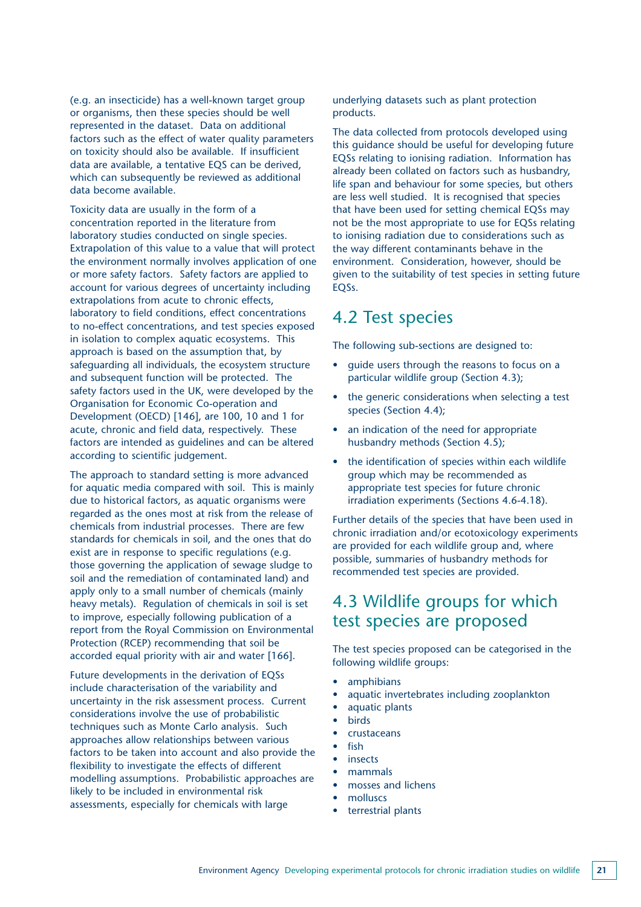(e.g. an insecticide) has a well-known target group or organisms, then these species should be well represented in the dataset. Data on additional factors such as the effect of water quality parameters on toxicity should also be available. If insufficient data are available, a tentative EQS can be derived, which can subsequently be reviewed as additional data become available.

Toxicity data are usually in the form of a concentration reported in the literature from laboratory studies conducted on single species. Extrapolation of this value to a value that will protect the environment normally involves application of one or more safety factors. Safety factors are applied to account for various degrees of uncertainty including extrapolations from acute to chronic effects, laboratory to field conditions, effect concentrations to no-effect concentrations, and test species exposed in isolation to complex aquatic ecosystems. This approach is based on the assumption that, by safeguarding all individuals, the ecosystem structure and subsequent function will be protected. The safety factors used in the UK, were developed by the Organisation for Economic Co-operation and Development (OECD) [146], are 100, 10 and 1 for acute, chronic and field data, respectively. These factors are intended as guidelines and can be altered according to scientific judgement.

The approach to standard setting is more advanced for aquatic media compared with soil. This is mainly due to historical factors, as aquatic organisms were regarded as the ones most at risk from the release of chemicals from industrial processes. There are few standards for chemicals in soil, and the ones that do exist are in response to specific regulations (e.g. those governing the application of sewage sludge to soil and the remediation of contaminated land) and apply only to a small number of chemicals (mainly heavy metals). Regulation of chemicals in soil is set to improve, especially following publication of a report from the Royal Commission on Environmental Protection (RCEP) recommending that soil be accorded equal priority with air and water [166].

Future developments in the derivation of EQSs include characterisation of the variability and uncertainty in the risk assessment process. Current considerations involve the use of probabilistic techniques such as Monte Carlo analysis. Such approaches allow relationships between various factors to be taken into account and also provide the flexibility to investigate the effects of different modelling assumptions. Probabilistic approaches are likely to be included in environmental risk assessments, especially for chemicals with large underlying datasets such as plant protection products.

The data collected from protocols developed using this guidance should be useful for developing future EQSs relating to ionising radiation. Information has already been collated on factors such as husbandry, life span and behaviour for some species, but others are less well studied. It is recognised that species that have been used for setting chemical EQSs may not be the most appropriate to use for EQSs relating to ionising radiation due to considerations such as the way different contaminants behave in the environment. Consideration, however, should be given to the suitability of test species in setting future EQSs.

## 4.2 Test species

The following sub-sections are designed to:

- guide users through the reasons to focus on a particular wildlife group (Section 4.3);
- the generic considerations when selecting a test species (Section 4.4);
- an indication of the need for appropriate husbandry methods (Section 4.5);
- the identification of species within each wildlife group which may be recommended as appropriate test species for future chronic irradiation experiments (Sections 4.6-4.18).

Further details of the species that have been used in chronic irradiation and/or ecotoxicology experiments are provided for each wildlife group and, where possible, summaries of husbandry methods for recommended test species are provided.

## 4.3 Wildlife groups for which test species are proposed

The test species proposed can be categorised in the following wildlife groups:

- amphibians
- aquatic invertebrates including zooplankton
- aquatic plants
- birds
- crustaceans
- fish
- insects
- mammals
- mosses and lichens
- molluscs
- terrestrial plants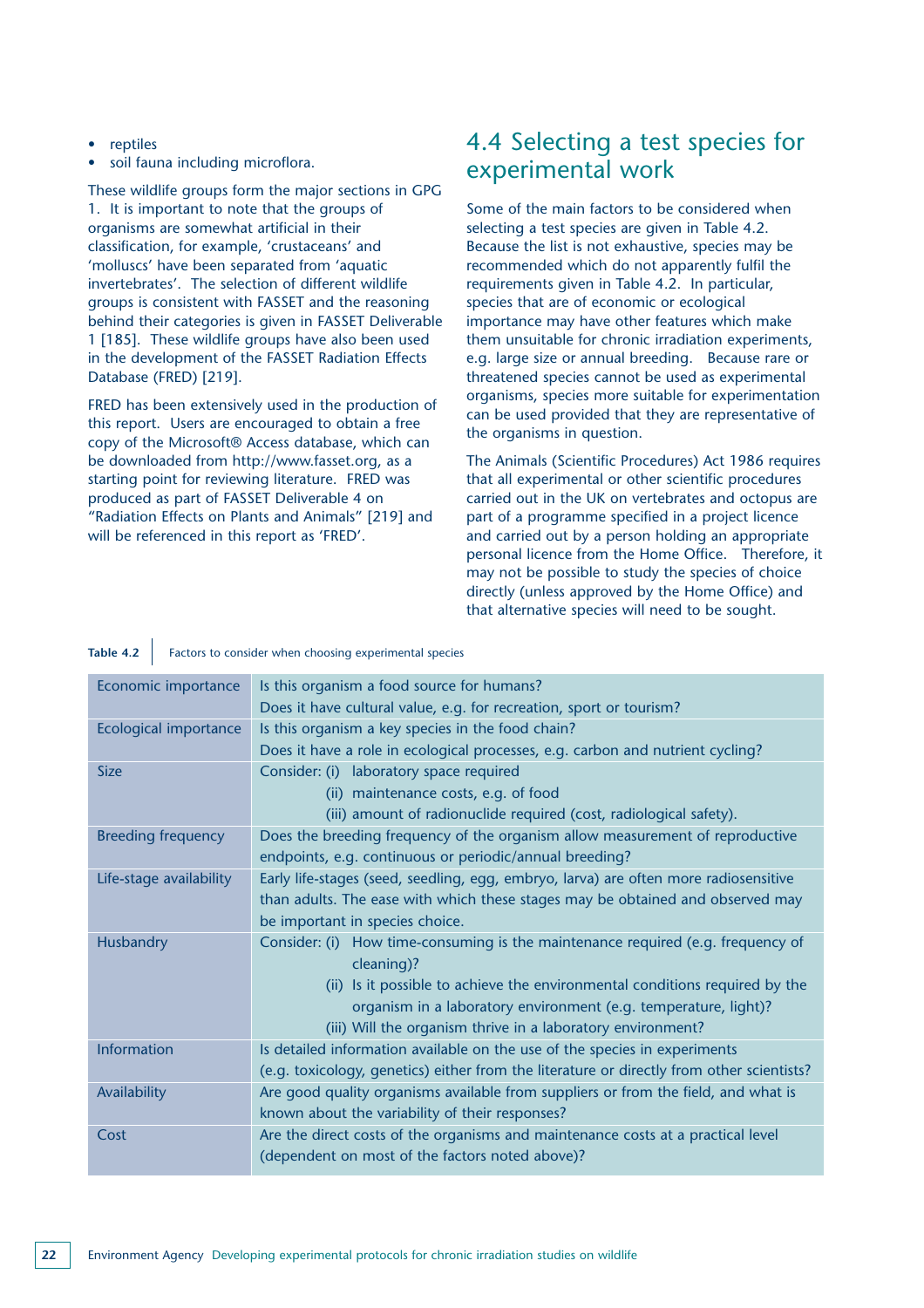- reptiles
- soil fauna including microflora.

These wildlife groups form the major sections in GPG 1. It is important to note that the groups of organisms are somewhat artificial in their classification, for example, 'crustaceans' and 'molluscs' have been separated from 'aquatic invertebrates'. The selection of different wildlife groups is consistent with FASSET and the reasoning behind their categories is given in FASSET Deliverable 1 [185]. These wildlife groups have also been used in the development of the FASSET Radiation Effects Database (FRED) [219].

FRED has been extensively used in the production of this report. Users are encouraged to obtain a free copy of the Microsoft® Access database, which can be downloaded from http://www.fasset.org, as a starting point for reviewing literature. FRED was produced as part of FASSET Deliverable 4 on "Radiation Effects on Plants and Animals" [219] and will be referenced in this report as 'FRED'.

## 4.4 Selecting a test species for experimental work

Some of the main factors to be considered when selecting a test species are given in Table 4.2. Because the list is not exhaustive, species may be recommended which do not apparently fulfil the requirements given in Table 4.2. In particular, species that are of economic or ecological importance may have other features which make them unsuitable for chronic irradiation experiments, e.g. large size or annual breeding. Because rare or threatened species cannot be used as experimental organisms, species more suitable for experimentation can be used provided that they are representative of the organisms in question.

The Animals (Scientific Procedures) Act 1986 requires that all experimental or other scientific procedures carried out in the UK on vertebrates and octopus are part of a programme specified in a project licence and carried out by a person holding an appropriate personal licence from the Home Office. Therefore, it may not be possible to study the species of choice directly (unless approved by the Home Office) and that alternative species will need to be sought.

**Table 4.2** Factors to consider when choosing experimental species

| | |
|---|---|
| Economic importance | Is this organism a food source for humans?<br>Does it have cultural value, e.g. for recreation, sport or tourism? |
| Ecological importance | Is this organism a key species in the food chain?<br>Does it have a role in ecological processes, e.g. carbon and nutrient cycling? |
| Size | Consider: (i) laboratory space required<br>(ii) maintenance costs, e.g. of food<br>(iii) amount of radionuclide required (cost, radiological safety). |
| Breeding frequency | Does the breeding frequency of the organism allow measurement of reproductive endpoints, e.g. continuous or periodic/annual breeding? |
| Life-stage availability | Early life-stages (seed, seedling, egg, embryo, larva) are often more radiosensitive than adults. The ease with which these stages may be obtained and observed may be important in species choice. |
| Husbandry | Consider: (i) How time-consuming is the maintenance required (e.g. frequency of cleaning)?<br>(ii) Is it possible to achieve the environmental conditions required by the organism in a laboratory environment (e.g. temperature, light)?<br>(iii) Will the organism thrive in a laboratory environment? |
| Information | Is detailed information available on the use of the species in experiments (e.g. toxicology, genetics) either from the literature or directly from other scientists? |
| Availability | Are good quality organisms available from suppliers or from the field, and what is known about the variability of their responses? |
| Cost | Are the direct costs of the organisms and maintenance costs at a practical level (dependent on most of the factors noted above)? |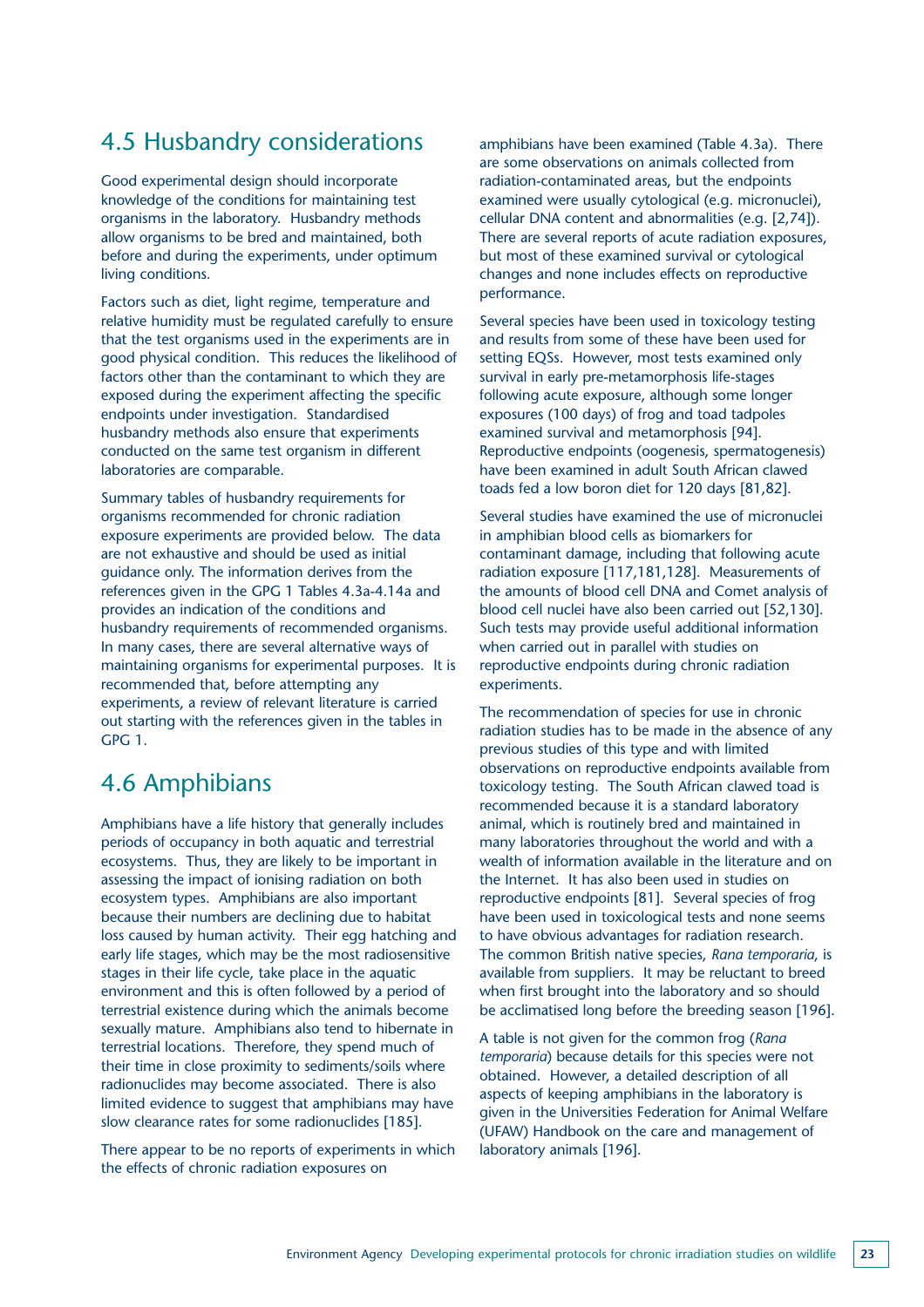## 4.5 Husbandry considerations

Good experimental design should incorporate knowledge of the conditions for maintaining test organisms in the laboratory. Husbandry methods allow organisms to be bred and maintained, both before and during the experiments, under optimum living conditions.

Factors such as diet, light regime, temperature and relative humidity must be regulated carefully to ensure that the test organisms used in the experiments are in good physical condition. This reduces the likelihood of factors other than the contaminant to which they are exposed during the experiment affecting the specific endpoints under investigation. Standardised husbandry methods also ensure that experiments conducted on the same test organism in different laboratories are comparable.

Summary tables of husbandry requirements for organisms recommended for chronic radiation exposure experiments are provided below. The data are not exhaustive and should be used as initial guidance only. The information derives from the references given in the GPG 1 Tables 4.3a-4.14a and provides an indication of the conditions and husbandry requirements of recommended organisms. In many cases, there are several alternative ways of maintaining organisms for experimental purposes. It is recommended that, before attempting any experiments, a review of relevant literature is carried out starting with the references given in the tables in GPG 1.

## 4.6 Amphibians

Amphibians have a life history that generally includes periods of occupancy in both aquatic and terrestrial ecosystems. Thus, they are likely to be important in assessing the impact of ionising radiation on both ecosystem types. Amphibians are also important because their numbers are declining due to habitat loss caused by human activity. Their egg hatching and early life stages, which may be the most radiosensitive stages in their life cycle, take place in the aquatic environment and this is often followed by a period of terrestrial existence during which the animals become sexually mature. Amphibians also tend to hibernate in terrestrial locations. Therefore, they spend much of their time in close proximity to sediments/soils where radionuclides may become associated. There is also limited evidence to suggest that amphibians may have slow clearance rates for some radionuclides [185].

There appear to be no reports of experiments in which the effects of chronic radiation exposures on amphibians have been examined (Table 4.3a). There are some observations on animals collected from radiation-contaminated areas, but the endpoints examined were usually cytological (e.g. micronuclei), cellular DNA content and abnormalities (e.g. [2,74]). There are several reports of acute radiation exposures, but most of these examined survival or cytological changes and none includes effects on reproductive performance.

Several species have been used in toxicology testing and results from some of these have been used for setting EQSs. However, most tests examined only survival in early pre-metamorphosis life-stages following acute exposure, although some longer exposures (100 days) of frog and toad tadpoles examined survival and metamorphosis [94]. Reproductive endpoints (oogenesis, spermatogenesis) have been examined in adult South African clawed toads fed a low boron diet for 120 days [81,82].

Several studies have examined the use of micronuclei in amphibian blood cells as biomarkers for contaminant damage, including that following acute radiation exposure [117,181,128]. Measurements of the amounts of blood cell DNA and Comet analysis of blood cell nuclei have also been carried out [52,130]. Such tests may provide useful additional information when carried out in parallel with studies on reproductive endpoints during chronic radiation experiments.

The recommendation of species for use in chronic radiation studies has to be made in the absence of any previous studies of this type and with limited observations on reproductive endpoints available from toxicology testing. The South African clawed toad is recommended because it is a standard laboratory animal, which is routinely bred and maintained in many laboratories throughout the world and with a wealth of information available in the literature and on the Internet. It has also been used in studies on reproductive endpoints [81]. Several species of frog have been used in toxicological tests and none seems to have obvious advantages for radiation research. The common British native species, *Rana temporaria*, is available from suppliers. It may be reluctant to breed when first brought into the laboratory and so should be acclimatised long before the breeding season [196].

A table is not given for the common frog (*Rana temporaria*) because details for this species were not obtained. However, a detailed description of all aspects of keeping amphibians in the laboratory is given in the Universities Federation for Animal Welfare (UFAW) Handbook on the care and management of laboratory animals [196].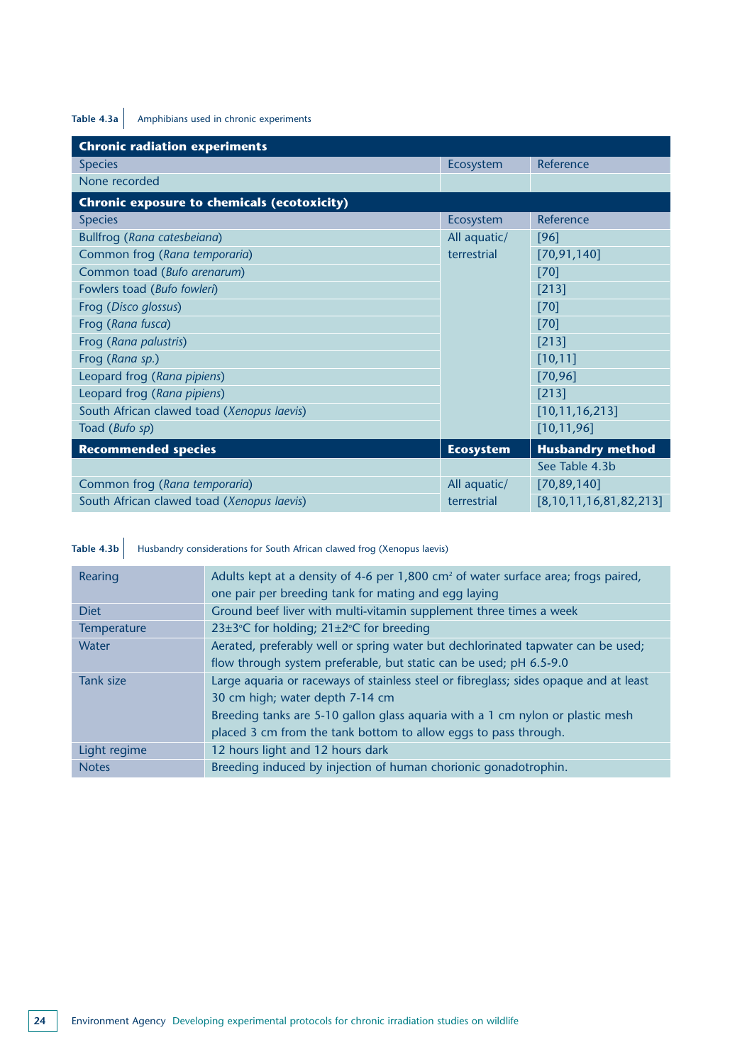**Table 4.3a** Amphibians used in chronic experiments

| **Chronic radiation experiments** | | |
|---|---|---|
| Species | Ecosystem | Reference |
| None recorded | | |
| **Chronic exposure to chemicals (ecotoxicity)** | | |
| Species | Ecosystem | Reference |
| Bullfrog (*Rana catesbeiana*) | All aquatic/ terrestrial | [96] |
| Common frog (*Rana temporaria*) | | [70,91,140] |
| Common toad (*Bufo arenarum*) | | [70] |
| Fowlers toad (*Bufo fowleri*) | | [213] |
| Frog (*Disco glossus*) | | [70] |
| Frog (*Rana fusca*) | | [70] |
| Frog (*Rana palustris*) | | [213] |
| Frog (*Rana sp.*) | | [10,11] |
| Leopard frog (*Rana pipiens*) | | [70,96] |
| Leopard frog (*Rana pipiens*) | | [213] |
| South African clawed toad (*Xenopus laevis*) | | [10,11,16,213] |
| Toad (*Bufo sp*) | | [10,11,96] |
| **Recommended species** | **Ecosystem** | **Husbandry method** |
| | | See Table 4.3b |
| Common frog (*Rana temporaria*) | All aquatic/ terrestrial | [70,89,140] |
| South African clawed toad (*Xenopus laevis*) | | [8,10,11,16,81,82,213] |

**Table 4.3b** Husbandry considerations for South African clawed frog (Xenopus laevis)

| | |
|---|---|
| Rearing | Adults kept at a density of 4-6 per 1,800 cm² of water surface area; frogs paired, one pair per breeding tank for mating and egg laying |
| Diet | Ground beef liver with multi-vitamin supplement three times a week |
| Temperature | 23±3°C for holding; 21±2°C for breeding |
| Water | Aerated, preferably well or spring water but dechlorinated tapwater can be used; flow through system preferable, but static can be used; pH 6.5-9.0 |
| Tank size | Large aquaria or raceways of stainless steel or fibreglass; sides opaque and at least 30 cm high; water depth 7-14 cm<br>Breeding tanks are 5-10 gallon glass aquaria with a 1 cm nylon or plastic mesh placed 3 cm from the tank bottom to allow eggs to pass through. |
| Light regime | 12 hours light and 12 hours dark |
| Notes | Breeding induced by injection of human chorionic gonadotrophin. |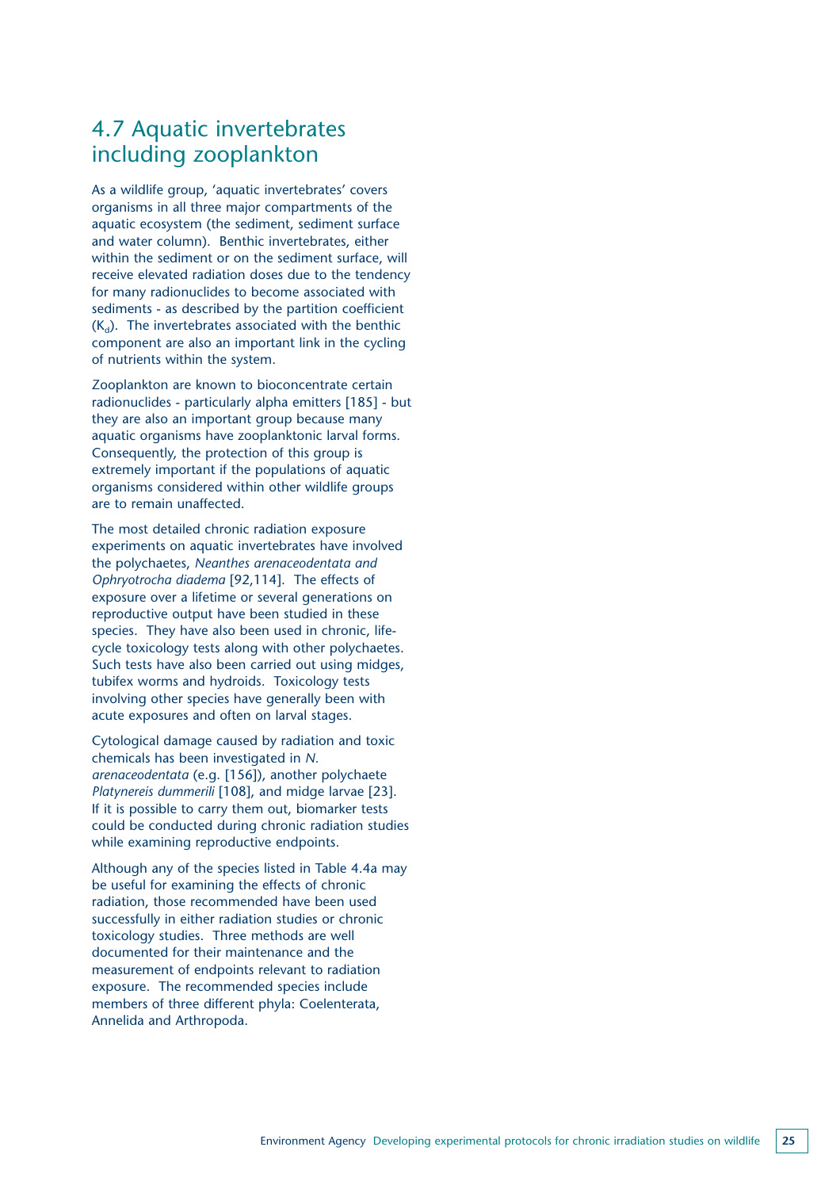## 4.7 Aquatic invertebrates including zooplankton

As a wildlife group, 'aquatic invertebrates' covers organisms in all three major compartments of the aquatic ecosystem (the sediment, sediment surface and water column). Benthic invertebrates, either within the sediment or on the sediment surface, will receive elevated radiation doses due to the tendency for many radionuclides to become associated with sediments - as described by the partition coefficient ($K_d$). The invertebrates associated with the benthic component are also an important link in the cycling of nutrients within the system.

Zooplankton are known to bioconcentrate certain radionuclides - particularly alpha emitters [185] - but they are also an important group because many aquatic organisms have zooplanktonic larval forms. Consequently, the protection of this group is extremely important if the populations of aquatic organisms considered within other wildlife groups are to remain unaffected.

The most detailed chronic radiation exposure experiments on aquatic invertebrates have involved the polychaetes, *Neanthes arenaceodentata and Ophryotrocha diadema* [92,114]. The effects of exposure over a lifetime or several generations on reproductive output have been studied in these species. They have also been used in chronic, life-cycle toxicology tests along with other polychaetes. Such tests have also been carried out using midges, tubifex worms and hydroids. Toxicology tests involving other species have generally been with acute exposures and often on larval stages.

Cytological damage caused by radiation and toxic chemicals has been investigated in *N. arenaceodentata* (e.g. [156]), another polychaete *Platynereis dummerili* [108], and midge larvae [23]. If it is possible to carry them out, biomarker tests could be conducted during chronic radiation studies while examining reproductive endpoints.

Although any of the species listed in Table 4.4a may be useful for examining the effects of chronic radiation, those recommended have been used successfully in either radiation studies or chronic toxicology studies. Three methods are well documented for their maintenance and the measurement of endpoints relevant to radiation exposure. The recommended species include members of three different phyla: Coelenterata, Annelida and Arthropoda.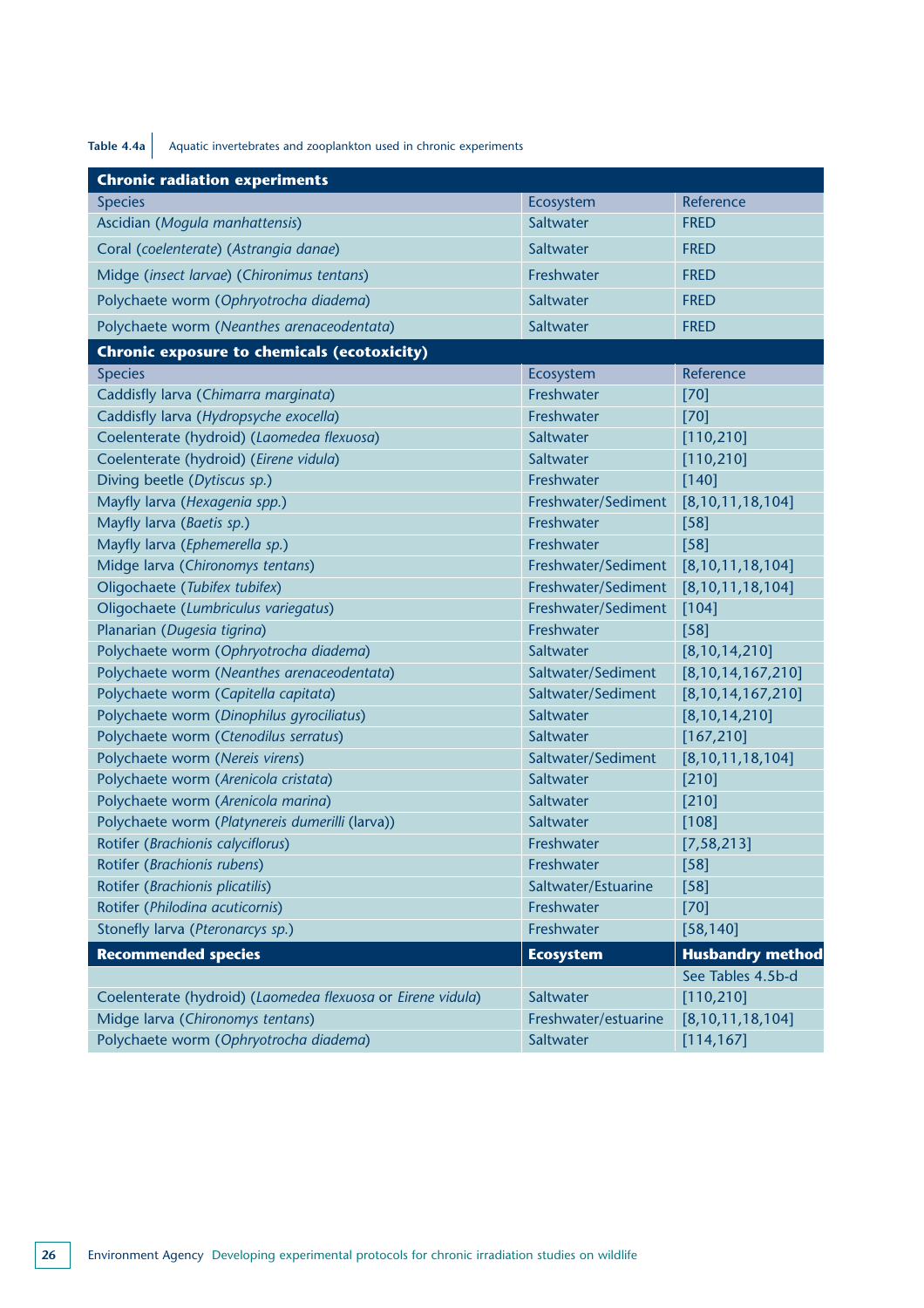**Table 4.4a** Aquatic invertebrates and zooplankton used in chronic experiments

| **Chronic radiation experiments** | | |
|---|---|---|
| Species | Ecosystem | Reference |
| Ascidian (*Mogula manhattensis*) | Saltwater | FRED |
| Coral (*coelenterate*) (*Astrangia danae*) | Saltwater | FRED |
| Midge (*insect larvae*) (*Chironimus tentans*) | Freshwater | FRED |
| Polychaete worm (*Ophryotrocha diadema*) | Saltwater | FRED |
| Polychaete worm (*Neanthes arenaceodentata*) | Saltwater | FRED |
| **Chronic exposure to chemicals (ecotoxicity)** | | |
| Species | Ecosystem | Reference |
| Caddisfly larva (*Chimarra marginata*) | Freshwater | [70] |
| Caddisfly larva (*Hydropsyche exocella*) | Freshwater | [70] |
| Coelenterate (hydroid) (*Laomedea flexuosa*) | Saltwater | [110,210] |
| Coelenterate (hydroid) (*Eirene vidula*) | Saltwater | [110,210] |
| Diving beetle (*Dytiscus sp.*) | Freshwater | [140] |
| Mayfly larva (*Hexagenia spp.*) | Freshwater/Sediment | [8,10,11,18,104] |
| Mayfly larva (*Baetis sp.*) | Freshwater | [58] |
| Mayfly larva (*Ephemerella sp.*) | Freshwater | [58] |
| Midge larva (*Chironomys tentans*) | Freshwater/Sediment | [8,10,11,18,104] |
| Oligochaete (*Tubifex tubifex*) | Freshwater/Sediment | [8,10,11,18,104] |
| Oligochaete (*Lumbriculus variegatus*) | Freshwater/Sediment | [104] |
| Planarian (*Dugesia tigrina*) | Freshwater | [58] |
| Polychaete worm (*Ophryotrocha diadema*) | Saltwater | [8,10,14,210] |
| Polychaete worm (*Neanthes arenaceodentata*) | Saltwater/Sediment | [8,10,14,167,210] |
| Polychaete worm (*Capitella capitata*) | Saltwater/Sediment | [8,10,14,167,210] |
| Polychaete worm (*Dinophilus gyrociliatus*) | Saltwater | [8,10,14,210] |
| Polychaete worm (*Ctenodilus serratus*) | Saltwater | [167,210] |
| Polychaete worm (*Nereis virens*) | Saltwater/Sediment | [8,10,11,18,104] |
| Polychaete worm (*Arenicola cristata*) | Saltwater | [210] |
| Polychaete worm (*Arenicola marina*) | Saltwater | [210] |
| Polychaete worm (*Platynereis dumerilli* (larva)) | Saltwater | [108] |
| Rotifer (*Brachionis calyciflorus*) | Freshwater | [7,58,213] |
| Rotifer (*Brachionis rubens*) | Freshwater | [58] |
| Rotifer (*Brachionis plicatilis*) | Saltwater/Estuarine | [58] |
| Rotifer (*Philodina acuticornis*) | Freshwater | [70] |
| Stonefly larva (*Pteronarcys sp.*) | Freshwater | [58,140] |
| **Recommended species** | **Ecosystem** | **Husbandry method** |
| | | See Tables 4.5b-d |
| Coelenterate (hydroid) (*Laomedea flexuosa* or *Eirene vidula*) | Saltwater | [110,210] |
| Midge larva (*Chironomys tentans*) | Freshwater/estuarine | [8,10,11,18,104] |
| Polychaete worm (*Ophryotrocha diadema*) | Saltwater | [114,167] |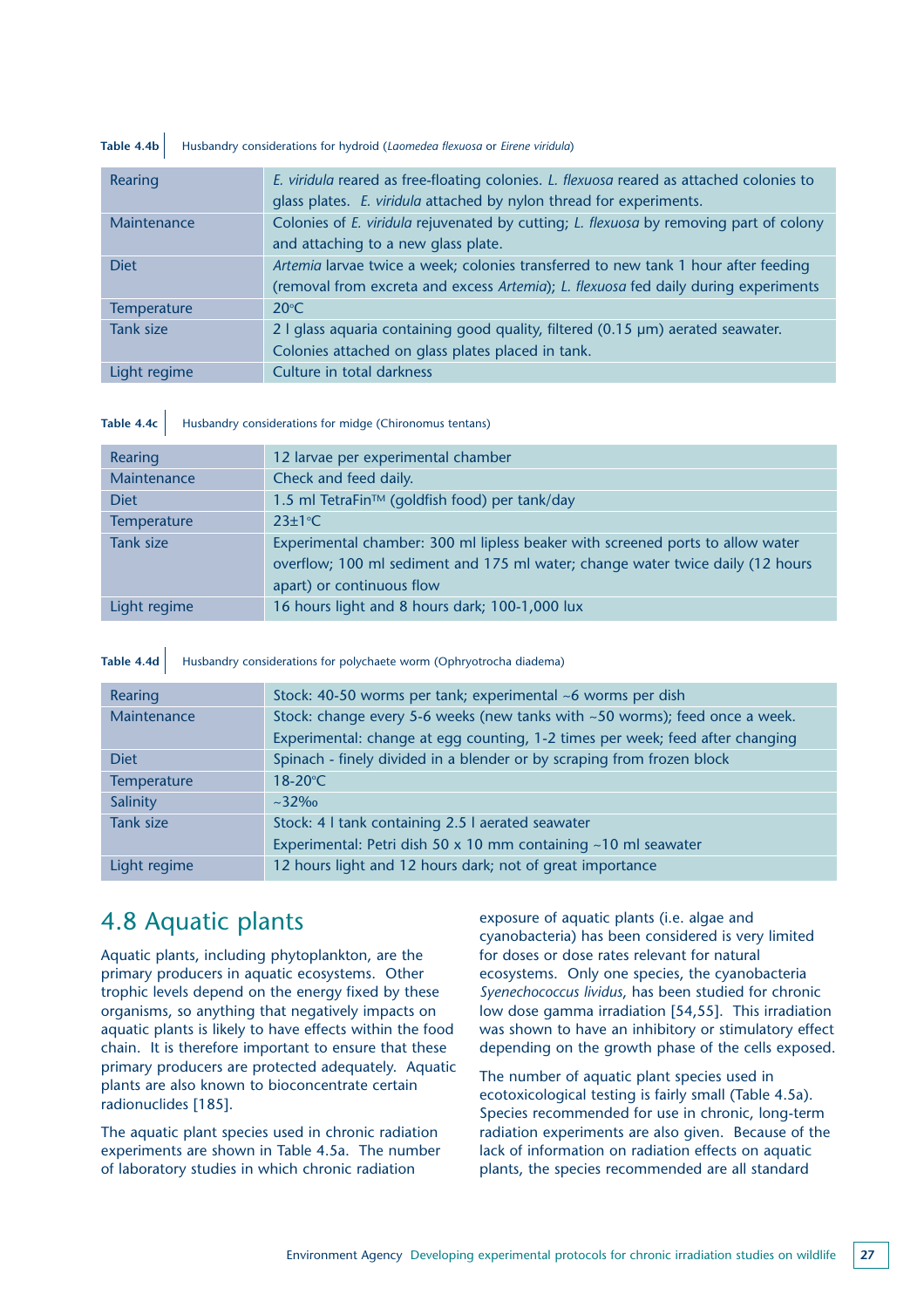Table 4.4b Husbandry considerations for hydroid (*Laomedea flexuosa* or *Eirene viridula*)

| | |
|---|---|
| Rearing | *E. viridula* reared as free-floating colonies. *L. flexuosa* reared as attached colonies to glass plates. *E. viridula* attached by nylon thread for experiments. |
| Maintenance | Colonies of *E. viridula* rejuvenated by cutting; *L. flexuosa* by removing part of colony and attaching to a new glass plate. |
| Diet | *Artemia* larvae twice a week; colonies transferred to new tank 1 hour after feeding (removal from excreta and excess *Artemia*); *L. flexuosa* fed daily during experiments |
| Temperature | 20°C |
| Tank size | 2 l glass aquaria containing good quality, filtered (0.15 µm) aerated seawater. Colonies attached on glass plates placed in tank. |
| Light regime | Culture in total darkness |

Table 4.4c Husbandry considerations for midge (Chironomus tentans)

| | |
|---|---|
| Rearing | 12 larvae per experimental chamber |
| Maintenance | Check and feed daily. |
| Diet | 1.5 ml TetraFin™ (goldfish food) per tank/day |
| Temperature | 23±1°C |
| Tank size | Experimental chamber: 300 ml lipless beaker with screened ports to allow water overflow; 100 ml sediment and 175 ml water; change water twice daily (12 hours apart) or continuous flow |
| Light regime | 16 hours light and 8 hours dark; 100-1,000 lux |

Table 4.4d Husbandry considerations for polychaete worm (Ophryotrocha diadema)

| | |
|---|---|
| Rearing | Stock: 40-50 worms per tank; experimental ~6 worms per dish |
| Maintenance | Stock: change every 5-6 weeks (new tanks with ~50 worms); feed once a week.<br>Experimental: change at egg counting, 1-2 times per week; feed after changing |
| Diet | Spinach - finely divided in a blender or by scraping from frozen block |
| Temperature | 18-20°C |
| Salinity | ~32‰ |
| Tank size | Stock: 4 l tank containing 2.5 l aerated seawater<br>Experimental: Petri dish 50 x 10 mm containing ~10 ml seawater |
| Light regime | 12 hours light and 12 hours dark; not of great importance |

## 4.8 Aquatic plants

Aquatic plants, including phytoplankton, are the primary producers in aquatic ecosystems. Other trophic levels depend on the energy fixed by these organisms, so anything that negatively impacts on aquatic plants is likely to have effects within the food chain. It is therefore important to ensure that these primary producers are protected adequately. Aquatic plants are also known to bioconcentrate certain radionuclides [185].

The aquatic plant species used in chronic radiation experiments are shown in Table 4.5a. The number of laboratory studies in which chronic radiation exposure of aquatic plants (i.e. algae and cyanobacteria) has been considered is very limited for doses or dose rates relevant for natural ecosystems. Only one species, the cyanobacteria *Syenechococcus lividus*, has been studied for chronic low dose gamma irradiation [54,55]. This irradiation was shown to have an inhibitory or stimulatory effect depending on the growth phase of the cells exposed.

The number of aquatic plant species used in ecotoxicological testing is fairly small (Table 4.5a). Species recommended for use in chronic, long-term radiation experiments are also given. Because of the lack of information on radiation effects on aquatic plants, the species recommended are all standard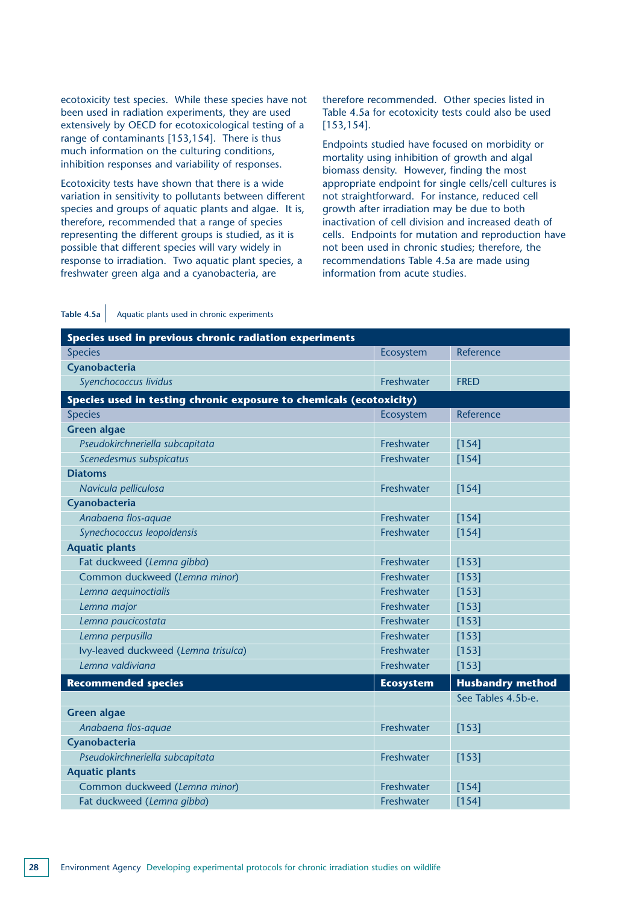ecotoxicity test species. While these species have not been used in radiation experiments, they are used extensively by OECD for ecotoxicological testing of a range of contaminants [153,154]. There is thus much information on the culturing conditions, inhibition responses and variability of responses.

Ecotoxicity tests have shown that there is a wide variation in sensitivity to pollutants between different species and groups of aquatic plants and algae. It is, therefore, recommended that a range of species representing the different groups is studied, as it is possible that different species will vary widely in response to irradiation. Two aquatic plant species, a freshwater green alga and a cyanobacteria, are therefore recommended. Other species listed in Table 4.5a for ecotoxicity tests could also be used [153,154].

Endpoints studied have focused on morbidity or mortality using inhibition of growth and algal biomass density. However, finding the most appropriate endpoint for single cells/cell cultures is not straightforward. For instance, reduced cell growth after irradiation may be due to both inactivation of cell division and increased death of cells. Endpoints for mutation and reproduction have not been used in chronic studies; therefore, the recommendations Table 4.5a are made using information from acute studies.

**Table 4.5a** Aquatic plants used in chronic experiments

| **Species used in previous chronic radiation experiments** | | |
|---|---|---|
| Species | Ecosystem | Reference |
| **Cyanobacteria** | | |
| *Synechococcus lividus* | Freshwater | FRED |
| **Species used in testing chronic exposure to chemicals (ecotoxicity)** | | |
| Species | Ecosystem | Reference |
| **Green algae** | | |
| *Pseudokirchneriella subcapitata* | Freshwater | [154] |
| *Scenedesmus subspicatus* | Freshwater | [154] |
| **Diatoms** | | |
| *Navicula pelliculosa* | Freshwater | [154] |
| **Cyanobacteria** | | |
| *Anabaena flos-aquae* | Freshwater | [154] |
| *Synechococcus leopoldensis* | Freshwater | [154] |
| **Aquatic plants** | | |
| Fat duckweed (*Lemna gibba*) | Freshwater | [153] |
| Common duckweed (*Lemna minor*) | Freshwater | [153] |
| *Lemna aequinoctialis* | Freshwater | [153] |
| *Lemna major* | Freshwater | [153] |
| *Lemna paucicostata* | Freshwater | [153] |
| *Lemna perpusilla* | Freshwater | [153] |
| Ivy-leaved duckweed (*Lemna trisulca*) | Freshwater | [153] |
| *Lemna valdiviana* | Freshwater | [153] |
| **Recommended species** | **Ecosystem** | **Husbandry method** |
| | | See Tables 4.5b-e. |
| **Green algae** | | |
| *Anabaena flos-aquae* | Freshwater | [153] |
| **Cyanobacteria** | | |
| *Pseudokirchneriella subcapitata* | Freshwater | [153] |
| **Aquatic plants** | | |
| Common duckweed (*Lemna minor*) | Freshwater | [154] |
| Fat duckweed (*Lemna gibba*) | Freshwater | [154] |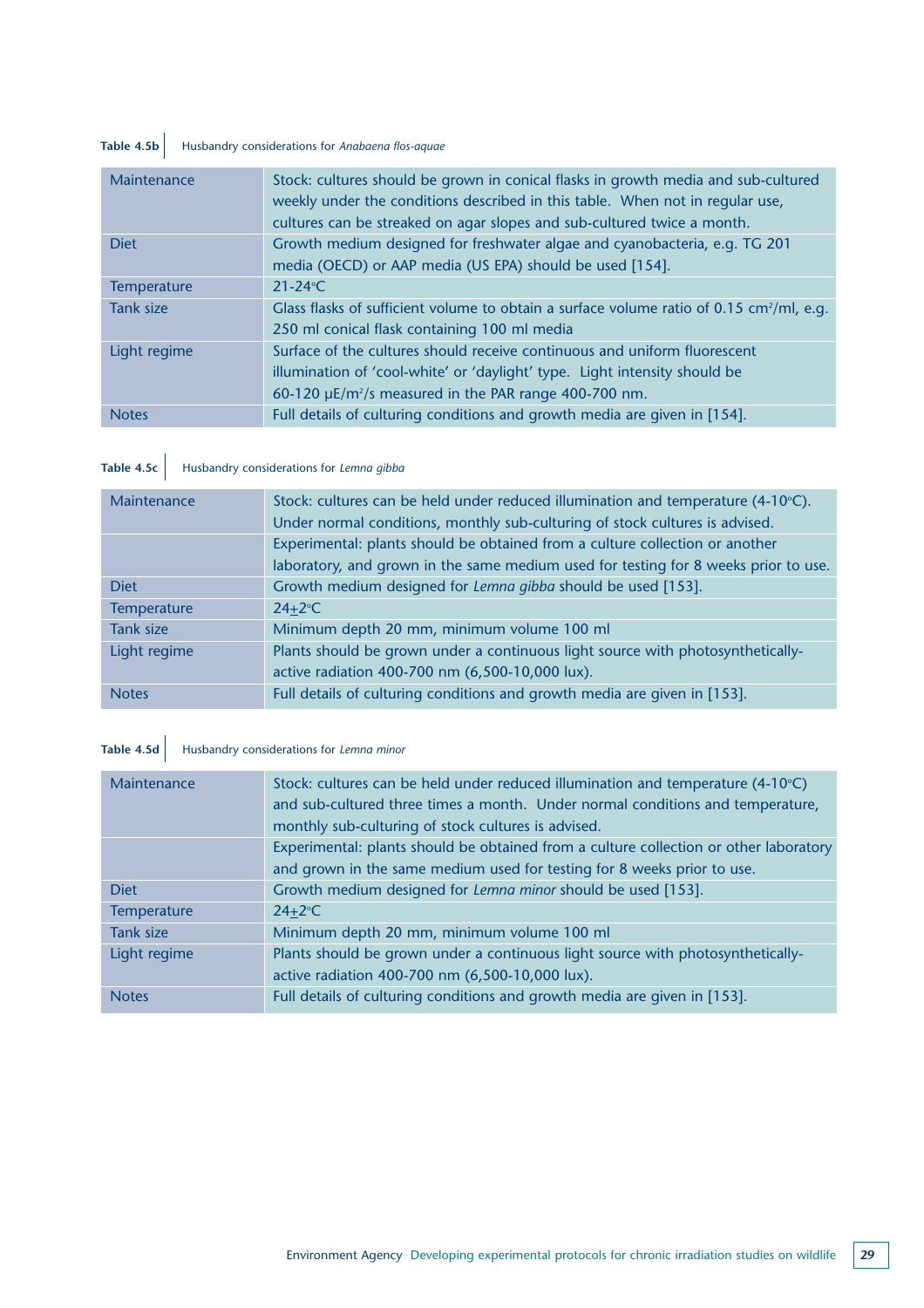**Table 4.5b** Husbandry considerations for *Anabaena flos-aquae*

| | |
|---|---|
| Maintenance | Stock: cultures should be grown in conical flasks in growth media and sub-cultured weekly under the conditions described in this table. When not in regular use, cultures can be streaked on agar slopes and sub-cultured twice a month. |
| Diet | Growth medium designed for freshwater algae and cyanobacteria, e.g. TG 201 media (OECD) or AAP media (US EPA) should be used [154]. |
| Temperature | 21-24°C |
| Tank size | Glass flasks of sufficient volume to obtain a surface volume ratio of 0.15 $cm^2$/ml, e.g. 250 ml conical flask containing 100 ml media |
| Light regime | Surface of the cultures should receive continuous and uniform fluorescent illumination of 'cool-white' or 'daylight' type. Light intensity should be 60-120 µE/$m^2$/s measured in the PAR range 400-700 nm. |
| Notes | Full details of culturing conditions and growth media are given in [154]. |

**Table 4.5c** Husbandry considerations for *Lemna gibba*

| | |
|---|---|
| Maintenance | Stock: cultures can be held under reduced illumination and temperature (4-10°C). Under normal conditions, monthly sub-culturing of stock cultures is advised. |
| | Experimental: plants should be obtained from a culture collection or another laboratory, and grown in the same medium used for testing for 8 weeks prior to use. |
| Diet | Growth medium designed for *Lemna gibba* should be used [153]. |
| Temperature | 24±2°C |
| Tank size | Minimum depth 20 mm, minimum volume 100 ml |
| Light regime | Plants should be grown under a continuous light source with photosynthetically-active radiation 400-700 nm (6,500-10,000 lux). |
| Notes | Full details of culturing conditions and growth media are given in [153]. |

**Table 4.5d** Husbandry considerations for *Lemna minor*

| | |
|---|---|
| Maintenance | Stock: cultures can be held under reduced illumination and temperature (4-10°C) and sub-cultured three times a month. Under normal conditions and temperature, monthly sub-culturing of stock cultures is advised. |
| | Experimental: plants should be obtained from a culture collection or other laboratory and grown in the same medium used for testing for 8 weeks prior to use. |
| Diet | Growth medium designed for *Lemna minor* should be used [153]. |
| Temperature | 24±2°C |
| Tank size | Minimum depth 20 mm, minimum volume 100 ml |
| Light regime | Plants should be grown under a continuous light source with photosynthetically-active radiation 400-700 nm (6,500-10,000 lux). |
| Notes | Full details of culturing conditions and growth media are given in [153]. |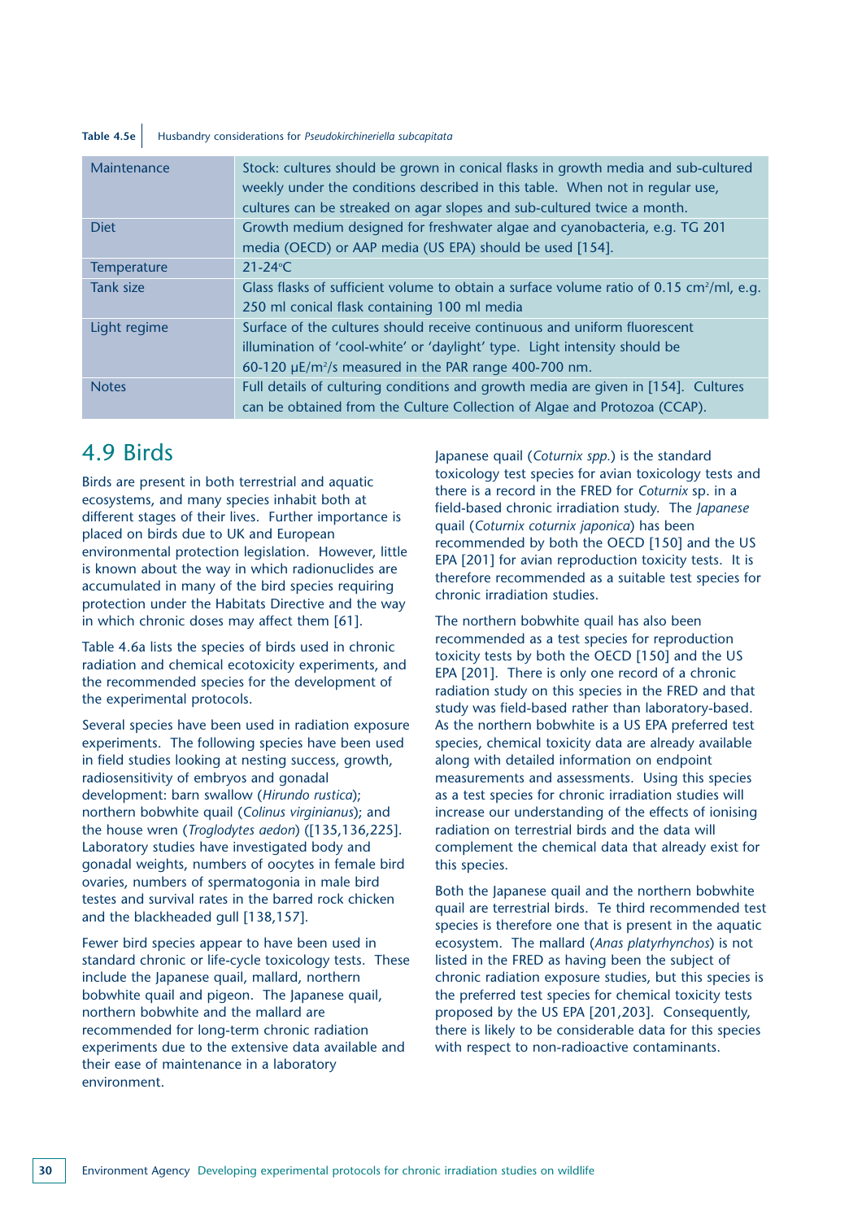**Table 4.5e** Husbandry considerations for *Pseudokirchineriella subcapitata*

| | |
|---|---|
| Maintenance | Stock: cultures should be grown in conical flasks in growth media and sub-cultured weekly under the conditions described in this table. When not in regular use, cultures can be streaked on agar slopes and sub-cultured twice a month. |
| Diet | Growth medium designed for freshwater algae and cyanobacteria, e.g. TG 201 media (OECD) or AAP media (US EPA) should be used [154]. |
| Temperature | 21-24°C |
| Tank size | Glass flasks of sufficient volume to obtain a surface volume ratio of 0.15 $cm^2$/ml, e.g. 250 ml conical flask containing 100 ml media |
| Light regime | Surface of the cultures should receive continuous and uniform fluorescent illumination of 'cool-white' or 'daylight' type. Light intensity should be 60-120 µE/$m^2$/s measured in the PAR range 400-700 nm. |
| Notes | Full details of culturing conditions and growth media are given in [154]. Cultures can be obtained from the Culture Collection of Algae and Protozoa (CCAP). |

## 4.9 Birds

Birds are present in both terrestrial and aquatic ecosystems, and many species inhabit both at different stages of their lives. Further importance is placed on birds due to UK and European environmental protection legislation. However, little is known about the way in which radionuclides are accumulated in many of the bird species requiring protection under the Habitats Directive and the way in which chronic doses may affect them [61].

Table 4.6a lists the species of birds used in chronic radiation and chemical ecotoxicity experiments, and the recommended species for the development of the experimental protocols.

Several species have been used in radiation exposure experiments. The following species have been used in field studies looking at nesting success, growth, radiosensitivity of embryos and gonadal development: barn swallow (*Hirundo rustica*); northern bobwhite quail (*Colinus virginianus*); and the house wren (*Troglodytes aedon*) ([135,136,225]. Laboratory studies have investigated body and gonadal weights, numbers of oocytes in female bird ovaries, numbers of spermatogonia in male bird testes and survival rates in the barred rock chicken and the blackheaded gull [138,157].

Fewer bird species appear to have been used in standard chronic or life-cycle toxicology tests. These include the Japanese quail, mallard, northern bobwhite quail and pigeon. The Japanese quail, northern bobwhite and the mallard are recommended for long-term chronic radiation experiments due to the extensive data available and their ease of maintenance in a laboratory environment.

Japanese quail (*Coturnix spp.*) is the standard toxicology test species for avian toxicology tests and there is a record in the FRED for *Coturnix* sp. in a field-based chronic irradiation study. The *Japanese* quail (*Coturnix coturnix japonica*) has been recommended by both the OECD [150] and the US EPA [201] for avian reproduction toxicity tests. It is therefore recommended as a suitable test species for chronic irradiation studies.

The northern bobwhite quail has also been recommended as a test species for reproduction toxicity tests by both the OECD [150] and the US EPA [201]. There is only one record of a chronic radiation study on this species in the FRED and that study was field-based rather than laboratory-based. As the northern bobwhite is a US EPA preferred test species, chemical toxicity data are already available along with detailed information on endpoint measurements and assessments. Using this species as a test species for chronic irradiation studies will increase our understanding of the effects of ionising radiation on terrestrial birds and the data will complement the chemical data that already exist for this species.

Both the Japanese quail and the northern bobwhite quail are terrestrial birds. Te third recommended test species is therefore one that is present in the aquatic ecosystem. The mallard (*Anas platyrhynchos*) is not listed in the FRED as having been the subject of chronic radiation exposure studies, but this species is the preferred test species for chemical toxicity tests proposed by the US EPA [201,203]. Consequently, there is likely to be considerable data for this species with respect to non-radioactive contaminants.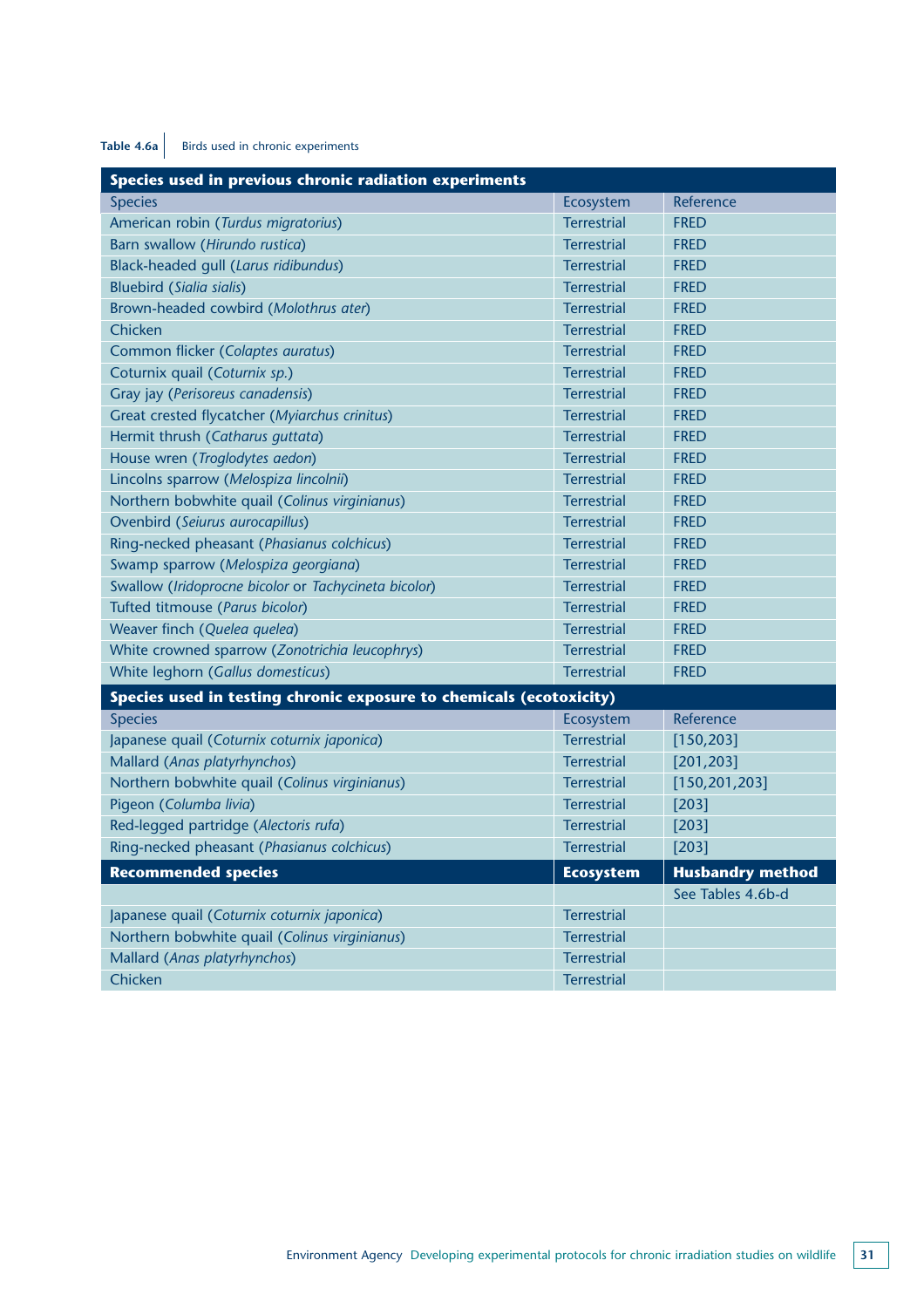**Table 4.6a** Birds used in chronic experiments

| **Species used in previous chronic radiation experiments** | | |
|---|---|---|
| Species | Ecosystem | Reference |
| American robin (*Turdus migratorius*) | Terrestrial | FRED |
| Barn swallow (*Hirundo rustica*) | Terrestrial | FRED |
| Black-headed gull (*Larus ridibundus*) | Terrestrial | FRED |
| Bluebird (*Sialia sialis*) | Terrestrial | FRED |
| Brown-headed cowbird (*Molothrus ater*) | Terrestrial | FRED |
| Chicken | Terrestrial | FRED |
| Common flicker (*Colaptes auratus*) | Terrestrial | FRED |
| Coturnix quail (*Coturnix sp.*) | Terrestrial | FRED |
| Gray jay (*Perisoreus canadensis*) | Terrestrial | FRED |
| Great crested flycatcher (*Myiarchus crinitus*) | Terrestrial | FRED |
| Hermit thrush (*Catharus guttata*) | Terrestrial | FRED |
| House wren (*Troglodytes aedon*) | Terrestrial | FRED |
| Lincolns sparrow (*Melospiza lincolnii*) | Terrestrial | FRED |
| Northern bobwhite quail (*Colinus virginianus*) | Terrestrial | FRED |
| Ovenbird (*Seiurus aurocapillus*) | Terrestrial | FRED |
| Ring-necked pheasant (*Phasianus colchicus*) | Terrestrial | FRED |
| Swamp sparrow (*Melospiza georgiana*) | Terrestrial | FRED |
| Swallow (*Iridoprocne bicolor* or *Tachycineta bicolor*) | Terrestrial | FRED |
| Tufted titmouse (*Parus bicolor*) | Terrestrial | FRED |
| Weaver finch (*Quelea quelea*) | Terrestrial | FRED |
| White crowned sparrow (*Zonotrichia leucophrys*) | Terrestrial | FRED |
| White leghorn (*Gallus domesticus*) | Terrestrial | FRED |
| **Species used in testing chronic exposure to chemicals (ecotoxicity)** | | |
| Species | Ecosystem | Reference |
| Japanese quail (*Coturnix coturnix japonica*) | Terrestrial | [150,203] |
| Mallard (*Anas platyrhynchos*) | Terrestrial | [201,203] |
| Northern bobwhite quail (*Colinus virginianus*) | Terrestrial | [150,201,203] |
| Pigeon (*Columba livia*) | Terrestrial | [203] |
| Red-legged partridge (*Alectoris rufa*) | Terrestrial | [203] |
| Ring-necked pheasant (*Phasianus colchicus*) | Terrestrial | [203] |
| **Recommended species** | **Ecosystem** | **Husbandry method** |
| | | See Tables 4.6b-d |
| Japanese quail (*Coturnix coturnix japonica*) | Terrestrial | |
| Northern bobwhite quail (*Colinus virginianus*) | Terrestrial | |
| Mallard (*Anas platyrhynchos*) | Terrestrial | |
| Chicken | Terrestrial | |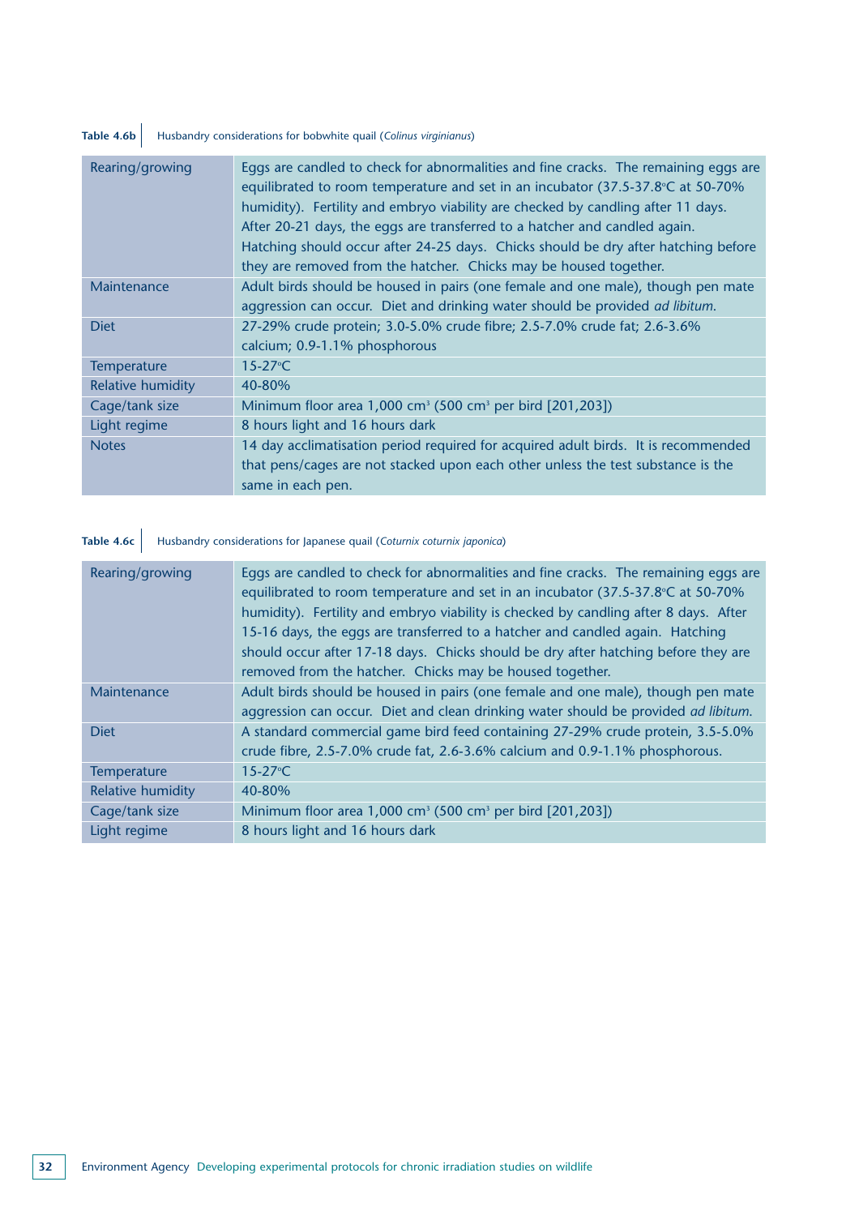**Table 4.6b** Husbandry considerations for bobwhite quail (*Colinus virginianus*)

| | |
|---|---|
| Rearing/growing | Eggs are candled to check for abnormalities and fine cracks. The remaining eggs are equilibrated to room temperature and set in an incubator (37.5-37.8°C at 50-70% humidity). Fertility and embryo viability are checked by candling after 11 days. After 20-21 days, the eggs are transferred to a hatcher and candled again. Hatching should occur after 24-25 days. Chicks should be dry after hatching before they are removed from the hatcher. Chicks may be housed together. |
| Maintenance | Adult birds should be housed in pairs (one female and one male), though pen mate aggression can occur. Diet and drinking water should be provided *ad libitum.* |
| Diet | 27-29% crude protein; 3.0-5.0% crude fibre; 2.5-7.0% crude fat; 2.6-3.6% calcium; 0.9-1.1% phosphorous |
| Temperature | 15-27°C |
| Relative humidity | 40-80% |
| Cage/tank size | Minimum floor area 1,000 $cm^3$ (500 $cm^3$ per bird [201,203]) |
| Light regime | 8 hours light and 16 hours dark |
| Notes | 14 day acclimatisation period required for acquired adult birds. It is recommended that pens/cages are not stacked upon each other unless the test substance is the same in each pen. |

**Table 4.6c** Husbandry considerations for Japanese quail (*Coturnix coturnix japonica*)

| | |
|---|---|
| Rearing/growing | Eggs are candled to check for abnormalities and fine cracks. The remaining eggs are equilibrated to room temperature and set in an incubator (37.5-37.8°C at 50-70% humidity). Fertility and embryo viability is checked by candling after 8 days. After 15-16 days, the eggs are transferred to a hatcher and candled again. Hatching should occur after 17-18 days. Chicks should be dry after hatching before they are removed from the hatcher. Chicks may be housed together. |
| Maintenance | Adult birds should be housed in pairs (one female and one male), though pen mate aggression can occur. Diet and clean drinking water should be provided *ad libitum.* |
| Diet | A standard commercial game bird feed containing 27-29% crude protein, 3.5-5.0% crude fibre, 2.5-7.0% crude fat, 2.6-3.6% calcium and 0.9-1.1% phosphorous. |
| Temperature | 15-27°C |
| Relative humidity | 40-80% |
| Cage/tank size | Minimum floor area 1,000 $cm^3$ (500 $cm^3$ per bird [201,203]) |
| Light regime | 8 hours light and 16 hours dark |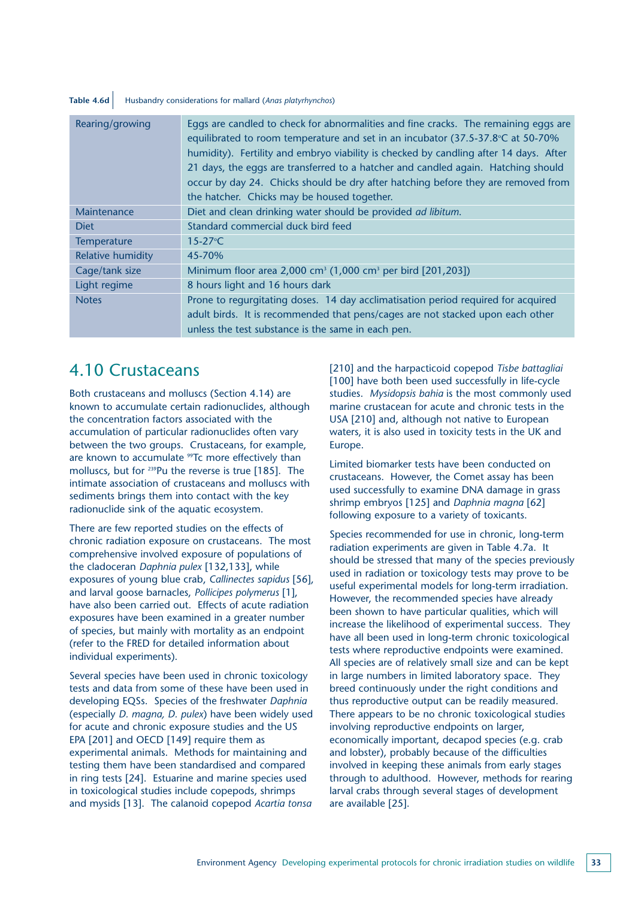**Table 4.6d** Husbandry considerations for mallard (*Anas platyrhynchos*)

| | |
|---|---|
| Rearing/growing | Eggs are candled to check for abnormalities and fine cracks. The remaining eggs are equilibrated to room temperature and set in an incubator (37.5-37.8°C at 50-70% humidity). Fertility and embryo viability is checked by candling after 14 days. After 21 days, the eggs are transferred to a hatcher and candled again. Hatching should occur by day 24. Chicks should be dry after hatching before they are removed from the hatcher. Chicks may be housed together. |
| Maintenance | Diet and clean drinking water should be provided *ad libitum*. |
| Diet | Standard commercial duck bird feed |
| Temperature | 15-27°C |
| Relative humidity | 45-70% |
| Cage/tank size | Minimum floor area 2,000 $cm^3$ (1,000 $cm^3$ per bird [201,203]) |
| Light regime | 8 hours light and 16 hours dark |
| Notes | Prone to regurgitating doses. 14 day acclimatisation period required for acquired adult birds. It is recommended that pens/cages are not stacked upon each other unless the test substance is the same in each pen. |

## 4.10 Crustaceans

Both crustaceans and molluscs (Section 4.14) are known to accumulate certain radionuclides, although the concentration factors associated with the accumulation of particular radionuclides often vary between the two groups. Crustaceans, for example, are known to accumulate $^{99}$Tc more effectively than molluscs, but for $^{239}$Pu the reverse is true [185]. The intimate association of crustaceans and molluscs with sediments brings them into contact with the key radionuclide sink of the aquatic ecosystem.

There are few reported studies on the effects of chronic radiation exposure on crustaceans. The most comprehensive involved exposure of populations of the cladoceran *Daphnia pulex* [132,133], while exposures of young blue crab, *Callinectes sapidus* [56], and larval goose barnacles, *Pollicipes polymerus* [1], have also been carried out. Effects of acute radiation exposures have been examined in a greater number of species, but mainly with mortality as an endpoint (refer to the FRED for detailed information about individual experiments).

Several species have been used in chronic toxicology tests and data from some of these have been used in developing EQSs. Species of the freshwater *Daphnia* (especially *D. magna, D. pulex*) have been widely used for acute and chronic exposure studies and the US EPA [201] and OECD [149] require them as experimental animals. Methods for maintaining and testing them have been standardised and compared in ring tests [24]. Estuarine and marine species used in toxicological studies include copepods, shrimps and mysids [13]. The calanoid copepod *Acartia tonsa* [210] and the harpacticoid copepod *Tisbe battagliai* [100] have both been used successfully in life-cycle studies. *Mysidopsis bahia* is the most commonly used marine crustacean for acute and chronic tests in the USA [210] and, although not native to European waters, it is also used in toxicity tests in the UK and Europe.

Limited biomarker tests have been conducted on crustaceans. However, the Comet assay has been used successfully to examine DNA damage in grass shrimp embryos [125] and *Daphnia magna* [62] following exposure to a variety of toxicants.

Species recommended for use in chronic, long-term radiation experiments are given in Table 4.7a. It should be stressed that many of the species previously used in radiation or toxicology tests may prove to be useful experimental models for long-term irradiation. However, the recommended species have already been shown to have particular qualities, which will increase the likelihood of experimental success. They have all been used in long-term chronic toxicological tests where reproductive endpoints were examined. All species are of relatively small size and can be kept in large numbers in limited laboratory space. They breed continuously under the right conditions and thus reproductive output can be readily measured. There appears to be no chronic toxicological studies involving reproductive endpoints on larger, economically important, decapod species (e.g. crab and lobster), probably because of the difficulties involved in keeping these animals from early stages through to adulthood. However, methods for rearing larval crabs through several stages of development are available [25].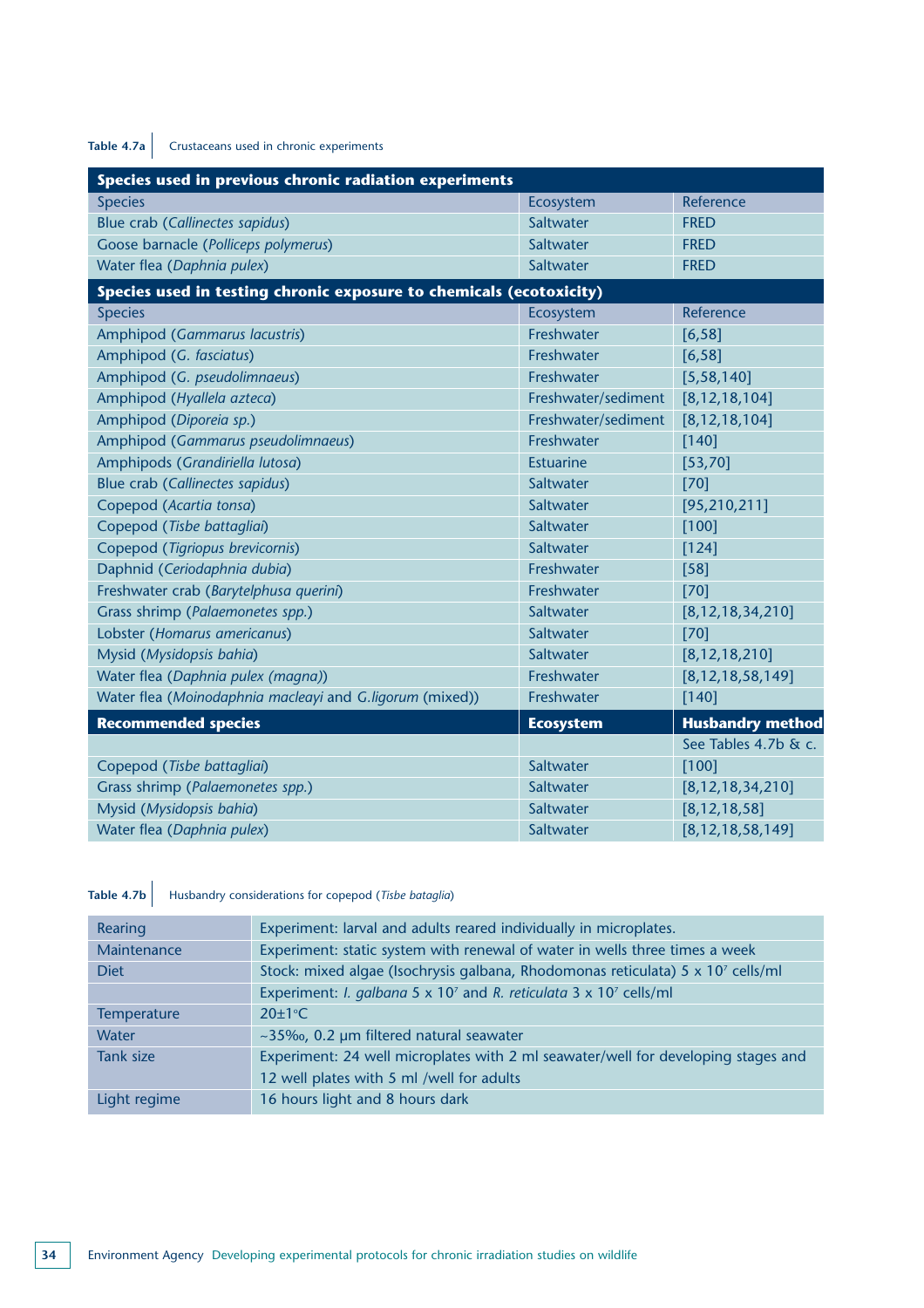Table 4.7a Crustaceans used in chronic experiments

| **Species used in previous chronic radiation experiments** | | |
|---|---|---|
| Species | Ecosystem | Reference |
| Blue crab (*Callinectes sapidus*) | Saltwater | FRED |
| Goose barnacle (*Polliceps polymerus*) | Saltwater | FRED |
| Water flea (*Daphnia pulex*) | Saltwater | FRED |
| **Species used in testing chronic exposure to chemicals (ecotoxicity)** | | |
| Species | Ecosystem | Reference |
| Amphipod (*Gammarus lacustris*) | Freshwater | [6,58] |
| Amphipod (*G. fasciatus*) | Freshwater | [6,58] |
| Amphipod (*G. pseudolimnaeus*) | Freshwater | [5,58,140] |
| Amphipod (*Hyallela azteca*) | Freshwater/sediment | [8,12,18,104] |
| Amphipod (*Diporeia sp.*) | Freshwater/sediment | [8,12,18,104] |
| Amphipod (*Gammarus pseudolimnaeus*) | Freshwater | [140] |
| Amphipods (*Grandiriella lutosa*) | Estuarine | [53,70] |
| Blue crab (*Callinectes sapidus*) | Saltwater | [70] |
| Copepod (*Acartia tonsa*) | Saltwater | [95,210,211] |
| Copepod (*Tisbe battagliai*) | Saltwater | [100] |
| Copepod (*Tigriopus brevicornis*) | Saltwater | [124] |
| Daphnid (*Ceriodaphnia dubia*) | Freshwater | [58] |
| Freshwater crab (*Barytelphusa querini*) | Freshwater | [70] |
| Grass shrimp (*Palaemonetes spp.*) | Saltwater | [8,12,18,34,210] |
| Lobster (*Homarus americanus*) | Saltwater | [70] |
| Mysid (*Mysidopsis bahia*) | Saltwater | [8,12,18,210] |
| Water flea (*Daphnia pulex (magna)*) | Freshwater | [8,12,18,58,149] |
| Water flea (*Moinodaphnia macleayi* and *G.ligorum* (mixed)) | Freshwater | [140] |
| **Recommended species** | **Ecosystem** | **Husbandry method** |
| | | See Tables 4.7b & c. |
| Copepod (*Tisbe battagliai*) | Saltwater | [100] |
| Grass shrimp (*Palaemonetes spp.*) | Saltwater | [8,12,18,34,210] |
| Mysid (*Mysidopsis bahia*) | Saltwater | [8,12,18,58] |
| Water flea (*Daphnia pulex*) | Saltwater | [8,12,18,58,149] |

Table 4.7b Husbandry considerations for copepod (*Tisbe bataglia*)

| | |
|---|---|
| Rearing | Experiment: larval and adults reared individually in microplates. |
| Maintenance | Experiment: static system with renewal of water in wells three times a week |
| Diet | Stock: mixed algae (Isochrysis galbana, Rhodomonas reticulata) 5 x $10^7$ cells/ml |
| | Experiment: *I. galbana* 5 x $10^7$ and *R. reticulata* 3 x $10^7$ cells/ml |
| Temperature | 20±1°C |
| Water | ~35‰, 0.2 µm filtered natural seawater |
| Tank size | Experiment: 24 well microplates with 2 ml seawater/well for developing stages and 12 well plates with 5 ml /well for adults |
| Light regime | 16 hours light and 8 hours dark |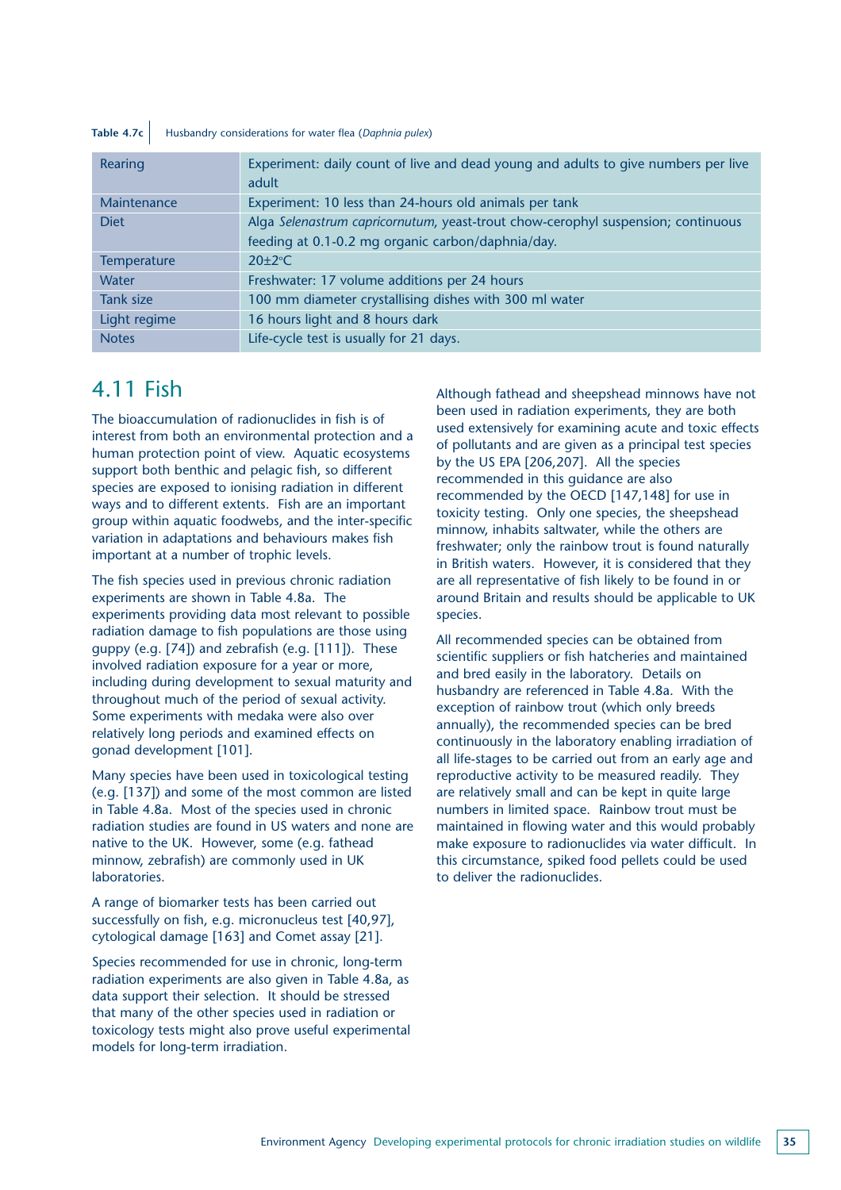**Table 4.7c** Husbandry considerations for water flea (*Daphnia pulex*)

| | |
|---|---|
| Rearing | Experiment: daily count of live and dead young and adults to give numbers per live adult |
| Maintenance | Experiment: 10 less than 24-hours old animals per tank |
| Diet | Alga *Selenastrum capricornutum*, yeast-trout chow-cerophyl suspension; continuous feeding at 0.1-0.2 mg organic carbon/daphnia/day. |
| Temperature | 20±2°C |
| Water | Freshwater: 17 volume additions per 24 hours |
| Tank size | 100 mm diameter crystallising dishes with 300 ml water |
| Light regime | 16 hours light and 8 hours dark |
| Notes | Life-cycle test is usually for 21 days. |

## 4.11 Fish

The bioaccumulation of radionuclides in fish is of interest from both an environmental protection and a human protection point of view. Aquatic ecosystems support both benthic and pelagic fish, so different species are exposed to ionising radiation in different ways and to different extents. Fish are an important group within aquatic foodwebs, and the inter-specific variation in adaptations and behaviours makes fish important at a number of trophic levels.

The fish species used in previous chronic radiation experiments are shown in Table 4.8a. The experiments providing data most relevant to possible radiation damage to fish populations are those using guppy (e.g. [74]) and zebrafish (e.g. [111]). These involved radiation exposure for a year or more, including during development to sexual maturity and throughout much of the period of sexual activity. Some experiments with medaka were also over relatively long periods and examined effects on gonad development [101].

Many species have been used in toxicological testing (e.g. [137]) and some of the most common are listed in Table 4.8a. Most of the species used in chronic radiation studies are found in US waters and none are native to the UK. However, some (e.g. fathead minnow, zebrafish) are commonly used in UK laboratories.

A range of biomarker tests has been carried out successfully on fish, e.g. micronucleus test [40,97], cytological damage [163] and Comet assay [21].

Species recommended for use in chronic, long-term radiation experiments are also given in Table 4.8a, as data support their selection. It should be stressed that many of the other species used in radiation or toxicology tests might also prove useful experimental models for long-term irradiation.

Although fathead and sheepshead minnows have not been used in radiation experiments, they are both used extensively for examining acute and toxic effects of pollutants and are given as a principal test species by the US EPA [206,207]. All the species recommended in this guidance are also recommended by the OECD [147,148] for use in toxicity testing. Only one species, the sheepshead minnow, inhabits saltwater, while the others are freshwater; only the rainbow trout is found naturally in British waters. However, it is considered that they are all representative of fish likely to be found in or around Britain and results should be applicable to UK species.

All recommended species can be obtained from scientific suppliers or fish hatcheries and maintained and bred easily in the laboratory. Details on husbandry are referenced in Table 4.8a. With the exception of rainbow trout (which only breeds annually), the recommended species can be bred continuously in the laboratory enabling irradiation of all life-stages to be carried out from an early age and reproductive activity to be measured readily. They are relatively small and can be kept in quite large numbers in limited space. Rainbow trout must be maintained in flowing water and this would probably make exposure to radionuclides via water difficult. In this circumstance, spiked food pellets could be used to deliver the radionuclides.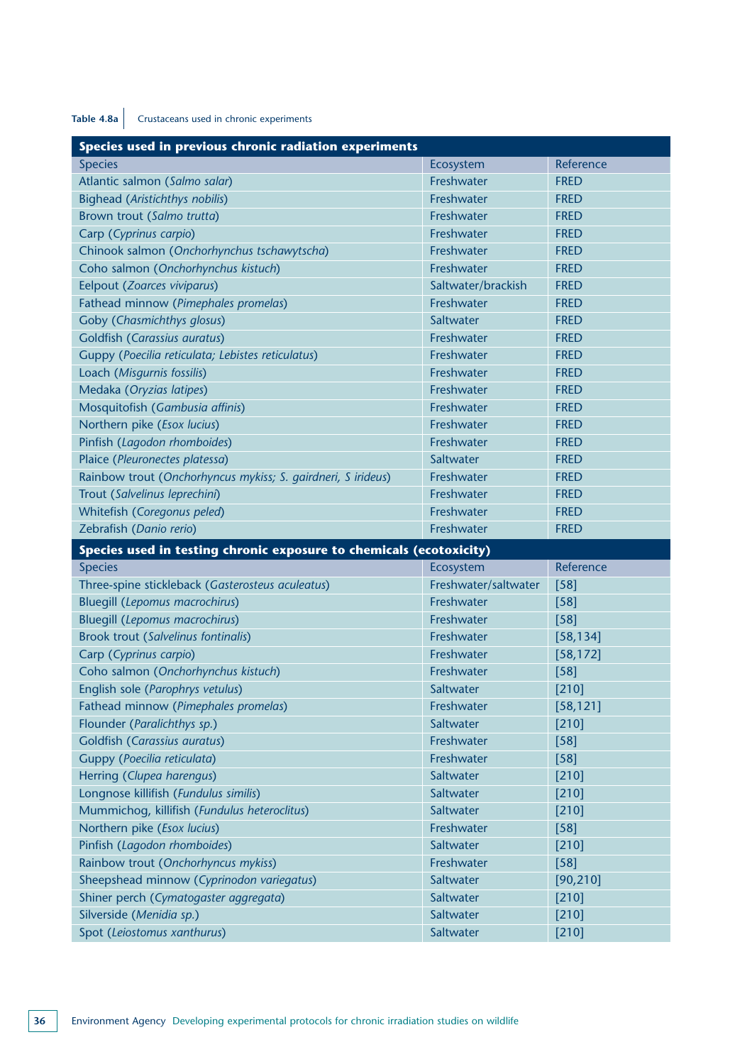**Table 4.8a** Crustaceans used in chronic experiments

| Species used in previous chronic radiation experiments | | |
|---|---|---|
| Species | Ecosystem | Reference |
| Atlantic salmon (*Salmo salar*) | Freshwater | FRED |
| Bighead (*Aristichthys nobilis*) | Freshwater | FRED |
| Brown trout (*Salmo trutta*) | Freshwater | FRED |
| Carp (*Cyprinus carpio*) | Freshwater | FRED |
| Chinook salmon (*Onchorhynchus tschawytscha*) | Freshwater | FRED |
| Coho salmon (*Onchorhynchus kistuch*) | Freshwater | FRED |
| Eelpout (*Zoarces viviparus*) | Saltwater/brackish | FRED |
| Fathead minnow (*Pimephales promelas*) | Freshwater | FRED |
| Goby (*Chasmichthys glosus*) | Saltwater | FRED |
| Goldfish (*Carassius auratus*) | Freshwater | FRED |
| Guppy (*Poecilia reticulata; Lebistes reticulatus*) | Freshwater | FRED |
| Loach (*Misgurnis fossilis*) | Freshwater | FRED |
| Medaka (*Oryzias latipes*) | Freshwater | FRED |
| Mosquitofish (*Gambusia affinis*) | Freshwater | FRED |
| Northern pike (*Esox lucius*) | Freshwater | FRED |
| Pinfish (*Lagodon rhomboides*) | Freshwater | FRED |
| Plaice (*Pleuronectes platessa*) | Saltwater | FRED |
| Rainbow trout (*Onchorhyncus mykiss; S. gairdneri, S irideus*) | Freshwater | FRED |
| Trout (*Salvelinus leprechini*) | Freshwater | FRED |
| Whitefish (*Coregonus peled*) | Freshwater | FRED |
| Zebrafish (*Danio rerio*) | Freshwater | FRED |
| **Species used in testing chronic exposure to chemicals (ecotoxicity)** | | |
| Species | Ecosystem | Reference |
| Three-spine stickleback (*Gasterosteus aculeatus*) | Freshwater/saltwater | [58] |
| Bluegill (*Lepomus macrochirus*) | Freshwater | [58] |
| Bluegill (*Lepomus macrochirus*) | Freshwater | [58] |
| Brook trout (*Salvelinus fontinalis*) | Freshwater | [58,134] |
| Carp (*Cyprinus carpio*) | Freshwater | [58,172] |
| Coho salmon (*Onchorhynchus kistuch*) | Freshwater | [58] |
| English sole (*Parophrys vetulus*) | Saltwater | [210] |
| Fathead minnow (*Pimephales promelas*) | Freshwater | [58,121] |
| Flounder (*Paralichthys sp.*) | Saltwater | [210] |
| Goldfish (*Carassius auratus*) | Freshwater | [58] |
| Guppy (*Poecilia reticulata*) | Freshwater | [58] |
| Herring (*Clupea harengus*) | Saltwater | [210] |
| Longnose killifish (*Fundulus similis*) | Saltwater | [210] |
| Mummichog, killifish (*Fundulus heteroclitus*) | Saltwater | [210] |
| Northern pike (*Esox lucius*) | Freshwater | [58] |
| Pinfish (*Lagodon rhomboides*) | Saltwater | [210] |
| Rainbow trout (*Onchorhyncus mykiss*) | Freshwater | [58] |
| Sheepshead minnow (*Cyprinodon variegatus*) | Saltwater | [90,210] |
| Shiner perch (*Cymatogaster aggregata*) | Saltwater | [210] |
| Silverside (*Menidia sp.*) | Saltwater | [210] |
| Spot (*Leiostomus xanthurus*) | Saltwater | [210] |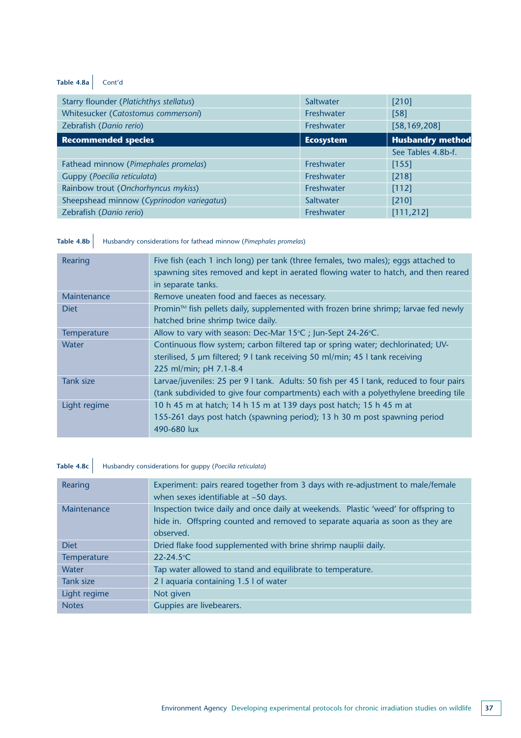**Table 4.8a** Cont'd

| | | |
|---|---|---|
| Starry flounder (*Platichthys stellatus*) | Saltwater | [210] |
| Whitesucker (*Catostomus commersoni*) | Freshwater | [58] |
| Zebrafish (*Danio rerio*) | Freshwater | [58,169,208] |
| **Recommended species** | **Ecosystem** | **Husbandry method** |
| | | See Tables 4.8b-f. |
| Fathead minnow (*Pimephales promelas*) | Freshwater | [155] |
| Guppy (*Poecilia reticulata*) | Freshwater | [218] |
| Rainbow trout (*Onchorhyncus mykiss*) | Freshwater | [112] |
| Sheepshead minnow (*Cyprinodon variegatus*) | Saltwater | [210] |
| Zebrafish (*Danio rerio*) | Freshwater | [111,212] |

**Table 4.8b** Husbandry considerations for fathead minnow (*Pimephales promelas*)

| | |
|---|---|
| Rearing | Five fish (each 1 inch long) per tank (three females, two males); eggs attached to spawning sites removed and kept in aerated flowing water to hatch, and then reared in separate tanks. |
| Maintenance | Remove uneaten food and faeces as necessary. |
| Diet | Promin™ fish pellets daily, supplemented with frozen brine shrimp; larvae fed newly hatched brine shrimp twice daily. |
| Temperature | Allow to vary with season: Dec-Mar 15°C ; Jun-Sept 24-26°C. |
| Water | Continuous flow system; carbon filtered tap or spring water; dechlorinated; UV-sterilised, 5 µm filtered; 9 l tank receiving 50 ml/min; 45 l tank receiving 225 ml/min; pH 7.1-8.4 |
| Tank size | Larvae/juveniles: 25 per 9 l tank. Adults: 50 fish per 45 l tank, reduced to four pairs (tank subdivided to give four compartments) each with a polyethylene breeding tile |
| Light regime | 10 h 45 m at hatch; 14 h 15 m at 139 days post hatch; 15 h 45 m at 155-261 days post hatch (spawning period); 13 h 30 m post spawning period 490-680 lux |

**Table 4.8c** Husbandry considerations for guppy (*Poecilia reticulata*)

| | |
|---|---|
| Rearing | Experiment: pairs reared together from 3 days with re-adjustment to male/female when sexes identifiable at ~50 days. |
| Maintenance | Inspection twice daily and once daily at weekends. Plastic 'weed' for offspring to hide in. Offspring counted and removed to separate aquaria as soon as they are observed. |
| Diet | Dried flake food supplemented with brine shrimp nauplii daily. |
| Temperature | 22-24.5°C |
| Water | Tap water allowed to stand and equilibrate to temperature. |
| Tank size | 2 l aquaria containing 1.5 l of water |
| Light regime | Not given |
| Notes | Guppies are livebearers. |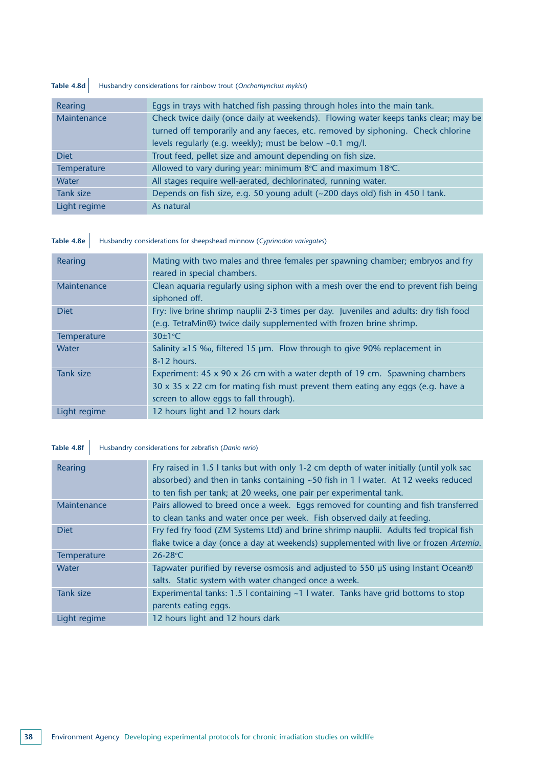**Table 4.8d** Husbandry considerations for rainbow trout (*Onchorhynchus mykiss*)

| | |
|---|---|
| Rearing | Eggs in trays with hatched fish passing through holes into the main tank. |
| Maintenance | Check twice daily (once daily at weekends). Flowing water keeps tanks clear; may be turned off temporarily and any faeces, etc. removed by siphoning. Check chlorine levels regularly (e.g. weekly); must be below ~0.1 mg/l. |
| Diet | Trout feed, pellet size and amount depending on fish size. |
| Temperature | Allowed to vary during year: minimum 8°C and maximum 18°C. |
| Water | All stages require well-aerated, dechlorinated, running water. |
| Tank size | Depends on fish size, e.g. 50 young adult (~200 days old) fish in 450 l tank. |
| Light regime | As natural |

**Table 4.8e** Husbandry considerations for sheepshead minnow (*Cyprinodon variegates*)

| | |
|---|---|
| Rearing | Mating with two males and three females per spawning chamber; embryos and fry reared in special chambers. |
| Maintenance | Clean aquaria regularly using siphon with a mesh over the end to prevent fish being siphoned off. |
| Diet | Fry: live brine shrimp nauplii 2-3 times per day. Juveniles and adults: dry fish food (e.g. TetraMin®) twice daily supplemented with frozen brine shrimp. |
| Temperature | 30±1°C |
| Water | Salinity ≥15 ‰, filtered 15 µm. Flow through to give 90% replacement in 8-12 hours. |
| Tank size | Experiment: 45 x 90 x 26 cm with a water depth of 19 cm. Spawning chambers 30 x 35 x 22 cm for mating fish must prevent them eating any eggs (e.g. have a screen to allow eggs to fall through). |
| Light regime | 12 hours light and 12 hours dark |

**Table 4.8f** Husbandry considerations for zebrafish (*Danio rerio*)

| | |
|---|---|
| Rearing | Fry raised in 1.5 l tanks but with only 1-2 cm depth of water initially (until yolk sac absorbed) and then in tanks containing ~50 fish in 1 l water. At 12 weeks reduced to ten fish per tank; at 20 weeks, one pair per experimental tank. |
| Maintenance | Pairs allowed to breed once a week. Eggs removed for counting and fish transferred to clean tanks and water once per week. Fish observed daily at feeding. |
| Diet | Fry fed fry food (ZM Systems Ltd) and brine shrimp nauplii. Adults fed tropical fish flake twice a day (once a day at weekends) supplemented with live or frozen *Artemia*. |
| Temperature | 26-28°C |
| Water | Tapwater purified by reverse osmosis and adjusted to 550 µS using Instant Ocean® salts. Static system with water changed once a week. |
| Tank size | Experimental tanks: 1.5 l containing ~1 l water. Tanks have grid bottoms to stop parents eating eggs. |
| Light regime | 12 hours light and 12 hours dark |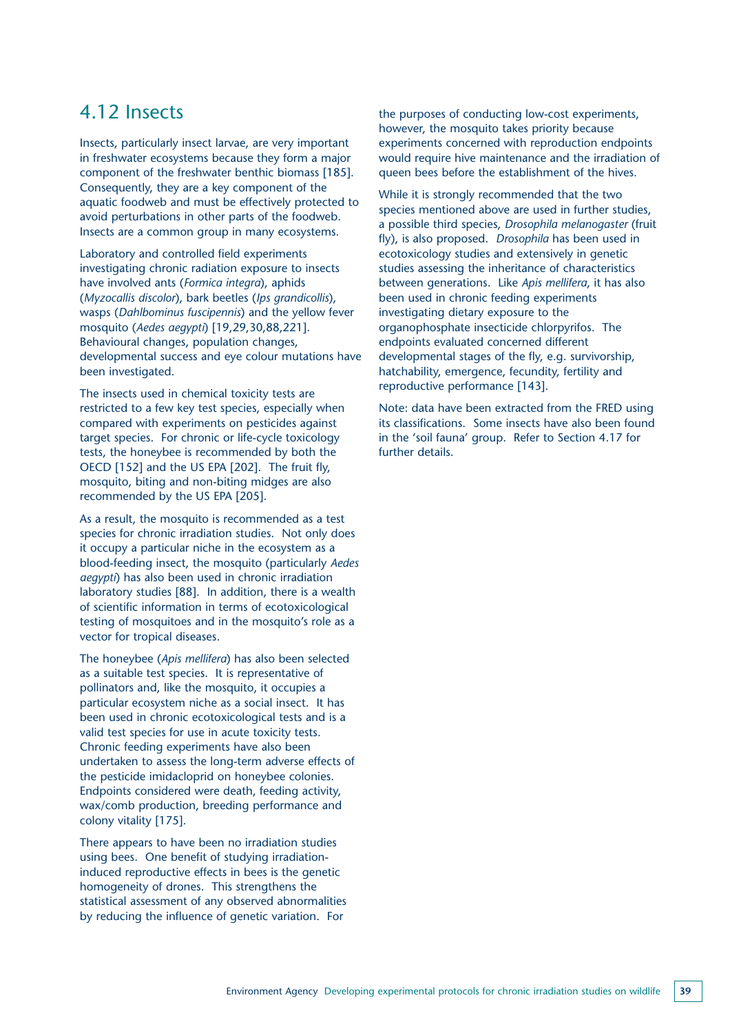## 4.12 Insects

Insects, particularly insect larvae, are very important in freshwater ecosystems because they form a major component of the freshwater benthic biomass [185]. Consequently, they are a key component of the aquatic foodweb and must be effectively protected to avoid perturbations in other parts of the foodweb. Insects are a common group in many ecosystems.

Laboratory and controlled field experiments investigating chronic radiation exposure to insects have involved ants (*Formica integra*), aphids (*Myzocallis discolor*), bark beetles (*Ips grandicollis*), wasps (*Dahlbominus fuscipennis*) and the yellow fever mosquito (*Aedes aegypti*) [19,29,30,88,221]. Behavioural changes, population changes, developmental success and eye colour mutations have been investigated.

The insects used in chemical toxicity tests are restricted to a few key test species, especially when compared with experiments on pesticides against target species. For chronic or life-cycle toxicology tests, the honeybee is recommended by both the OECD [152] and the US EPA [202]. The fruit fly, mosquito, biting and non-biting midges are also recommended by the US EPA [205].

As a result, the mosquito is recommended as a test species for chronic irradiation studies. Not only does it occupy a particular niche in the ecosystem as a blood-feeding insect, the mosquito (particularly *Aedes aegypti*) has also been used in chronic irradiation laboratory studies [88]. In addition, there is a wealth of scientific information in terms of ecotoxicological testing of mosquitoes and in the mosquito's role as a vector for tropical diseases.

The honeybee (*Apis mellifera*) has also been selected as a suitable test species. It is representative of pollinators and, like the mosquito, it occupies a particular ecosystem niche as a social insect. It has been used in chronic ecotoxicological tests and is a valid test species for use in acute toxicity tests. Chronic feeding experiments have also been undertaken to assess the long-term adverse effects of the pesticide imidacloprid on honeybee colonies. Endpoints considered were death, feeding activity, wax/comb production, breeding performance and colony vitality [175].

There appears to have been no irradiation studies using bees. One benefit of studying irradiation-induced reproductive effects in bees is the genetic homogeneity of drones. This strengthens the statistical assessment of any observed abnormalities by reducing the influence of genetic variation. For the purposes of conducting low-cost experiments, however, the mosquito takes priority because experiments concerned with reproduction endpoints would require hive maintenance and the irradiation of queen bees before the establishment of the hives.

While it is strongly recommended that the two species mentioned above are used in further studies, a possible third species, *Drosophila melanogaster* (fruit fly), is also proposed. *Drosophila* has been used in ecotoxicology studies and extensively in genetic studies assessing the inheritance of characteristics between generations. Like *Apis mellifera*, it has also been used in chronic feeding experiments investigating dietary exposure to the organophosphate insecticide chlorpyrifos. The endpoints evaluated concerned different developmental stages of the fly, e.g. survivorship, hatchability, emergence, fecundity, fertility and reproductive performance [143].

Note: data have been extracted from the FRED using its classifications. Some insects have also been found in the 'soil fauna' group. Refer to Section 4.17 for further details.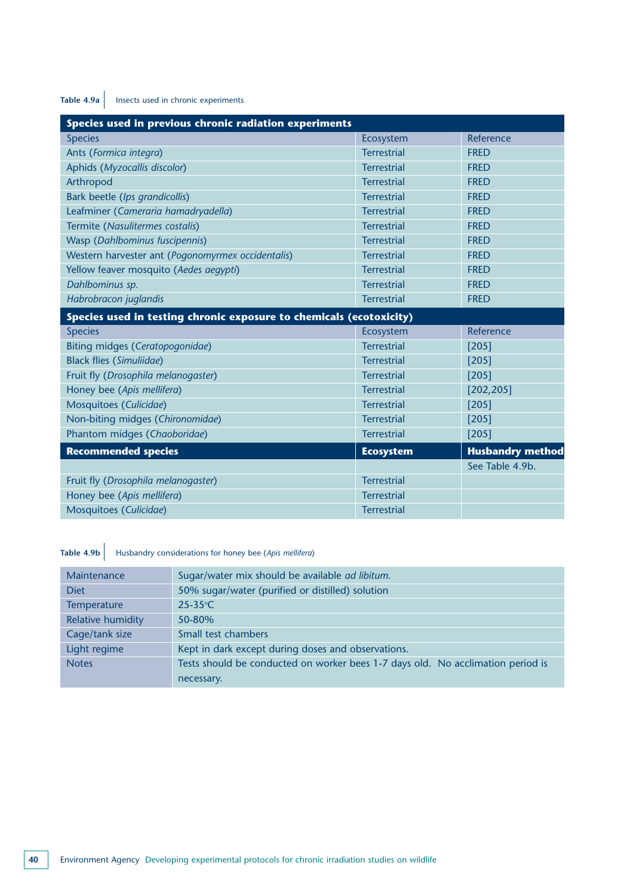Table 4.9a Insects used in chronic experiments

| Species used in previous chronic radiation experiments | | |
|---|---|---|
| Species | Ecosystem | Reference |
| Ants (*Formica integra*) | Terrestrial | FRED |
| Aphids (*Myzocallis discolor*) | Terrestrial | FRED |
| Arthropod | Terrestrial | FRED |
| Bark beetle (*Ips grandicollis*) | Terrestrial | FRED |
| Leafminer (*Cameraria hamadryadella*) | Terrestrial | FRED |
| Termite (*Nasulitermes costalis*) | Terrestrial | FRED |
| Wasp (*Dahlbominus fuscipennis*) | Terrestrial | FRED |
| Western harvester ant (*Pogonomyrmex occidentalis*) | Terrestrial | FRED |
| Yellow feaver mosquito (*Aedes aegypti*) | Terrestrial | FRED |
| *Dahlbominus sp.* | Terrestrial | FRED |
| *Habrobracon juglandis* | Terrestrial | FRED |
| **Species used in testing chronic exposure to chemicals (ecotoxicity)** | | |
| Species | Ecosystem | Reference |
| Biting midges (*Ceratopogonidae*) | Terrestrial | [205] |
| Black flies (*Simuliidae*) | Terrestrial | [205] |
| Fruit fly (*Drosophila melanogaster*) | Terrestrial | [205] |
| Honey bee (*Apis mellifera*) | Terrestrial | [202,205] |
| Mosquitoes (*Culicidae*) | Terrestrial | [205] |
| Non-biting midges (*Chironomidae*) | Terrestrial | [205] |
| Phantom midges (*Chaoboridae*) | Terrestrial | [205] |
| **Recommended species** | **Ecosystem** | **Husbandry method** |
| | | See Table 4.9b. |
| Fruit fly (*Drosophila melanogaster*) | Terrestrial | |
| Honey bee (*Apis mellifera*) | Terrestrial | |
| Mosquitoes (*Culicidae*) | Terrestrial | |

Table 4.9b Husbandry considerations for honey bee (*Apis mellifera*)

| | |
|---|---|
| Maintenance | Sugar/water mix should be available *ad libitum*. |
| Diet | 50% sugar/water (purified or distilled) solution |
| Temperature | 25-35°C |
| Relative humidity | 50-80% |
| Cage/tank size | Small test chambers |
| Light regime | Kept in dark except during doses and observations. |
| Notes | Tests should be conducted on worker bees 1-7 days old. No acclimation period is necessary. |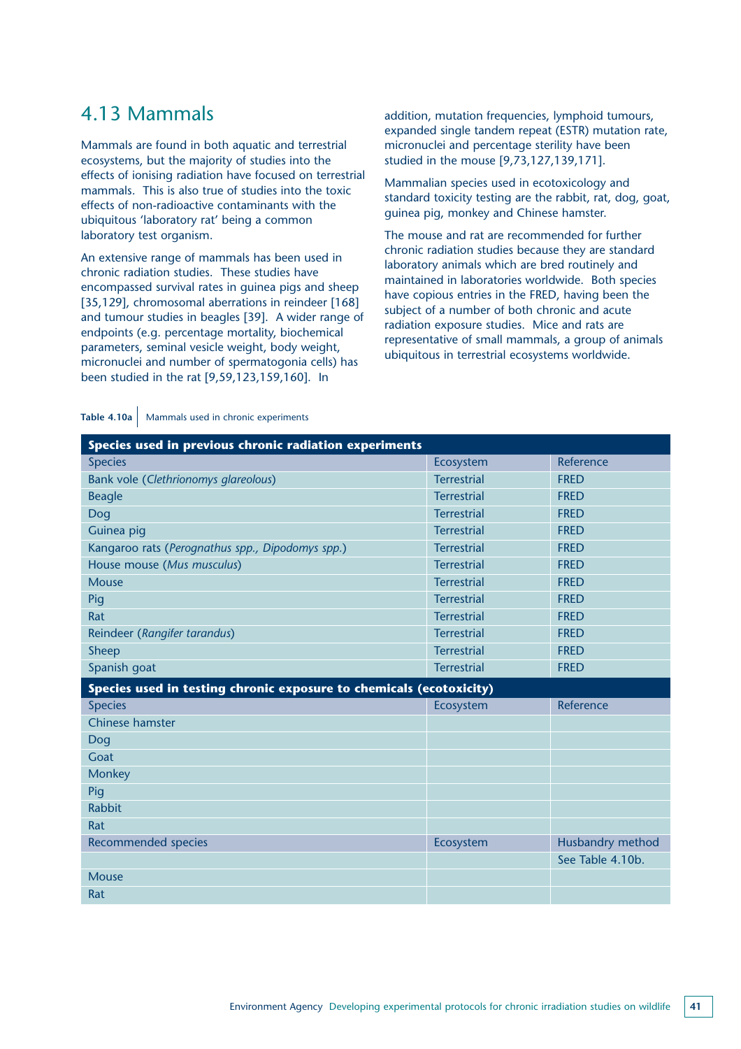## 4.13 Mammals

Mammals are found in both aquatic and terrestrial ecosystems, but the majority of studies into the effects of ionising radiation have focused on terrestrial mammals. This is also true of studies into the toxic effects of non-radioactive contaminants with the ubiquitous 'laboratory rat' being a common laboratory test organism.

An extensive range of mammals has been used in chronic radiation studies. These studies have encompassed survival rates in guinea pigs and sheep [35,129], chromosomal aberrations in reindeer [168] and tumour studies in beagles [39]. A wider range of endpoints (e.g. percentage mortality, biochemical parameters, seminal vesicle weight, body weight, micronuclei and number of spermatogonia cells) has been studied in the rat [9,59,123,159,160]. In addition, mutation frequencies, lymphoid tumours, expanded single tandem repeat (ESTR) mutation rate, micronuclei and percentage sterility have been studied in the mouse [9,73,127,139,171].

Mammalian species used in ecotoxicology and standard toxicity testing are the rabbit, rat, dog, goat, guinea pig, monkey and Chinese hamster.

The mouse and rat are recommended for further chronic radiation studies because they are standard laboratory animals which are bred routinely and maintained in laboratories worldwide. Both species have copious entries in the FRED, having been the subject of a number of both chronic and acute radiation exposure studies. Mice and rats are representative of small mammals, a group of animals ubiquitous in terrestrial ecosystems worldwide.

**Table 4.10a** Mammals used in chronic experiments

| **Species used in previous chronic radiation experiments** | | |
|---|---|---|
| Species | Ecosystem | Reference |
| Bank vole (*Clethrionomys glareolous*) | Terrestrial | FRED |
| Beagle | Terrestrial | FRED |
| Dog | Terrestrial | FRED |
| Guinea pig | Terrestrial | FRED |
| Kangaroo rats (*Perognathus spp., Dipodomys spp.*) | Terrestrial | FRED |
| House mouse (*Mus musculus*) | Terrestrial | FRED |
| Mouse | Terrestrial | FRED |
| Pig | Terrestrial | FRED |
| Rat | Terrestrial | FRED |
| Reindeer (*Rangifer tarandus*) | Terrestrial | FRED |
| Sheep | Terrestrial | FRED |
| Spanish goat | Terrestrial | FRED |
| **Species used in testing chronic exposure to chemicals (ecotoxicity)** | | |
| Species | Ecosystem | Reference |
| Chinese hamster | | |
| Dog | | |
| Goat | | |
| Monkey | | |
| Pig | | |
| Rabbit | | |
| Rat | | |
| Recommended species | Ecosystem | Husbandry method |
| | | See Table 4.10b. |
| Mouse | | |
| Rat | | |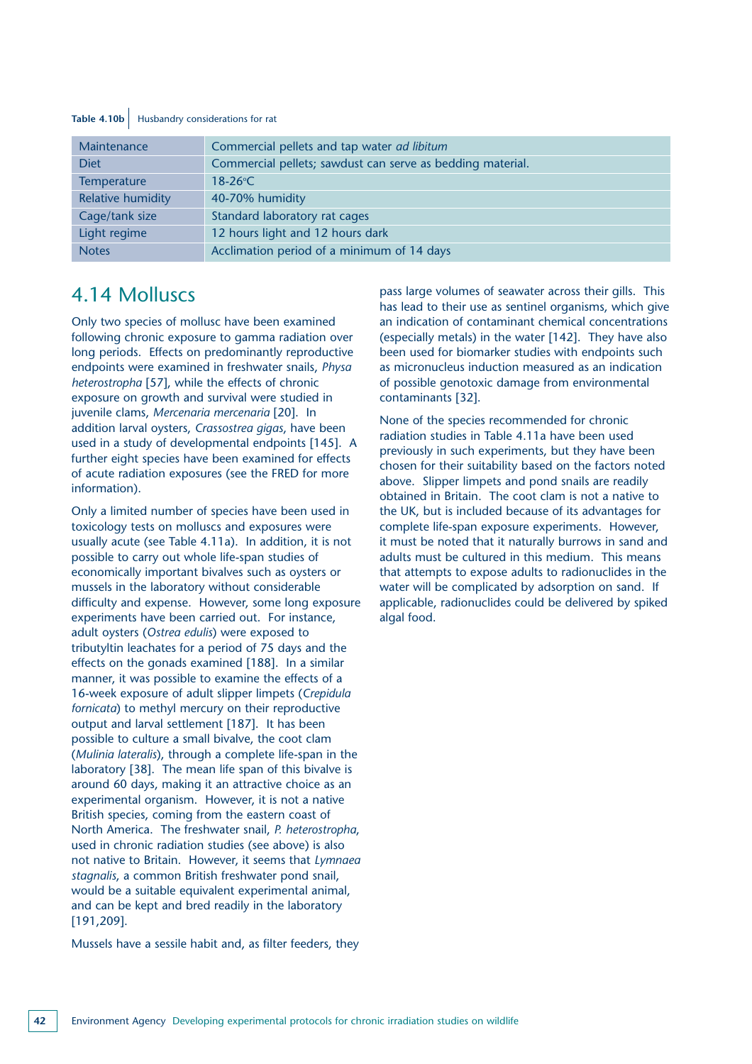**Table 4.10b** Husbandry considerations for rat

| | |
|---|---|
| Maintenance | Commercial pellets and tap water *ad libitum* |
| Diet | Commercial pellets; sawdust can serve as bedding material. |
| Temperature | 18-26°C |
| Relative humidity | 40-70% humidity |
| Cage/tank size | Standard laboratory rat cages |
| Light regime | 12 hours light and 12 hours dark |
| Notes | Acclimation period of a minimum of 14 days |

## 4.14 Molluscs

Only two species of mollusc have been examined following chronic exposure to gamma radiation over long periods. Effects on predominantly reproductive endpoints were examined in freshwater snails, *Physa heterostropha* [57], while the effects of chronic exposure on growth and survival were studied in juvenile clams, *Mercenaria mercenaria* [20]. In addition larval oysters, *Crassostrea gigas*, have been used in a study of developmental endpoints [145]. A further eight species have been examined for effects of acute radiation exposures (see the FRED for more information).

Only a limited number of species have been used in toxicology tests on molluscs and exposures were usually acute (see Table 4.11a). In addition, it is not possible to carry out whole life-span studies of economically important bivalves such as oysters or mussels in the laboratory without considerable difficulty and expense. However, some long exposure experiments have been carried out. For instance, adult oysters (*Ostrea edulis*) were exposed to tributyltin leachates for a period of 75 days and the effects on the gonads examined [188]. In a similar manner, it was possible to examine the effects of a 16-week exposure of adult slipper limpets (*Crepidula fornicata*) to methyl mercury on their reproductive output and larval settlement [187]. It has been possible to culture a small bivalve, the coot clam (*Mulinia lateralis*), through a complete life-span in the laboratory [38]. The mean life span of this bivalve is around 60 days, making it an attractive choice as an experimental organism. However, it is not a native British species, coming from the eastern coast of North America. The freshwater snail, *P. heterostropha*, used in chronic radiation studies (see above) is also not native to Britain. However, it seems that *Lymnaea stagnalis*, a common British freshwater pond snail, would be a suitable equivalent experimental animal, and can be kept and bred readily in the laboratory [191,209].

Mussels have a sessile habit and, as filter feeders, they pass large volumes of seawater across their gills. This has lead to their use as sentinel organisms, which give an indication of contaminant chemical concentrations (especially metals) in the water [142]. They have also been used for biomarker studies with endpoints such as micronucleus induction measured as an indication of possible genotoxic damage from environmental contaminants [32].

None of the species recommended for chronic radiation studies in Table 4.11a have been used previously in such experiments, but they have been chosen for their suitability based on the factors noted above. Slipper limpets and pond snails are readily obtained in Britain. The coot clam is not a native to the UK, but is included because of its advantages for complete life-span exposure experiments. However, it must be noted that it naturally burrows in sand and adults must be cultured in this medium. This means that attempts to expose adults to radionuclides in the water will be complicated by adsorption on sand. If applicable, radionuclides could be delivered by spiked algal food.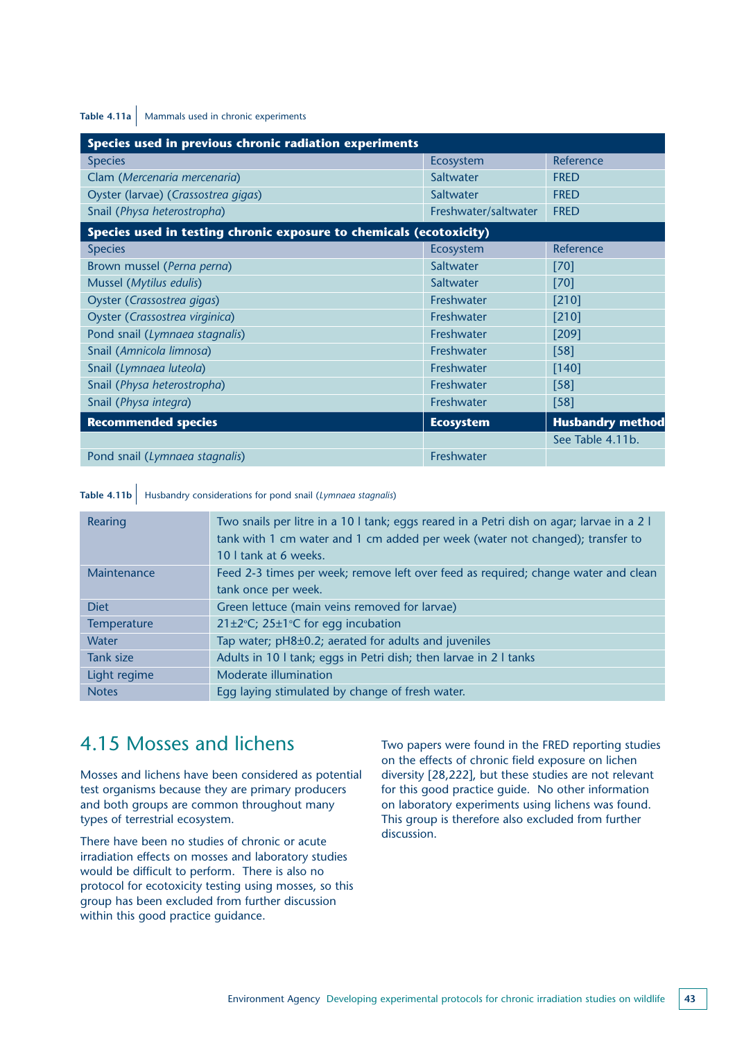**Table 4.11a** Mammals used in chronic experiments

| Species used in previous chronic radiation experiments | | |
|---|---|---|
| Species | Ecosystem | Reference |
| Clam (*Mercenaria mercenaria*) | Saltwater | FRED |
| Oyster (larvae) (*Crassostrea gigas*) | Saltwater | FRED |
| Snail (*Physa heterostropha*) | Freshwater/saltwater | FRED |
| **Species used in testing chronic exposure to chemicals (ecotoxicity)** | | |
| Species | Ecosystem | Reference |
| Brown mussel (*Perna perna*) | Saltwater | [70] |
| Mussel (*Mytilus edulis*) | Saltwater | [70] |
| Oyster (*Crassostrea gigas*) | Freshwater | [210] |
| Oyster (*Crassostrea virginica*) | Freshwater | [210] |
| Pond snail (*Lymnaea stagnalis*) | Freshwater | [209] |
| Snail (*Amnicola limnosa*) | Freshwater | [58] |
| Snail (*Lymnaea luteola*) | Freshwater | [140] |
| Snail (*Physa heterostropha*) | Freshwater | [58] |
| Snail (*Physa integra*) | Freshwater | [58] |
| **Recommended species** | **Ecosystem** | **Husbandry method** |
| | | See Table 4.11b. |
| Pond snail (*Lymnaea stagnalis*) | Freshwater | |

**Table 4.11b** Husbandry considerations for pond snail (*Lymnaea stagnalis*)

| | |
|---|---|
| Rearing | Two snails per litre in a 10 l tank; eggs reared in a Petri dish on agar; larvae in a 2 l tank with 1 cm water and 1 cm added per week (water not changed); transfer to 10 l tank at 6 weeks. |
| Maintenance | Feed 2-3 times per week; remove left over feed as required; change water and clean tank once per week. |
| Diet | Green lettuce (main veins removed for larvae) |
| Temperature | 21±2°C; 25±1°C for egg incubation |
| Water | Tap water; pH8±0.2; aerated for adults and juveniles |
| Tank size | Adults in 10 l tank; eggs in Petri dish; then larvae in 2 l tanks |
| Light regime | Moderate illumination |
| Notes | Egg laying stimulated by change of fresh water. |

## 4.15 Mosses and lichens

Mosses and lichens have been considered as potential test organisms because they are primary producers and both groups are common throughout many types of terrestrial ecosystem.

There have been no studies of chronic or acute irradiation effects on mosses and laboratory studies would be difficult to perform. There is also no protocol for ecotoxicity testing using mosses, so this group has been excluded from further discussion within this good practice guidance.

Two papers were found in the FRED reporting studies on the effects of chronic field exposure on lichen diversity [28,222], but these studies are not relevant for this good practice guide. No other information on laboratory experiments using lichens was found. This group is therefore also excluded from further discussion.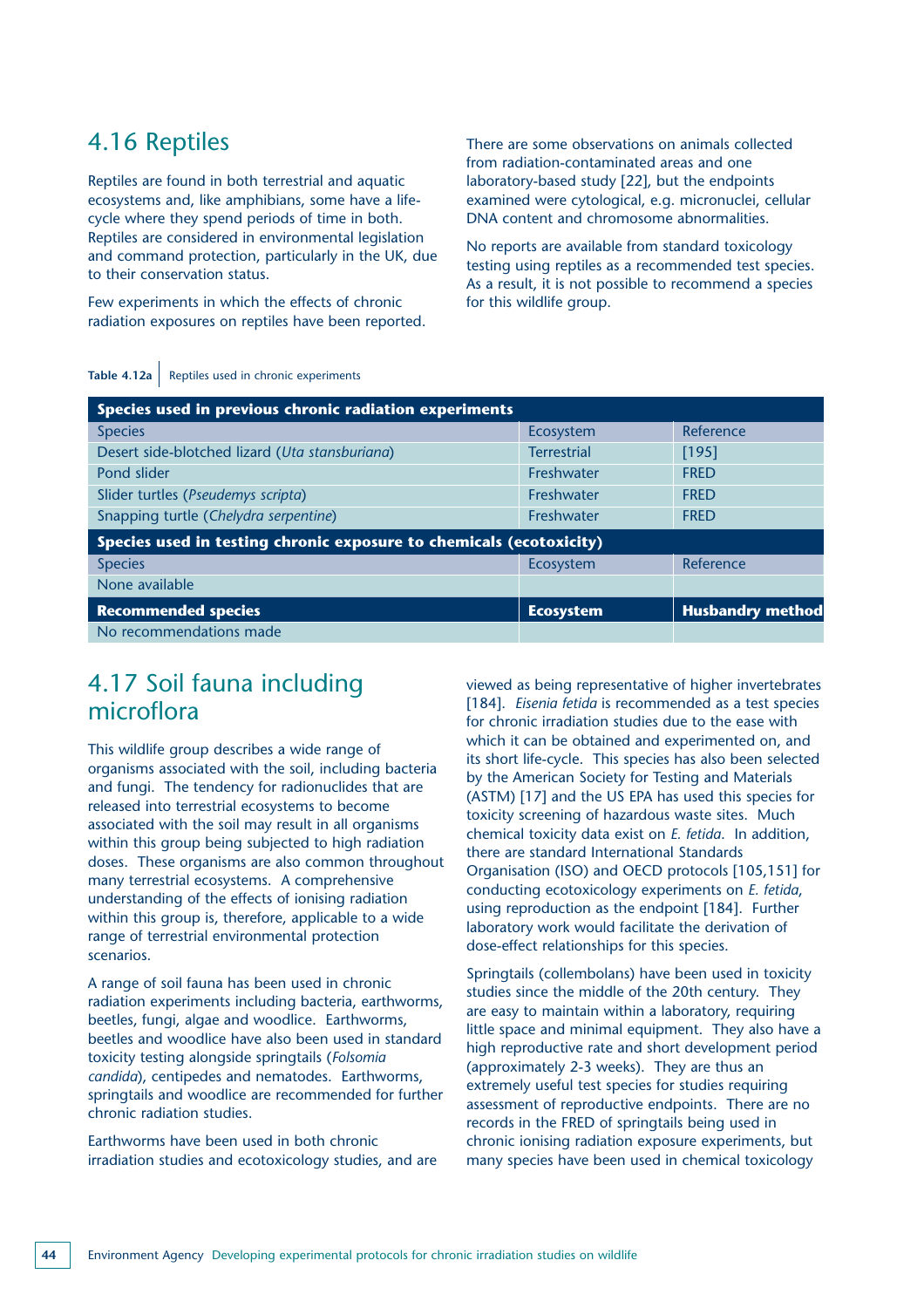## 4.16 Reptiles

Reptiles are found in both terrestrial and aquatic ecosystems and, like amphibians, some have a life-cycle where they spend periods of time in both. Reptiles are considered in environmental legislation and command protection, particularly in the UK, due to their conservation status.

Few experiments in which the effects of chronic radiation exposures on reptiles have been reported.

There are some observations on animals collected from radiation-contaminated areas and one laboratory-based study [22], but the endpoints examined were cytological, e.g. micronuclei, cellular DNA content and chromosome abnormalities.

No reports are available from standard toxicology testing using reptiles as a recommended test species. As a result, it is not possible to recommend a species for this wildlife group.

**Table 4.12a** Reptiles used in chronic experiments

| **Species used in previous chronic radiation experiments** | | |
|---|---|---|
| Species | Ecosystem | Reference |
| Desert side-blotched lizard (*Uta stansburiana*) | Terrestrial | [195] |
| Pond slider | Freshwater | FRED |
| Slider turtles (*Pseudemys scripta*) | Freshwater | FRED |
| Snapping turtle (*Chelydra serpentine*) | Freshwater | FRED |
| **Species used in testing chronic exposure to chemicals (ecotoxicity)** | | |
| Species | Ecosystem | Reference |
| None available | | |
| **Recommended species** | **Ecosystem** | **Husbandry method** |
| No recommendations made | | |

## 4.17 Soil fauna including microflora

This wildlife group describes a wide range of organisms associated with the soil, including bacteria and fungi. The tendency for radionuclides that are released into terrestrial ecosystems to become associated with the soil may result in all organisms within this group being subjected to high radiation doses. These organisms are also common throughout many terrestrial ecosystems. A comprehensive understanding of the effects of ionising radiation within this group is, therefore, applicable to a wide range of terrestrial environmental protection scenarios.

A range of soil fauna has been used in chronic radiation experiments including bacteria, earthworms, beetles, fungi, algae and woodlice. Earthworms, beetles and woodlice have also been used in standard toxicity testing alongside springtails (*Folsomia candida*), centipedes and nematodes. Earthworms, springtails and woodlice are recommended for further chronic radiation studies.

Earthworms have been used in both chronic irradiation studies and ecotoxicology studies, and are viewed as being representative of higher invertebrates [184]. *Eisenia fetida* is recommended as a test species for chronic irradiation studies due to the ease with which it can be obtained and experimented on, and its short life-cycle. This species has also been selected by the American Society for Testing and Materials (ASTM) [17] and the US EPA has used this species for toxicity screening of hazardous waste sites. Much chemical toxicity data exist on *E. fetida*. In addition, there are standard International Standards Organisation (ISO) and OECD protocols [105,151] for conducting ecotoxicology experiments on *E. fetida*, using reproduction as the endpoint [184]. Further laboratory work would facilitate the derivation of dose-effect relationships for this species.

Springtails (collembolans) have been used in toxicity studies since the middle of the 20th century. They are easy to maintain within a laboratory, requiring little space and minimal equipment. They also have a high reproductive rate and short development period (approximately 2-3 weeks). They are thus an extremely useful test species for studies requiring assessment of reproductive endpoints. There are no records in the FRED of springtails being used in chronic ionising radiation exposure experiments, but many species have been used in chemical toxicology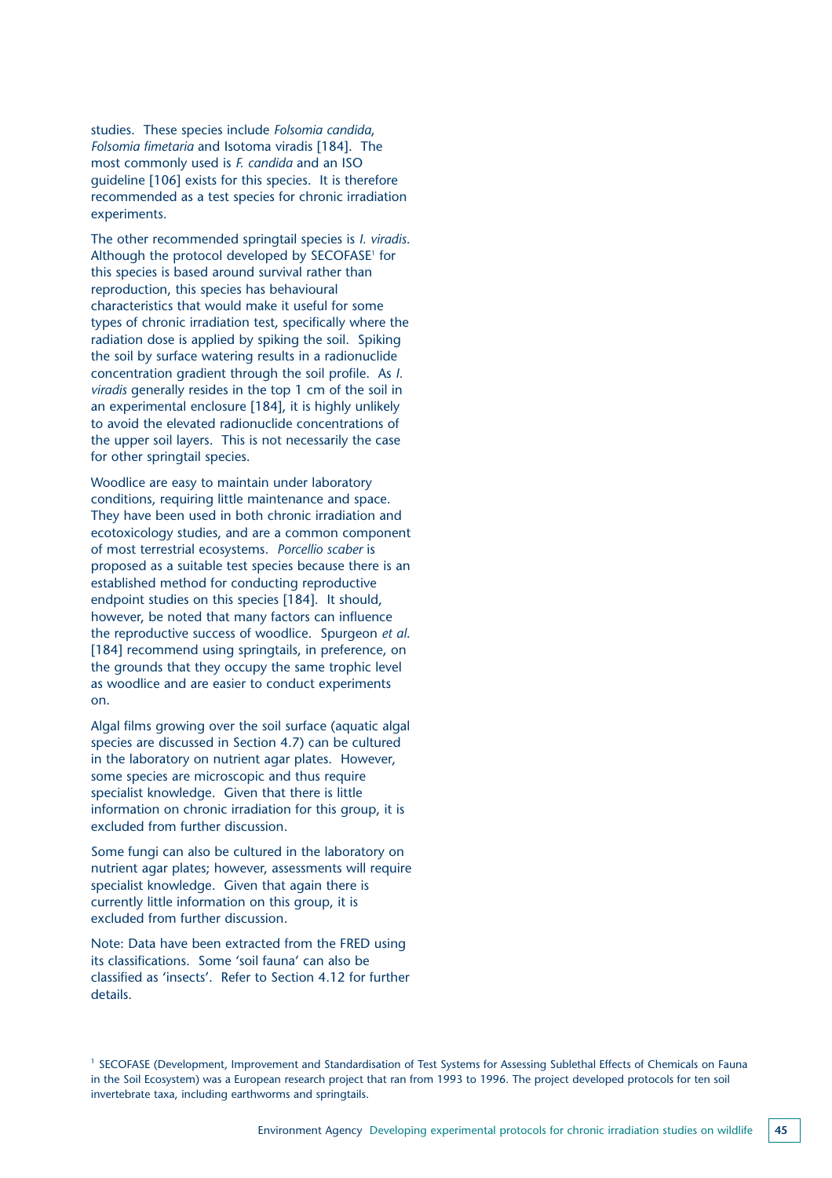studies. These species include *Folsomia candida*, *Folsomia fimetaria* and Isotoma viradis [184]. The most commonly used is *F. candida* and an ISO guideline [106] exists for this species. It is therefore recommended as a test species for chronic irradiation experiments.

The other recommended springtail species is *I. viradis*. Although the protocol developed by SECOFASE[1] for this species is based around survival rather than reproduction, this species has behavioural characteristics that would make it useful for some types of chronic irradiation test, specifically where the radiation dose is applied by spiking the soil. Spiking the soil by surface watering results in a radionuclide concentration gradient through the soil profile. As *I. viradis* generally resides in the top 1 cm of the soil in an experimental enclosure [184], it is highly unlikely to avoid the elevated radionuclide concentrations of the upper soil layers. This is not necessarily the case for other springtail species.

Woodlice are easy to maintain under laboratory conditions, requiring little maintenance and space. They have been used in both chronic irradiation and ecotoxicology studies, and are a common component of most terrestrial ecosystems. *Porcellio scaber* is proposed as a suitable test species because there is an established method for conducting reproductive endpoint studies on this species [184]. It should, however, be noted that many factors can influence the reproductive success of woodlice. Spurgeon *et al.* [184] recommend using springtails, in preference, on the grounds that they occupy the same trophic level as woodlice and are easier to conduct experiments on.

Algal films growing over the soil surface (aquatic algal species are discussed in Section 4.7) can be cultured in the laboratory on nutrient agar plates. However, some species are microscopic and thus require specialist knowledge. Given that there is little information on chronic irradiation for this group, it is excluded from further discussion.

Some fungi can also be cultured in the laboratory on nutrient agar plates; however, assessments will require specialist knowledge. Given that again there is currently little information on this group, it is excluded from further discussion.

Note: Data have been extracted from the FRED using its classifications. Some 'soil fauna' can also be classified as 'insects'. Refer to Section 4.12 for further details.

[1] SECOFASE (Development, Improvement and Standardisation of Test Systems for Assessing Sublethal Effects of Chemicals on Fauna in the Soil Ecosystem) was a European research project that ran from 1993 to 1996. The project developed protocols for ten soil invertebrate taxa, including earthworms and springtails.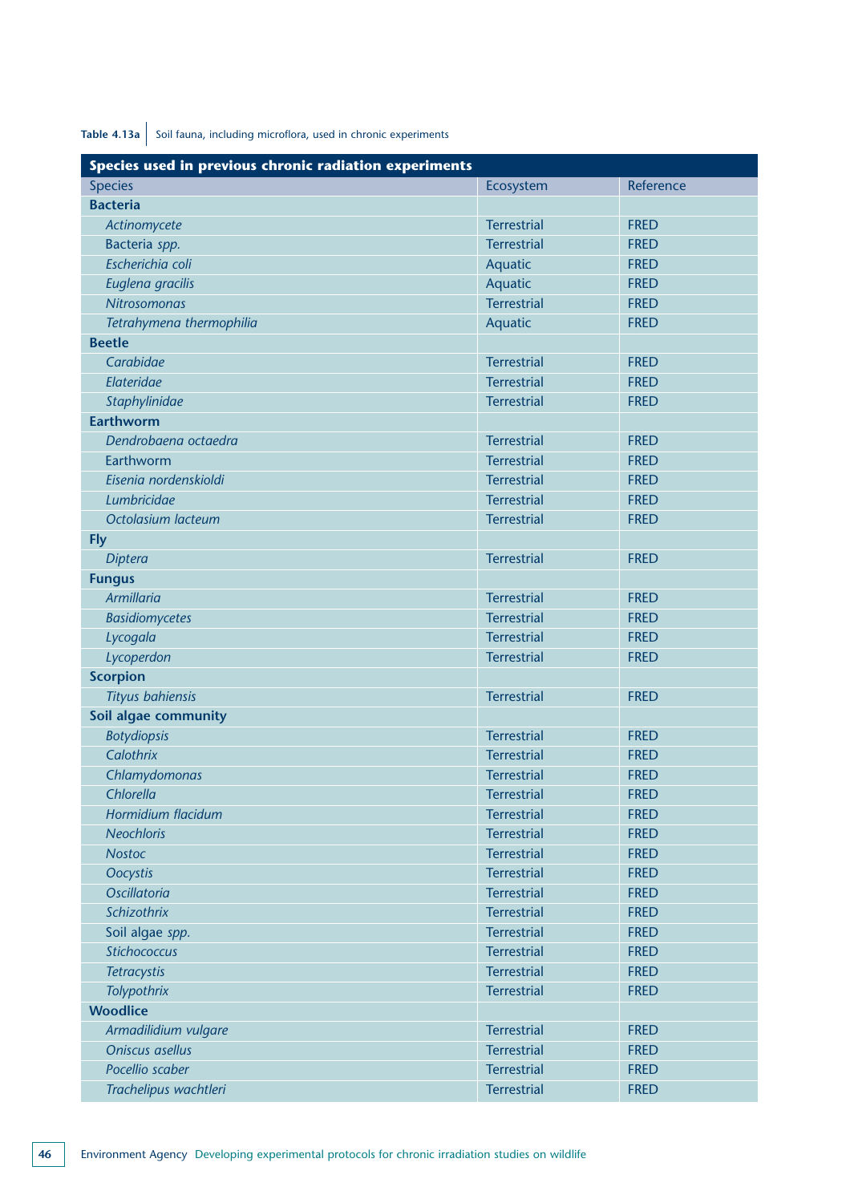**Table 4.13a** Soil fauna, including microflora, used in chronic experiments

| Species used in previous chronic radiation experiments | | |
|---|---|---|
| Species | Ecosystem | Reference |
| **Bacteria** | | |
| *Actinomycete* | Terrestrial | FRED |
| Bacteria *spp.* | Terrestrial | FRED |
| *Escherichia coli* | Aquatic | FRED |
| *Euglena gracilis* | Aquatic | FRED |
| *Nitrosomonas* | Terrestrial | FRED |
| *Tetrahymena thermophilia* | Aquatic | FRED |
| **Beetle** | | |
| *Carabidae* | Terrestrial | FRED |
| *Elateridae* | Terrestrial | FRED |
| *Staphylinidae* | Terrestrial | FRED |
| **Earthworm** | | |
| *Dendrobaena octaedra* | Terrestrial | FRED |
| Earthworm | Terrestrial | FRED |
| *Eisenia nordenskioldi* | Terrestrial | FRED |
| *Lumbricidae* | Terrestrial | FRED |
| *Octolasium lacteum* | Terrestrial | FRED |
| **Fly** | | |
| *Diptera* | Terrestrial | FRED |
| **Fungus** | | |
| *Armillaria* | Terrestrial | FRED |
| *Basidiomycetes* | Terrestrial | FRED |
| *Lycogala* | Terrestrial | FRED |
| *Lycoperdon* | Terrestrial | FRED |
| **Scorpion** | | |
| *Tityus bahiensis* | Terrestrial | FRED |
| **Soil algae community** | | |
| *Botydiopsis* | Terrestrial | FRED |
| *Calothrix* | Terrestrial | FRED |
| *Chlamydomonas* | Terrestrial | FRED |
| *Chlorella* | Terrestrial | FRED |
| *Hormidium flacidum* | Terrestrial | FRED |
| *Neochloris* | Terrestrial | FRED |
| *Nostoc* | Terrestrial | FRED |
| *Oocystis* | Terrestrial | FRED |
| *Oscillatoria* | Terrestrial | FRED |
| *Schizothrix* | Terrestrial | FRED |
| Soil algae *spp.* | Terrestrial | FRED |
| *Stichococcus* | Terrestrial | FRED |
| *Tetracystis* | Terrestrial | FRED |
| *Tolypothrix* | Terrestrial | FRED |
| **Woodlice** | | |
| *Armadilidium vulgare* | Terrestrial | FRED |
| *Oniscus asellus* | Terrestrial | FRED |
| *Pocellio scaber* | Terrestrial | FRED |
| *Trachelipus wachtleri* | Terrestrial | FRED |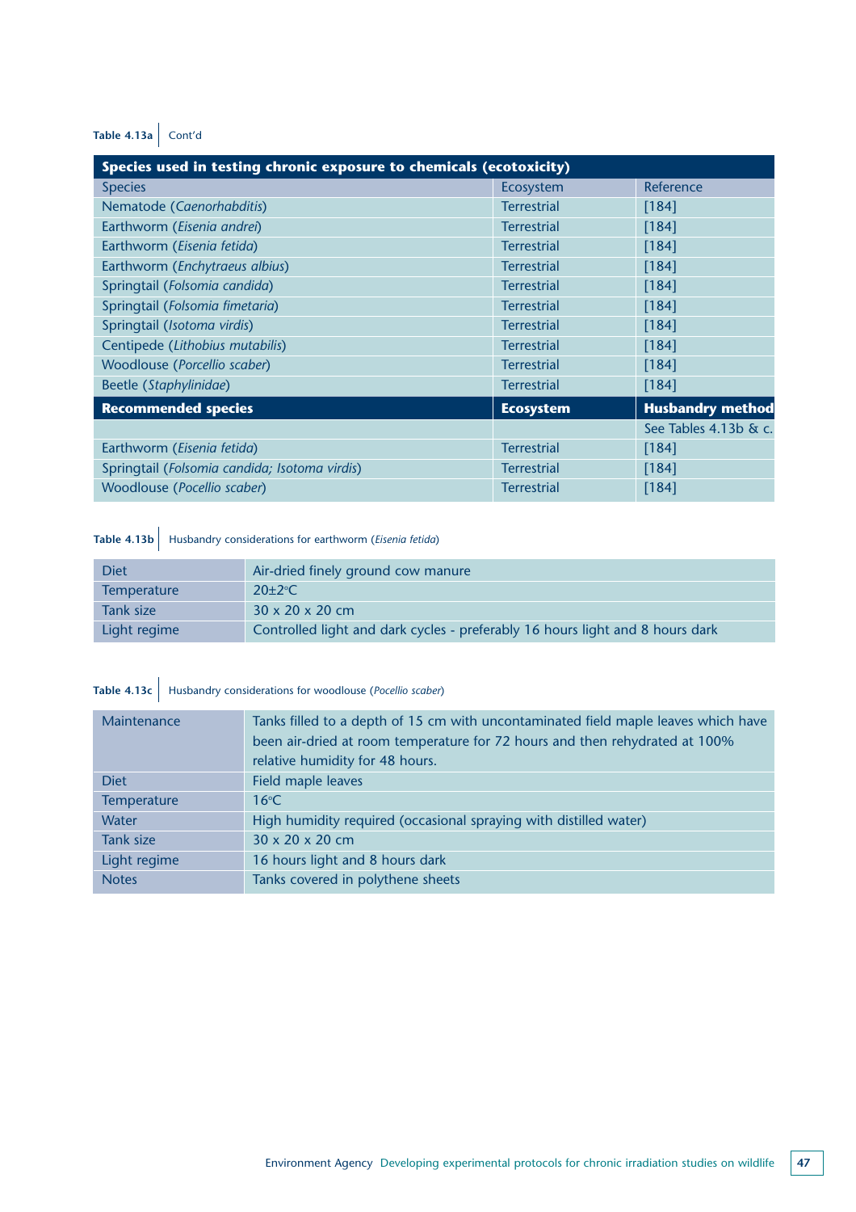**Table 4.13a** Cont'd

| Species used in testing chronic exposure to chemicals (ecotoxicity) | | |
|---|---|---|
| Species | Ecosystem | Reference |
| Nematode (*Caenorhabditis*) | Terrestrial | [184] |
| Earthworm (*Eisenia andrei*) | Terrestrial | [184] |
| Earthworm (*Eisenia fetida*) | Terrestrial | [184] |
| Earthworm (*Enchytraeus albius*) | Terrestrial | [184] |
| Springtail (*Folsomia candida*) | Terrestrial | [184] |
| Springtail (*Folsomia fimetaria*) | Terrestrial | [184] |
| Springtail (*Isotoma virdis*) | Terrestrial | [184] |
| Centipede (*Lithobius mutabilis*) | Terrestrial | [184] |
| Woodlouse (*Porcellio scaber*) | Terrestrial | [184] |
| Beetle (*Staphylinidae*) | Terrestrial | [184] |
| **Recommended species** | **Ecosystem** | **Husbandry method** |
| | | See Tables 4.13b & c. |
| Earthworm (*Eisenia fetida*) | Terrestrial | [184] |
| Springtail (*Folsomia candida; Isotoma virdis*) | Terrestrial | [184] |
| Woodlouse (*Pocellio scaber*) | Terrestrial | [184] |

**Table 4.13b** Husbandry considerations for earthworm (*Eisenia fetida*)

| | |
|---|---|
| Diet | Air-dried finely ground cow manure |
| Temperature | 20±2°C |
| Tank size | 30 x 20 x 20 cm |
| Light regime | Controlled light and dark cycles - preferably 16 hours light and 8 hours dark |

**Table 4.13c** Husbandry considerations for woodlouse (*Pocellio scaber*)

| | |
|---|---|
| Maintenance | Tanks filled to a depth of 15 cm with uncontaminated field maple leaves which have been air-dried at room temperature for 72 hours and then rehydrated at 100% relative humidity for 48 hours. |
| Diet | Field maple leaves |
| Temperature | 16°C |
| Water | High humidity required (occasional spraying with distilled water) |
| Tank size | 30 x 20 x 20 cm |
| Light regime | 16 hours light and 8 hours dark |
| Notes | Tanks covered in polythene sheets |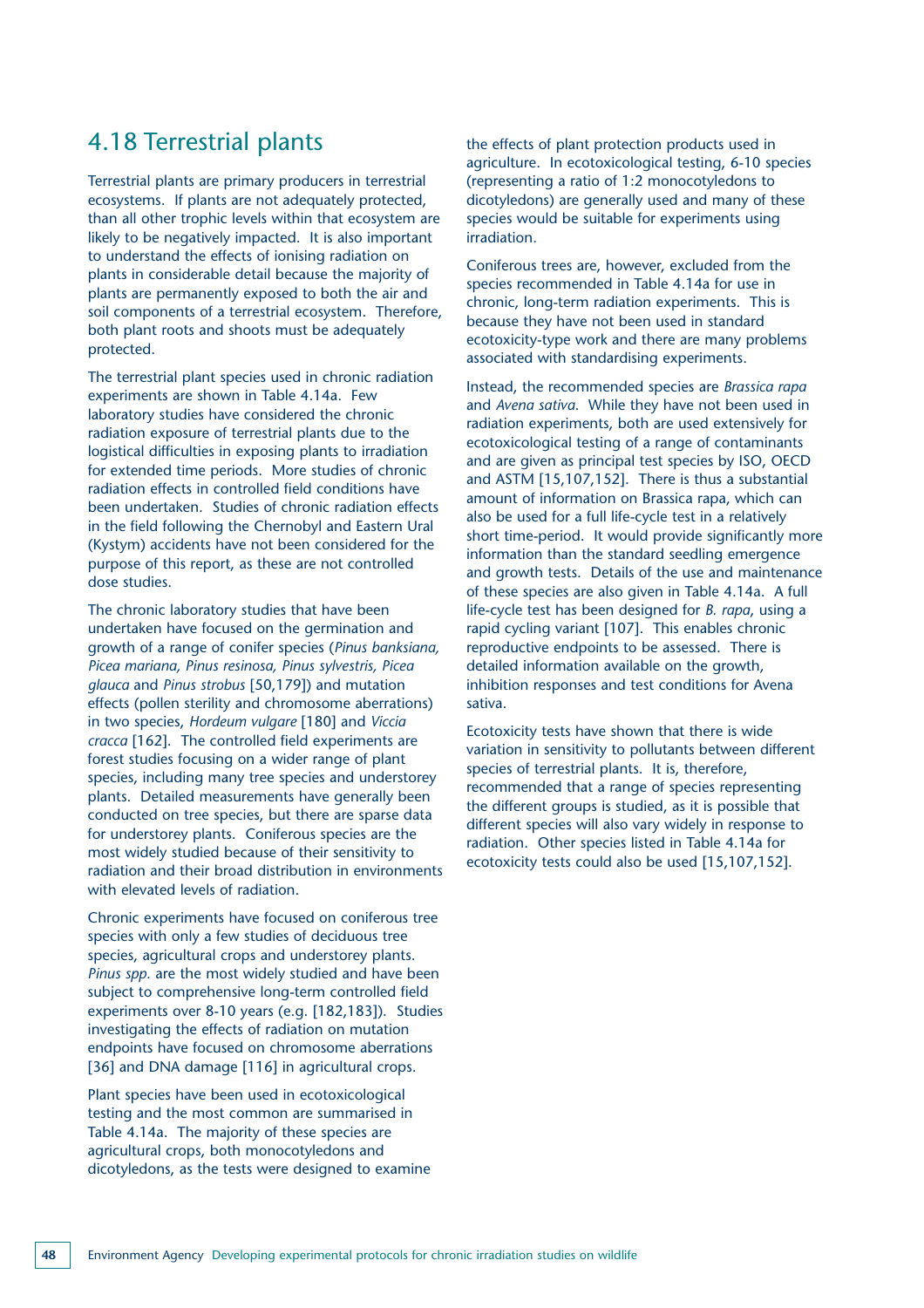## 4.18 Terrestrial plants

Terrestrial plants are primary producers in terrestrial ecosystems. If plants are not adequately protected, than all other trophic levels within that ecosystem are likely to be negatively impacted. It is also important to understand the effects of ionising radiation on plants in considerable detail because the majority of plants are permanently exposed to both the air and soil components of a terrestrial ecosystem. Therefore, both plant roots and shoots must be adequately protected.

The terrestrial plant species used in chronic radiation experiments are shown in Table 4.14a. Few laboratory studies have considered the chronic radiation exposure of terrestrial plants due to the logistical difficulties in exposing plants to irradiation for extended time periods. More studies of chronic radiation effects in controlled field conditions have been undertaken. Studies of chronic radiation effects in the field following the Chernobyl and Eastern Ural (Kystym) accidents have not been considered for the purpose of this report, as these are not controlled dose studies.

The chronic laboratory studies that have been undertaken have focused on the germination and growth of a range of conifer species (*Pinus banksiana, Picea mariana, Pinus resinosa, Pinus sylvestris, Picea glauca* and *Pinus strobus* [50,179]) and mutation effects (pollen sterility and chromosome aberrations) in two species, *Hordeum vulgare* [180] and *Viccia cracca* [162]. The controlled field experiments are forest studies focusing on a wider range of plant species, including many tree species and understorey plants. Detailed measurements have generally been conducted on tree species, but there are sparse data for understorey plants. Coniferous species are the most widely studied because of their sensitivity to radiation and their broad distribution in environments with elevated levels of radiation.

Chronic experiments have focused on coniferous tree species with only a few studies of deciduous tree species, agricultural crops and understorey plants. *Pinus spp.* are the most widely studied and have been subject to comprehensive long-term controlled field experiments over 8-10 years (e.g. [182,183]). Studies investigating the effects of radiation on mutation endpoints have focused on chromosome aberrations [36] and DNA damage [116] in agricultural crops.

Plant species have been used in ecotoxicological testing and the most common are summarised in Table 4.14a. The majority of these species are agricultural crops, both monocotyledons and dicotyledons, as the tests were designed to examine the effects of plant protection products used in agriculture. In ecotoxicological testing, 6-10 species (representing a ratio of 1:2 monocotyledons to dicotyledons) are generally used and many of these species would be suitable for experiments using irradiation.

Coniferous trees are, however, excluded from the species recommended in Table 4.14a for use in chronic, long-term radiation experiments. This is because they have not been used in standard ecotoxicity-type work and there are many problems associated with standardising experiments.

Instead, the recommended species are *Brassica rapa* and *Avena sativa.* While they have not been used in radiation experiments, both are used extensively for ecotoxicological testing of a range of contaminants and are given as principal test species by ISO, OECD and ASTM [15,107,152]. There is thus a substantial amount of information on Brassica rapa, which can also be used for a full life-cycle test in a relatively short time-period. It would provide significantly more information than the standard seedling emergence and growth tests. Details of the use and maintenance of these species are also given in Table 4.14a. A full life-cycle test has been designed for *B. rapa*, using a rapid cycling variant [107]. This enables chronic reproductive endpoints to be assessed. There is detailed information available on the growth, inhibition responses and test conditions for Avena sativa.

Ecotoxicity tests have shown that there is wide variation in sensitivity to pollutants between different species of terrestrial plants. It is, therefore, recommended that a range of species representing the different groups is studied, as it is possible that different species will also vary widely in response to radiation. Other species listed in Table 4.14a for ecotoxicity tests could also be used [15,107,152].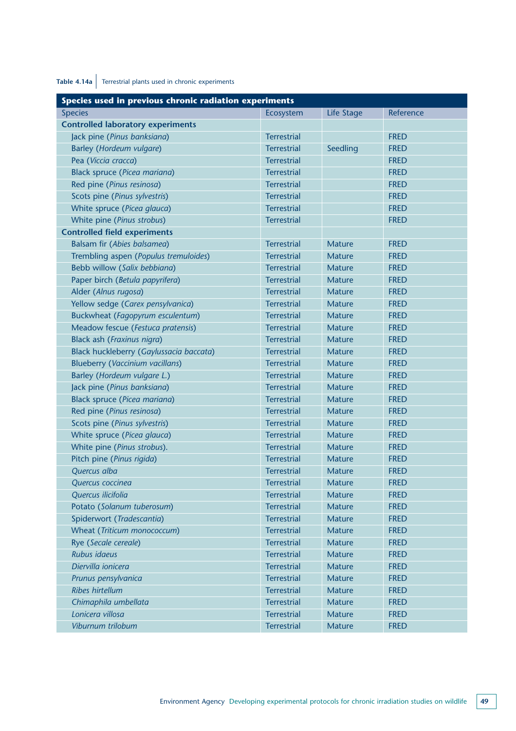**Table 4.14a** Terrestrial plants used in chronic experiments

| Species used in previous chronic radiation experiments | | | |
|---|---|---|---|
| Species | Ecosystem | Life Stage | Reference |
| **Controlled laboratory experiments** | | | |
| Jack pine (*Pinus banksiana*) | Terrestrial | | FRED |
| Barley (*Hordeum vulgare*) | Terrestrial | Seedling | FRED |
| Pea (*Viccia cracca*) | Terrestrial | | FRED |
| Black spruce (*Picea mariana*) | Terrestrial | | FRED |
| Red pine (*Pinus resinosa*) | Terrestrial | | FRED |
| Scots pine (*Pinus sylvestris*) | Terrestrial | | FRED |
| White spruce (*Picea glauca*) | Terrestrial | | FRED |
| White pine (*Pinus strobus*) | Terrestrial | | FRED |
| **Controlled field experiments** | | | |
| Balsam fir (*Abies balsamea*) | Terrestrial | Mature | FRED |
| Trembling aspen (*Populus tremuloides*) | Terrestrial | Mature | FRED |
| Bebb willow (*Salix bebbiana*) | Terrestrial | Mature | FRED |
| Paper birch (*Betula papyrifera*) | Terrestrial | Mature | FRED |
| Alder (*Alnus rugosa*) | Terrestrial | Mature | FRED |
| Yellow sedge (*Carex pensylvanica*) | Terrestrial | Mature | FRED |
| Buckwheat (*Fagopyrum esculentum*) | Terrestrial | Mature | FRED |
| Meadow fescue (*Festuca pratensis*) | Terrestrial | Mature | FRED |
| Black ash (*Fraxinus nigra*) | Terrestrial | Mature | FRED |
| Black huckleberry (*Gaylussacia baccata*) | Terrestrial | Mature | FRED |
| Blueberry (*Vaccinium vacillans*) | Terrestrial | Mature | FRED |
| Barley (*Hordeum vulgare L.*) | Terrestrial | Mature | FRED |
| Jack pine (*Pinus banksiana*) | Terrestrial | Mature | FRED |
| Black spruce (*Picea mariana*) | Terrestrial | Mature | FRED |
| Red pine (*Pinus resinosa*) | Terrestrial | Mature | FRED |
| Scots pine (*Pinus sylvestris*) | Terrestrial | Mature | FRED |
| White spruce (*Picea glauca*) | Terrestrial | Mature | FRED |
| White pine (*Pinus strobus*). | Terrestrial | Mature | FRED |
| Pitch pine (*Pinus rigida*) | Terrestrial | Mature | FRED |
| *Quercus alba* | Terrestrial | Mature | FRED |
| *Quercus coccinea* | Terrestrial | Mature | FRED |
| *Quercus ilicifolia* | Terrestrial | Mature | FRED |
| Potato (*Solanum tuberosum*) | Terrestrial | Mature | FRED |
| Spiderwort (*Tradescantia*) | Terrestrial | Mature | FRED |
| Wheat (*Triticum monococcum*) | Terrestrial | Mature | FRED |
| Rye (*Secale cereale*) | Terrestrial | Mature | FRED |
| *Rubus idaeus* | Terrestrial | Mature | FRED |
| *Diervilla ionicera* | Terrestrial | Mature | FRED |
| *Prunus pensylvanica* | Terrestrial | Mature | FRED |
| *Ribes hirtellum* | Terrestrial | Mature | FRED |
| *Chimaphila umbellata* | Terrestrial | Mature | FRED |
| *Lonicera villosa* | Terrestrial | Mature | FRED |
| *Viburnum trilobum* | Terrestrial | Mature | FRED |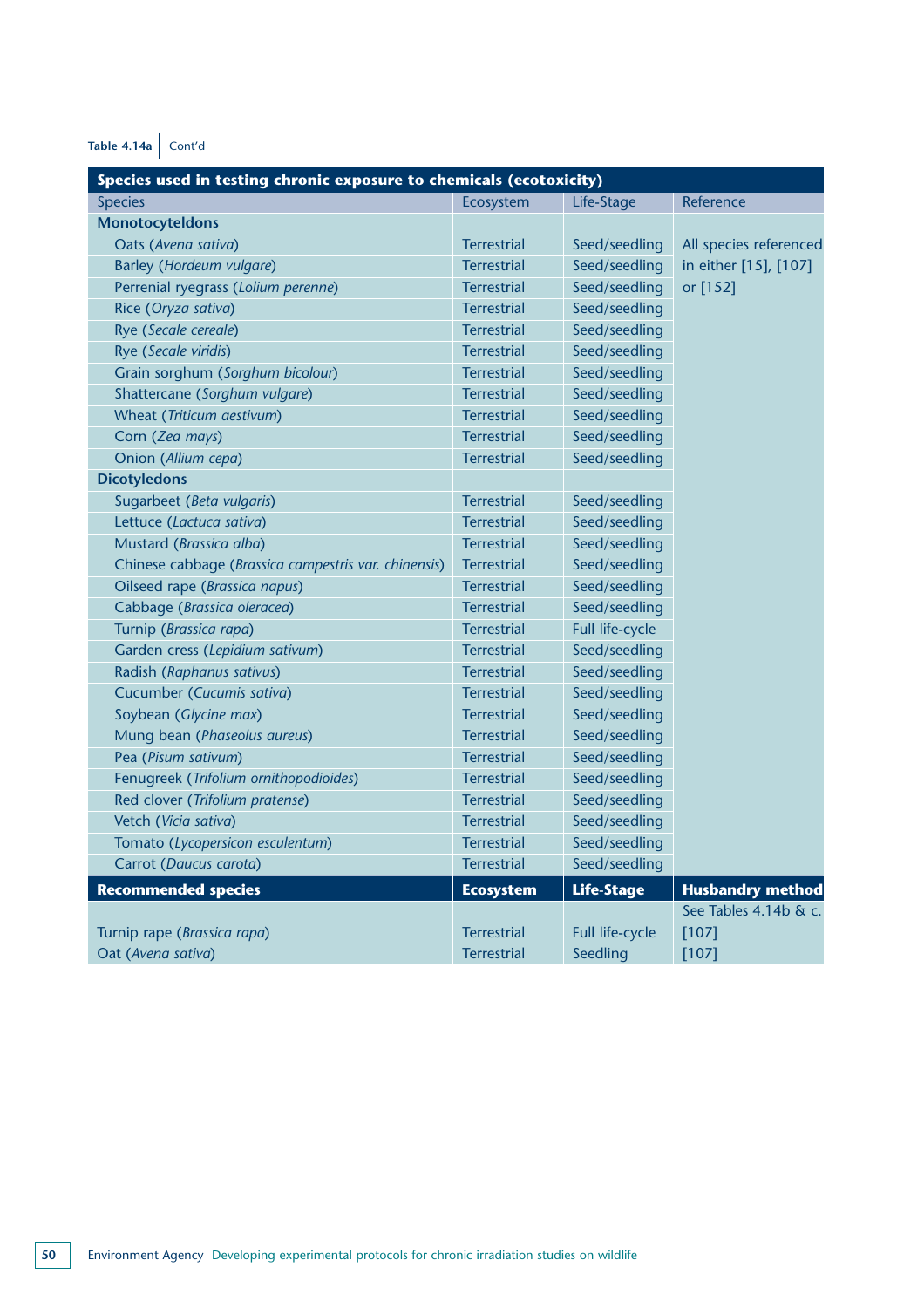**Table 4.14a** Cont'd

| Species used in testing chronic exposure to chemicals (ecotoxicity) | | | |
|---|---|---|---|
| Species | Ecosystem | Life-Stage | Reference |
| **Monocotyteldons** | | | |
| Oats (*Avena sativa*) | Terrestrial | Seed/seedling | All species referenced in either [15], [107] or [152] |
| Barley (*Hordeum vulgare*) | Terrestrial | Seed/seedling | |
| Perrenial ryegrass (*Lolium perenne*) | Terrestrial | Seed/seedling | |
| Rice (*Oryza sativa*) | Terrestrial | Seed/seedling | |
| Rye (*Secale cereale*) | Terrestrial | Seed/seedling | |
| Rye (*Secale viridis*) | Terrestrial | Seed/seedling | |
| Grain sorghum (*Sorghum bicolour*) | Terrestrial | Seed/seedling | |
| Shattercane (*Sorghum vulgare*) | Terrestrial | Seed/seedling | |
| Wheat (*Triticum aestivum*) | Terrestrial | Seed/seedling | |
| Corn (*Zea mays*) | Terrestrial | Seed/seedling | |
| Onion (*Allium cepa*) | Terrestrial | Seed/seedling | |
| **Dicotyledons** | | | |
| Sugarbeet (*Beta vulgaris*) | Terrestrial | Seed/seedling | |
| Lettuce (*Lactuca sativa*) | Terrestrial | Seed/seedling | |
| Mustard (*Brassica alba*) | Terrestrial | Seed/seedling | |
| Chinese cabbage (*Brassica campestris var. chinensis*) | Terrestrial | Seed/seedling | |
| Oilseed rape (*Brassica napus*) | Terrestrial | Seed/seedling | |
| Cabbage (*Brassica oleracea*) | Terrestrial | Seed/seedling | |
| Turnip (*Brassica rapa*) | Terrestrial | Full life-cycle | |
| Garden cress (*Lepidium sativum*) | Terrestrial | Seed/seedling | |
| Radish (*Raphanus sativus*) | Terrestrial | Seed/seedling | |
| Cucumber (*Cucumis sativa*) | Terrestrial | Seed/seedling | |
| Soybean (*Glycine max*) | Terrestrial | Seed/seedling | |
| Mung bean (*Phaseolus aureus*) | Terrestrial | Seed/seedling | |
| Pea (*Pisum sativum*) | Terrestrial | Seed/seedling | |
| Fenugreek (*Trifolium ornithopodioides*) | Terrestrial | Seed/seedling | |
| Red clover (*Trifolium pratense*) | Terrestrial | Seed/seedling | |
| Vetch (*Vicia sativa*) | Terrestrial | Seed/seedling | |
| Tomato (*Lycopersicon esculentum*) | Terrestrial | Seed/seedling | |
| Carrot (*Daucus carota*) | Terrestrial | Seed/seedling | |
| **Recommended species** | **Ecosystem** | **Life-Stage** | **Husbandry method** |
| | | | See Tables 4.14b & c. |
| Turnip rape (*Brassica rapa*) | Terrestrial | Full life-cycle | [107] |
| Oat (*Avena sativa*) | Terrestrial | Seedling | [107] |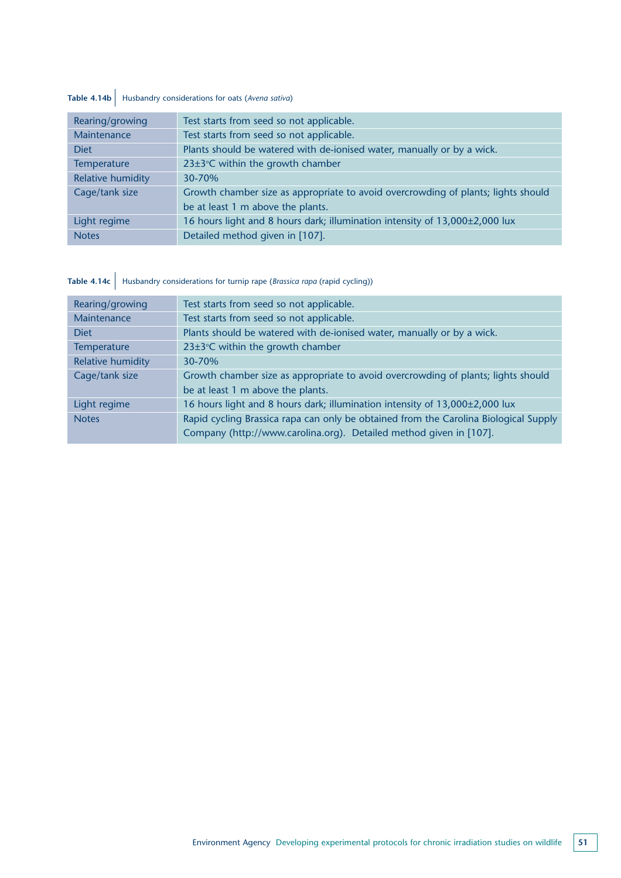**Table 4.14b** Husbandry considerations for oats (*Avena sativa*)

| | |
|---|---|
| Rearing/growing | Test starts from seed so not applicable. |
| Maintenance | Test starts from seed so not applicable. |
| Diet | Plants should be watered with de-ionised water, manually or by a wick. |
| Temperature | 23±3°C within the growth chamber |
| Relative humidity | 30-70% |
| Cage/tank size | Growth chamber size as appropriate to avoid overcrowding of plants; lights should be at least 1 m above the plants. |
| Light regime | 16 hours light and 8 hours dark; illumination intensity of 13,000±2,000 lux |
| Notes | Detailed method given in [107]. |

**Table 4.14c** Husbandry considerations for turnip rape (*Brassica rapa* (rapid cycling))

| | |
|---|---|
| Rearing/growing | Test starts from seed so not applicable. |
| Maintenance | Test starts from seed so not applicable. |
| Diet | Plants should be watered with de-ionised water, manually or by a wick. |
| Temperature | 23±3°C within the growth chamber |
| Relative humidity | 30-70% |
| Cage/tank size | Growth chamber size as appropriate to avoid overcrowding of plants; lights should be at least 1 m above the plants. |
| Light regime | 16 hours light and 8 hours dark; illumination intensity of 13,000±2,000 lux |
| Notes | Rapid cycling Brassica rapa can only be obtained from the Carolina Biological Supply Company (http://www.carolina.org). Detailed method given in [107]. |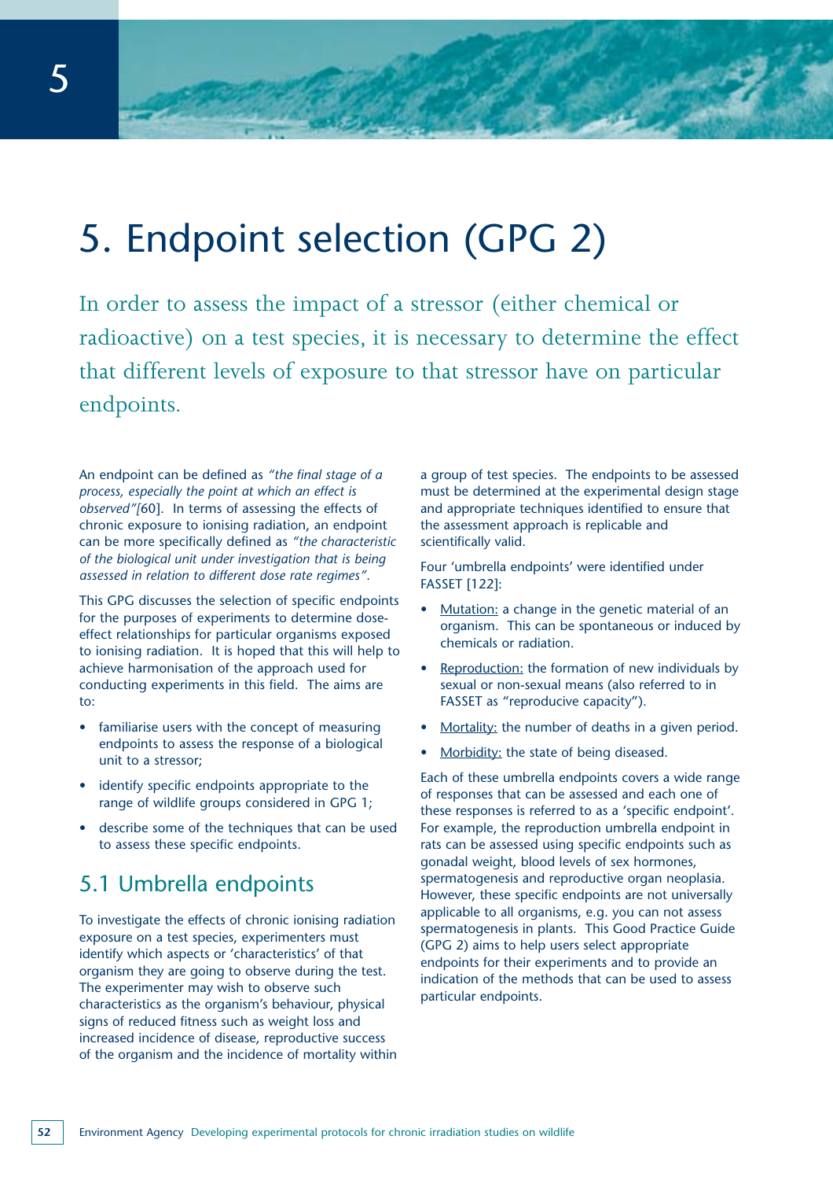# 5. Endpoint selection (GPG 2)

In order to assess the impact of a stressor (either chemical or radioactive) on a test species, it is necessary to determine the effect that different levels of exposure to that stressor have on particular endpoints.

An endpoint can be defined as *"the final stage of a process, especially the point at which an effect is observed"*[60]. In terms of assessing the effects of chronic exposure to ionising radiation, an endpoint can be more specifically defined as *"the characteristic of the biological unit under investigation that is being assessed in relation to different dose rate regimes"*.

This GPG discusses the selection of specific endpoints for the purposes of experiments to determine dose-effect relationships for particular organisms exposed to ionising radiation. It is hoped that this will help to achieve harmonisation of the approach used for conducting experiments in this field. The aims are to:

- familiarise users with the concept of measuring endpoints to assess the response of a biological unit to a stressor;
- identify specific endpoints appropriate to the range of wildlife groups considered in GPG 1;
- describe some of the techniques that can be used to assess these specific endpoints.

## 5.1 Umbrella endpoints

To investigate the effects of chronic ionising radiation exposure on a test species, experimenters must identify which aspects or 'characteristics' of that organism they are going to observe during the test. The experimenter may wish to observe such characteristics as the organism's behaviour, physical signs of reduced fitness such as weight loss and increased incidence of disease, reproductive success of the organism and the incidence of mortality within a group of test species. The endpoints to be assessed must be determined at the experimental design stage and appropriate techniques identified to ensure that the assessment approach is replicable and scientifically valid.

Four 'umbrella endpoints' were identified under FASSET [122]:

- Mutation: a change in the genetic material of an organism. This can be spontaneous or induced by chemicals or radiation.
- Reproduction: the formation of new individuals by sexual or non-sexual means (also referred to in FASSET as "reproducive capacity").
- Mortality: the number of deaths in a given period.
- Morbidity: the state of being diseased.

Each of these umbrella endpoints covers a wide range of responses that can be assessed and each one of these responses is referred to as a 'specific endpoint'. For example, the reproduction umbrella endpoint in rats can be assessed using specific endpoints such as gonadal weight, blood levels of sex hormones, spermatogenesis and reproductive organ neoplasia. However, these specific endpoints are not universally applicable to all organisms, e.g. you can not assess spermatogenesis in plants. This Good Practice Guide (GPG 2) aims to help users select appropriate endpoints for their experiments and to provide an indication of the methods that can be used to assess particular endpoints.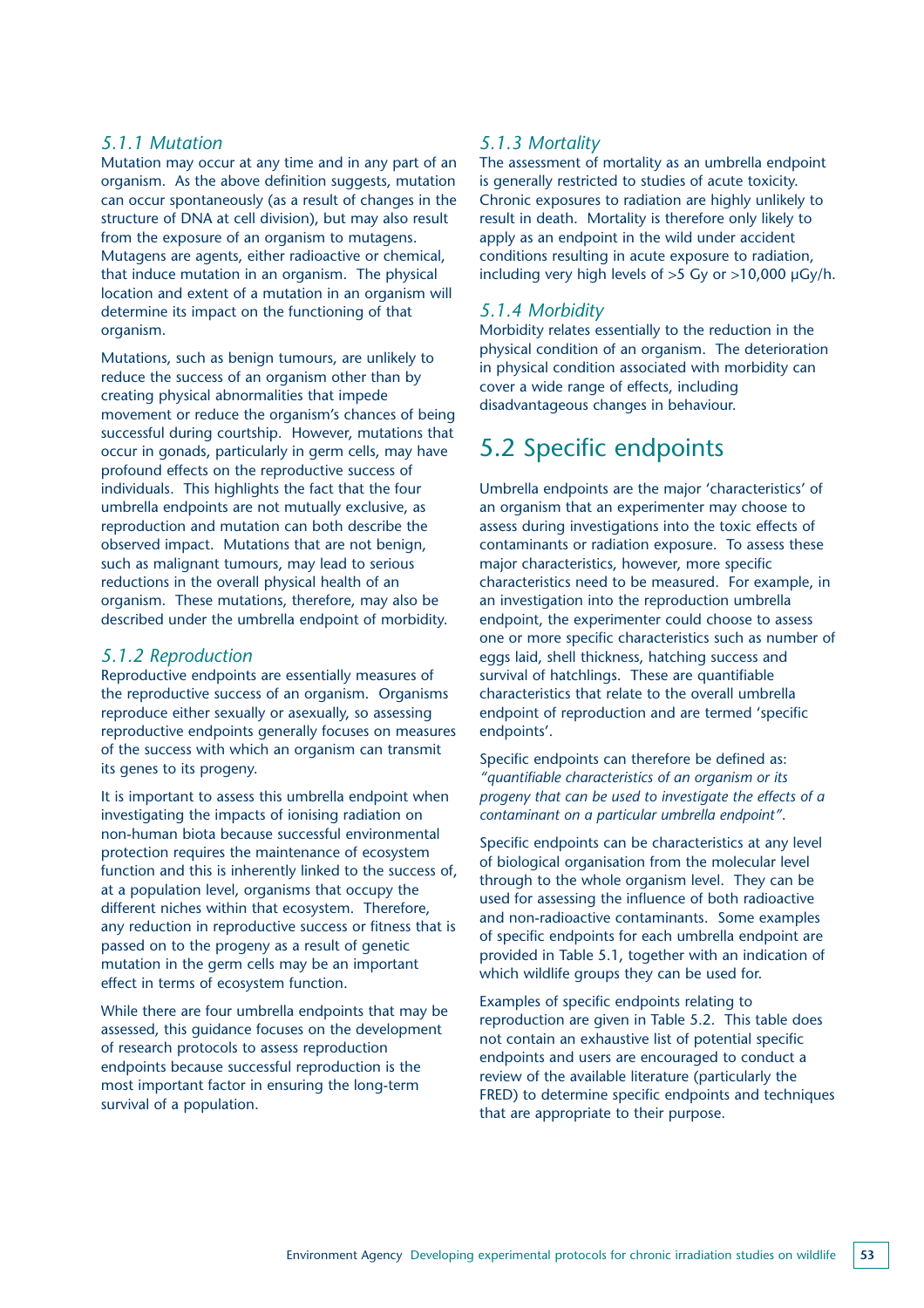### 5.1.1 Mutation

Mutation may occur at any time and in any part of an organism. As the above definition suggests, mutation can occur spontaneously (as a result of changes in the structure of DNA at cell division), but may also result from the exposure of an organism to mutagens. Mutagens are agents, either radioactive or chemical, that induce mutation in an organism. The physical location and extent of a mutation in an organism will determine its impact on the functioning of that organism.

Mutations, such as benign tumours, are unlikely to reduce the success of an organism other than by creating physical abnormalities that impede movement or reduce the organism's chances of being successful during courtship. However, mutations that occur in gonads, particularly in germ cells, may have profound effects on the reproductive success of individuals. This highlights the fact that the four umbrella endpoints are not mutually exclusive, as reproduction and mutation can both describe the observed impact. Mutations that are not benign, such as malignant tumours, may lead to serious reductions in the overall physical health of an organism. These mutations, therefore, may also be described under the umbrella endpoint of morbidity.

### 5.1.2 Reproduction

Reproductive endpoints are essentially measures of the reproductive success of an organism. Organisms reproduce either sexually or asexually, so assessing reproductive endpoints generally focuses on measures of the success with which an organism can transmit its genes to its progeny.

It is important to assess this umbrella endpoint when investigating the impacts of ionising radiation on non-human biota because successful environmental protection requires the maintenance of ecosystem function and this is inherently linked to the success of, at a population level, organisms that occupy the different niches within that ecosystem. Therefore, any reduction in reproductive success or fitness that is passed on to the progeny as a result of genetic mutation in the germ cells may be an important effect in terms of ecosystem function.

While there are four umbrella endpoints that may be assessed, this guidance focuses on the development of research protocols to assess reproduction endpoints because successful reproduction is the most important factor in ensuring the long-term survival of a population.

### 5.1.3 Mortality

The assessment of mortality as an umbrella endpoint is generally restricted to studies of acute toxicity. Chronic exposures to radiation are highly unlikely to result in death. Mortality is therefore only likely to apply as an endpoint in the wild under accident conditions resulting in acute exposure to radiation, including very high levels of >5 Gy or >10,000 µGy/h.

### 5.1.4 Morbidity

Morbidity relates essentially to the reduction in the physical condition of an organism. The deterioration in physical condition associated with morbidity can cover a wide range of effects, including disadvantageous changes in behaviour.

## 5.2 Specific endpoints

Umbrella endpoints are the major 'characteristics' of an organism that an experimenter may choose to assess during investigations into the toxic effects of contaminants or radiation exposure. To assess these major characteristics, however, more specific characteristics need to be measured. For example, in an investigation into the reproduction umbrella endpoint, the experimenter could choose to assess one or more specific characteristics such as number of eggs laid, shell thickness, hatching success and survival of hatchlings. These are quantifiable characteristics that relate to the overall umbrella endpoint of reproduction and are termed 'specific endpoints'.

Specific endpoints can therefore be defined as: *"quantifiable characteristics of an organism or its progeny that can be used to investigate the effects of a contaminant on a particular umbrella endpoint".*

Specific endpoints can be characteristics at any level of biological organisation from the molecular level through to the whole organism level. They can be used for assessing the influence of both radioactive and non-radioactive contaminants. Some examples of specific endpoints for each umbrella endpoint are provided in Table 5.1, together with an indication of which wildlife groups they can be used for.

Examples of specific endpoints relating to reproduction are given in Table 5.2. This table does not contain an exhaustive list of potential specific endpoints and users are encouraged to conduct a review of the available literature (particularly the FRED) to determine specific endpoints and techniques that are appropriate to their purpose.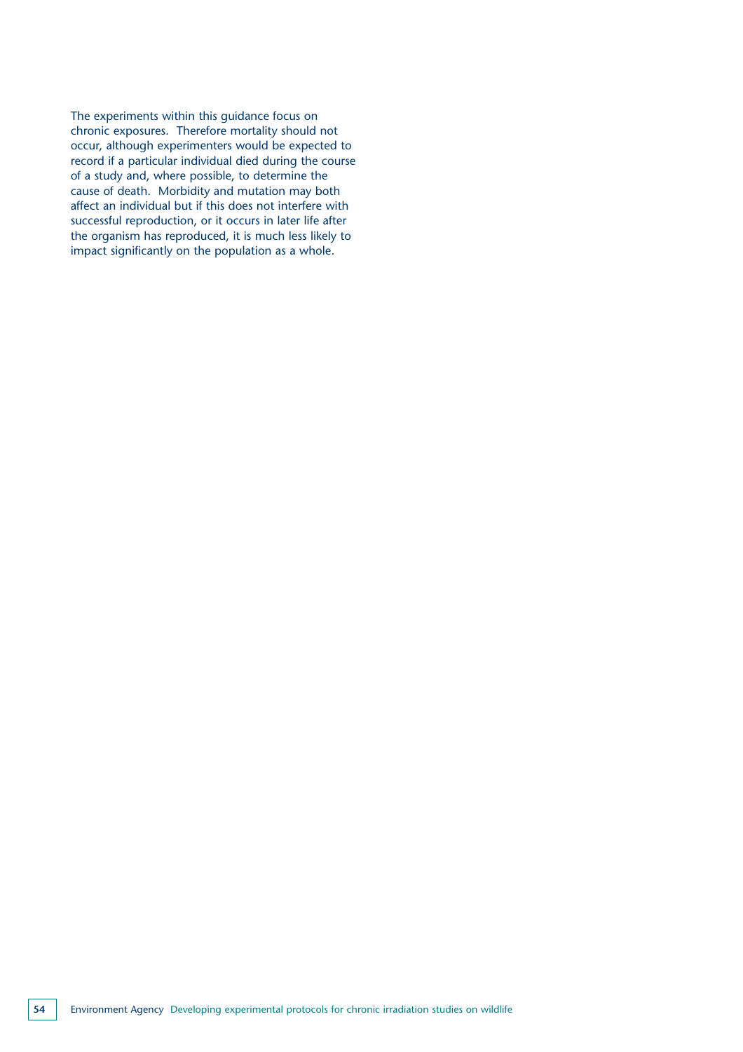The experiments within this guidance focus on chronic exposures. Therefore mortality should not occur, although experimenters would be expected to record if a particular individual died during the course of a study and, where possible, to determine the cause of death. Morbidity and mutation may both affect an individual but if this does not interfere with successful reproduction, or it occurs in later life after the organism has reproduced, it is much less likely to impact significantly on the population as a whole.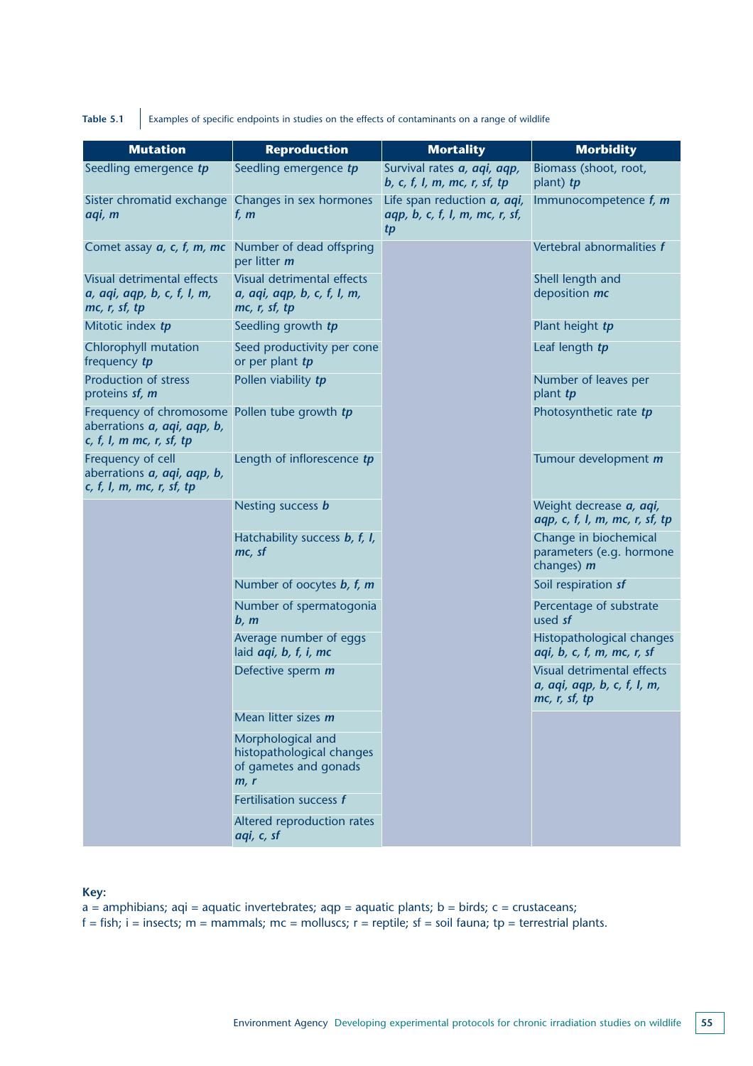**Table 5.1** Examples of specific endpoints in studies on the effects of contaminants on a range of wildlife

| Mutation | Reproduction | Mortality | Morbidity |
|---|---|---|---|
| Seedling emergence ***tp*** | Seedling emergence ***tp*** | Survival rates ***a, aqi, aqp, b, c, f, l, m, mc, r, sf, tp*** | Biomass (shoot, root, plant) ***tp*** |
| Sister chromatid exchange ***aqi, m*** | Changes in sex hormones ***f, m*** | Life span reduction ***a, aqi, aqp, b, c, f, l, m, mc, r, sf, tp*** | Immunocompetence ***f, m*** |
| Comet assay ***a, c, f, m, mc*** | Number of dead offspring per litter ***m*** | | Vertebral abnormalities ***f*** |
| Visual detrimental effects ***a, aqi, aqp, b, c, f, l, m, mc, r, sf, tp*** | Visual detrimental effects ***a, aqi, aqp, b, c, f, l, m, mc, r, sf, tp*** | | Shell length and deposition ***mc*** |
| Mitotic index ***tp*** | Seedling growth ***tp*** | | Plant height ***tp*** |
| Chlorophyll mutation frequency ***tp*** | Seed productivity per cone or per plant ***tp*** | | Leaf length ***tp*** |
| Production of stress proteins ***sf, m*** | Pollen viability ***tp*** | | Number of leaves per plant ***tp*** |
| Frequency of chromosome aberrations ***a, aqi, aqp, b, c, f, l, m mc, r, sf, tp*** | Pollen tube growth ***tp*** | | Photosynthetic rate ***tp*** |
| Frequency of cell aberrations ***a, aqi, aqp, b, c, f, l, m, mc, r, sf, tp*** | Length of inflorescence ***tp*** | | Tumour development ***m*** |
| | Nesting success ***b*** | | Weight decrease ***a, aqi, aqp, c, f, l, m, mc, r, sf, tp*** |
| | Hatchability success ***b, f, l, mc, sf*** | | Change in biochemical parameters (e.g. hormone changes) ***m*** |
| | Number of oocytes ***b, f, m*** | | Soil respiration ***sf*** |
| | Number of spermatogonia ***b, m*** | | Percentage of substrate used ***sf*** |
| | Average number of eggs laid ***aqi, b, f, i, mc*** | | Histopathological changes ***aqi, b, c, f, m, mc, r, sf*** |
| | Defective sperm ***m*** | | Visual detrimental effects ***a, aqi, aqp, b, c, f, l, m, mc, r, sf, tp*** |
| | Mean litter sizes ***m*** | | |
| | Morphological and histopathological changes of gametes and gonads ***m, r*** | | |
| | Fertilisation success ***f*** | | |
| | Altered reproduction rates ***aqi, c, sf*** | | |

**Key:**
a = amphibians; aqi = aquatic invertebrates; aqp = aquatic plants; b = birds; c = crustaceans;
f = fish; i = insects; m = mammals; mc = molluscs; r = reptile; sf = soil fauna; tp = terrestrial plants.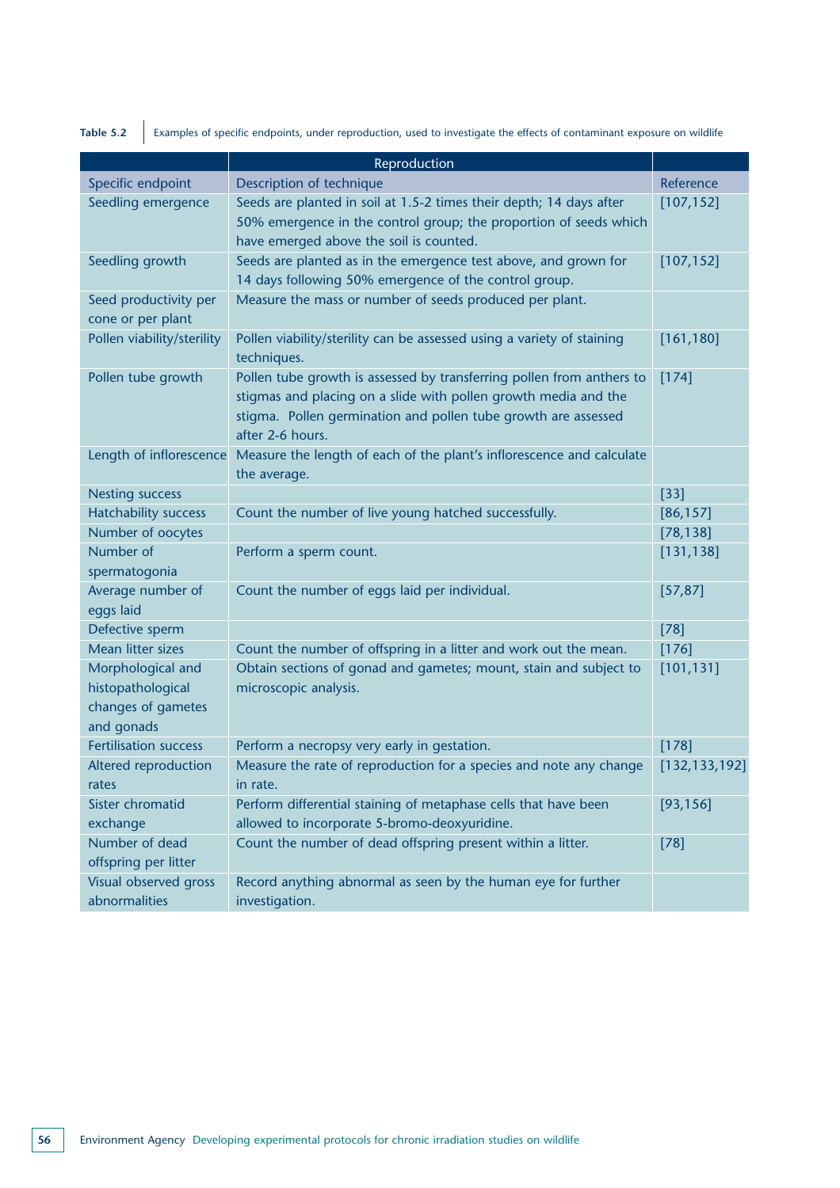**Table 5.2** Examples of specific endpoints, under reproduction, used to investigate the effects of contaminant exposure on wildlife

| Reproduction | | |
|---|---|---|
| Specific endpoint | Description of technique | Reference |
| Seedling emergence | Seeds are planted in soil at 1.5-2 times their depth; 14 days after 50% emergence in the control group; the proportion of seeds which have emerged above the soil is counted. | [107,152] |
| Seedling growth | Seeds are planted as in the emergence test above, and grown for 14 days following 50% emergence of the control group. | [107,152] |
| Seed productivity per cone or per plant | Measure the mass or number of seeds produced per plant. | |
| Pollen viability/sterility | Pollen viability/sterility can be assessed using a variety of staining techniques. | [161,180] |
| Pollen tube growth | Pollen tube growth is assessed by transferring pollen from anthers to stigmas and placing on a slide with pollen growth media and the stigma. Pollen germination and pollen tube growth are assessed after 2-6 hours. | [174] |
| Length of inflorescence | Measure the length of each of the plant's inflorescence and calculate the average. | |
| Nesting success | | [33] |
| Hatchability success | Count the number of live young hatched successfully. | [86,157] |
| Number of oocytes | | [78,138] |
| Number of spermatogonia | Perform a sperm count. | [131,138] |
| Average number of eggs laid | Count the number of eggs laid per individual. | [57,87] |
| Defective sperm | | [78] |
| Mean litter sizes | Count the number of offspring in a litter and work out the mean. | [176] |
| Morphological and histopathological changes of gametes and gonads | Obtain sections of gonad and gametes; mount, stain and subject to microscopic analysis. | [101,131] |
| Fertilisation success | Perform a necropsy very early in gestation. | [178] |
| Altered reproduction rates | Measure the rate of reproduction for a species and note any change in rate. | [132,133,192] |
| Sister chromatid exchange | Perform differential staining of metaphase cells that have been allowed to incorporate 5-bromo-deoxyuridine. | [93,156] |
| Number of dead offspring per litter | Count the number of dead offspring present within a litter. | [78] |
| Visual observed gross abnormalities | Record anything abnormal as seen by the human eye for further investigation. | |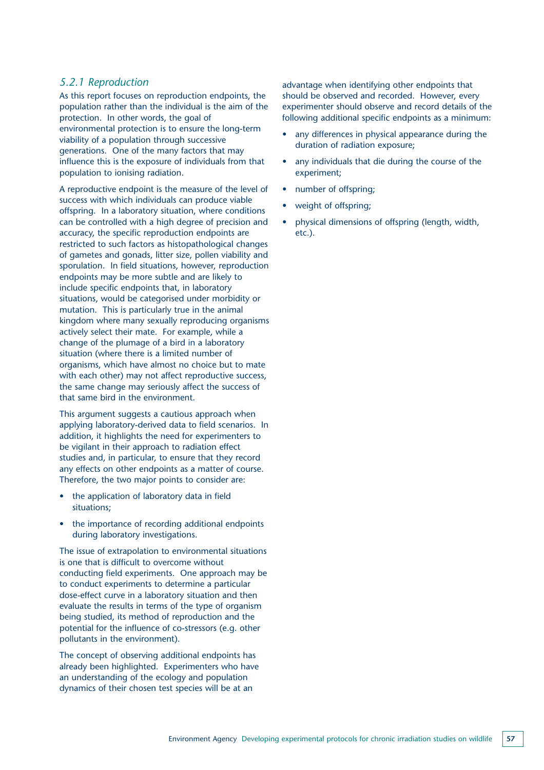### *5.2.1 Reproduction*

As this report focuses on reproduction endpoints, the population rather than the individual is the aim of the protection. In other words, the goal of environmental protection is to ensure the long-term viability of a population through successive generations. One of the many factors that may influence this is the exposure of individuals from that population to ionising radiation.

A reproductive endpoint is the measure of the level of success with which individuals can produce viable offspring. In a laboratory situation, where conditions can be controlled with a high degree of precision and accuracy, the specific reproduction endpoints are restricted to such factors as histopathological changes of gametes and gonads, litter size, pollen viability and sporulation. In field situations, however, reproduction endpoints may be more subtle and are likely to include specific endpoints that, in laboratory situations, would be categorised under morbidity or mutation. This is particularly true in the animal kingdom where many sexually reproducing organisms actively select their mate. For example, while a change of the plumage of a bird in a laboratory situation (where there is a limited number of organisms, which have almost no choice but to mate with each other) may not affect reproductive success, the same change may seriously affect the success of that same bird in the environment.

This argument suggests a cautious approach when applying laboratory-derived data to field scenarios. In addition, it highlights the need for experimenters to be vigilant in their approach to radiation effect studies and, in particular, to ensure that they record any effects on other endpoints as a matter of course. Therefore, the two major points to consider are:

- the application of laboratory data in field situations;
- the importance of recording additional endpoints during laboratory investigations.

The issue of extrapolation to environmental situations is one that is difficult to overcome without conducting field experiments. One approach may be to conduct experiments to determine a particular dose-effect curve in a laboratory situation and then evaluate the results in terms of the type of organism being studied, its method of reproduction and the potential for the influence of co-stressors (e.g. other pollutants in the environment).

The concept of observing additional endpoints has already been highlighted. Experimenters who have an understanding of the ecology and population dynamics of their chosen test species will be at an advantage when identifying other endpoints that should be observed and recorded. However, every experimenter should observe and record details of the following additional specific endpoints as a minimum:

- any differences in physical appearance during the duration of radiation exposure;
- any individuals that die during the course of the experiment;
- number of offspring;
- weight of offspring;
- physical dimensions of offspring (length, width, etc.).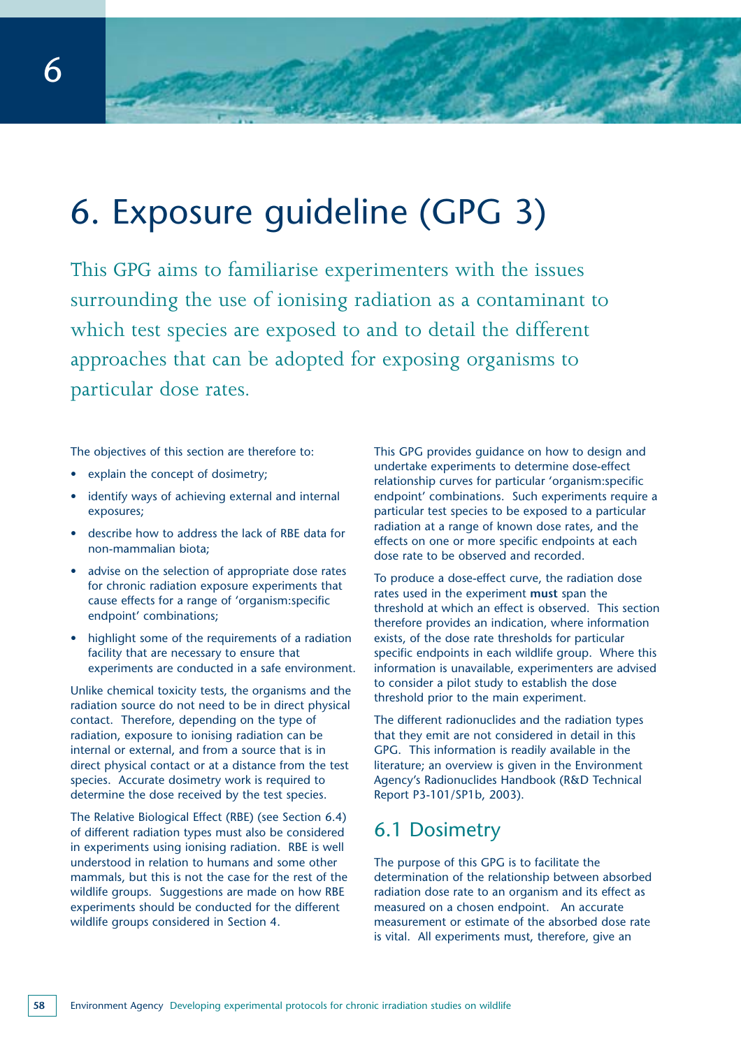# 6. Exposure guideline (GPG 3)

This GPG aims to familiarise experimenters with the issues surrounding the use of ionising radiation as a contaminant to which test species are exposed to and to detail the different approaches that can be adopted for exposing organisms to particular dose rates.

The objectives of this section are therefore to:

- explain the concept of dosimetry;
- identify ways of achieving external and internal exposures;
- describe how to address the lack of RBE data for non-mammalian biota;
- advise on the selection of appropriate dose rates for chronic radiation exposure experiments that cause effects for a range of 'organism:specific endpoint' combinations;
- highlight some of the requirements of a radiation facility that are necessary to ensure that experiments are conducted in a safe environment.

Unlike chemical toxicity tests, the organisms and the radiation source do not need to be in direct physical contact. Therefore, depending on the type of radiation, exposure to ionising radiation can be internal or external, and from a source that is in direct physical contact or at a distance from the test species. Accurate dosimetry work is required to determine the dose received by the test species.

The Relative Biological Effect (RBE) (see Section 6.4) of different radiation types must also be considered in experiments using ionising radiation. RBE is well understood in relation to humans and some other mammals, but this is not the case for the rest of the wildlife groups. Suggestions are made on how RBE experiments should be conducted for the different wildlife groups considered in Section 4.

This GPG provides guidance on how to design and undertake experiments to determine dose-effect relationship curves for particular 'organism:specific endpoint' combinations. Such experiments require a particular test species to be exposed to a particular radiation at a range of known dose rates, and the effects on one or more specific endpoints at each dose rate to be observed and recorded.

To produce a dose-effect curve, the radiation dose rates used in the experiment **must** span the threshold at which an effect is observed. This section therefore provides an indication, where information exists, of the dose rate thresholds for particular specific endpoints in each wildlife group. Where this information is unavailable, experimenters are advised to consider a pilot study to establish the dose threshold prior to the main experiment.

The different radionuclides and the radiation types that they emit are not considered in detail in this GPG. This information is readily available in the literature; an overview is given in the Environment Agency's Radionuclides Handbook (R&D Technical Report P3-101/SP1b, 2003).

## 6.1 Dosimetry

The purpose of this GPG is to facilitate the determination of the relationship between absorbed radiation dose rate to an organism and its effect as measured on a chosen endpoint. An accurate measurement or estimate of the absorbed dose rate is vital. All experiments must, therefore, give an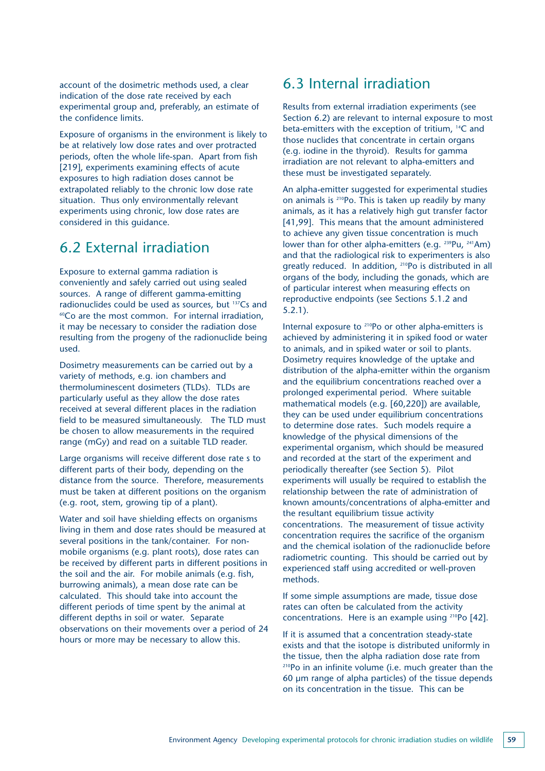account of the dosimetric methods used, a clear indication of the dose rate received by each experimental group and, preferably, an estimate of the confidence limits.

Exposure of organisms in the environment is likely to be at relatively low dose rates and over protracted periods, often the whole life-span. Apart from fish [219], experiments examining effects of acute exposures to high radiation doses cannot be extrapolated reliably to the chronic low dose rate situation. Thus only environmentally relevant experiments using chronic, low dose rates are considered in this guidance.

## 6.2 External irradiation

Exposure to external gamma radiation is conveniently and safely carried out using sealed sources. A range of different gamma-emitting radionuclides could be used as sources, but $^{137}$Cs and $^{60}$Co are the most common. For internal irradiation, it may be necessary to consider the radiation dose resulting from the progeny of the radionuclide being used.

Dosimetry measurements can be carried out by a variety of methods, e.g. ion chambers and thermoluminescent dosimeters (TLDs). TLDs are particularly useful as they allow the dose rates received at several different places in the radiation field to be measured simultaneously. The TLD must be chosen to allow measurements in the required range (mGy) and read on a suitable TLD reader.

Large organisms will receive different dose rate s to different parts of their body, depending on the distance from the source. Therefore, measurements must be taken at different positions on the organism (e.g. root, stem, growing tip of a plant).

Water and soil have shielding effects on organisms living in them and dose rates should be measured at several positions in the tank/container. For non-mobile organisms (e.g. plant roots), dose rates can be received by different parts in different positions in the soil and the air. For mobile animals (e.g. fish, burrowing animals), a mean dose rate can be calculated. This should take into account the different periods of time spent by the animal at different depths in soil or water. Separate observations on their movements over a period of 24 hours or more may be necessary to allow this.

## 6.3 Internal irradiation

Results from external irradiation experiments (see Section 6.2) are relevant to internal exposure to most beta-emitters with the exception of tritium, $^{14}$C and those nuclides that concentrate in certain organs (e.g. iodine in the thyroid). Results for gamma irradiation are not relevant to alpha-emitters and these must be investigated separately.

An alpha-emitter suggested for experimental studies on animals is $^{210}$Po. This is taken up readily by many animals, as it has a relatively high gut transfer factor [41,99]. This means that the amount administered to achieve any given tissue concentration is much lower than for other alpha-emitters (e.g. $^{239}$Pu, $^{241}$Am) and that the radiological risk to experimenters is also greatly reduced. In addition, $^{210}$Po is distributed in all organs of the body, including the gonads, which are of particular interest when measuring effects on reproductive endpoints (see Sections 5.1.2 and 5.2.1).

Internal exposure to $^{210}$Po or other alpha-emitters is achieved by administering it in spiked food or water to animals, and in spiked water or soil to plants. Dosimetry requires knowledge of the uptake and distribution of the alpha-emitter within the organism and the equilibrium concentrations reached over a prolonged experimental period. Where suitable mathematical models (e.g. [60,220]) are available, they can be used under equilibrium concentrations to determine dose rates. Such models require a knowledge of the physical dimensions of the experimental organism, which should be measured and recorded at the start of the experiment and periodically thereafter (see Section 5). Pilot experiments will usually be required to establish the relationship between the rate of administration of known amounts/concentrations of alpha-emitter and the resultant equilibrium tissue activity concentrations. The measurement of tissue activity concentration requires the sacrifice of the organism and the chemical isolation of the radionuclide before radiometric counting. This should be carried out by experienced staff using accredited or well-proven methods.

If some simple assumptions are made, tissue dose rates can often be calculated from the activity concentrations. Here is an example using $^{210}$Po [42].

If it is assumed that a concentration steady-state exists and that the isotope is distributed uniformly in the tissue, then the alpha radiation dose rate from $^{210}$Po in an infinite volume (i.e. much greater than the 60 μm range of alpha particles) of the tissue depends on its concentration in the tissue. This can be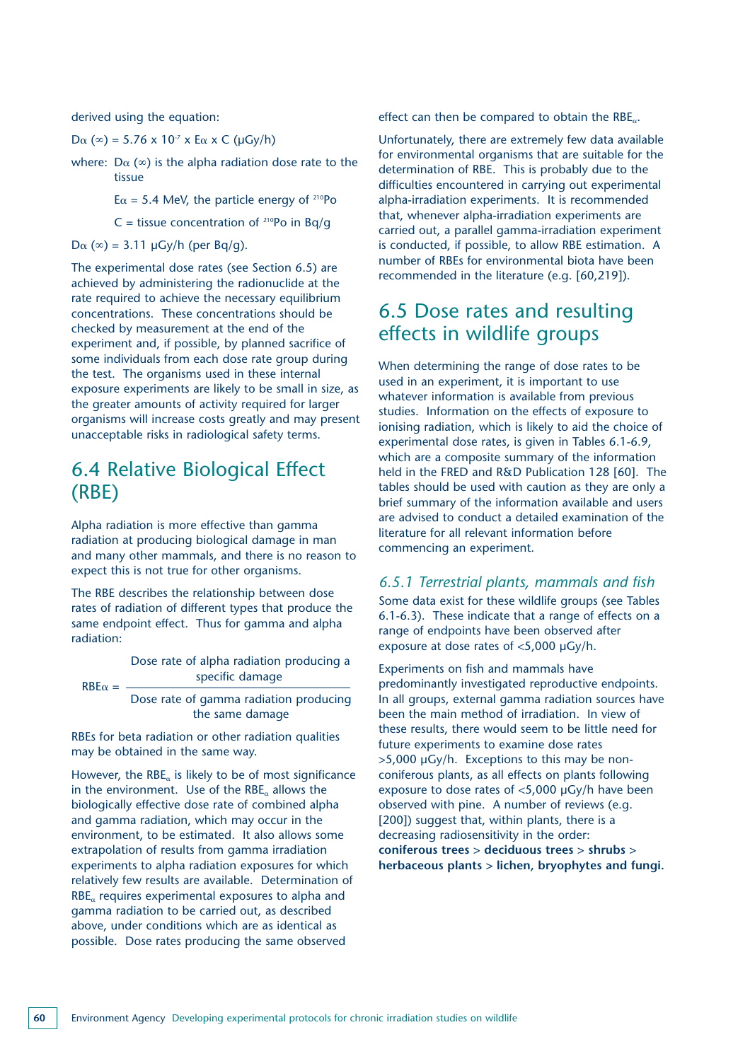derived using the equation:

$D\alpha (\infty) = 5.76 \times 10^{-7} \times E\alpha \times C$ (μGy/h)

where: $D\alpha (\infty)$ is the alpha radiation dose rate to the tissue

$E\alpha$ = 5.4 MeV, the particle energy of $^{210}Po$

C = tissue concentration of $^{210}Po$ in Bq/g

$D\alpha (\infty)$ = 3.11 μGy/h (per Bq/g).

The experimental dose rates (see Section 6.5) are achieved by administering the radionuclide at the rate required to achieve the necessary equilibrium concentrations. These concentrations should be checked by measurement at the end of the experiment and, if possible, by planned sacrifice of some individuals from each dose rate group during the test. The organisms used in these internal exposure experiments are likely to be small in size, as the greater amounts of activity required for larger organisms will increase costs greatly and may present unacceptable risks in radiological safety terms.

## 6.4 Relative Biological Effect (RBE)

Alpha radiation is more effective than gamma radiation at producing biological damage in man and many other mammals, and there is no reason to expect this is not true for other organisms.

The RBE describes the relationship between dose rates of radiation of different types that produce the same endpoint effect. Thus for gamma and alpha radiation:

$$RBE\alpha = \frac{\text{Dose rate of alpha radiation producing a specific damage}}{\text{Dose rate of gamma radiation producing the same damage}}$$

RBEs for beta radiation or other radiation qualities may be obtained in the same way.

However, the $RBE_\alpha$ is likely to be of most significance in the environment. Use of the $RBE_\alpha$ allows the biologically effective dose rate of combined alpha and gamma radiation, which may occur in the environment, to be estimated. It also allows some extrapolation of results from gamma irradiation experiments to alpha radiation exposures for which relatively few results are available. Determination of $RBE_\alpha$ requires experimental exposures to alpha and gamma radiation to be carried out, as described above, under conditions which are as identical as possible. Dose rates producing the same observed effect can then be compared to obtain the $RBE_\alpha$.

Unfortunately, there are extremely few data available for environmental organisms that are suitable for the determination of RBE. This is probably due to the difficulties encountered in carrying out experimental alpha-irradiation experiments. It is recommended that, whenever alpha-irradiation experiments are carried out, a parallel gamma-irradiation experiment is conducted, if possible, to allow RBE estimation. A number of RBEs for environmental biota have been recommended in the literature (e.g. [60,219]).

## 6.5 Dose rates and resulting effects in wildlife groups

When determining the range of dose rates to be used in an experiment, it is important to use whatever information is available from previous studies. Information on the effects of exposure to ionising radiation, which is likely to aid the choice of experimental dose rates, is given in Tables 6.1-6.9, which are a composite summary of the information held in the FRED and R&D Publication 128 [60]. The tables should be used with caution as they are only a brief summary of the information available and users are advised to conduct a detailed examination of the literature for all relevant information before commencing an experiment.

### *6.5.1 Terrestrial plants, mammals and fish*

Some data exist for these wildlife groups (see Tables 6.1-6.3). These indicate that a range of effects on a range of endpoints have been observed after exposure at dose rates of <5,000 μGy/h.

Experiments on fish and mammals have predominantly investigated reproductive endpoints. In all groups, external gamma radiation sources have been the main method of irradiation. In view of these results, there would seem to be little need for future experiments to examine dose rates >5,000 μGy/h. Exceptions to this may be non-coniferous plants, as all effects on plants following exposure to dose rates of <5,000 μGy/h have been observed with pine. A number of reviews (e.g. [200]) suggest that, within plants, there is a decreasing radiosensitivity in the order: **coniferous trees > deciduous trees > shrubs > herbaceous plants > lichen, bryophytes and fungi.**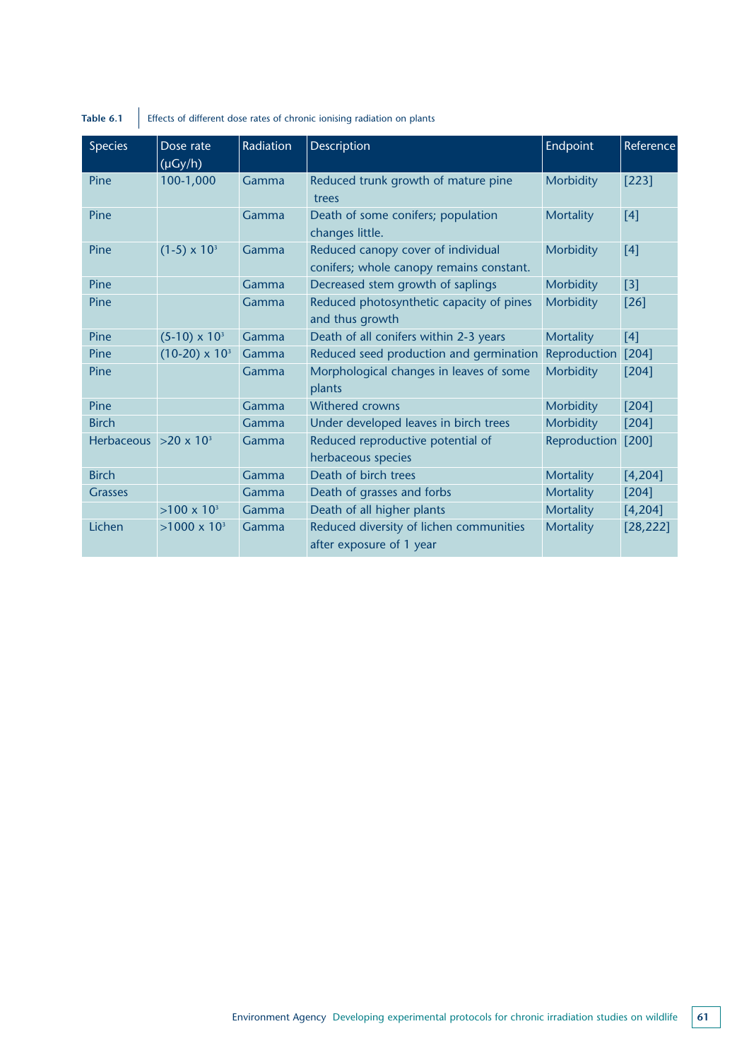**Table 6.1** Effects of different dose rates of chronic ionising radiation on plants

| Species | Dose rate (µGy/h) | Radiation | Description | Endpoint | Reference |
|---|---|---|---|---|---|
| Pine | 100-1,000 | Gamma | Reduced trunk growth of mature pine trees | Morbidity | [223] |
| Pine | | Gamma | Death of some conifers; population changes little. | Mortality | [4] |
| Pine | $(1\text{-}5) \times 10^3$ | Gamma | Reduced canopy cover of individual conifers; whole canopy remains constant. | Morbidity | [4] |
| Pine | | Gamma | Decreased stem growth of saplings | Morbidity | [3] |
| Pine | | Gamma | Reduced photosynthetic capacity of pines and thus growth | Morbidity | [26] |
| Pine | $(5\text{-}10) \times 10^3$ | Gamma | Death of all conifers within 2-3 years | Mortality | [4] |
| Pine | $(10\text{-}20) \times 10^3$ | Gamma | Reduced seed production and germination | Reproduction | [204] |
| Pine | | Gamma | Morphological changes in leaves of some plants | Morbidity | [204] |
| Pine | | Gamma | Withered crowns | Morbidity | [204] |
| Birch | | Gamma | Under developed leaves in birch trees | Morbidity | [204] |
| Herbaceous | $>20 \times 10^3$ | Gamma | Reduced reproductive potential of herbaceous species | Reproduction | [200] |
| Birch | | Gamma | Death of birch trees | Mortality | [4,204] |
| Grasses | | Gamma | Death of grasses and forbs | Mortality | [204] |
| | $>100 \times 10^3$ | Gamma | Death of all higher plants | Mortality | [4,204] |
| Lichen | $>1000 \times 10^3$ | Gamma | Reduced diversity of lichen communities after exposure of 1 year | Mortality | [28,222] |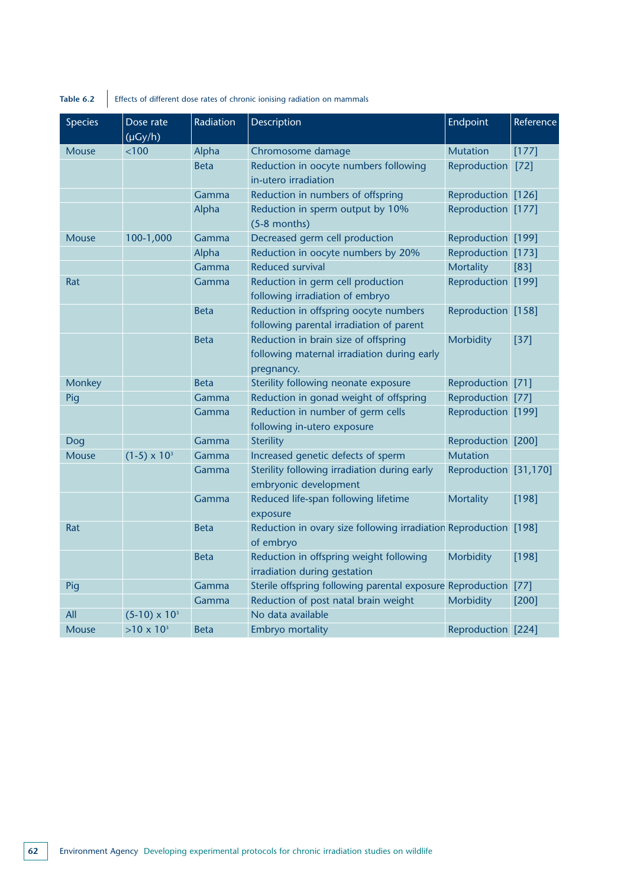**Table 6.2** Effects of different dose rates of chronic ionising radiation on mammals

| Species | Dose rate (µGy/h) | Radiation | Description | Endpoint | Reference |
|---|---|---|---|---|---|
| Mouse | <100 | Alpha | Chromosome damage | Mutation | [177] |
| | | Beta | Reduction in oocyte numbers following in-utero irradiation | Reproduction | [72] |
| | | Gamma | Reduction in numbers of offspring | Reproduction | [126] |
| | | Alpha | Reduction in sperm output by 10% (5-8 months) | Reproduction | [177] |
| Mouse | 100-1,000 | Gamma | Decreased germ cell production | Reproduction | [199] |
| | | Alpha | Reduction in oocyte numbers by 20% | Reproduction | [173] |
| | | Gamma | Reduced survival | Mortality | [83] |
| Rat | | Gamma | Reduction in germ cell production following irradiation of embryo | Reproduction | [199] |
| | | Beta | Reduction in offspring oocyte numbers following parental irradiation of parent | Reproduction | [158] |
| | | Beta | Reduction in brain size of offspring following maternal irradiation during early pregnancy. | Morbidity | [37] |
| Monkey | | Beta | Sterility following neonate exposure | Reproduction | [71] |
| Pig | | Gamma | Reduction in gonad weight of offspring | Reproduction | [77] |
| | | Gamma | Reduction in number of germ cells following in-utero exposure | Reproduction | [199] |
| Dog | | Gamma | Sterility | Reproduction | [200] |
| Mouse | $(1\text{-}5) \times 10^3$ | Gamma | Increased genetic defects of sperm | Mutation | |
| | | Gamma | Sterility following irradiation during early embryonic development | Reproduction | [31,170] |
| | | Gamma | Reduced life-span following lifetime exposure | Mortality | [198] |
| Rat | | Beta | Reduction in ovary size following irradiation of embryo | Reproduction | [198] |
| | | Beta | Reduction in offspring weight following irradiation during gestation | Morbidity | [198] |
| Pig | | Gamma | Sterile offspring following parental exposure | Reproduction | [77] |
| | | Gamma | Reduction of post natal brain weight | Morbidity | [200] |
| All | $(5\text{-}10) \times 10^3$ | | No data available | | |
| Mouse | $>10 \times 10^3$ | Beta | Embryo mortality | Reproduction | [224] |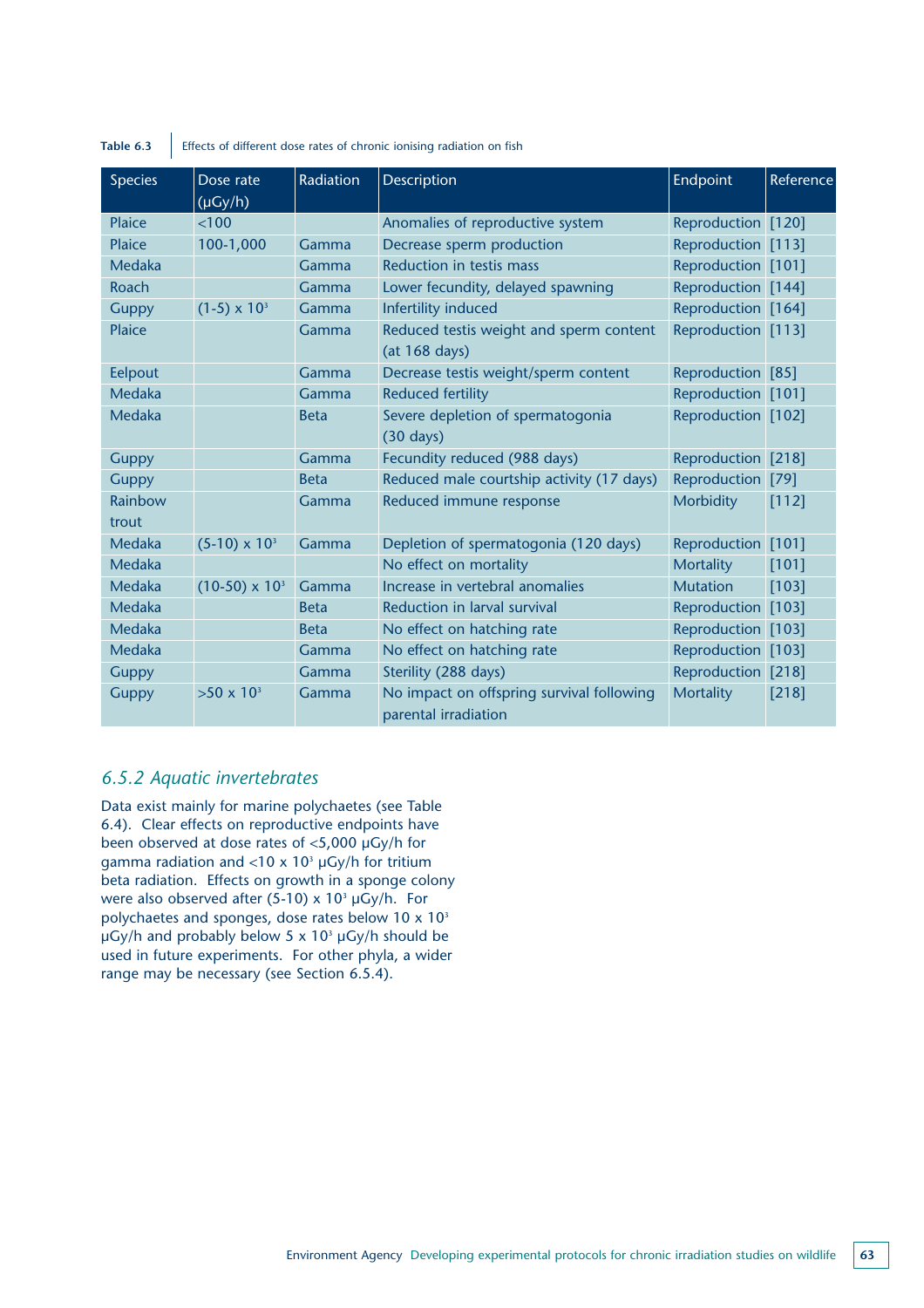**Table 6.3** Effects of different dose rates of chronic ionising radiation on fish

| Species | Dose rate (μGy/h) | Radiation | Description | Endpoint | Reference |
|---|---|---|---|---|---|
| Plaice | <100 | | Anomalies of reproductive system | Reproduction | [120] |
| Plaice | 100-1,000 | Gamma | Decrease sperm production | Reproduction | [113] |
| Medaka | | Gamma | Reduction in testis mass | Reproduction | [101] |
| Roach | | Gamma | Lower fecundity, delayed spawning | Reproduction | [144] |
| Guppy | $(1\text{-}5) \times 10^3$ | Gamma | Infertility induced | Reproduction | [164] |
| Plaice | | Gamma | Reduced testis weight and sperm content (at 168 days) | Reproduction | [113] |
| Eelpout | | Gamma | Decrease testis weight/sperm content | Reproduction | [85] |
| Medaka | | Gamma | Reduced fertility | Reproduction | [101] |
| Medaka | | Beta | Severe depletion of spermatogonia (30 days) | Reproduction | [102] |
| Guppy | | Gamma | Fecundity reduced (988 days) | Reproduction | [218] |
| Guppy | | Beta | Reduced male courtship activity (17 days) | Reproduction | [79] |
| Rainbow trout | | Gamma | Reduced immune response | Morbidity | [112] |
| Medaka | $(5\text{-}10) \times 10^3$ | Gamma | Depletion of spermatogonia (120 days) | Reproduction | [101] |
| Medaka | | | No effect on mortality | Mortality | [101] |
| Medaka | $(10\text{-}50) \times 10^3$ | Gamma | Increase in vertebral anomalies | Mutation | [103] |
| Medaka | | Beta | Reduction in larval survival | Reproduction | [103] |
| Medaka | | Beta | No effect on hatching rate | Reproduction | [103] |
| Medaka | | Gamma | No effect on hatching rate | Reproduction | [103] |
| Guppy | | Gamma | Sterility (288 days) | Reproduction | [218] |
| Guppy | $>50 \times 10^3$ | Gamma | No impact on offspring survival following parental irradiation | Mortality | [218] |

### *6.5.2 Aquatic invertebrates*

Data exist mainly for marine polychaetes (see Table 6.4). Clear effects on reproductive endpoints have been observed at dose rates of <5,000 μGy/h for gamma radiation and $<10 \times 10^3$ μGy/h for tritium beta radiation. Effects on growth in a sponge colony were also observed after $(5\text{-}10) \times 10^3$ μGy/h. For polychaetes and sponges, dose rates below $10 \times 10^3$ μGy/h and probably below $5 \times 10^3$ μGy/h should be used in future experiments. For other phyla, a wider range may be necessary (see Section 6.5.4).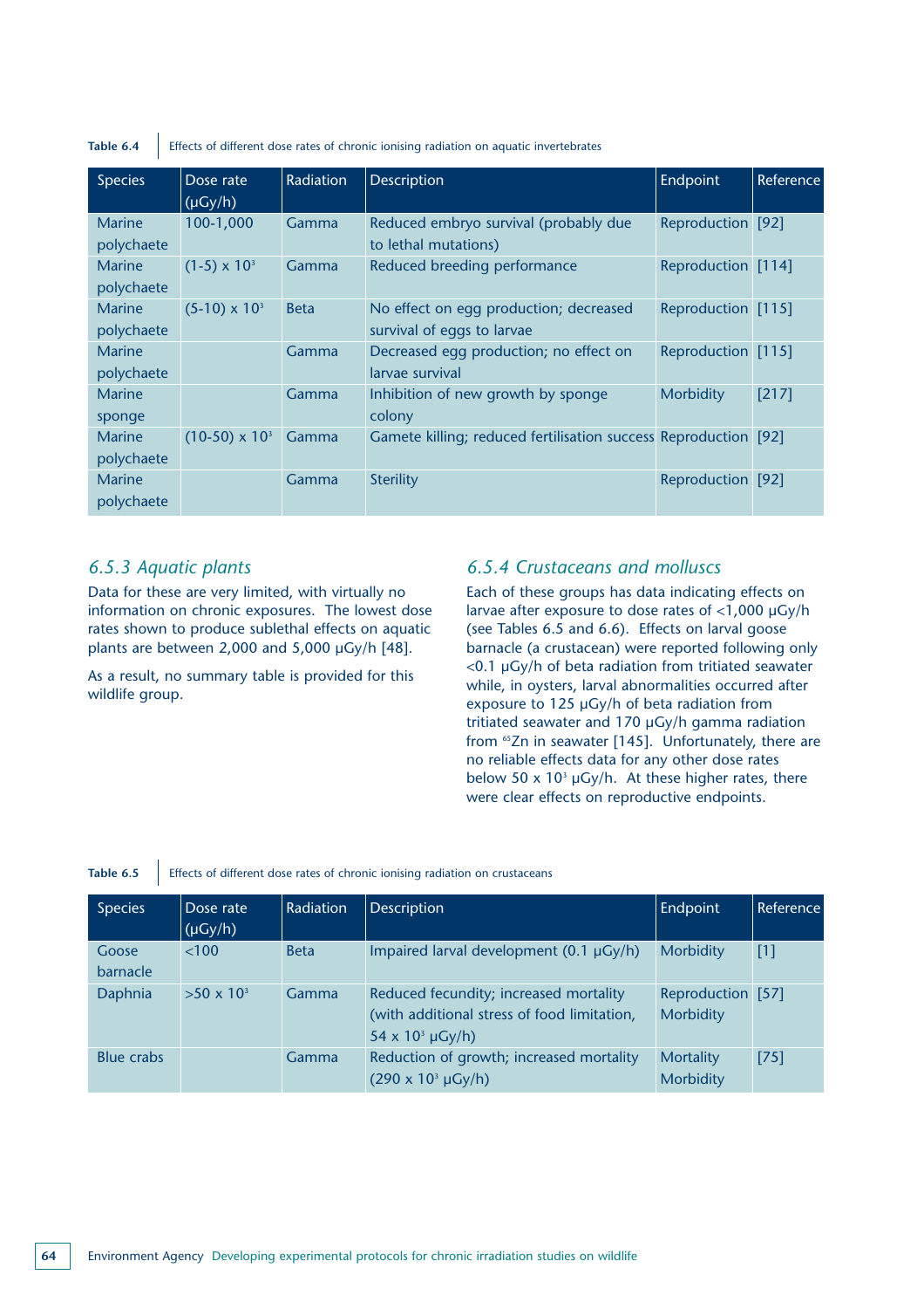**Table 6.4** Effects of different dose rates of chronic ionising radiation on aquatic invertebrates

| Species | Dose rate (μGy/h) | Radiation | Description | Endpoint | Reference |
|---|---|---|---|---|---|
| Marine polychaete | 100-1,000 | Gamma | Reduced embryo survival (probably due to lethal mutations) | Reproduction | [92] |
| Marine polychaete | (1-5) x $10^3$ | Gamma | Reduced breeding performance | Reproduction | [114] |
| Marine polychaete | (5-10) x $10^3$ | Beta | No effect on egg production; decreased survival of eggs to larvae | Reproduction | [115] |
| Marine polychaete | | Gamma | Decreased egg production; no effect on larvae survival | Reproduction | [115] |
| Marine sponge | | Gamma | Inhibition of new growth by sponge colony | Morbidity | [217] |
| Marine polychaete | (10-50) x $10^3$ | Gamma | Gamete killing; reduced fertilisation success | Reproduction | [92] |
| Marine polychaete | | Gamma | Sterility | Reproduction | [92] |

### *6.5.3 Aquatic plants*

Data for these are very limited, with virtually no information on chronic exposures. The lowest dose rates shown to produce sublethal effects on aquatic plants are between 2,000 and 5,000 μGy/h [48].

As a result, no summary table is provided for this wildlife group.

### *6.5.4 Crustaceans and molluscs*

Each of these groups has data indicating effects on larvae after exposure to dose rates of <1,000 μGy/h (see Tables 6.5 and 6.6). Effects on larval goose barnacle (a crustacean) were reported following only <0.1 μGy/h of beta radiation from tritiated seawater while, in oysters, larval abnormalities occurred after exposure to 125 μGy/h of beta radiation from tritiated seawater and 170 μGy/h gamma radiation from $^{65}$Zn in seawater [145]. Unfortunately, there are no reliable effects data for any other dose rates below 50 x $10^3$ μGy/h. At these higher rates, there were clear effects on reproductive endpoints.

**Table 6.5** Effects of different dose rates of chronic ionising radiation on crustaceans

| Species | Dose rate (μGy/h) | Radiation | Description | Endpoint | Reference |
|---|---|---|---|---|---|
| Goose barnacle | <100 | Beta | Impaired larval development (0.1 μGy/h) | Morbidity | [1] |
| Daphnia | >50 x $10^3$ | Gamma | Reduced fecundity; increased mortality (with additional stress of food limitation, 54 x $10^3$ μGy/h) | Reproduction Morbidity | [57] |
| Blue crabs | | Gamma | Reduction of growth; increased mortality (290 x $10^3$ μGy/h) | Mortality Morbidity | [75] |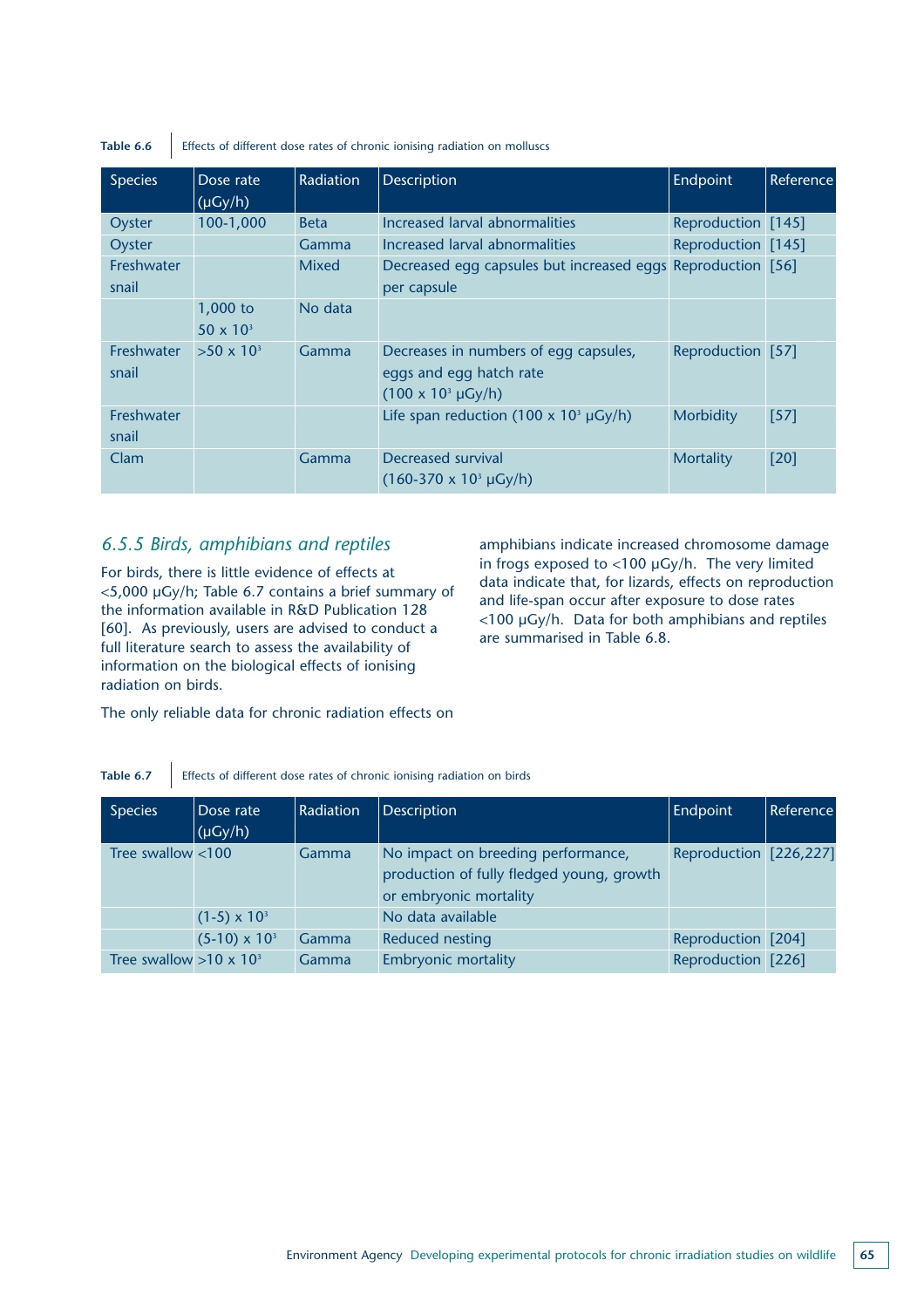**Table 6.6** Effects of different dose rates of chronic ionising radiation on molluscs

| Species | Dose rate (µGy/h) | Radiation | Description | Endpoint | Reference |
|---|---|---|---|---|---|
| Oyster | 100-1,000 | Beta | Increased larval abnormalities | Reproduction | [145] |
| Oyster | | Gamma | Increased larval abnormalities | Reproduction | [145] |
| Freshwater snail | | Mixed | Decreased egg capsules but increased eggs per capsule | Reproduction | [56] |
| | 1,000 to $50 \times 10^3$ | No data | | | |
| Freshwater snail | $>50 \times 10^3$ | Gamma | Decreases in numbers of egg capsules, eggs and egg hatch rate ($100 \times 10^3$ µGy/h) | Reproduction | [57] |
| Freshwater snail | | | Life span reduction ($100 \times 10^3$ µGy/h) | Morbidity | [57] |
| Clam | | Gamma | Decreased survival ($160\text{-}370 \times 10^3$ µGy/h) | Mortality | [20] |

### *6.5.5 Birds, amphibians and reptiles*

For birds, there is little evidence of effects at <5,000 µGy/h; Table 6.7 contains a brief summary of the information available in R&D Publication 128 [60]. As previously, users are advised to conduct a full literature search to assess the availability of information on the biological effects of ionising radiation on birds.

The only reliable data for chronic radiation effects on amphibians indicate increased chromosome damage in frogs exposed to <100 µGy/h. The very limited data indicate that, for lizards, effects on reproduction and life-span occur after exposure to dose rates <100 µGy/h. Data for both amphibians and reptiles are summarised in Table 6.8.

**Table 6.7** Effects of different dose rates of chronic ionising radiation on birds

| Species | Dose rate (µGy/h) | Radiation | Description | Endpoint | Reference |
|---|---|---|---|---|---|
| Tree swallow | <100 | Gamma | No impact on breeding performance, production of fully fledged young, growth or embryonic mortality | Reproduction | [226,227] |
| | $(1\text{-}5) \times 10^3$ | | No data available | | |
| | $(5\text{-}10) \times 10^3$ | Gamma | Reduced nesting | Reproduction | [204] |
| Tree swallow | $>10 \times 10^3$ | Gamma | Embryonic mortality | Reproduction | [226] |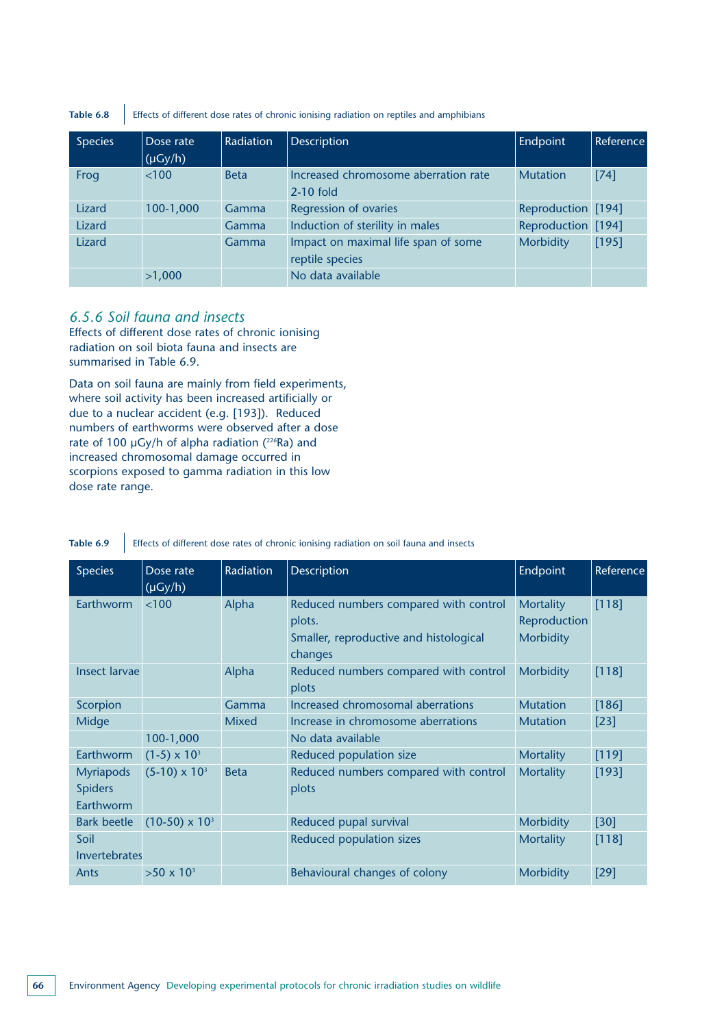**Table 6.8** Effects of different dose rates of chronic ionising radiation on reptiles and amphibians

| Species | Dose rate (µGy/h) | Radiation | Description | Endpoint | Reference |
|---|---|---|---|---|---|
| Frog | <100 | Beta | Increased chromosome aberration rate 2-10 fold | Mutation | [74] |
| Lizard | 100-1,000 | Gamma | Regression of ovaries | Reproduction | [194] |
| Lizard | | Gamma | Induction of sterility in males | Reproduction | [194] |
| Lizard | | Gamma | Impact on maximal life span of some reptile species | Morbidity | [195] |
| | >1,000 | | No data available | | |

### *6.5.6 Soil fauna and insects*

Effects of different dose rates of chronic ionising radiation on soil biota fauna and insects are summarised in Table 6.9.

Data on soil fauna are mainly from field experiments, where soil activity has been increased artificially or due to a nuclear accident (e.g. [193]). Reduced numbers of earthworms were observed after a dose rate of 100 µGy/h of alpha radiation ($^{226}$Ra) and increased chromosomal damage occurred in scorpions exposed to gamma radiation in this low dose rate range.

**Table 6.9** Effects of different dose rates of chronic ionising radiation on soil fauna and insects

| Species | Dose rate (µGy/h) | Radiation | Description | Endpoint | Reference |
|---|---|---|---|---|---|
| Earthworm | <100 | Alpha | Reduced numbers compared with control plots. Smaller, reproductive and histological changes | Mortality Reproduction Morbidity | [118] |
| Insect larvae | | Alpha | Reduced numbers compared with control plots | Morbidity | [118] |
| Scorpion | | Gamma | Increased chromosomal aberrations | Mutation | [186] |
| Midge | | Mixed | Increase in chromosome aberrations | Mutation | [23] |
| | 100-1,000 | | No data available | | |
| Earthworm | $(1\text{-}5) \times 10^3$ | | Reduced population size | Mortality | [119] |
| Myriapods Spiders Earthworm | $(5\text{-}10) \times 10^3$ | Beta | Reduced numbers compared with control plots | Mortality | [193] |
| Bark beetle | $(10\text{-}50) \times 10^3$ | | Reduced pupal survival | Morbidity | [30] |
| Soil Invertebrates | | | Reduced population sizes | Mortality | [118] |
| Ants | $>50 \times 10^3$ | | Behavioural changes of colony | Morbidity | [29] |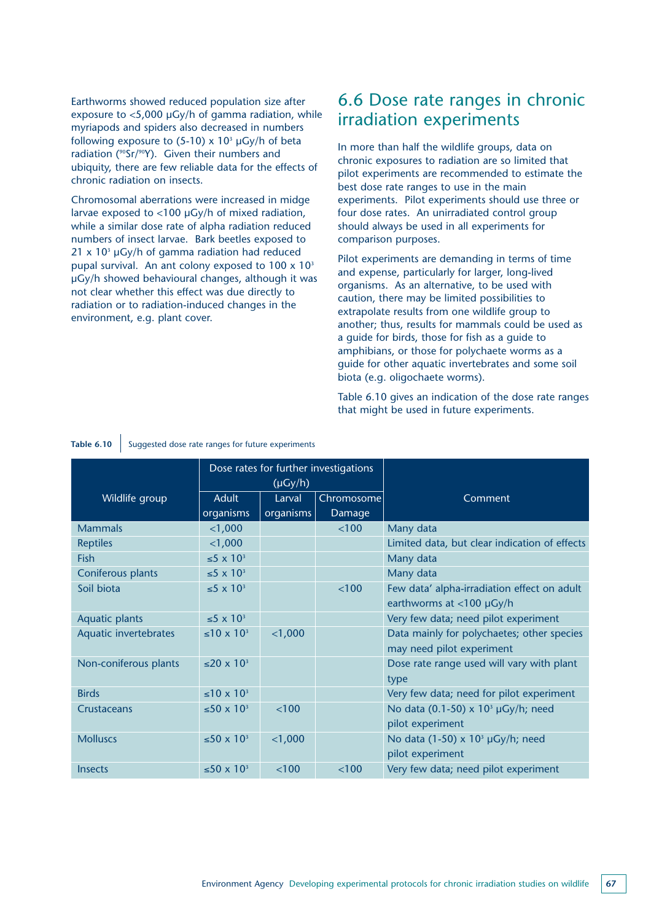Earthworms showed reduced population size after exposure to <5,000 μGy/h of gamma radiation, while myriapods and spiders also decreased in numbers following exposure to (5-10) x $10^3$ μGy/h of beta radiation ($^{90}Sr/^{90}Y$). Given their numbers and ubiquity, there are few reliable data for the effects of chronic radiation on insects.

Chromosomal aberrations were increased in midge larvae exposed to <100 μGy/h of mixed radiation, while a similar dose rate of alpha radiation reduced numbers of insect larvae. Bark beetles exposed to 21 x $10^3$ μGy/h of gamma radiation had reduced pupal survival. An ant colony exposed to 100 x $10^3$ μGy/h showed behavioural changes, although it was not clear whether this effect was due directly to radiation or to radiation-induced changes in the environment, e.g. plant cover.

## 6.6 Dose rate ranges in chronic irradiation experiments

In more than half the wildlife groups, data on chronic exposures to radiation are so limited that pilot experiments are recommended to estimate the best dose rate ranges to use in the main experiments. Pilot experiments should use three or four dose rates. An unirradiated control group should always be used in all experiments for comparison purposes.

Pilot experiments are demanding in terms of time and expense, particularly for larger, long-lived organisms. As an alternative, to be used with caution, there may be limited possibilities to extrapolate results from one wildlife group to another; thus, results for mammals could be used as a guide for birds, those for fish as a guide to amphibians, or those for polychaete worms as a guide for other aquatic invertebrates and some soil biota (e.g. oligochaete worms).

Table 6.10 gives an indication of the dose rate ranges that might be used in future experiments.

**Table 6.10** Suggested dose rate ranges for future experiments

| Wildlife group | Dose rates for further investigations (μGy/h) | | | Comment |
|---|---|---|---|---|
| | Adult organisms | Larval organisms | Chromosome Damage | |
| Mammals | <1,000 | | <100 | Many data |
| Reptiles | <1,000 | | | Limited data, but clear indication of effects |
| Fish | ≤5 x $10^3$ | | | Many data |
| Coniferous plants | ≤5 x $10^3$ | | | Many data |
| Soil biota | ≤5 x $10^3$ | | <100 | Few data' alpha-irradiation effect on adult earthworms at <100 μGy/h |
| Aquatic plants | ≤5 x $10^3$ | | | Very few data; need pilot experiment |
| Aquatic invertebrates | ≤10 x $10^3$ | <1,000 | | Data mainly for polychaetes; other species may need pilot experiment |
| Non-coniferous plants | ≤20 x $10^3$ | | | Dose rate range used will vary with plant type |
| Birds | ≤10 x $10^3$ | | | Very few data; need for pilot experiment |
| Crustaceans | ≤50 x $10^3$ | <100 | | No data (0.1-50) x $10^3$ μGy/h; need pilot experiment |
| Molluscs | ≤50 x $10^3$ | <1,000 | | No data (1-50) x $10^3$ μGy/h; need pilot experiment |
| Insects | ≤50 x $10^3$ | <100 | <100 | Very few data; need pilot experiment |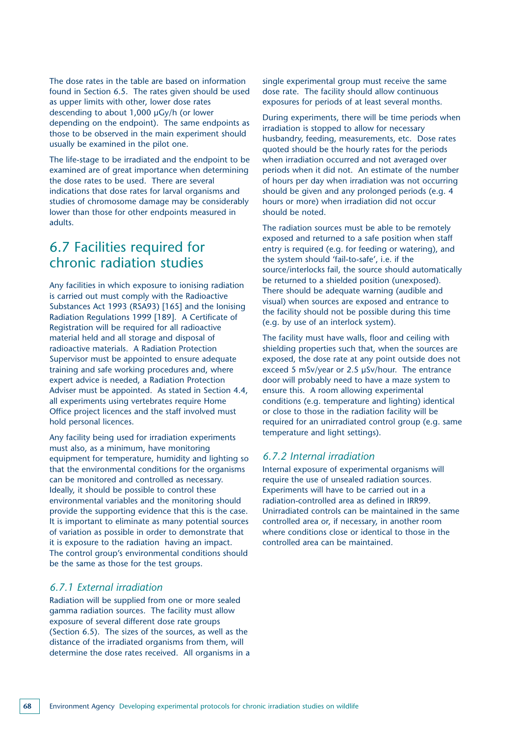The dose rates in the table are based on information found in Section 6.5. The rates given should be used as upper limits with other, lower dose rates descending to about 1,000 µGy/h (or lower depending on the endpoint). The same endpoints as those to be observed in the main experiment should usually be examined in the pilot one.

The life-stage to be irradiated and the endpoint to be examined are of great importance when determining the dose rates to be used. There are several indications that dose rates for larval organisms and studies of chromosome damage may be considerably lower than those for other endpoints measured in adults.

## 6.7 Facilities required for chronic radiation studies

Any facilities in which exposure to ionising radiation is carried out must comply with the Radioactive Substances Act 1993 (RSA93) [165] and the Ionising Radiation Regulations 1999 [189]. A Certificate of Registration will be required for all radioactive material held and all storage and disposal of radioactive materials. A Radiation Protection Supervisor must be appointed to ensure adequate training and safe working procedures and, where expert advice is needed, a Radiation Protection Adviser must be appointed. As stated in Section 4.4, all experiments using vertebrates require Home Office project licences and the staff involved must hold personal licences.

Any facility being used for irradiation experiments must also, as a minimum, have monitoring equipment for temperature, humidity and lighting so that the environmental conditions for the organisms can be monitored and controlled as necessary. Ideally, it should be possible to control these environmental variables and the monitoring should provide the supporting evidence that this is the case. It is important to eliminate as many potential sources of variation as possible in order to demonstrate that it is exposure to the radiation having an impact. The control group's environmental conditions should be the same as those for the test groups.

### *6.7.1 External irradiation*

Radiation will be supplied from one or more sealed gamma radiation sources. The facility must allow exposure of several different dose rate groups (Section 6.5). The sizes of the sources, as well as the distance of the irradiated organisms from them, will determine the dose rates received. All organisms in a single experimental group must receive the same dose rate. The facility should allow continuous exposures for periods of at least several months.

During experiments, there will be time periods when irradiation is stopped to allow for necessary husbandry, feeding, measurements, etc. Dose rates quoted should be the hourly rates for the periods when irradiation occurred and not averaged over periods when it did not. An estimate of the number of hours per day when irradiation was not occurring should be given and any prolonged periods (e.g. 4 hours or more) when irradiation did not occur should be noted.

The radiation sources must be able to be remotely exposed and returned to a safe position when staff entry is required (e.g. for feeding or watering), and the system should 'fail-to-safe', i.e. if the source/interlocks fail, the source should automatically be returned to a shielded position (unexposed). There should be adequate warning (audible and visual) when sources are exposed and entrance to the facility should not be possible during this time (e.g. by use of an interlock system).

The facility must have walls, floor and ceiling with shielding properties such that, when the sources are exposed, the dose rate at any point outside does not exceed 5 mSv/year or 2.5 µSv/hour. The entrance door will probably need to have a maze system to ensure this. A room allowing experimental conditions (e.g. temperature and lighting) identical or close to those in the radiation facility will be required for an unirradiated control group (e.g. same temperature and light settings).

### *6.7.2 Internal irradiation*

Internal exposure of experimental organisms will require the use of unsealed radiation sources. Experiments will have to be carried out in a radiation-controlled area as defined in IRR99. Unirradiated controls can be maintained in the same controlled area or, if necessary, in another room where conditions close or identical to those in the controlled area can be maintained.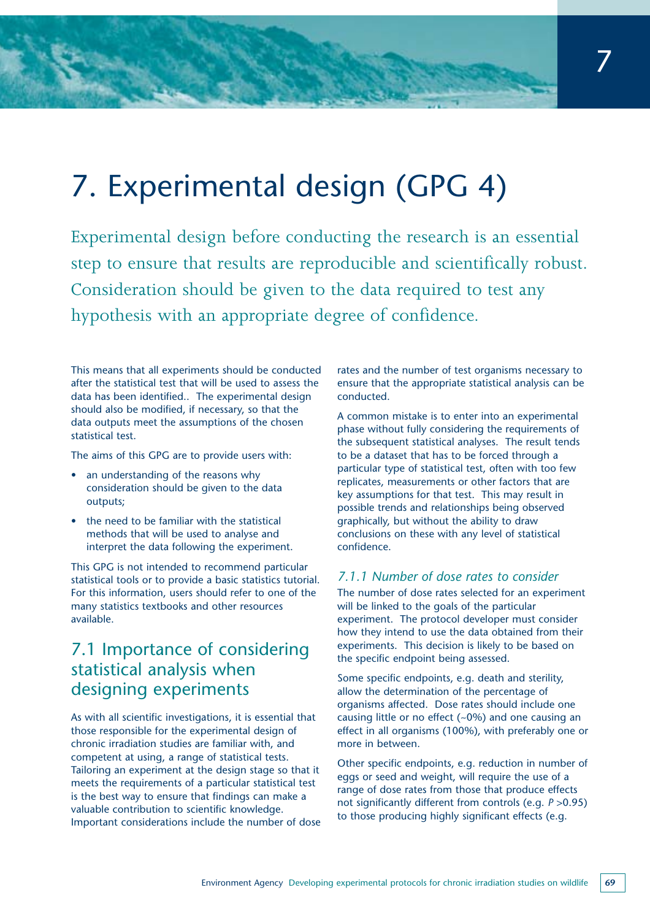# 7. Experimental design (GPG 4)

Experimental design before conducting the research is an essential step to ensure that results are reproducible and scientifically robust. Consideration should be given to the data required to test any hypothesis with an appropriate degree of confidence.

This means that all experiments should be conducted after the statistical test that will be used to assess the data has been identified.. The experimental design should also be modified, if necessary, so that the data outputs meet the assumptions of the chosen statistical test.

The aims of this GPG are to provide users with:

- an understanding of the reasons why consideration should be given to the data outputs;
- the need to be familiar with the statistical methods that will be used to analyse and interpret the data following the experiment.

This GPG is not intended to recommend particular statistical tools or to provide a basic statistics tutorial. For this information, users should refer to one of the many statistics textbooks and other resources available.

## 7.1 Importance of considering statistical analysis when designing experiments

As with all scientific investigations, it is essential that those responsible for the experimental design of chronic irradiation studies are familiar with, and competent at using, a range of statistical tests. Tailoring an experiment at the design stage so that it meets the requirements of a particular statistical test is the best way to ensure that findings can make a valuable contribution to scientific knowledge. Important considerations include the number of dose rates and the number of test organisms necessary to ensure that the appropriate statistical analysis can be conducted.

A common mistake is to enter into an experimental phase without fully considering the requirements of the subsequent statistical analyses. The result tends to be a dataset that has to be forced through a particular type of statistical test, often with too few replicates, measurements or other factors that are key assumptions for that test. This may result in possible trends and relationships being observed graphically, but without the ability to draw conclusions on these with any level of statistical confidence.

### *7.1.1 Number of dose rates to consider*

The number of dose rates selected for an experiment will be linked to the goals of the particular experiment. The protocol developer must consider how they intend to use the data obtained from their experiments. This decision is likely to be based on the specific endpoint being assessed.

Some specific endpoints, e.g. death and sterility, allow the determination of the percentage of organisms affected. Dose rates should include one causing little or no effect (~0%) and one causing an effect in all organisms (100%), with preferably one or more in between.

Other specific endpoints, e.g. reduction in number of eggs or seed and weight, will require the use of a range of dose rates from those that produce effects not significantly different from controls (e.g. $P > 0.95$) to those producing highly significant effects (e.g.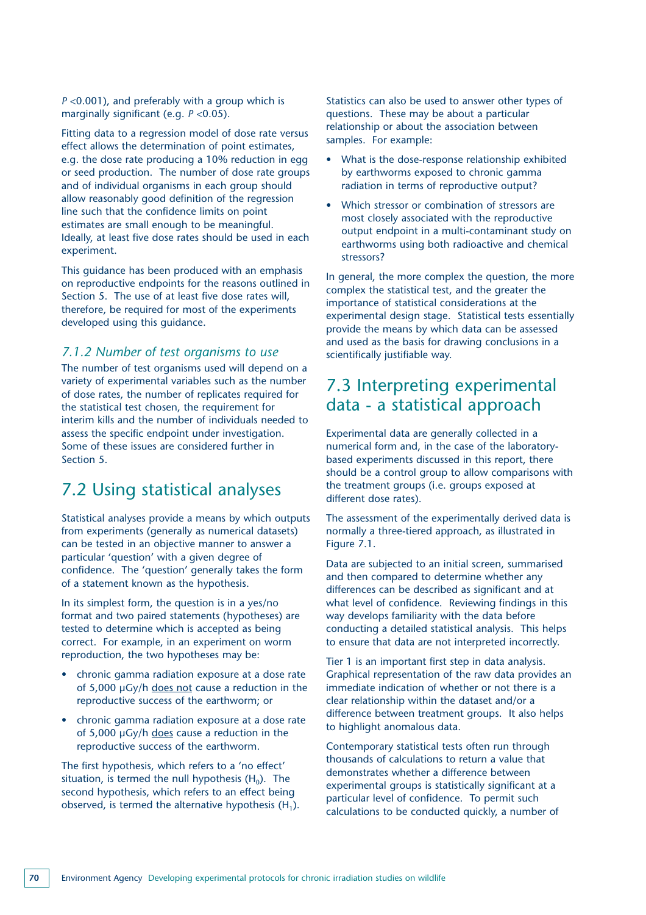$P$ <0.001), and preferably with a group which is marginally significant (e.g. $P$ <0.05).

Fitting data to a regression model of dose rate versus effect allows the determination of point estimates, e.g. the dose rate producing a 10% reduction in egg or seed production. The number of dose rate groups and of individual organisms in each group should allow reasonably good definition of the regression line such that the confidence limits on point estimates are small enough to be meaningful. Ideally, at least five dose rates should be used in each experiment.

This guidance has been produced with an emphasis on reproductive endpoints for the reasons outlined in Section 5. The use of at least five dose rates will, therefore, be required for most of the experiments developed using this guidance.

### *7.1.2 Number of test organisms to use*

The number of test organisms used will depend on a variety of experimental variables such as the number of dose rates, the number of replicates required for the statistical test chosen, the requirement for interim kills and the number of individuals needed to assess the specific endpoint under investigation. Some of these issues are considered further in Section 5.

## 7.2 Using statistical analyses

Statistical analyses provide a means by which outputs from experiments (generally as numerical datasets) can be tested in an objective manner to answer a particular 'question' with a given degree of confidence. The 'question' generally takes the form of a statement known as the hypothesis.

In its simplest form, the question is in a yes/no format and two paired statements (hypotheses) are tested to determine which is accepted as being correct. For example, in an experiment on worm reproduction, the two hypotheses may be:

- chronic gamma radiation exposure at a dose rate of 5,000 µGy/h does not cause a reduction in the reproductive success of the earthworm; or
- chronic gamma radiation exposure at a dose rate of 5,000 µGy/h does cause a reduction in the reproductive success of the earthworm.

The first hypothesis, which refers to a 'no effect' situation, is termed the null hypothesis ($H_0$). The second hypothesis, which refers to an effect being observed, is termed the alternative hypothesis ($H_1$).

Statistics can also be used to answer other types of questions. These may be about a particular relationship or about the association between samples. For example:

- What is the dose-response relationship exhibited by earthworms exposed to chronic gamma radiation in terms of reproductive output?
- Which stressor or combination of stressors are most closely associated with the reproductive output endpoint in a multi-contaminant study on earthworms using both radioactive and chemical stressors?

In general, the more complex the question, the more complex the statistical test, and the greater the importance of statistical considerations at the experimental design stage. Statistical tests essentially provide the means by which data can be assessed and used as the basis for drawing conclusions in a scientifically justifiable way.

## 7.3 Interpreting experimental data - a statistical approach

Experimental data are generally collected in a numerical form and, in the case of the laboratory-based experiments discussed in this report, there should be a control group to allow comparisons with the treatment groups (i.e. groups exposed at different dose rates).

The assessment of the experimentally derived data is normally a three-tiered approach, as illustrated in Figure 7.1.

Data are subjected to an initial screen, summarised and then compared to determine whether any differences can be described as significant and at what level of confidence. Reviewing findings in this way develops familiarity with the data before conducting a detailed statistical analysis. This helps to ensure that data are not interpreted incorrectly.

Tier 1 is an important first step in data analysis. Graphical representation of the raw data provides an immediate indication of whether or not there is a clear relationship within the dataset and/or a difference between treatment groups. It also helps to highlight anomalous data.

Contemporary statistical tests often run through thousands of calculations to return a value that demonstrates whether a difference between experimental groups is statistically significant at a particular level of confidence. To permit such calculations to be conducted quickly, a number of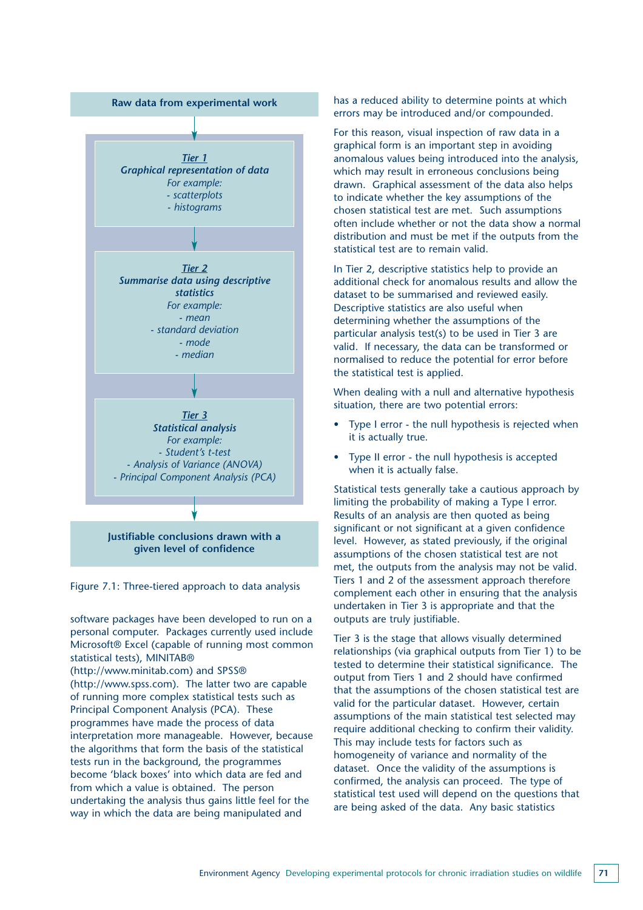**Raw data from experimental work**

***Tier 1***
***Graphical representation of data***
*For example:*
*- scatterplots*
*- histograms*

***Tier 2***
***Summarise data using descriptive statistics***
*For example:*
*- mean*
*- standard deviation*
*- mode*
*- median*

***Tier 3***
***Statistical analysis***
*For example:*
*- Student's t-test*
*- Analysis of Variance (ANOVA)*
*- Principal Component Analysis (PCA)*

**Justifiable conclusions drawn with a given level of confidence**

Figure 7.1: Three-tiered approach to data analysis

software packages have been developed to run on a personal computer. Packages currently used include Microsoft® Excel (capable of running most common statistical tests), MINITAB® (http://www.minitab.com) and SPSS® (http://www.spss.com). The latter two are capable of running more complex statistical tests such as Principal Component Analysis (PCA). These programmes have made the process of data interpretation more manageable. However, because the algorithms that form the basis of the statistical tests run in the background, the programmes become 'black boxes' into which data are fed and from which a value is obtained. The person undertaking the analysis thus gains little feel for the way in which the data are being manipulated and has a reduced ability to determine points at which errors may be introduced and/or compounded.

For this reason, visual inspection of raw data in a graphical form is an important step in avoiding anomalous values being introduced into the analysis, which may result in erroneous conclusions being drawn. Graphical assessment of the data also helps to indicate whether the key assumptions of the chosen statistical test are met. Such assumptions often include whether or not the data show a normal distribution and must be met if the outputs from the statistical test are to remain valid.

In Tier 2, descriptive statistics help to provide an additional check for anomalous results and allow the dataset to be summarised and reviewed easily. Descriptive statistics are also useful when determining whether the assumptions of the particular analysis test(s) to be used in Tier 3 are valid. If necessary, the data can be transformed or normalised to reduce the potential for error before the statistical test is applied.

When dealing with a null and alternative hypothesis situation, there are two potential errors:

- Type I error - the null hypothesis is rejected when it is actually true.
- Type II error - the null hypothesis is accepted when it is actually false.

Statistical tests generally take a cautious approach by limiting the probability of making a Type I error. Results of an analysis are then quoted as being significant or not significant at a given confidence level. However, as stated previously, if the original assumptions of the chosen statistical test are not met, the outputs from the analysis may not be valid. Tiers 1 and 2 of the assessment approach therefore complement each other in ensuring that the analysis undertaken in Tier 3 is appropriate and that the outputs are truly justifiable.

Tier 3 is the stage that allows visually determined relationships (via graphical outputs from Tier 1) to be tested to determine their statistical significance. The output from Tiers 1 and 2 should have confirmed that the assumptions of the chosen statistical test are valid for the particular dataset. However, certain assumptions of the main statistical test selected may require additional checking to confirm their validity. This may include tests for factors such as homogeneity of variance and normality of the dataset. Once the validity of the assumptions is confirmed, the analysis can proceed. The type of statistical test used will depend on the questions that are being asked of the data. Any basic statistics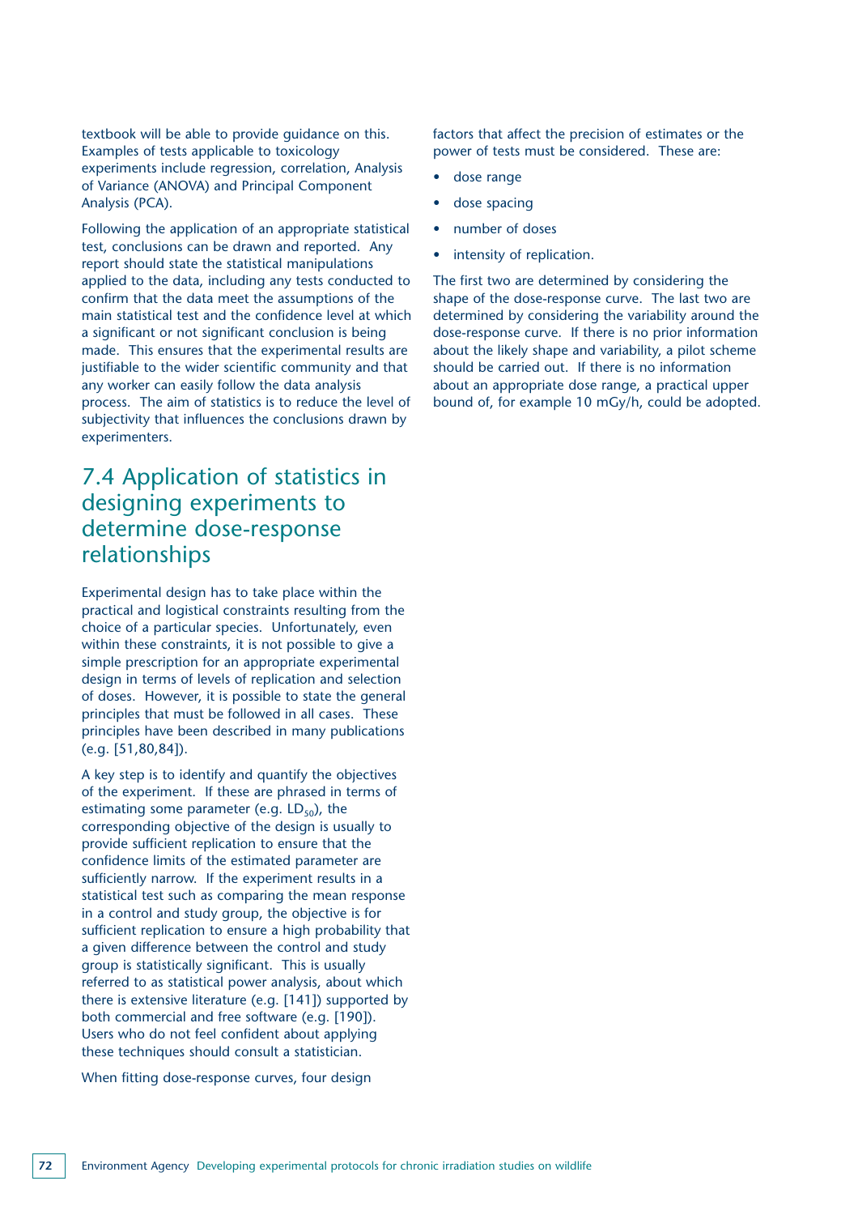textbook will be able to provide guidance on this. Examples of tests applicable to toxicology experiments include regression, correlation, Analysis of Variance (ANOVA) and Principal Component Analysis (PCA).

Following the application of an appropriate statistical test, conclusions can be drawn and reported. Any report should state the statistical manipulations applied to the data, including any tests conducted to confirm that the data meet the assumptions of the main statistical test and the confidence level at which a significant or not significant conclusion is being made. This ensures that the experimental results are justifiable to the wider scientific community and that any worker can easily follow the data analysis process. The aim of statistics is to reduce the level of subjectivity that influences the conclusions drawn by experimenters.

## 7.4 Application of statistics in designing experiments to determine dose-response relationships

Experimental design has to take place within the practical and logistical constraints resulting from the choice of a particular species. Unfortunately, even within these constraints, it is not possible to give a simple prescription for an appropriate experimental design in terms of levels of replication and selection of doses. However, it is possible to state the general principles that must be followed in all cases. These principles have been described in many publications (e.g. [51,80,84]).

A key step is to identify and quantify the objectives of the experiment. If these are phrased in terms of estimating some parameter (e.g. $LD_{50}$), the corresponding objective of the design is usually to provide sufficient replication to ensure that the confidence limits of the estimated parameter are sufficiently narrow. If the experiment results in a statistical test such as comparing the mean response in a control and study group, the objective is for sufficient replication to ensure a high probability that a given difference between the control and study group is statistically significant. This is usually referred to as statistical power analysis, about which there is extensive literature (e.g. [141]) supported by both commercial and free software (e.g. [190]). Users who do not feel confident about applying these techniques should consult a statistician.

When fitting dose-response curves, four design factors that affect the precision of estimates or the power of tests must be considered. These are:

- dose range
- dose spacing
- number of doses
- intensity of replication.

The first two are determined by considering the shape of the dose-response curve. The last two are determined by considering the variability around the dose-response curve. If there is no prior information about the likely shape and variability, a pilot scheme should be carried out. If there is no information about an appropriate dose range, a practical upper bound of, for example 10 mGy/h, could be adopted.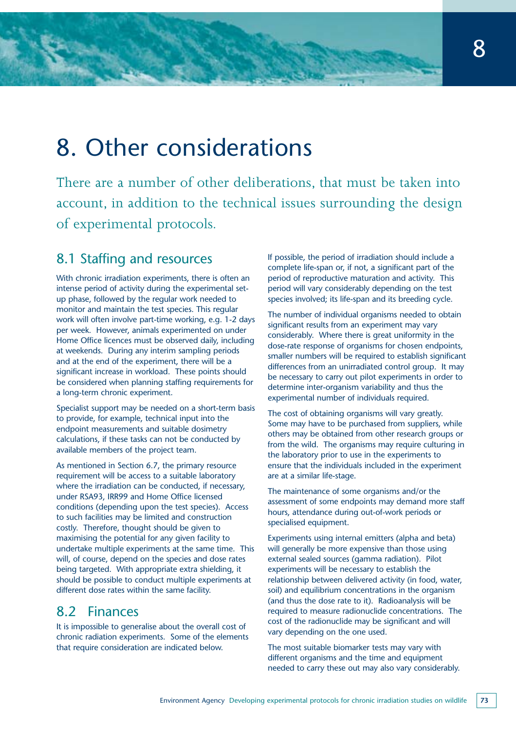# 8. Other considerations

There are a number of other deliberations, that must be taken into account, in addition to the technical issues surrounding the design of experimental protocols.

## 8.1 Staffing and resources

With chronic irradiation experiments, there is often an intense period of activity during the experimental set-up phase, followed by the regular work needed to monitor and maintain the test species. This regular work will often involve part-time working, e.g. 1-2 days per week. However, animals experimented on under Home Office licences must be observed daily, including at weekends. During any interim sampling periods and at the end of the experiment, there will be a significant increase in workload. These points should be considered when planning staffing requirements for a long-term chronic experiment.

Specialist support may be needed on a short-term basis to provide, for example, technical input into the endpoint measurements and suitable dosimetry calculations, if these tasks can not be conducted by available members of the project team.

As mentioned in Section 6.7, the primary resource requirement will be access to a suitable laboratory where the irradiation can be conducted, if necessary, under RSA93, IRR99 and Home Office licensed conditions (depending upon the test species). Access to such facilities may be limited and construction costly. Therefore, thought should be given to maximising the potential for any given facility to undertake multiple experiments at the same time. This will, of course, depend on the species and dose rates being targeted. With appropriate extra shielding, it should be possible to conduct multiple experiments at different dose rates within the same facility.

## 8.2 Finances

It is impossible to generalise about the overall cost of chronic radiation experiments. Some of the elements that require consideration are indicated below.

If possible, the period of irradiation should include a complete life-span or, if not, a significant part of the period of reproductive maturation and activity. This period will vary considerably depending on the test species involved; its life-span and its breeding cycle.

The number of individual organisms needed to obtain significant results from an experiment may vary considerably. Where there is great uniformity in the dose-rate response of organisms for chosen endpoints, smaller numbers will be required to establish significant differences from an unirradiated control group. It may be necessary to carry out pilot experiments in order to determine inter-organism variability and thus the experimental number of individuals required.

The cost of obtaining organisms will vary greatly. Some may have to be purchased from suppliers, while others may be obtained from other research groups or from the wild. The organisms may require culturing in the laboratory prior to use in the experiments to ensure that the individuals included in the experiment are at a similar life-stage.

The maintenance of some organisms and/or the assessment of some endpoints may demand more staff hours, attendance during out-of-work periods or specialised equipment.

Experiments using internal emitters (alpha and beta) will generally be more expensive than those using external sealed sources (gamma radiation). Pilot experiments will be necessary to establish the relationship between delivered activity (in food, water, soil) and equilibrium concentrations in the organism (and thus the dose rate to it). Radioanalysis will be required to measure radionuclide concentrations. The cost of the radionuclide may be significant and will vary depending on the one used.

The most suitable biomarker tests may vary with different organisms and the time and equipment needed to carry these out may also vary considerably.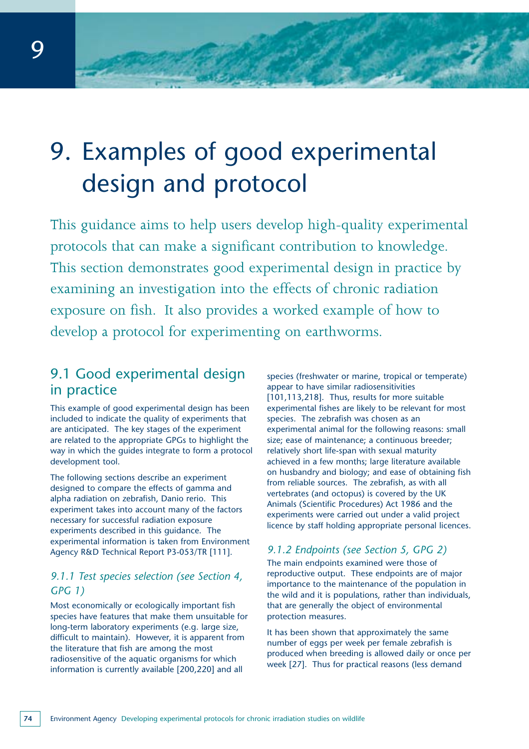# 9. Examples of good experimental design and protocol

This guidance aims to help users develop high-quality experimental protocols that can make a significant contribution to knowledge. This section demonstrates good experimental design in practice by examining an investigation into the effects of chronic radiation exposure on fish. It also provides a worked example of how to develop a protocol for experimenting on earthworms.

## 9.1 Good experimental design in practice

This example of good experimental design has been included to indicate the quality of experiments that are anticipated. The key stages of the experiment are related to the appropriate GPGs to highlight the way in which the guides integrate to form a protocol development tool.

The following sections describe an experiment designed to compare the effects of gamma and alpha radiation on zebrafish, Danio rerio. This experiment takes into account many of the factors necessary for successful radiation exposure experiments described in this guidance. The experimental information is taken from Environment Agency R&D Technical Report P3-053/TR [111].

### *9.1.1 Test species selection (see Section 4, GPG 1)*

Most economically or ecologically important fish species have features that make them unsuitable for long-term laboratory experiments (e.g. large size, difficult to maintain). However, it is apparent from the literature that fish are among the most radiosensitive of the aquatic organisms for which information is currently available [200,220] and all species (freshwater or marine, tropical or temperate) appear to have similar radiosensitivities [101,113,218]. Thus, results for more suitable experimental fishes are likely to be relevant for most species. The zebrafish was chosen as an experimental animal for the following reasons: small size; ease of maintenance; a continuous breeder; relatively short life-span with sexual maturity achieved in a few months; large literature available on husbandry and biology; and ease of obtaining fish from reliable sources. The zebrafish, as with all vertebrates (and octopus) is covered by the UK Animals (Scientific Procedures) Act 1986 and the experiments were carried out under a valid project licence by staff holding appropriate personal licences.

### *9.1.2 Endpoints (see Section 5, GPG 2)*

The main endpoints examined were those of reproductive output. These endpoints are of major importance to the maintenance of the population in the wild and it is populations, rather than individuals, that are generally the object of environmental protection measures.

It has been shown that approximately the same number of eggs per week per female zebrafish is produced when breeding is allowed daily or once per week [27]. Thus for practical reasons (less demand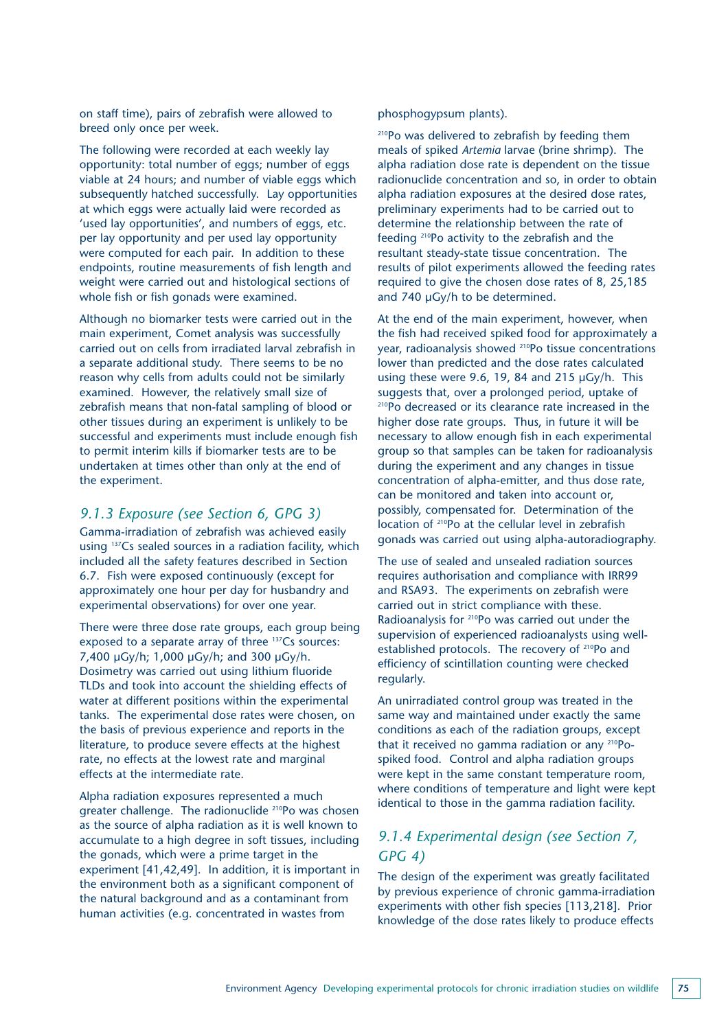on staff time), pairs of zebrafish were allowed to breed only once per week.

The following were recorded at each weekly lay opportunity: total number of eggs; number of eggs viable at 24 hours; and number of viable eggs which subsequently hatched successfully. Lay opportunities at which eggs were actually laid were recorded as 'used lay opportunities', and numbers of eggs, etc. per lay opportunity and per used lay opportunity were computed for each pair. In addition to these endpoints, routine measurements of fish length and weight were carried out and histological sections of whole fish or fish gonads were examined.

Although no biomarker tests were carried out in the main experiment, Comet analysis was successfully carried out on cells from irradiated larval zebrafish in a separate additional study. There seems to be no reason why cells from adults could not be similarly examined. However, the relatively small size of zebrafish means that non-fatal sampling of blood or other tissues during an experiment is unlikely to be successful and experiments must include enough fish to permit interim kills if biomarker tests are to be undertaken at times other than only at the end of the experiment.

### *9.1.3 Exposure (see Section 6, GPG 3)*

Gamma-irradiation of zebrafish was achieved easily using $^{137}$Cs sealed sources in a radiation facility, which included all the safety features described in Section 6.7. Fish were exposed continuously (except for approximately one hour per day for husbandry and experimental observations) for over one year.

There were three dose rate groups, each group being exposed to a separate array of three $^{137}$Cs sources: 7,400 µGy/h; 1,000 µGy/h; and 300 µGy/h. Dosimetry was carried out using lithium fluoride TLDs and took into account the shielding effects of water at different positions within the experimental tanks. The experimental dose rates were chosen, on the basis of previous experience and reports in the literature, to produce severe effects at the highest rate, no effects at the lowest rate and marginal effects at the intermediate rate.

Alpha radiation exposures represented a much greater challenge. The radionuclide $^{210}$Po was chosen as the source of alpha radiation as it is well known to accumulate to a high degree in soft tissues, including the gonads, which were a prime target in the experiment [41,42,49]. In addition, it is important in the environment both as a significant component of the natural background and as a contaminant from human activities (e.g. concentrated in wastes from phosphogypsum plants).

$^{210}$Po was delivered to zebrafish by feeding them meals of spiked *Artemia* larvae (brine shrimp). The alpha radiation dose rate is dependent on the tissue radionuclide concentration and so, in order to obtain alpha radiation exposures at the desired dose rates, preliminary experiments had to be carried out to determine the relationship between the rate of feeding $^{210}$Po activity to the zebrafish and the resultant steady-state tissue concentration. The results of pilot experiments allowed the feeding rates required to give the chosen dose rates of 8, 25,185 and 740 µGy/h to be determined.

At the end of the main experiment, however, when the fish had received spiked food for approximately a year, radioanalysis showed $^{210}$Po tissue concentrations lower than predicted and the dose rates calculated using these were 9.6, 19, 84 and 215 µGy/h. This suggests that, over a prolonged period, uptake of $^{210}$Po decreased or its clearance rate increased in the higher dose rate groups. Thus, in future it will be necessary to allow enough fish in each experimental group so that samples can be taken for radioanalysis during the experiment and any changes in tissue concentration of alpha-emitter, and thus dose rate, can be monitored and taken into account or, possibly, compensated for. Determination of the location of $^{210}$Po at the cellular level in zebrafish gonads was carried out using alpha-autoradiography.

The use of sealed and unsealed radiation sources requires authorisation and compliance with IRR99 and RSA93. The experiments on zebrafish were carried out in strict compliance with these. Radioanalysis for $^{210}$Po was carried out under the supervision of experienced radioanalysts using well-established protocols. The recovery of $^{210}$Po and efficiency of scintillation counting were checked regularly.

An unirradiated control group was treated in the same way and maintained under exactly the same conditions as each of the radiation groups, except that it received no gamma radiation or any $^{210}$Po-spiked food. Control and alpha radiation groups were kept in the same constant temperature room, where conditions of temperature and light were kept identical to those in the gamma radiation facility.

### *9.1.4 Experimental design (see Section 7, GPG 4)*

The design of the experiment was greatly facilitated by previous experience of chronic gamma-irradiation experiments with other fish species [113,218]. Prior knowledge of the dose rates likely to produce effects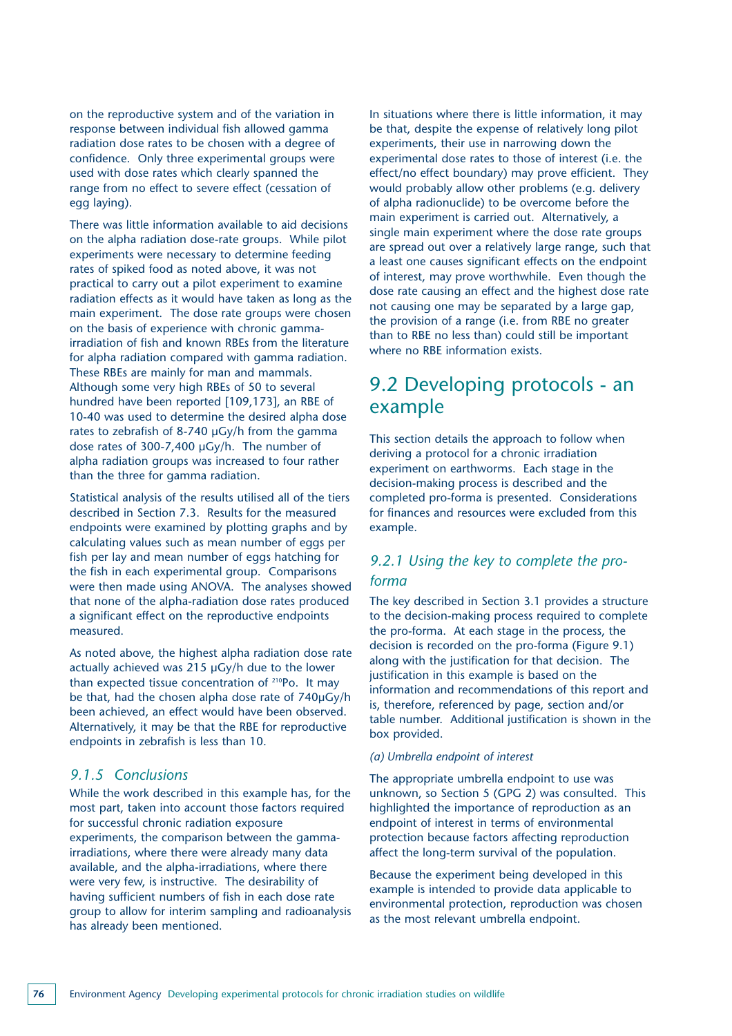on the reproductive system and of the variation in response between individual fish allowed gamma radiation dose rates to be chosen with a degree of confidence. Only three experimental groups were used with dose rates which clearly spanned the range from no effect to severe effect (cessation of egg laying).

There was little information available to aid decisions on the alpha radiation dose-rate groups. While pilot experiments were necessary to determine feeding rates of spiked food as noted above, it was not practical to carry out a pilot experiment to examine radiation effects as it would have taken as long as the main experiment. The dose rate groups were chosen on the basis of experience with chronic gamma-irradiation of fish and known RBEs from the literature for alpha radiation compared with gamma radiation. These RBEs are mainly for man and mammals. Although some very high RBEs of 50 to several hundred have been reported [109,173], an RBE of 10-40 was used to determine the desired alpha dose rates to zebrafish of 8-740 μGy/h from the gamma dose rates of 300-7,400 μGy/h. The number of alpha radiation groups was increased to four rather than the three for gamma radiation.

Statistical analysis of the results utilised all of the tiers described in Section 7.3. Results for the measured endpoints were examined by plotting graphs and by calculating values such as mean number of eggs per fish per lay and mean number of eggs hatching for the fish in each experimental group. Comparisons were then made using ANOVA. The analyses showed that none of the alpha-radiation dose rates produced a significant effect on the reproductive endpoints measured.

As noted above, the highest alpha radiation dose rate actually achieved was 215 μGy/h due to the lower than expected tissue concentration of $^{210}$Po. It may be that, had the chosen alpha dose rate of 740μGy/h been achieved, an effect would have been observed. Alternatively, it may be that the RBE for reproductive endpoints in zebrafish is less than 10.

### *9.1.5 Conclusions*

While the work described in this example has, for the most part, taken into account those factors required for successful chronic radiation exposure experiments, the comparison between the gamma-irradiations, where there were already many data available, and the alpha-irradiations, where there were very few, is instructive. The desirability of having sufficient numbers of fish in each dose rate group to allow for interim sampling and radioanalysis has already been mentioned.

In situations where there is little information, it may be that, despite the expense of relatively long pilot experiments, their use in narrowing down the experimental dose rates to those of interest (i.e. the effect/no effect boundary) may prove efficient. They would probably allow other problems (e.g. delivery of alpha radionuclide) to be overcome before the main experiment is carried out. Alternatively, a single main experiment where the dose rate groups are spread out over a relatively large range, such that a least one causes significant effects on the endpoint of interest, may prove worthwhile. Even though the dose rate causing an effect and the highest dose rate not causing one may be separated by a large gap, the provision of a range (i.e. from RBE no greater than to RBE no less than) could still be important where no RBE information exists.

## 9.2 Developing protocols - an example

This section details the approach to follow when deriving a protocol for a chronic irradiation experiment on earthworms. Each stage in the decision-making process is described and the completed pro-forma is presented. Considerations for finances and resources were excluded from this example.

### *9.2.1 Using the key to complete the pro-forma*

The key described in Section 3.1 provides a structure to the decision-making process required to complete the pro-forma. At each stage in the process, the decision is recorded on the pro-forma (Figure 9.1) along with the justification for that decision. The justification in this example is based on the information and recommendations of this report and is, therefore, referenced by page, section and/or table number. Additional justification is shown in the box provided.

*(a) Umbrella endpoint of interest*

The appropriate umbrella endpoint to use was unknown, so Section 5 (GPG 2) was consulted. This highlighted the importance of reproduction as an endpoint of interest in terms of environmental protection because factors affecting reproduction affect the long-term survival of the population.

Because the experiment being developed in this example is intended to provide data applicable to environmental protection, reproduction was chosen as the most relevant umbrella endpoint.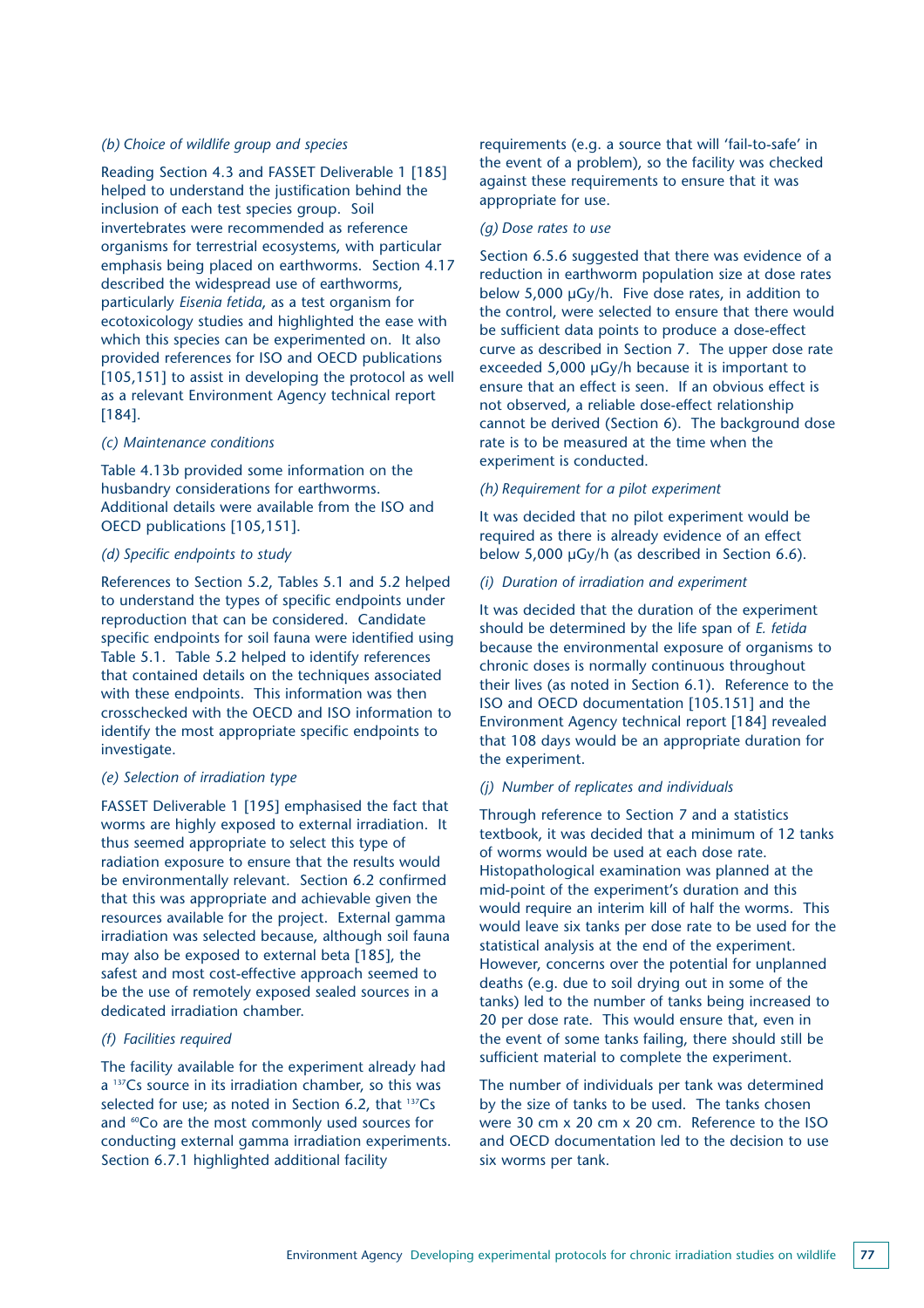*(b) Choice of wildlife group and species*

Reading Section 4.3 and FASSET Deliverable 1 [185] helped to understand the justification behind the inclusion of each test species group. Soil invertebrates were recommended as reference organisms for terrestrial ecosystems, with particular emphasis being placed on earthworms. Section 4.17 described the widespread use of earthworms, particularly *Eisenia fetida*, as a test organism for ecotoxicology studies and highlighted the ease with which this species can be experimented on. It also provided references for ISO and OECD publications [105,151] to assist in developing the protocol as well as a relevant Environment Agency technical report [184].

*(c) Maintenance conditions*

Table 4.13b provided some information on the husbandry considerations for earthworms. Additional details were available from the ISO and OECD publications [105,151].

*(d) Specific endpoints to study*

References to Section 5.2, Tables 5.1 and 5.2 helped to understand the types of specific endpoints under reproduction that can be considered. Candidate specific endpoints for soil fauna were identified using Table 5.1. Table 5.2 helped to identify references that contained details on the techniques associated with these endpoints. This information was then crosschecked with the OECD and ISO information to identify the most appropriate specific endpoints to investigate.

*(e) Selection of irradiation type*

FASSET Deliverable 1 [195] emphasised the fact that worms are highly exposed to external irradiation. It thus seemed appropriate to select this type of radiation exposure to ensure that the results would be environmentally relevant. Section 6.2 confirmed that this was appropriate and achievable given the resources available for the project. External gamma irradiation was selected because, although soil fauna may also be exposed to external beta [185], the safest and most cost-effective approach seemed to be the use of remotely exposed sealed sources in a dedicated irradiation chamber.

*(f) Facilities required*

The facility available for the experiment already had a $^{137}$Cs source in its irradiation chamber, so this was selected for use; as noted in Section 6.2, that $^{137}$Cs and $^{60}$Co are the most commonly used sources for conducting external gamma irradiation experiments. Section 6.7.1 highlighted additional facility requirements (e.g. a source that will 'fail-to-safe' in the event of a problem), so the facility was checked against these requirements to ensure that it was appropriate for use.

*(g) Dose rates to use*

Section 6.5.6 suggested that there was evidence of a reduction in earthworm population size at dose rates below 5,000 µGy/h. Five dose rates, in addition to the control, were selected to ensure that there would be sufficient data points to produce a dose-effect curve as described in Section 7. The upper dose rate exceeded 5,000 µGy/h because it is important to ensure that an effect is seen. If an obvious effect is not observed, a reliable dose-effect relationship cannot be derived (Section 6). The background dose rate is to be measured at the time when the experiment is conducted.

*(h) Requirement for a pilot experiment*

It was decided that no pilot experiment would be required as there is already evidence of an effect below 5,000 µGy/h (as described in Section 6.6).

*(i) Duration of irradiation and experiment*

It was decided that the duration of the experiment should be determined by the life span of *E. fetida* because the environmental exposure of organisms to chronic doses is normally continuous throughout their lives (as noted in Section 6.1). Reference to the ISO and OECD documentation [105.151] and the Environment Agency technical report [184] revealed that 108 days would be an appropriate duration for the experiment.

*(j) Number of replicates and individuals*

Through reference to Section 7 and a statistics textbook, it was decided that a minimum of 12 tanks of worms would be used at each dose rate. Histopathological examination was planned at the mid-point of the experiment's duration and this would require an interim kill of half the worms. This would leave six tanks per dose rate to be used for the statistical analysis at the end of the experiment. However, concerns over the potential for unplanned deaths (e.g. due to soil drying out in some of the tanks) led to the number of tanks being increased to 20 per dose rate. This would ensure that, even in the event of some tanks failing, there should still be sufficient material to complete the experiment.

The number of individuals per tank was determined by the size of tanks to be used. The tanks chosen were 30 cm x 20 cm x 20 cm. Reference to the ISO and OECD documentation led to the decision to use six worms per tank.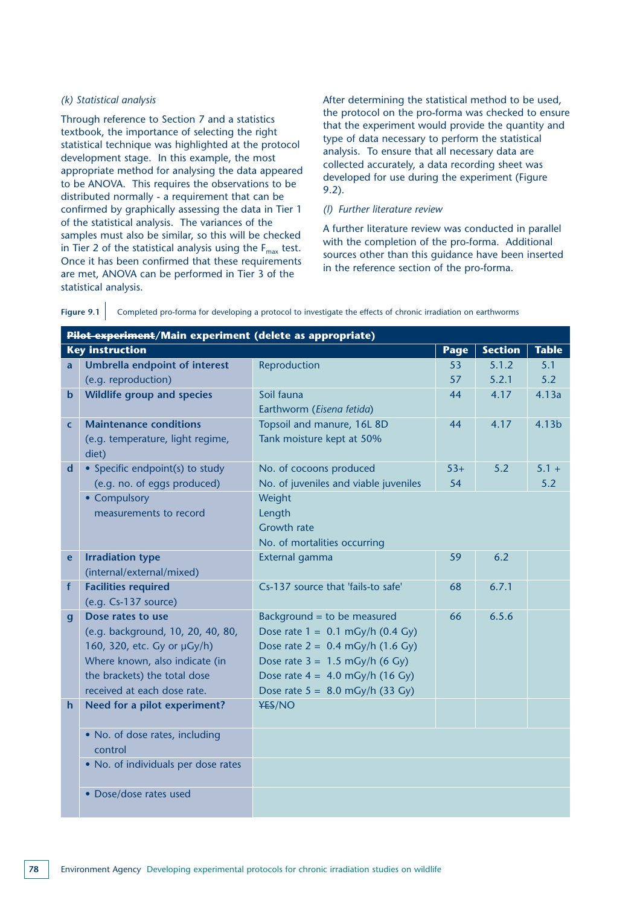*(k) Statistical analysis*

Through reference to Section 7 and a statistics textbook, the importance of selecting the right statistical technique was highlighted at the protocol development stage. In this example, the most appropriate method for analysing the data appeared to be ANOVA. This requires the observations to be distributed normally - a requirement that can be confirmed by graphically assessing the data in Tier 1 of the statistical analysis. The variances of the samples must also be similar, so this will be checked in Tier 2 of the statistical analysis using the $F_{max}$ test. Once it has been confirmed that these requirements are met, ANOVA can be performed in Tier 3 of the statistical analysis.

After determining the statistical method to be used, the protocol on the pro-forma was checked to ensure that the experiment would provide the quantity and type of data necessary to perform the statistical analysis. To ensure that all necessary data are collected accurately, a data recording sheet was developed for use during the experiment (Figure 9.2).

*(l) Further literature review*

A further literature review was conducted in parallel with the completion of the pro-forma. Additional sources other than this guidance have been inserted in the reference section of the pro-forma.

**Figure 9.1** Completed pro-forma for developing a protocol to investigate the effects of chronic irradiation on earthworms

| **~~Pilot experiment~~/Main experiment (delete as appropriate)** | | | | | |
|---|---|---|---|---|---|
| **Key instruction** | | | **Page** | **Section** | **Table** |
| **a** | **Umbrella endpoint of interest** (e.g. reproduction) | Reproduction | 53<br>57 | 5.1.2<br>5.2.1 | 5.1<br>5.2 |
| **b** | **Wildlife group and species** | Soil fauna<br>Earthworm (*Eisena fetida*) | 44 | 4.17 | 4.13a |
| **c** | **Maintenance conditions** (e.g. temperature, light regime, diet) | Topsoil and manure, 16L 8D<br>Tank moisture kept at 50% | 44 | 4.17 | 4.13b |
| **d** | • Specific endpoint(s) to study (e.g. no. of eggs produced) | No. of cocoons produced<br>No. of juveniles and viable juveniles | 53+<br>54 | 5.2 | 5.1 +<br>5.2 |
| | • Compulsory measurements to record | Weight<br>Length<br>Growth rate<br>No. of mortalities occurring | | | |
| **e** | **Irradiation type** (internal/external/mixed) | External gamma | 59 | 6.2 | |
| **f** | **Facilities required** (e.g. Cs-137 source) | Cs-137 source that 'fails-to safe' | 68 | 6.7.1 | |
| **g** | **Dose rates to use** (e.g. background, 10, 20, 40, 80, 160, 320, etc. Gy or μGy/h) Where known, also indicate (in the brackets) the total dose received at each dose rate. | Background = to be measured<br>Dose rate 1 = 0.1 mGy/h (0.4 Gy)<br>Dose rate 2 = 0.4 mGy/h (1.6 Gy)<br>Dose rate 3 = 1.5 mGy/h (6 Gy)<br>Dose rate 4 = 4.0 mGy/h (16 Gy)<br>Dose rate 5 = 8.0 mGy/h (33 Gy) | 66 | 6.5.6 | |
| **h** | **Need for a pilot experiment?** | ~~YES~~/NO | | | |
| | • No. of dose rates, including control | | | | |
| | • No. of individuals per dose rates | | | | |
| | • Dose/dose rates used | | | | |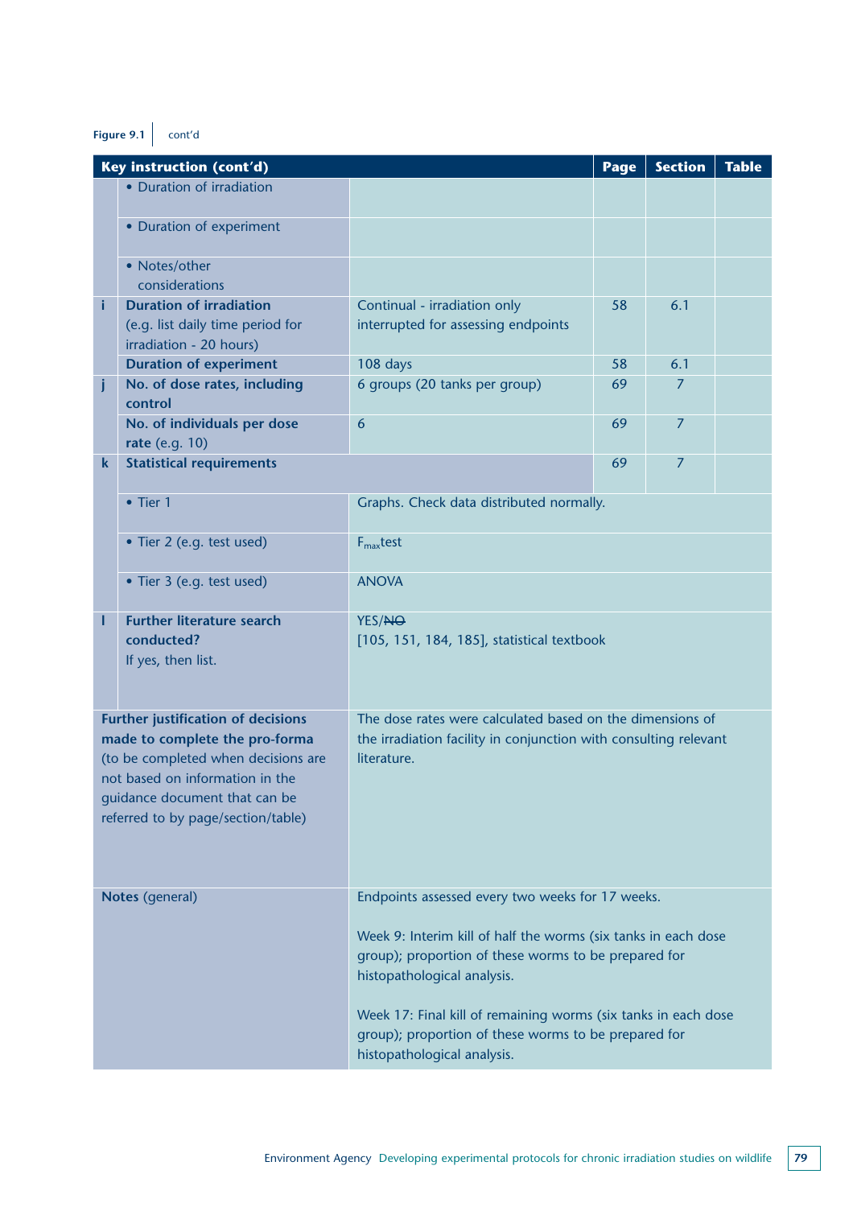Figure 9.1 cont'd

| | Key instruction (cont'd) | | Page | Section | Table |
|---|---|---|---|---|---|
| | • Duration of irradiation | | | | |
| | • Duration of experiment | | | | |
| | • Notes/other considerations | | | | |
| i | **Duration of irradiation** (e.g. list daily time period for irradiation - 20 hours) | Continual - irradiation only interrupted for assessing endpoints | 58 | 6.1 | |
| | **Duration of experiment** | 108 days | 58 | 6.1 | |
| j | **No. of dose rates, including control** | 6 groups (20 tanks per group) | 69 | 7 | |
| | **No. of individuals per dose rate** (e.g. 10) | 6 | 69 | 7 | |
| k | **Statistical requirements** | | 69 | 7 | |
| | • Tier 1 | Graphs. Check data distributed normally. | | | |
| | • Tier 2 (e.g. test used) | $F_{max}$ test | | | |
| | • Tier 3 (e.g. test used) | ANOVA | | | |
| l | **Further literature search conducted?** If yes, then list. | YES/~~NO~~ [105, 151, 184, 185], statistical textbook | | | |
| | **Further justification of decisions made to complete the pro-forma** (to be completed when decisions are not based on information in the guidance document that can be referred to by page/section/table) | The dose rates were calculated based on the dimensions of the irradiation facility in conjunction with consulting relevant literature. | | | |
| | **Notes** (general) | Endpoints assessed every two weeks for 17 weeks.<br><br>Week 9: Interim kill of half the worms (six tanks in each dose group); proportion of these worms to be prepared for histopathological analysis.<br><br>Week 17: Final kill of remaining worms (six tanks in each dose group); proportion of these worms to be prepared for histopathological analysis. | | | |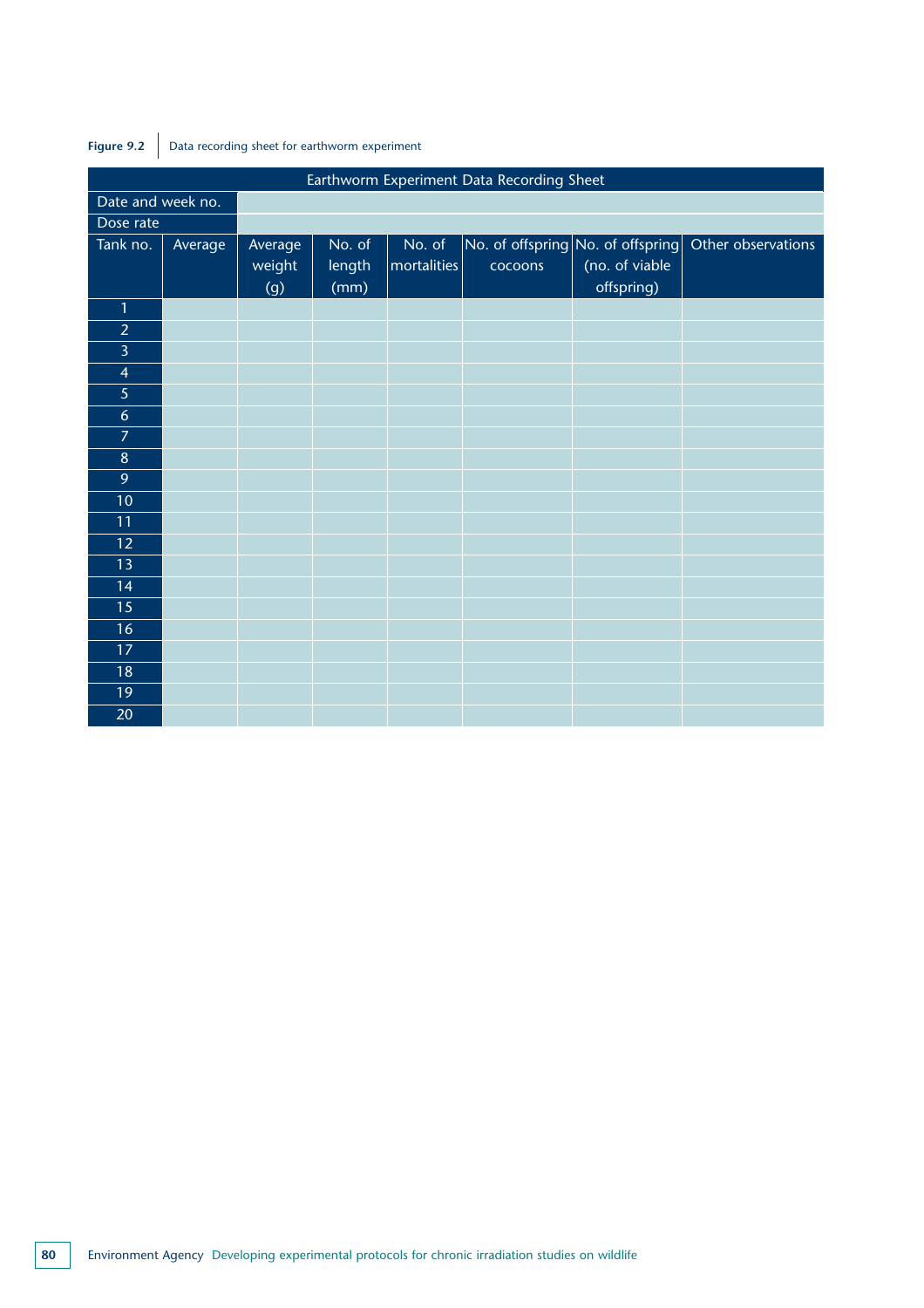Figure 9.2 Data recording sheet for earthworm experiment

| Earthworm Experiment Data Recording Sheet | | | | | | | |
|---|---|---|---|---|---|---|---|
| Date and week no. | | | | | | | |
| Dose rate | | | | | | | |
| Tank no. | Average | Average weight (g) | No. of length (mm) | No. of mortalities | No. of offspring cocoons | No. of offspring (no. of viable offspring) | Other observations |
| 1 | | | | | | | |
| 2 | | | | | | | |
| 3 | | | | | | | |
| 4 | | | | | | | |
| 5 | | | | | | | |
| 6 | | | | | | | |
| 7 | | | | | | | |
| 8 | | | | | | | |
| 9 | | | | | | | |
| 10 | | | | | | | |
| 11 | | | | | | | |
| 12 | | | | | | | |
| 13 | | | | | | | |
| 14 | | | | | | | |
| 15 | | | | | | | |
| 16 | | | | | | | |
| 17 | | | | | | | |
| 18 | | | | | | | |
| 19 | | | | | | | |
| 20 | | | | | | | |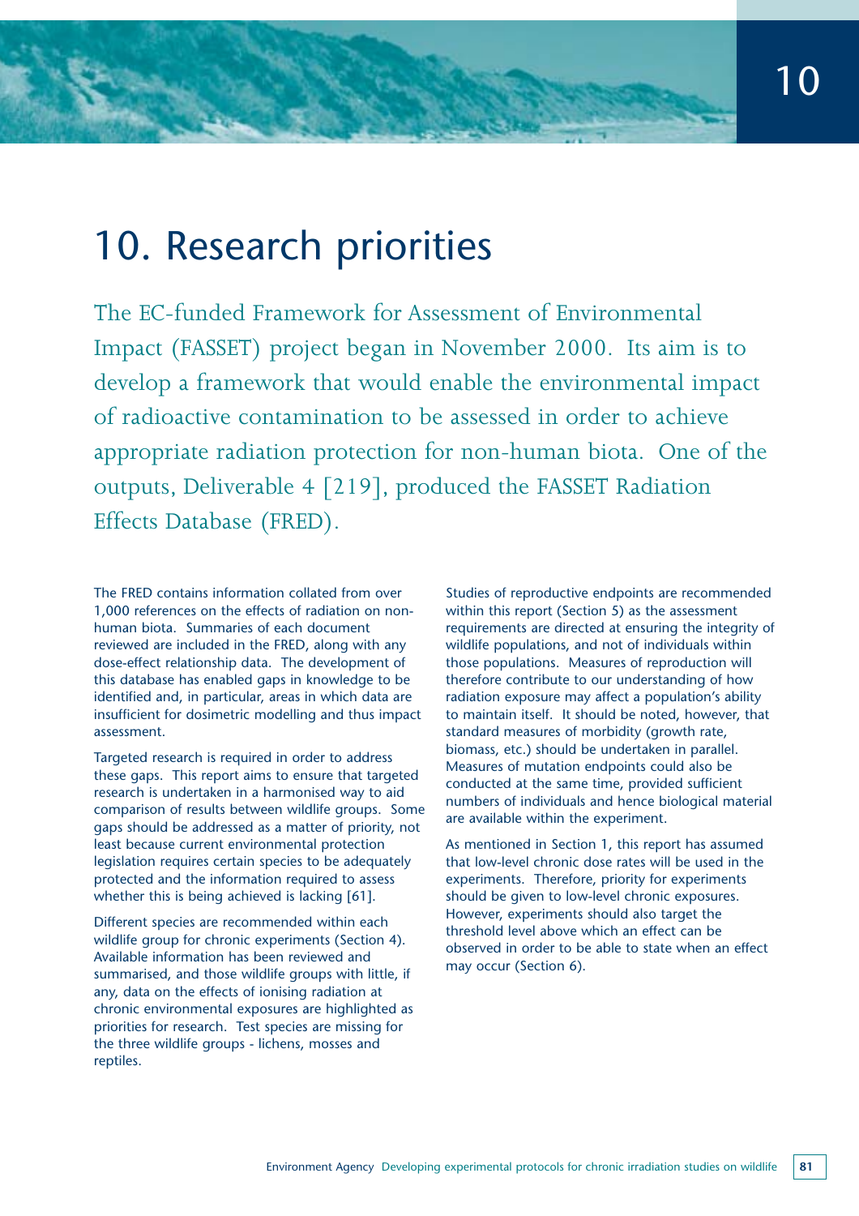# 10. Research priorities

The EC-funded Framework for Assessment of Environmental Impact (FASSET) project began in November 2000. Its aim is to develop a framework that would enable the environmental impact of radioactive contamination to be assessed in order to achieve appropriate radiation protection for non-human biota. One of the outputs, Deliverable 4 [219], produced the FASSET Radiation Effects Database (FRED).

The FRED contains information collated from over 1,000 references on the effects of radiation on non-human biota. Summaries of each document reviewed are included in the FRED, along with any dose-effect relationship data. The development of this database has enabled gaps in knowledge to be identified and, in particular, areas in which data are insufficient for dosimetric modelling and thus impact assessment.

Targeted research is required in order to address these gaps. This report aims to ensure that targeted research is undertaken in a harmonised way to aid comparison of results between wildlife groups. Some gaps should be addressed as a matter of priority, not least because current environmental protection legislation requires certain species to be adequately protected and the information required to assess whether this is being achieved is lacking [61].

Different species are recommended within each wildlife group for chronic experiments (Section 4). Available information has been reviewed and summarised, and those wildlife groups with little, if any, data on the effects of ionising radiation at chronic environmental exposures are highlighted as priorities for research. Test species are missing for the three wildlife groups - lichens, mosses and reptiles.

Studies of reproductive endpoints are recommended within this report (Section 5) as the assessment requirements are directed at ensuring the integrity of wildlife populations, and not of individuals within those populations. Measures of reproduction will therefore contribute to our understanding of how radiation exposure may affect a population's ability to maintain itself. It should be noted, however, that standard measures of morbidity (growth rate, biomass, etc.) should be undertaken in parallel. Measures of mutation endpoints could also be conducted at the same time, provided sufficient numbers of individuals and hence biological material are available within the experiment.

As mentioned in Section 1, this report has assumed that low-level chronic dose rates will be used in the experiments. Therefore, priority for experiments should be given to low-level chronic exposures. However, experiments should also target the threshold level above which an effect can be observed in order to be able to state when an effect may occur (Section 6).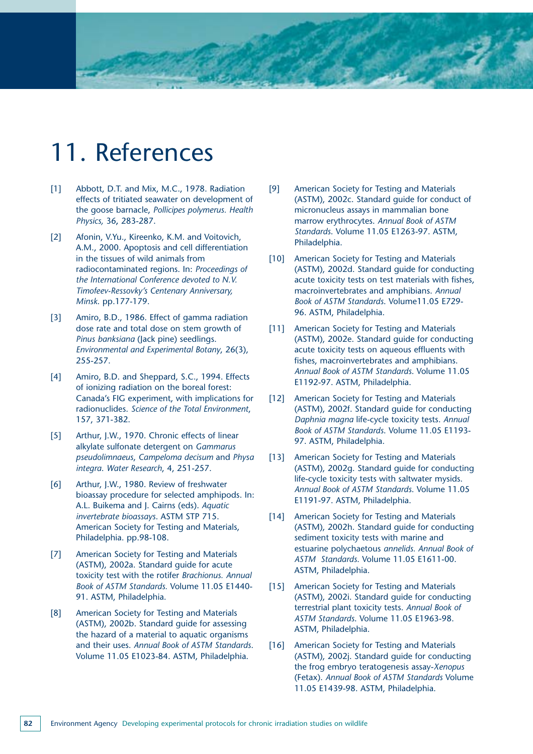# 11. References

[1] Abbott, D.T. and Mix, M.C., 1978. Radiation effects of tritiated seawater on development of the goose barnacle, *Pollicipes polymerus. Health Physics,* 36, 283-287.

[2] Afonin, V.Yu., Kireenko, K.M. and Voitovich, A.M., 2000. Apoptosis and cell differentiation in the tissues of wild animals from radiocontaminated regions. In: *Proceedings of the International Conference devoted to N.V. Timofeev-Ressovky's Centenary Anniversary, Minsk*. pp.177-179.

[3] Amiro, B.D., 1986. Effect of gamma radiation dose rate and total dose on stem growth of *Pinus banksiana* (Jack pine) seedlings. *Environmental and Experimental Botany*, 26(3), 255-257.

[4] Amiro, B.D. and Sheppard, S.C., 1994. Effects of ionizing radiation on the boreal forest: Canada's FIG experiment, with implications for radionuclides. *Science of the Total Environment*, 157, 371-382.

[5] Arthur, J.W., 1970. Chronic effects of linear alkylate sulfonate detergent on *Gammarus pseudolimnaeus*, *Campeloma decisum* and *Physa integra*. *Water Research*, 4, 251-257.

[6] Arthur, J.W., 1980. Review of freshwater bioassay procedure for selected amphipods. In: A.L. Buikema and J. Cairns (eds). *Aquatic invertebrate bioassays*. ASTM STP 715. American Society for Testing and Materials, Philadelphia. pp.98-108.

[7] American Society for Testing and Materials (ASTM), 2002a. Standard guide for acute toxicity test with the rotifer *Brachionus. Annual Book of ASTM Standards.* Volume 11.05 E1440-91. ASTM, Philadelphia.

[8] American Society for Testing and Materials (ASTM), 2002b. Standard guide for assessing the hazard of a material to aquatic organisms and their uses. *Annual Book of ASTM Standards*. Volume 11.05 E1023-84. ASTM, Philadelphia.

[9] American Society for Testing and Materials (ASTM), 2002c. Standard guide for conduct of micronucleus assays in mammalian bone marrow erythrocytes. *Annual Book of ASTM Standards*. Volume 11.05 E1263-97. ASTM, Philadelphia.

[10] American Society for Testing and Materials (ASTM), 2002d. Standard guide for conducting acute toxicity tests on test materials with fishes, macroinvertebrates and amphibians. *Annual Book of ASTM Standards*. Volume11.05 E729-96. ASTM, Philadelphia.

[11] American Society for Testing and Materials (ASTM), 2002e. Standard guide for conducting acute toxicity tests on aqueous effluents with fishes, macroinvertebrates and amphibians. *Annual Book of ASTM Standards*. Volume 11.05 E1192-97. ASTM, Philadelphia.

[12] American Society for Testing and Materials (ASTM), 2002f. Standard guide for conducting *Daphnia magna* life-cycle toxicity tests. *Annual Book of ASTM Standards*. Volume 11.05 E1193-97. ASTM, Philadelphia.

[13] American Society for Testing and Materials (ASTM), 2002g. Standard guide for conducting life-cycle toxicity tests with saltwater mysids. *Annual Book of ASTM Standards*. Volume 11.05 E1191-97. ASTM, Philadelphia.

[14] American Society for Testing and Materials (ASTM), 2002h. Standard guide for conducting sediment toxicity tests with marine and estuarine polychaetous *annelids. Annual Book of ASTM Standards*. Volume 11.05 E1611-00. ASTM, Philadelphia.

[15] American Society for Testing and Materials (ASTM), 2002i. Standard guide for conducting terrestrial plant toxicity tests. *Annual Book of ASTM Standards*. Volume 11.05 E1963-98. ASTM, Philadelphia.

[16] American Society for Testing and Materials (ASTM), 2002j. Standard guide for conducting the frog embryo teratogenesis assay-*Xenopus* (Fetax). *Annual Book of ASTM Standards* Volume 11.05 E1439-98. ASTM, Philadelphia.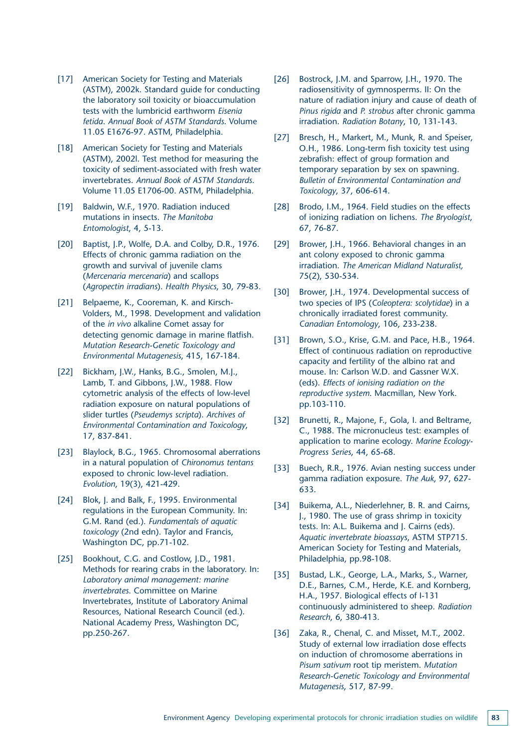[17] American Society for Testing and Materials (ASTM), 2002k. Standard guide for conducting the laboratory soil toxicity or bioaccumulation tests with the lumbricid earthworm *Eisenia fetida*. *Annual Book of ASTM Standards*. Volume 11.05 E1676-97. ASTM, Philadelphia.

[18] American Society for Testing and Materials (ASTM), 2002l. Test method for measuring the toxicity of sediment-associated with fresh water invertebrates. *Annual Book of ASTM Standards*. Volume 11.05 E1706-00. ASTM, Philadelphia.

[19] Baldwin, W.F., 1970. Radiation induced mutations in insects. *The Manitoba Entomologist*, 4, 5-13.

[20] Baptist, J.P., Wolfe, D.A. and Colby, D.R., 1976. Effects of chronic gamma radiation on the growth and survival of juvenile clams (*Mercenaria mercenaria*) and scallops (*Agropectin irradians*). *Health Physics*, 30, 79-83.

[21] Belpaeme, K., Cooreman, K. and Kirsch-Volders, M., 1998. Development and validation of the *in vivo* alkaline Comet assay for detecting genomic damage in marine flatfish. *Mutation Research-Genetic Toxicology and Environmental Mutagenesis*, 415, 167-184.

[22] Bickham, J.W., Hanks, B.G., Smolen, M.J., Lamb, T. and Gibbons, J.W., 1988. Flow cytometric analysis of the effects of low-level radiation exposure on natural populations of slider turtles (*Pseudemys scripta*). *Archives of Environmental Contamination and Toxicology*, 17, 837-841.

[23] Blaylock, B.G., 1965. Chromosomal aberrations in a natural population of *Chironomus tentans* exposed to chronic low-level radiation. *Evolution*, 19(3), 421-429.

[24] Blok, J. and Balk, F., 1995. Environmental regulations in the European Community. In: G.M. Rand (ed.). *Fundamentals of aquatic toxicology* (2nd edn). Taylor and Francis, Washington DC, pp.71-102.

[25] Bookhout, C.G. and Costlow, J.D., 1981. Methods for rearing crabs in the laboratory. In: *Laboratory animal management: marine invertebrates*. Committee on Marine Invertebrates, Institute of Laboratory Animal Resources, National Research Council (ed.). National Academy Press, Washington DC, pp.250-267.

[26] Bostrock, J.M. and Sparrow, J.H., 1970. The radiosensitivity of gymnosperms. II: On the nature of radiation injury and cause of death of *Pinus rigida* and *P. strobus* after chronic gamma irradiation. *Radiation Botany*, 10, 131-143.

[27] Bresch, H., Markert, M., Munk, R. and Speiser, O.H., 1986. Long-term fish toxicity test using zebrafish: effect of group formation and temporary separation by sex on spawning. *Bulletin of Environmental Contamination and Toxicology*, 37, 606-614.

[28] Brodo, I.M., 1964. Field studies on the effects of ionizing radiation on lichens. *The Bryologist*, 67, 76-87.

[29] Brower, J.H., 1966. Behavioral changes in an ant colony exposed to chronic gamma irradiation. *The American Midland Naturalist*, 75(2), 530-534.

[30] Brower, J.H., 1974. Developmental success of two species of IPS (*Coleoptera: scolytidae*) in a chronically irradiated forest community. *Canadian Entomology*, 106, 233-238.

[31] Brown, S.O., Krise, G.M. and Pace, H.B., 1964. Effect of continuous radiation on reproductive capacity and fertility of the albino rat and mouse. In: Carlson W.D. and Gassner W.X. (eds). *Effects of ionising radiation on the reproductive system*. Macmillan, New York. pp.103-110.

[32] Brunetti, R., Majone, F., Gola, I. and Beltrame, C., 1988. The micronucleus test: examples of application to marine ecology. *Marine Ecology-Progress Series*, 44, 65-68.

[33] Buech, R.R., 1976. Avian nesting success under gamma radiation exposure. *The Auk*, 97, 627-633.

[34] Buikema, A.L., Niederlehner, B. R. and Cairns, J., 1980. The use of grass shrimp in toxicity tests. In: A.L. Buikema and J. Cairns (eds). *Aquatic invertebrate bioassays*, ASTM STP715. American Society for Testing and Materials, Philadelphia, pp.98-108.

[35] Bustad, L.K., George, L.A., Marks, S., Warner, D.E., Barnes, C.M., Herde, K.E. and Kornberg, H.A., 1957. Biological effects of I-131 continuously administered to sheep. *Radiation Research*, 6, 380-413.

[36] Zaka, R., Chenal, C. and Misset, M.T., 2002. Study of external low irradiation dose effects on induction of chromosome aberrations in *Pisum sativum* root tip meristem. *Mutation Research-Genetic Toxicology and Environmental Mutagenesis*, 517, 87-99.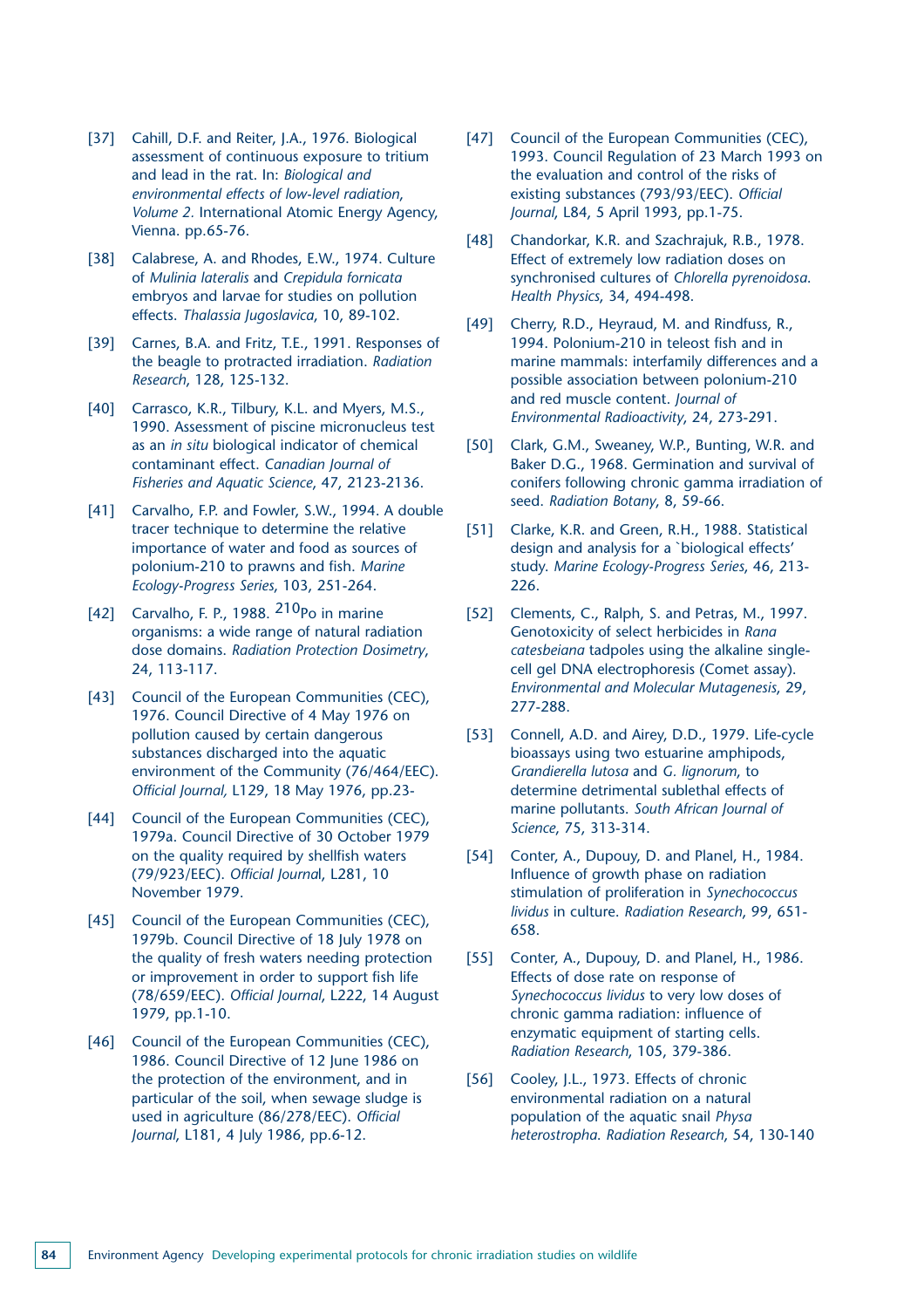[37] Cahill, D.F. and Reiter, J.A., 1976. Biological assessment of continuous exposure to tritium and lead in the rat. In: *Biological and environmental effects of low-level radiation, Volume 2.* International Atomic Energy Agency, Vienna. pp.65-76.

[38] Calabrese, A. and Rhodes, E.W., 1974. Culture of *Mulinia lateralis* and *Crepidula fornicata* embryos and larvae for studies on pollution effects. *Thalassia Jugoslavica*, 10, 89-102.

[39] Carnes, B.A. and Fritz, T.E., 1991. Responses of the beagle to protracted irradiation. *Radiation Research*, 128, 125-132.

[40] Carrasco, K.R., Tilbury, K.L. and Myers, M.S., 1990. Assessment of piscine micronucleus test as an *in situ* biological indicator of chemical contaminant effect. *Canadian Journal of Fisheries and Aquatic Science*, 47, 2123-2136.

[41] Carvalho, F.P. and Fowler, S.W., 1994. A double tracer technique to determine the relative importance of water and food as sources of polonium-210 to prawns and fish. *Marine Ecology-Progress Series*, 103, 251-264.

[42] Carvalho, F. P., 1988. $^{210}$Po in marine organisms: a wide range of natural radiation dose domains. *Radiation Protection Dosimetry*, 24, 113-117.

[43] Council of the European Communities (CEC), 1976. Council Directive of 4 May 1976 on pollution caused by certain dangerous substances discharged into the aquatic environment of the Community (76/464/EEC). *Official Journal,* L129, 18 May 1976, pp.23-

[44] Council of the European Communities (CEC), 1979a. Council Directive of 30 October 1979 on the quality required by shellfish waters (79/923/EEC). *Official Journal*, L281, 10 November 1979.

[45] Council of the European Communities (CEC), 1979b. Council Directive of 18 July 1978 on the quality of fresh waters needing protection or improvement in order to support fish life (78/659/EEC). *Official Journal*, L222, 14 August 1979, pp.1-10.

[46] Council of the European Communities (CEC), 1986. Council Directive of 12 June 1986 on the protection of the environment, and in particular of the soil, when sewage sludge is used in agriculture (86/278/EEC). *Official Journal*, L181, 4 July 1986, pp.6-12.

[47] Council of the European Communities (CEC), 1993. Council Regulation of 23 March 1993 on the evaluation and control of the risks of existing substances (793/93/EEC). *Official Journal*, L84, 5 April 1993, pp.1-75.

[48] Chandorkar, K.R. and Szachrajuk, R.B., 1978. Effect of extremely low radiation doses on synchronised cultures of *Chlorella pyrenoidosa. Health Physics*, 34, 494-498.

[49] Cherry, R.D., Heyraud, M. and Rindfuss, R., 1994. Polonium-210 in teleost fish and in marine mammals: interfamily differences and a possible association between polonium-210 and red muscle content. *Journal of Environmental Radioactivity*, 24, 273-291.

[50] Clark, G.M., Sweaney, W.P., Bunting, W.R. and Baker D.G., 1968. Germination and survival of conifers following chronic gamma irradiation of seed. *Radiation Botany*, 8, 59-66.

[51] Clarke, K.R. and Green, R.H., 1988. Statistical design and analysis for a `biological effects' study. *Marine Ecology-Progress Series*, 46, 213-226.

[52] Clements, C., Ralph, S. and Petras, M., 1997. Genotoxicity of select herbicides in *Rana catesbeiana* tadpoles using the alkaline single-cell gel DNA electrophoresis (Comet assay). *Environmental and Molecular Mutagenesis*, 29, 277-288.

[53] Connell, A.D. and Airey, D.D., 1979. Life-cycle bioassays using two estuarine amphipods, *Grandierella lutosa* and *G. lignorum*, to determine detrimental sublethal effects of marine pollutants. *South African Journal of Science*, 75, 313-314.

[54] Conter, A., Dupouy, D. and Planel, H., 1984. Influence of growth phase on radiation stimulation of proliferation in *Synechococcus lividus* in culture. *Radiation Research*, 99, 651-658.

[55] Conter, A., Dupouy, D. and Planel, H., 1986. Effects of dose rate on response of *Synechococcus lividus* to very low doses of chronic gamma radiation: influence of enzymatic equipment of starting cells. *Radiation Research*, 105, 379-386.

[56] Cooley, J.L., 1973. Effects of chronic environmental radiation on a natural population of the aquatic snail *Physa heterostropha. Radiation Research*, 54, 130-140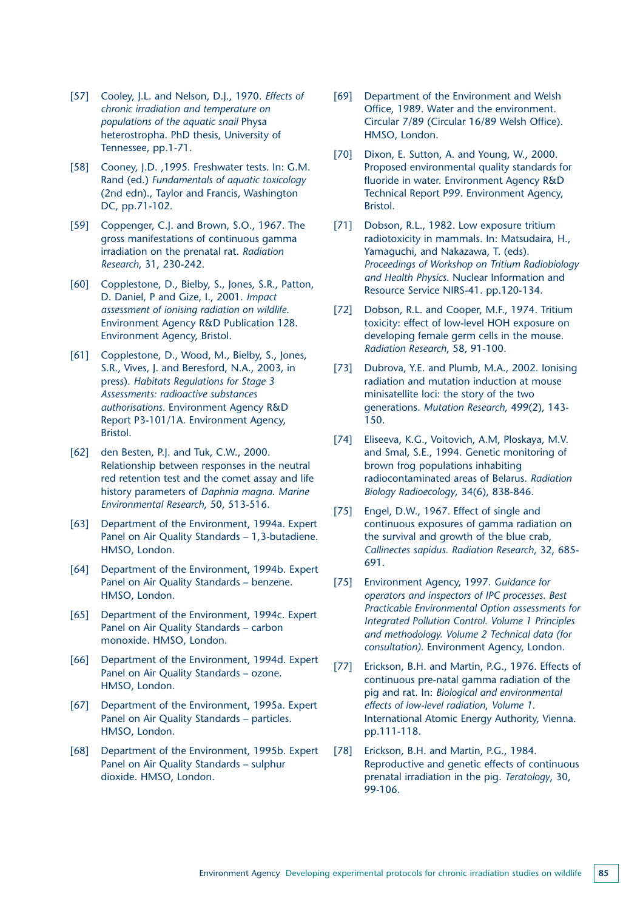[57] Cooley, J.L. and Nelson, D.J., 1970. *Effects of chronic irradiation and temperature on populations of the aquatic snail* Physa heterostropha. PhD thesis, University of Tennessee, pp.1-71.

[58] Cooney, J.D. ,1995. Freshwater tests. In: G.M. Rand (ed.) *Fundamentals of aquatic toxicology* (2nd edn)., Taylor and Francis, Washington DC, pp.71-102.

[59] Coppenger, C.J. and Brown, S.O., 1967. The gross manifestations of continuous gamma irradiation on the prenatal rat. *Radiation Research*, 31, 230-242.

[60] Copplestone, D., Bielby, S., Jones, S.R., Patton, D. Daniel, P and Gize, I., 2001. *Impact assessment of ionising radiation on wildlife.* Environment Agency R&D Publication 128. Environment Agency, Bristol.

[61] Copplestone, D., Wood, M., Bielby, S., Jones, S.R., Vives, J. and Beresford, N.A., 2003, in press). *Habitats Regulations for Stage 3 Assessments: radioactive substances authorisations.* Environment Agency R&D Report P3-101/1A. Environment Agency, Bristol.

[62] den Besten, P.J. and Tuk, C.W., 2000. Relationship between responses in the neutral red retention test and the comet assay and life history parameters of *Daphnia magna. Marine Environmental Research*, 50, 513-516.

[63] Department of the Environment, 1994a. Expert Panel on Air Quality Standards – 1,3-butadiene. HMSO, London.

[64] Department of the Environment, 1994b. Expert Panel on Air Quality Standards – benzene. HMSO, London.

[65] Department of the Environment, 1994c. Expert Panel on Air Quality Standards – carbon monoxide. HMSO, London.

[66] Department of the Environment, 1994d. Expert Panel on Air Quality Standards – ozone. HMSO, London.

[67] Department of the Environment, 1995a. Expert Panel on Air Quality Standards – particles. HMSO, London.

[68] Department of the Environment, 1995b. Expert Panel on Air Quality Standards – sulphur dioxide. HMSO, London.

[69] Department of the Environment and Welsh Office, 1989. Water and the environment. Circular 7/89 (Circular 16/89 Welsh Office). HMSO, London.

[70] Dixon, E. Sutton, A. and Young, W., 2000. Proposed environmental quality standards for fluoride in water. Environment Agency R&D Technical Report P99. Environment Agency, Bristol.

[71] Dobson, R.L., 1982. Low exposure tritium radiotoxicity in mammals. In: Matsudaira, H., Yamaguchi, and Nakazawa, T. (eds). *Proceedings of Workshop on Tritium Radiobiology and Health Physics.* Nuclear Information and Resource Service NIRS-41. pp.120-134.

[72] Dobson, R.L. and Cooper, M.F., 1974. Tritium toxicity: effect of low-level HOH exposure on developing female germ cells in the mouse. *Radiation Research*, 58, 91-100.

[73] Dubrova, Y.E. and Plumb, M.A., 2002. Ionising radiation and mutation induction at mouse minisatellite loci: the story of the two generations. *Mutation Research*, 499(2), 143-150.

[74] Eliseeva, K.G., Voitovich, A.M, Ploskaya, M.V. and Smal, S.E., 1994. Genetic monitoring of brown frog populations inhabiting radiocontaminated areas of Belarus. *Radiation Biology Radioecology*, 34(6), 838-846.

[75] Engel, D.W., 1967. Effect of single and continuous exposures of gamma radiation on the survival and growth of the blue crab, *Callinectes sapidus. Radiation Research*, 32, 685-691.

[75] Environment Agency, 1997. *Guidance for operators and inspectors of IPC processes. Best Practicable Environmental Option assessments for Integrated Pollution Control. Volume 1 Principles and methodology. Volume 2 Technical data (for consultation).* Environment Agency, London.

[77] Erickson, B.H. and Martin, P.G., 1976. Effects of continuous pre-natal gamma radiation of the pig and rat. In: *Biological and environmental effects of low-level radiation, Volume 1.* International Atomic Energy Authority, Vienna. pp.111-118.

[78] Erickson, B.H. and Martin, P.G., 1984. Reproductive and genetic effects of continuous prenatal irradiation in the pig. *Teratology*, 30, 99-106.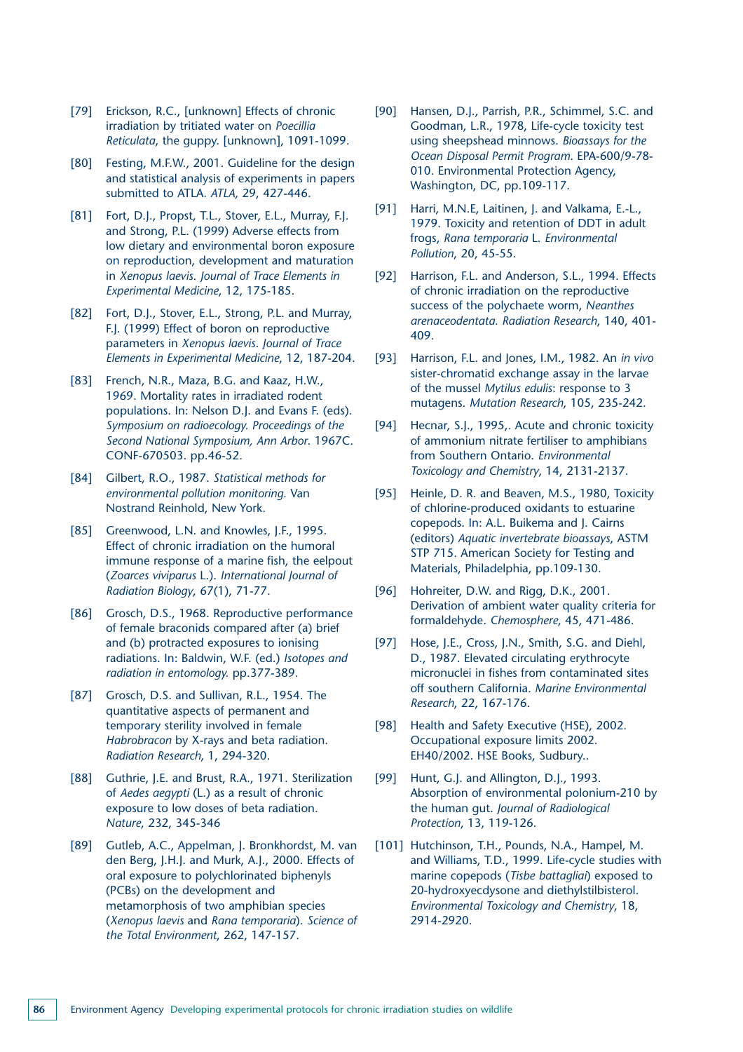[79] Erickson, R.C., [unknown] Effects of chronic irradiation by tritiated water on *Poecillia Reticulata*, the guppy. [unknown], 1091-1099.

[80] Festing, M.F.W., 2001. Guideline for the design and statistical analysis of experiments in papers submitted to ATLA. *ATLA*, 29, 427-446.

[81] Fort, D.J., Propst, T.L., Stover, E.L., Murray, F.J. and Strong, P.L. (1999) Adverse effects from low dietary and environmental boron exposure on reproduction, development and maturation in *Xenopus laevis*. *Journal of Trace Elements in Experimental Medicine*, 12, 175-185.

[82] Fort, D.J., Stover, E.L., Strong, P.L. and Murray, F.J. (1999) Effect of boron on reproductive parameters in *Xenopus laevis*. *Journal of Trace Elements in Experimental Medicine*, 12, 187-204.

[83] French, N.R., Maza, B.G. and Kaaz, H.W., 1969. Mortality rates in irradiated rodent populations. In: Nelson D.J. and Evans F. (eds). *Symposium on radioecology. Proceedings of the Second National Symposium, Ann Arbor*. 1967C. CONF-670503. pp.46-52.

[84] Gilbert, R.O., 1987. *Statistical methods for environmental pollution monitoring.* Van Nostrand Reinhold, New York.

[85] Greenwood, L.N. and Knowles, J.F., 1995. Effect of chronic irradiation on the humoral immune response of a marine fish, the eelpout (*Zoarces viviparus* L.). *International Journal of Radiation Biology*, 67(1), 71-77.

[86] Grosch, D.S., 1968. Reproductive performance of female braconids compared after (a) brief and (b) protracted exposures to ionising radiations. In: Baldwin, W.F. (ed.) *Isotopes and radiation in entomology.* pp.377-389.

[87] Grosch, D.S. and Sullivan, R.L., 1954. The quantitative aspects of permanent and temporary sterility involved in female *Habrobracon* by X-rays and beta radiation. *Radiation Research*, 1, 294-320.

[88] Guthrie, J.E. and Brust, R.A., 1971. Sterilization of *Aedes aegypti* (L.) as a result of chronic exposure to low doses of beta radiation. *Nature*, 232, 345-346

[89] Gutleb, A.C., Appelman, J. Bronkhordst, M. van den Berg, J.H.J. and Murk, A.J., 2000. Effects of oral exposure to polychlorinated biphenyls (PCBs) on the development and metamorphosis of two amphibian species (*Xenopus laevis* and *Rana temporaria*). *Science of the Total Environment*, 262, 147-157.

[90] Hansen, D.J., Parrish, P.R., Schimmel, S.C. and Goodman, L.R., 1978, Life-cycle toxicity test using sheepshead minnows. *Bioassays for the Ocean Disposal Permit Program*. EPA-600/9-78-010. Environmental Protection Agency, Washington, DC, pp.109-117.

[91] Harri, M.N.E, Laitinen, J. and Valkama, E.-L., 1979. Toxicity and retention of DDT in adult frogs, *Rana temporaria* L. *Environmental Pollution*, 20, 45-55.

[92] Harrison, F.L. and Anderson, S.L., 1994. Effects of chronic irradiation on the reproductive success of the polychaete worm, *Neanthes arenaceodentata. Radiation Research*, 140, 401-409.

[93] Harrison, F.L. and Jones, I.M., 1982. An *in vivo* sister-chromatid exchange assay in the larvae of the mussel *Mytilus edulis*: response to 3 mutagens. *Mutation Research*, 105, 235-242.

[94] Hecnar, S.J., 1995,. Acute and chronic toxicity of ammonium nitrate fertiliser to amphibians from Southern Ontario. *Environmental Toxicology and Chemistry*, 14, 2131-2137.

[95] Heinle, D. R. and Beaven, M.S., 1980, Toxicity of chlorine-produced oxidants to estuarine copepods. In: A.L. Buikema and J. Cairns (editors) *Aquatic invertebrate bioassays*, ASTM STP 715. American Society for Testing and Materials, Philadelphia, pp.109-130.

[96] Hohreiter, D.W. and Rigg, D.K., 2001. Derivation of ambient water quality criteria for formaldehyde. *Chemosphere*, 45, 471-486.

[97] Hose, J.E., Cross, J.N., Smith, S.G. and Diehl, D., 1987. Elevated circulating erythrocyte micronuclei in fishes from contaminated sites off southern California. *Marine Environmental Research*, 22, 167-176.

[98] Health and Safety Executive (HSE), 2002. Occupational exposure limits 2002. EH40/2002. HSE Books, Sudbury..

[99] Hunt, G.J. and Allington, D.J., 1993. Absorption of environmental polonium-210 by the human gut. *Journal of Radiological Protection*, 13, 119-126.

[101] Hutchinson, T.H., Pounds, N.A., Hampel, M. and Williams, T.D., 1999. Life-cycle studies with marine copepods (*Tisbe battagliai*) exposed to 20-hydroxyecdysone and diethylstilbisterol. *Environmental Toxicology and Chemistry*, 18, 2914-2920.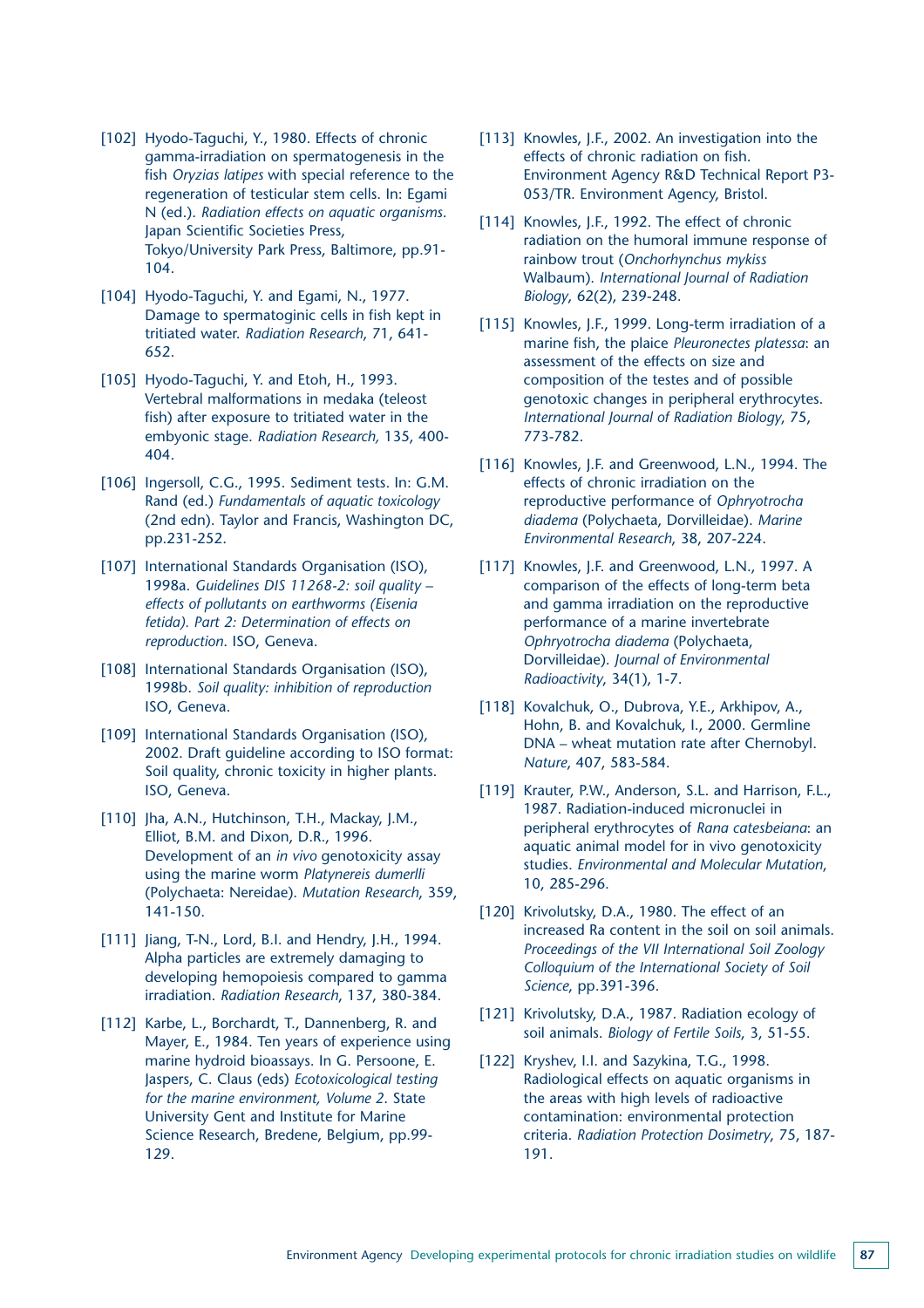[102] Hyodo-Taguchi, Y., 1980. Effects of chronic gamma-irradiation on spermatogenesis in the fish *Oryzias latipes* with special reference to the regeneration of testicular stem cells. In: Egami N (ed.). *Radiation effects on aquatic organisms*. Japan Scientific Societies Press, Tokyo/University Park Press, Baltimore, pp.91-104.

[104] Hyodo-Taguchi, Y. and Egami, N., 1977. Damage to spermatoginic cells in fish kept in tritiated water. *Radiation Research*, 71, 641-652.

[105] Hyodo-Taguchi, Y. and Etoh, H., 1993. Vertebral malformations in medaka (teleost fish) after exposure to tritiated water in the embyonic stage. *Radiation Research,* 135, 400-404.

[106] Ingersoll, C.G., 1995. Sediment tests. In: G.M. Rand (ed.) *Fundamentals of aquatic toxicology* (2nd edn). Taylor and Francis, Washington DC, pp.231-252.

[107] International Standards Organisation (ISO), 1998a. *Guidelines DIS 11268-2: soil quality – effects of pollutants on earthworms (Eisenia fetida). Part 2: Determination of effects on reproduction.* ISO, Geneva.

[108] International Standards Organisation (ISO), 1998b. *Soil quality: inhibition of reproduction* ISO, Geneva.

[109] International Standards Organisation (ISO), 2002. Draft guideline according to ISO format: Soil quality, chronic toxicity in higher plants. ISO, Geneva.

[110] Jha, A.N., Hutchinson, T.H., Mackay, J.M., Elliot, B.M. and Dixon, D.R., 1996. Development of an *in vivo* genotoxicity assay using the marine worm *Platynereis dumerlli* (Polychaeta: Nereidae). *Mutation Research*, 359, 141-150.

[111] Jiang, T-N., Lord, B.I. and Hendry, J.H., 1994. Alpha particles are extremely damaging to developing hemopoiesis compared to gamma irradiation. *Radiation Research*, 137, 380-384.

[112] Karbe, L., Borchardt, T., Dannenberg, R. and Mayer, E., 1984. Ten years of experience using marine hydroid bioassays. In G. Persoone, E. Jaspers, C. Claus (eds) *Ecotoxicological testing for the marine environment, Volume 2*. State University Gent and Institute for Marine Science Research, Bredene, Belgium, pp.99-129.

[113] Knowles, J.F., 2002. An investigation into the effects of chronic radiation on fish. Environment Agency R&D Technical Report P3-053/TR. Environment Agency, Bristol.

[114] Knowles, J.F., 1992. The effect of chronic radiation on the humoral immune response of rainbow trout (*Onchorhynchus mykiss* Walbaum). *International Journal of Radiation Biology*, 62(2), 239-248.

[115] Knowles, J.F., 1999. Long-term irradiation of a marine fish, the plaice *Pleuronectes platessa*: an assessment of the effects on size and composition of the testes and of possible genotoxic changes in peripheral erythrocytes. *International Journal of Radiation Biology*, 75, 773-782.

[116] Knowles, J.F. and Greenwood, L.N., 1994. The effects of chronic irradiation on the reproductive performance of *Ophryotrocha diadema* (Polychaeta, Dorvilleidae). *Marine Environmental Research*, 38, 207-224.

[117] Knowles, J.F. and Greenwood, L.N., 1997. A comparison of the effects of long-term beta and gamma irradiation on the reproductive performance of a marine invertebrate *Ophryotrocha diadema* (Polychaeta, Dorvilleidae). *Journal of Environmental Radioactivity*, 34(1), 1-7.

[118] Kovalchuk, O., Dubrova, Y.E., Arkhipov, A., Hohn, B. and Kovalchuk, I., 2000. Germline DNA – wheat mutation rate after Chernobyl. *Nature*, 407, 583-584.

[119] Krauter, P.W., Anderson, S.L. and Harrison, F.L., 1987. Radiation-induced micronuclei in peripheral erythrocytes of *Rana catesbeiana*: an aquatic animal model for in vivo genotoxicity studies. *Environmental and Molecular Mutation*, 10, 285-296.

[120] Krivolutsky, D.A., 1980. The effect of an increased Ra content in the soil on soil animals. *Proceedings of the VII International Soil Zoology Colloquium of the International Society of Soil Science*, pp.391-396.

[121] Krivolutsky, D.A., 1987. Radiation ecology of soil animals. *Biology of Fertile Soils*, 3, 51-55.

[122] Kryshev, I.I. and Sazykina, T.G., 1998. Radiological effects on aquatic organisms in the areas with high levels of radioactive contamination: environmental protection criteria. *Radiation Protection Dosimetry*, 75, 187-191.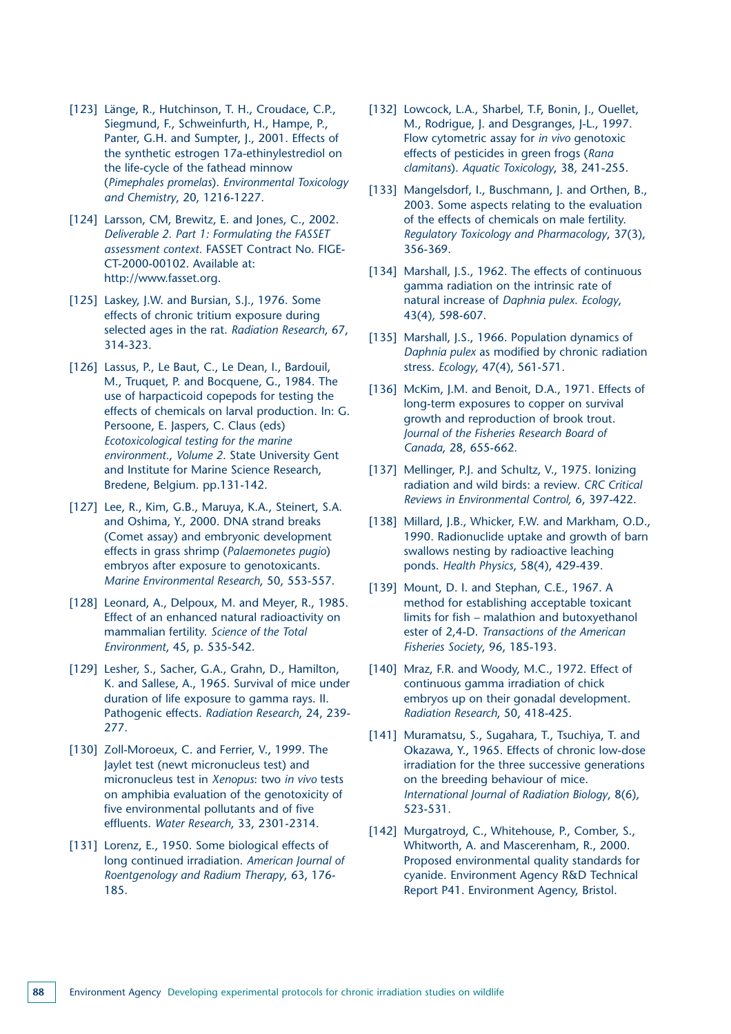[123] Länge, R., Hutchinson, T. H., Croudace, C.P., Siegmund, F., Schweinfurth, H., Hampe, P., Panter, G.H. and Sumpter, J., 2001. Effects of the synthetic estrogen 17a-ethinylestrediol on the life-cycle of the fathead minnow (*Pimephales promelas*). *Environmental Toxicology and Chemistry*, 20, 1216-1227.

[124] Larsson, CM, Brewitz, E. and Jones, C., 2002. *Deliverable 2. Part 1: Formulating the FASSET assessment context.* FASSET Contract No. FIGE-CT-2000-00102. Available at: http://www.fasset.org.

[125] Laskey, J.W. and Bursian, S.J., 1976. Some effects of chronic tritium exposure during selected ages in the rat. *Radiation Research*, 67, 314-323.

[126] Lassus, P., Le Baut, C., Le Dean, I., Bardouil, M., Truquet, P. and Bocquene, G., 1984. The use of harpacticoid copepods for testing the effects of chemicals on larval production. In: G. Persoone, E. Jaspers, C. Claus (eds) *Ecotoxicological testing for the marine environment*., *Volume 2*. State University Gent and Institute for Marine Science Research, Bredene, Belgium. pp.131-142.

[127] Lee, R., Kim, G.B., Maruya, K.A., Steinert, S.A. and Oshima, Y., 2000. DNA strand breaks (Comet assay) and embryonic development effects in grass shrimp (*Palaemonetes pugio*) embryos after exposure to genotoxicants. *Marine Environmental Research*, 50, 553-557.

[128] Leonard, A., Delpoux, M. and Meyer, R., 1985. Effect of an enhanced natural radioactivity on mammalian fertility. *Science of the Total Environment*, 45, p. 535-542.

[129] Lesher, S., Sacher, G.A., Grahn, D., Hamilton, K. and Sallese, A., 1965. Survival of mice under duration of life exposure to gamma rays. II. Pathogenic effects. *Radiation Research*, 24, 239-277.

[130] Zoll-Moroeux, C. and Ferrier, V., 1999. The Jaylet test (newt micronucleus test) and micronucleus test in *Xenopus*: two *in vivo* tests on amphibia evaluation of the genotoxicity of five environmental pollutants and of five effluents. *Water Research*, 33, 2301-2314.

[131] Lorenz, E., 1950. Some biological effects of long continued irradiation. *American Journal of Roentgenology and Radium Therapy*, 63, 176-185.

[132] Lowcock, L.A., Sharbel, T.F, Bonin, J., Ouellet, M., Rodrigue, J. and Desgranges, J-L., 1997. Flow cytometric assay for *in vivo* genotoxic effects of pesticides in green frogs (*Rana clamitans*). *Aquatic Toxicology*, 38, 241-255.

[133] Mangelsdorf, I., Buschmann, J. and Orthen, B., 2003. Some aspects relating to the evaluation of the effects of chemicals on male fertility. *Regulatory Toxicology and Pharmacology*, 37(3), 356-369.

[134] Marshall, J.S., 1962. The effects of continuous gamma radiation on the intrinsic rate of natural increase of *Daphnia pulex*. *Ecology*, 43(4), 598-607.

[135] Marshall, J.S., 1966. Population dynamics of *Daphnia pulex* as modified by chronic radiation stress. *Ecology*, 47(4), 561-571.

[136] McKim, J.M. and Benoit, D.A., 1971. Effects of long-term exposures to copper on survival growth and reproduction of brook trout. *Journal of the Fisheries Research Board of Canada*, 28, 655-662.

[137] Mellinger, P.J. and Schultz, V., 1975. Ionizing radiation and wild birds: a review. *CRC Critical Reviews in Environmental Control*, 6, 397-422.

[138] Millard, J.B., Whicker, F.W. and Markham, O.D., 1990. Radionuclide uptake and growth of barn swallows nesting by radioactive leaching ponds. *Health Physics*, 58(4), 429-439.

[139] Mount, D. I. and Stephan, C.E., 1967. A method for establishing acceptable toxicant limits for fish – malathion and butoxyethanol ester of 2,4-D. *Transactions of the American Fisheries Society*, 96, 185-193.

[140] Mraz, F.R. and Woody, M.C., 1972. Effect of continuous gamma irradiation of chick embryos up on their gonadal development. *Radiation Research*, 50, 418-425.

[141] Muramatsu, S., Sugahara, T., Tsuchiya, T. and Okazawa, Y., 1965. Effects of chronic low-dose irradiation for the three successive generations on the breeding behaviour of mice. *International Journal of Radiation Biology*, 8(6), 523-531.

[142] Murgatroyd, C., Whitehouse, P., Comber, S., Whitworth, A. and Mascerenham, R., 2000. Proposed environmental quality standards for cyanide. Environment Agency R&D Technical Report P41. Environment Agency, Bristol.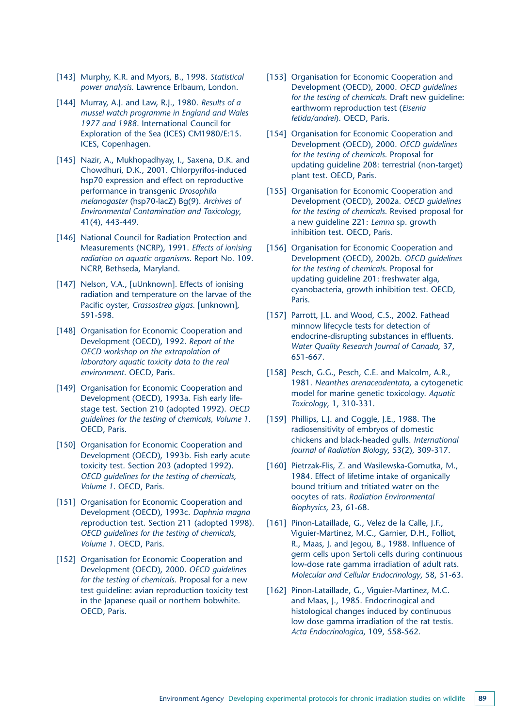[143] Murphy, K.R. and Myors, B., 1998. *Statistical power analysis.* Lawrence Erlbaum, London.

[144] Murray, A.J. and Law, R.J., 1980. *Results of a mussel watch programme in England and Wales 1977 and 1988*. International Council for Exploration of the Sea (ICES) CM1980/E:15. ICES, Copenhagen.

[145] Nazir, A., Mukhopadhyay, I., Saxena, D.K. and Chowdhuri, D.K., 2001. Chlorpyrifos-induced hsp70 expression and effect on reproductive performance in transgenic *Drosophila melanogaster* (hsp70-lacZ) Bg(9). *Archives of Environmental Contamination and Toxicology*, 41(4), 443-449.

[146] National Council for Radiation Protection and Measurements (NCRP), 1991. *Effects of ionising radiation on aquatic organisms*. Report No. 109. NCRP, Bethseda, Maryland.

[147] Nelson, V.A., [uUnknown]. Effects of ionising radiation and temperature on the larvae of the Pacific oyster, *Crassostrea gigas.* [unknown], 591-598.

[148] Organisation for Economic Cooperation and Development (OECD), 1992. *Report of the OECD workshop on the extrapolation of laboratory aquatic toxicity data to the real environment*. OECD, Paris.

[149] Organisation for Economic Cooperation and Development (OECD), 1993a. Fish early life-stage test. Section 210 (adopted 1992). *OECD guidelines for the testing of chemicals, Volume 1*. OECD, Paris.

[150] Organisation for Economic Cooperation and Development (OECD), 1993b. Fish early acute toxicity test. Section 203 (adopted 1992). *OECD guidelines for the testing of chemicals, Volume 1*. OECD, Paris.

[151] Organisation for Economic Cooperation and Development (OECD), 1993c. *Daphnia magna* reproduction test. Section 211 (adopted 1998). *OECD guidelines for the testing of chemicals, Volume 1*. OECD, Paris.

[152] Organisation for Economic Cooperation and Development (OECD), 2000. *OECD guidelines for the testing of chemicals.* Proposal for a new test guideline: avian reproduction toxicity test in the Japanese quail or northern bobwhite. OECD, Paris.

[153] Organisation for Economic Cooperation and Development (OECD), 2000. *OECD guidelines for the testing of chemicals.* Draft new guideline: earthworm reproduction test (*Eisenia fetida/andrei*). OECD, Paris.

[154] Organisation for Economic Cooperation and Development (OECD), 2000. *OECD guidelines for the testing of chemicals.* Proposal for updating guideline 208: terrestrial (non-target) plant test. OECD, Paris.

[155] Organisation for Economic Cooperation and Development (OECD), 2002a. *OECD guidelines for the testing of chemicals.* Revised proposal for a new guideline 221: *Lemna* sp. growth inhibition test. OECD, Paris.

[156] Organisation for Economic Cooperation and Development (OECD), 2002b. *OECD guidelines for the testing of chemicals.* Proposal for updating guideline 201: freshwater alga, cyanobacteria, growth inhibition test. OECD, Paris.

[157] Parrott, J.L. and Wood, C.S., 2002. Fathead minnow lifecycle tests for detection of endocrine-disrupting substances in effluents. *Water Quality Research Journal of Canada*, 37, 651-667.

[158] Pesch, G.G., Pesch, C.E. and Malcolm, A.R., 1981. *Neanthes arenaceodentata*, a cytogenetic model for marine genetic toxicology. *Aquatic Toxicology*, 1, 310-331.

[159] Phillips, L.J. and Coggle, J.E., 1988. The radiosensitivity of embryos of domestic chickens and black-headed gulls. *International Journal of Radiation Biology*, 53(2), 309-317.

[160] Pietrzak-Flis, Z. and Wasilewska-Gomutka, M., 1984. Effect of lifetime intake of organically bound tritium and tritiated water on the oocytes of rats. *Radiation Environmental Biophysics*, 23, 61-68.

[161] Pinon-Lataillade, G., Velez de la Calle, J.F., Viguier-Martinez, M.C., Garnier, D.H., Folliot, R., Maas, J. and Jegou, B., 1988. Influence of germ cells upon Sertoli cells during continuous low-dose rate gamma irradiation of adult rats. *Molecular and Cellular Endocrinology*, 58, 51-63.

[162] Pinon-Lataillade, G., Viguier-Martinez, M.C. and Maas, J., 1985. Endocrinological and histological changes induced by continuous low dose gamma irradiation of the rat testis. *Acta Endocrinologica*, 109, 558-562.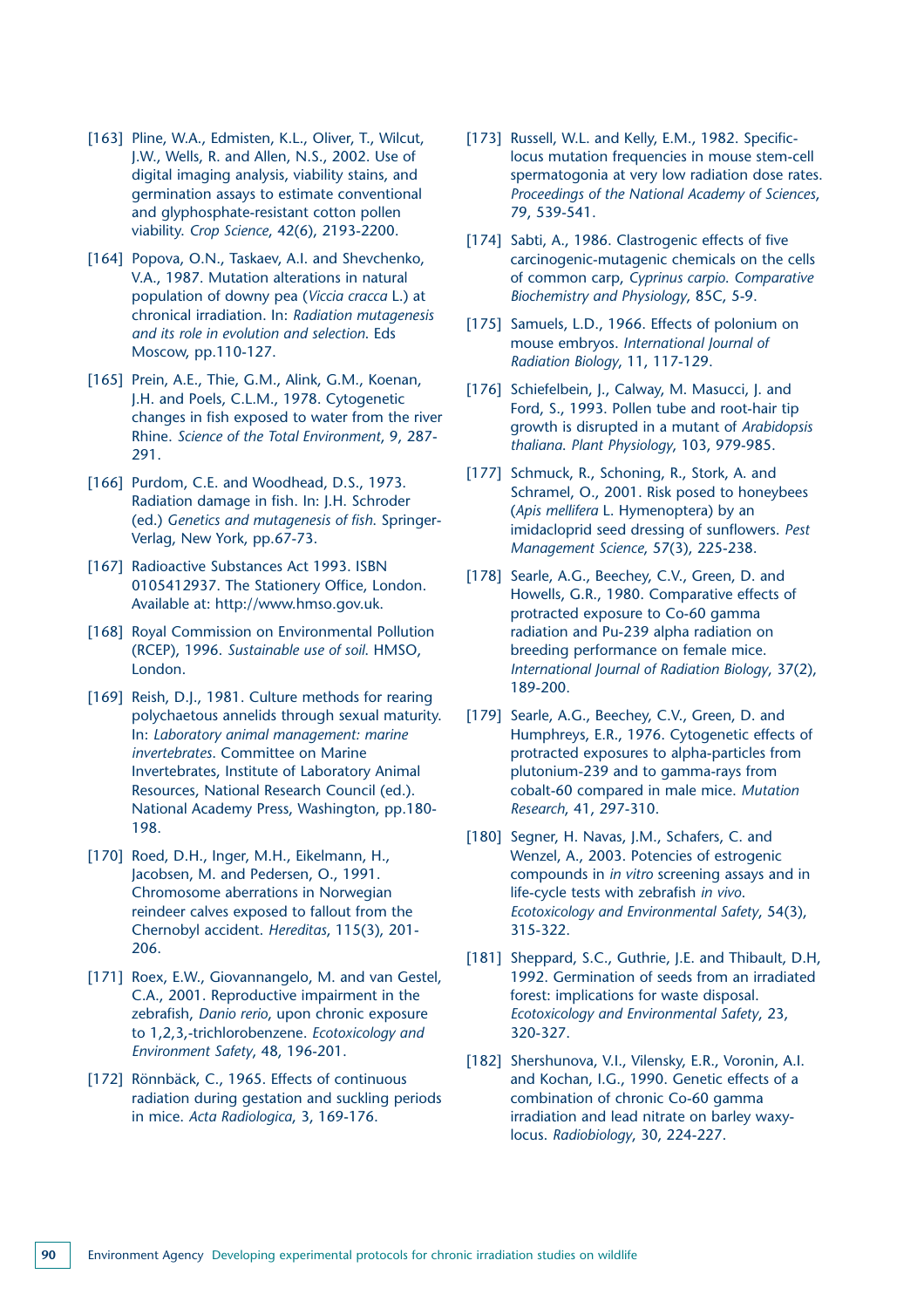[163] Pline, W.A., Edmisten, K.L., Oliver, T., Wilcut, J.W., Wells, R. and Allen, N.S., 2002. Use of digital imaging analysis, viability stains, and germination assays to estimate conventional and glyphosphate-resistant cotton pollen viability. *Crop Science*, 42(6), 2193-2200.

[164] Popova, O.N., Taskaev, A.I. and Shevchenko, V.A., 1987. Mutation alterations in natural population of downy pea (*Viccia cracca* L.) at chronical irradiation. In: *Radiation mutagenesis and its role in evolution and selection.* Eds Moscow, pp.110-127.

[165] Prein, A.E., Thie, G.M., Alink, G.M., Koenan, J.H. and Poels, C.L.M., 1978. Cytogenetic changes in fish exposed to water from the river Rhine. *Science of the Total Environment*, 9, 287-291.

[166] Purdom, C.E. and Woodhead, D.S., 1973. Radiation damage in fish. In: J.H. Schroder (ed.) *Genetics and mutagenesis of fish.* Springer-Verlag, New York, pp.67-73.

[167] Radioactive Substances Act 1993. ISBN 0105412937. The Stationery Office, London. Available at: http://www.hmso.gov.uk.

[168] Royal Commission on Environmental Pollution (RCEP), 1996. *Sustainable use of soil.* HMSO, London.

[169] Reish, D.J., 1981. Culture methods for rearing polychaetous annelids through sexual maturity. In: *Laboratory animal management: marine invertebrates*. Committee on Marine Invertebrates, Institute of Laboratory Animal Resources, National Research Council (ed.). National Academy Press, Washington, pp.180-198.

[170] Roed, D.H., Inger, M.H., Eikelmann, H., Jacobsen, M. and Pedersen, O., 1991. Chromosome aberrations in Norwegian reindeer calves exposed to fallout from the Chernobyl accident. *Hereditas*, 115(3), 201-206.

[171] Roex, E.W., Giovannangelo, M. and van Gestel, C.A., 2001. Reproductive impairment in the zebrafish, *Danio rerio*, upon chronic exposure to 1,2,3,-trichlorobenzene. *Ecotoxicology and Environment Safety*, 48, 196-201.

[172] Rönnbäck, C., 1965. Effects of continuous radiation during gestation and suckling periods in mice. *Acta Radiologica*, 3, 169-176.

[173] Russell, W.L. and Kelly, E.M., 1982. Specific-locus mutation frequencies in mouse stem-cell spermatogonia at very low radiation dose rates. *Proceedings of the National Academy of Sciences*, 79, 539-541.

[174] Sabti, A., 1986. Clastrogenic effects of five carcinogenic-mutagenic chemicals on the cells of common carp, *Cyprinus carpio. Comparative Biochemistry and Physiology*, 85C, 5-9.

[175] Samuels, L.D., 1966. Effects of polonium on mouse embryos. *International Journal of Radiation Biology*, 11, 117-129.

[176] Schiefelbein, J., Calway, M. Masucci, J. and Ford, S., 1993. Pollen tube and root-hair tip growth is disrupted in a mutant of *Arabidopsis thaliana. Plant Physiology*, 103, 979-985.

[177] Schmuck, R., Schoning, R., Stork, A. and Schramel, O., 2001. Risk posed to honeybees (*Apis mellifera* L. Hymenoptera) by an imidacloprid seed dressing of sunflowers. *Pest Management Science*, 57(3), 225-238.

[178] Searle, A.G., Beechey, C.V., Green, D. and Howells, G.R., 1980. Comparative effects of protracted exposure to Co-60 gamma radiation and Pu-239 alpha radiation on breeding performance on female mice. *International Journal of Radiation Biology*, 37(2), 189-200.

[179] Searle, A.G., Beechey, C.V., Green, D. and Humphreys, E.R., 1976. Cytogenetic effects of protracted exposures to alpha-particles from plutonium-239 and to gamma-rays from cobalt-60 compared in male mice. *Mutation Research*, 41, 297-310.

[180] Segner, H. Navas, J.M., Schafers, C. and Wenzel, A., 2003. Potencies of estrogenic compounds in *in vitro* screening assays and in life-cycle tests with zebrafish *in vivo*. *Ecotoxicology and Environmental Safety*, 54(3), 315-322.

[181] Sheppard, S.C., Guthrie, J.E. and Thibault, D.H, 1992. Germination of seeds from an irradiated forest: implications for waste disposal. *Ecotoxicology and Environmental Safety*, 23, 320-327.

[182] Shershunova, V.I., Vilensky, E.R., Voronin, A.I. and Kochan, I.G., 1990. Genetic effects of a combination of chronic Co-60 gamma irradiation and lead nitrate on barley waxy-locus. *Radiobiology*, 30, 224-227.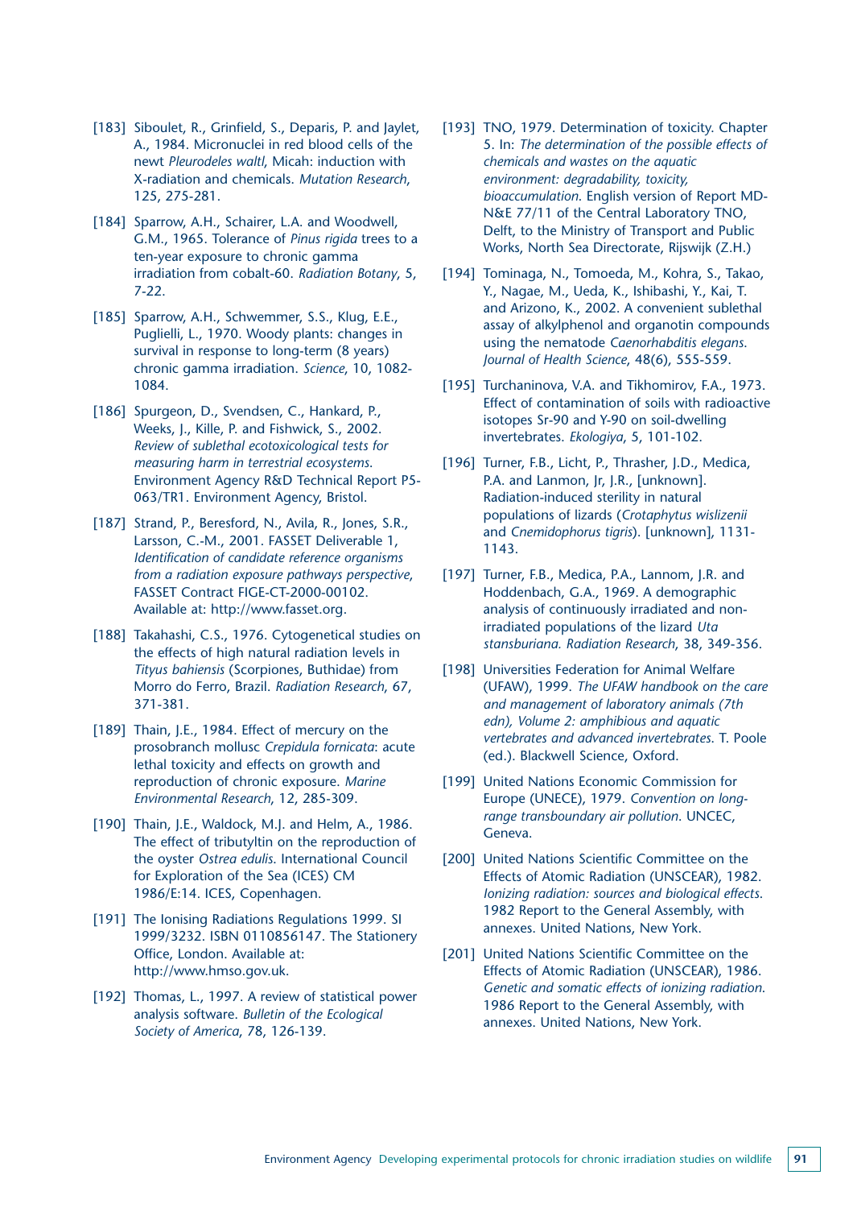[183] Siboulet, R., Grinfield, S., Deparis, P. and Jaylet, A., 1984. Micronuclei in red blood cells of the newt *Pleurodeles waltl*, Micah: induction with X-radiation and chemicals. *Mutation Research*, 125, 275-281.

[184] Sparrow, A.H., Schairer, L.A. and Woodwell, G.M., 1965. Tolerance of *Pinus rigida* trees to a ten-year exposure to chronic gamma irradiation from cobalt-60. *Radiation Botany*, 5, 7-22.

[185] Sparrow, A.H., Schwemmer, S.S., Klug, E.E., Puglielli, L., 1970. Woody plants: changes in survival in response to long-term (8 years) chronic gamma irradiation. *Science*, 10, 1082-1084.

[186] Spurgeon, D., Svendsen, C., Hankard, P., Weeks, J., Kille, P. and Fishwick, S., 2002. *Review of sublethal ecotoxicological tests for measuring harm in terrestrial ecosystems.* Environment Agency R&D Technical Report P5-063/TR1. Environment Agency, Bristol.

[187] Strand, P., Beresford, N., Avila, R., Jones, S.R., Larsson, C.-M., 2001. FASSET Deliverable 1, *Identification of candidate reference organisms from a radiation exposure pathways perspective*, FASSET Contract FIGE-CT-2000-00102. Available at: http://www.fasset.org.

[188] Takahashi, C.S., 1976. Cytogenetical studies on the effects of high natural radiation levels in *Tityus bahiensis* (Scorpiones, Buthidae) from Morro do Ferro, Brazil. *Radiation Research*, 67, 371-381.

[189] Thain, J.E., 1984. Effect of mercury on the prosobranch mollusc *Crepidula fornicata*: acute lethal toxicity and effects on growth and reproduction of chronic exposure. *Marine Environmental Research*, 12, 285-309.

[190] Thain, J.E., Waldock, M.J. and Helm, A., 1986. The effect of tributyltin on the reproduction of the oyster *Ostrea edulis.* International Council for Exploration of the Sea (ICES) CM 1986/E:14. ICES, Copenhagen.

[191] The Ionising Radiations Regulations 1999. SI 1999/3232. ISBN 0110856147. The Stationery Office, London. Available at: http://www.hmso.gov.uk.

[192] Thomas, L., 1997. A review of statistical power analysis software. *Bulletin of the Ecological Society of America*, 78, 126-139.

[193] TNO, 1979. Determination of toxicity. Chapter 5. In: *The determination of the possible effects of chemicals and wastes on the aquatic environment: degradability, toxicity, bioaccumulation.* English version of Report MD-N&E 77/11 of the Central Laboratory TNO, Delft, to the Ministry of Transport and Public Works, North Sea Directorate, Rijswijk (Z.H.)

[194] Tominaga, N., Tomoeda, M., Kohra, S., Takao, Y., Nagae, M., Ueda, K., Ishibashi, Y., Kai, T. and Arizono, K., 2002. A convenient sublethal assay of alkylphenol and organotin compounds using the nematode *Caenorhabditis elegans*. *Journal of Health Science*, 48(6), 555-559.

[195] Turchaninova, V.A. and Tikhomirov, F.A., 1973. Effect of contamination of soils with radioactive isotopes Sr-90 and Y-90 on soil-dwelling invertebrates. *Ekologiya*, 5, 101-102.

[196] Turner, F.B., Licht, P., Thrasher, J.D., Medica, P.A. and Lannon, Jr, J.R., [unknown]. Radiation-induced sterility in natural populations of lizards (*Crotaphytus wislizenii* and *Cnemidophorus tigris*). [unknown], 1131-1143.

[197] Turner, F.B., Medica, P.A., Lannom, J.R. and Hoddenbach, G.A., 1969. A demographic analysis of continuously irradiated and non-irradiated populations of the lizard *Uta stansburiana. Radiation Research*, 38, 349-356.

[198] Universities Federation for Animal Welfare (UFAW), 1999. *The UFAW handbook on the care and management of laboratory animals (7th edn), Volume 2: amphibious and aquatic vertebrates and advanced invertebrates.* T. Poole (ed.). Blackwell Science, Oxford.

[199] United Nations Economic Commission for Europe (UNECE), 1979. *Convention on long-range transboundary air pollution*. UNCEC, Geneva.

[200] United Nations Scientific Committee on the Effects of Atomic Radiation (UNSCEAR), 1982. *Ionizing radiation: sources and biological effects.* 1982 Report to the General Assembly, with annexes. United Nations, New York.

[201] United Nations Scientific Committee on the Effects of Atomic Radiation (UNSCEAR), 1986. *Genetic and somatic effects of ionizing radiation.* 1986 Report to the General Assembly, with annexes. United Nations, New York.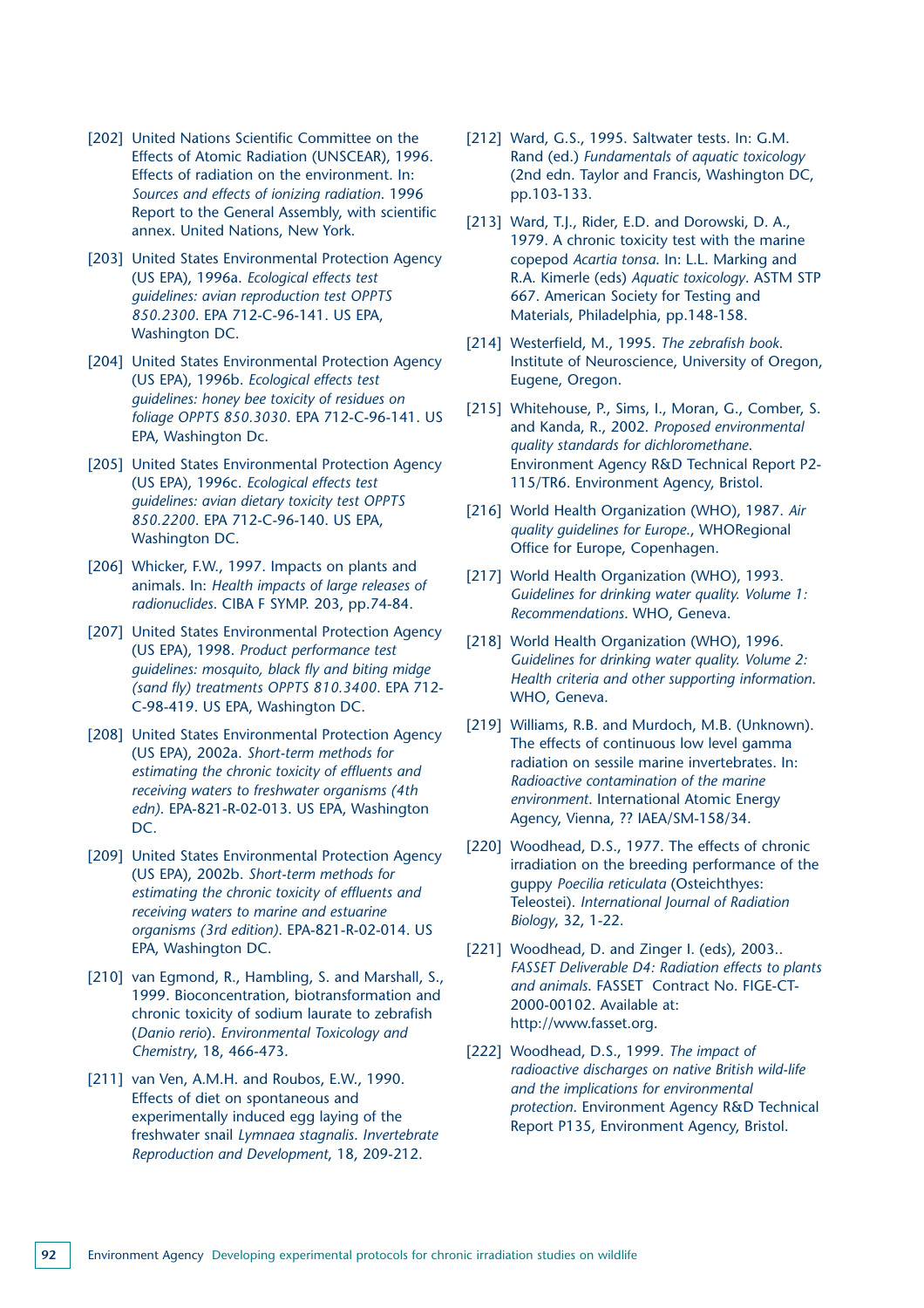[202] United Nations Scientific Committee on the Effects of Atomic Radiation (UNSCEAR), 1996. Effects of radiation on the environment. In: *Sources and effects of ionizing radiation*. 1996 Report to the General Assembly, with scientific annex. United Nations, New York.

[203] United States Environmental Protection Agency (US EPA), 1996a. *Ecological effects test guidelines: avian reproduction test OPPTS 850.2300*. EPA 712-C-96-141. US EPA, Washington DC.

[204] United States Environmental Protection Agency (US EPA), 1996b. *Ecological effects test guidelines: honey bee toxicity of residues on foliage OPPTS 850.3030*. EPA 712-C-96-141. US EPA, Washington Dc.

[205] United States Environmental Protection Agency (US EPA), 1996c. *Ecological effects test guidelines: avian dietary toxicity test OPPTS 850.2200*. EPA 712-C-96-140. US EPA, Washington DC.

[206] Whicker, F.W., 1997. Impacts on plants and animals. In: *Health impacts of large releases of radionuclides*. CIBA F SYMP. 203, pp.74-84.

[207] United States Environmental Protection Agency (US EPA), 1998. *Product performance test guidelines: mosquito, black fly and biting midge (sand fly) treatments OPPTS 810.3400*. EPA 712-C-98-419. US EPA, Washington DC.

[208] United States Environmental Protection Agency (US EPA), 2002a. *Short-term methods for estimating the chronic toxicity of effluents and receiving waters to freshwater organisms (4th edn)*. EPA-821-R-02-013. US EPA, Washington DC.

[209] United States Environmental Protection Agency (US EPA), 2002b. *Short-term methods for estimating the chronic toxicity of effluents and receiving waters to marine and estuarine organisms (3rd edition)*. EPA-821-R-02-014. US EPA, Washington DC.

[210] van Egmond, R., Hambling, S. and Marshall, S., 1999. Bioconcentration, biotransformation and chronic toxicity of sodium laurate to zebrafish (*Danio rerio*). *Environmental Toxicology and Chemistry*, 18, 466-473.

[211] van Ven, A.M.H. and Roubos, E.W., 1990. Effects of diet on spontaneous and experimentally induced egg laying of the freshwater snail *Lymnaea stagnalis*. *Invertebrate Reproduction and Development*, 18, 209-212.

[212] Ward, G.S., 1995. Saltwater tests. In: G.M. Rand (ed.) *Fundamentals of aquatic toxicology* (2nd edn. Taylor and Francis, Washington DC, pp.103-133.

[213] Ward, T.J., Rider, E.D. and Dorowski, D. A., 1979. A chronic toxicity test with the marine copepod *Acartia tonsa*. In: L.L. Marking and R.A. Kimerle (eds) *Aquatic toxicology*. ASTM STP 667. American Society for Testing and Materials, Philadelphia, pp.148-158.

[214] Westerfield, M., 1995. *The zebrafish book*. Institute of Neuroscience, University of Oregon, Eugene, Oregon.

[215] Whitehouse, P., Sims, I., Moran, G., Comber, S. and Kanda, R., 2002. *Proposed environmental quality standards for dichloromethane*. Environment Agency R&D Technical Report P2-115/TR6. Environment Agency, Bristol.

[216] World Health Organization (WHO), 1987. *Air quality guidelines for Europe*., WHORegional Office for Europe, Copenhagen.

[217] World Health Organization (WHO), 1993. *Guidelines for drinking water quality. Volume 1: Recommendations*. WHO, Geneva.

[218] World Health Organization (WHO), 1996. *Guidelines for drinking water quality. Volume 2: Health criteria and other supporting information*. WHO, Geneva.

[219] Williams, R.B. and Murdoch, M.B. (Unknown). The effects of continuous low level gamma radiation on sessile marine invertebrates. In: *Radioactive contamination of the marine environment*. International Atomic Energy Agency, Vienna, ?? IAEA/SM-158/34.

[220] Woodhead, D.S., 1977. The effects of chronic irradiation on the breeding performance of the guppy *Poecilia reticulata* (Osteichthyes: Teleostei). *International Journal of Radiation Biology*, 32, 1-22.

[221] Woodhead, D. and Zinger I. (eds), 2003.. *FASSET Deliverable D4: Radiation effects to plants and animals*. FASSET Contract No. FIGE-CT-2000-00102. Available at: http://www.fasset.org.

[222] Woodhead, D.S., 1999. *The impact of radioactive discharges on native British wild-life and the implications for environmental protection*. Environment Agency R&D Technical Report P135, Environment Agency, Bristol.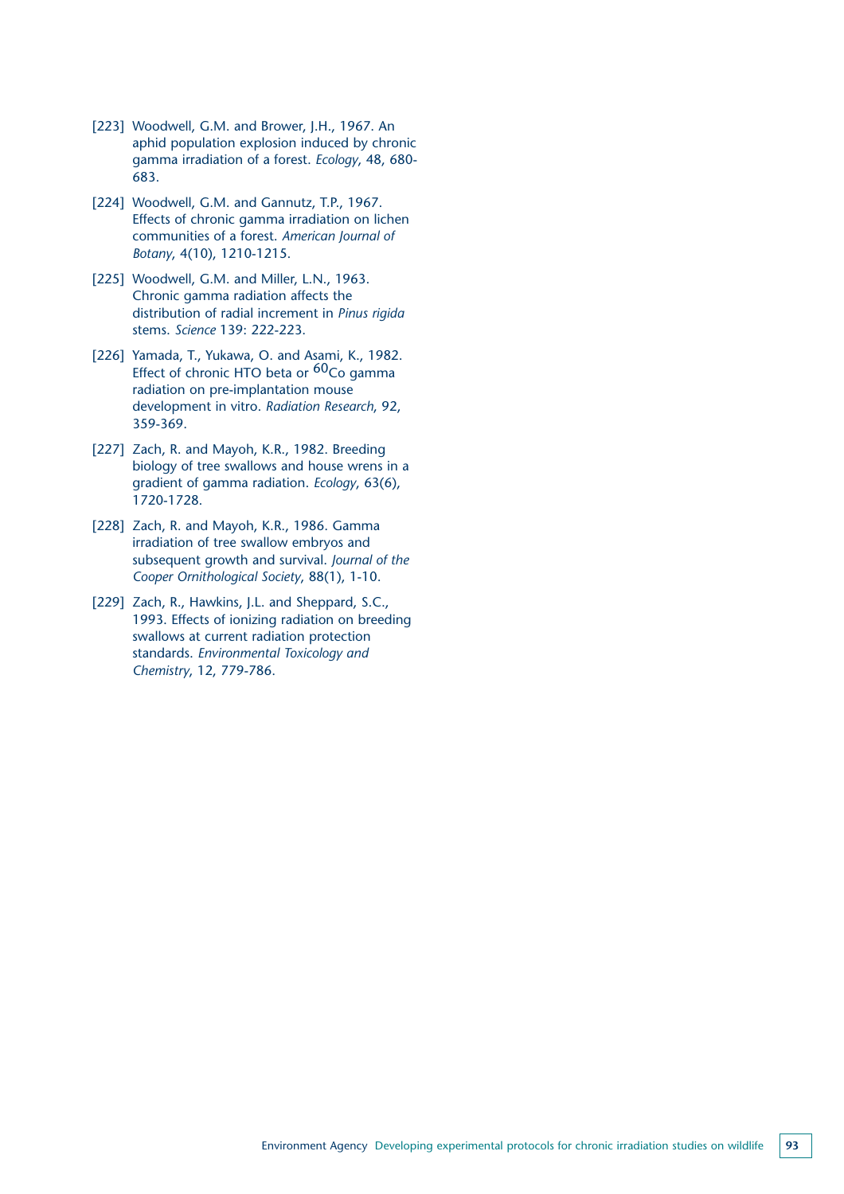[223] Woodwell, G.M. and Brower, J.H., 1967. An aphid population explosion induced by chronic gamma irradiation of a forest. *Ecology*, 48, 680-683.

[224] Woodwell, G.M. and Gannutz, T.P., 1967. Effects of chronic gamma irradiation on lichen communities of a forest. *American Journal of Botany*, 4(10), 1210-1215.

[225] Woodwell, G.M. and Miller, L.N., 1963. Chronic gamma radiation affects the distribution of radial increment in *Pinus rigida* stems. *Science* 139: 222-223.

[226] Yamada, T., Yukawa, O. and Asami, K., 1982. Effect of chronic HTO beta or $^{60}$Co gamma radiation on pre-implantation mouse development in vitro. *Radiation Research*, 92, 359-369.

[227] Zach, R. and Mayoh, K.R., 1982. Breeding biology of tree swallows and house wrens in a gradient of gamma radiation. *Ecology*, 63(6), 1720-1728.

[228] Zach, R. and Mayoh, K.R., 1986. Gamma irradiation of tree swallow embryos and subsequent growth and survival. *Journal of the Cooper Ornithological Society*, 88(1), 1-10.

[229] Zach, R., Hawkins, J.L. and Sheppard, S.C., 1993. Effects of ionizing radiation on breeding swallows at current radiation protection standards. *Environmental Toxicology and Chemistry*, 12, 779-786.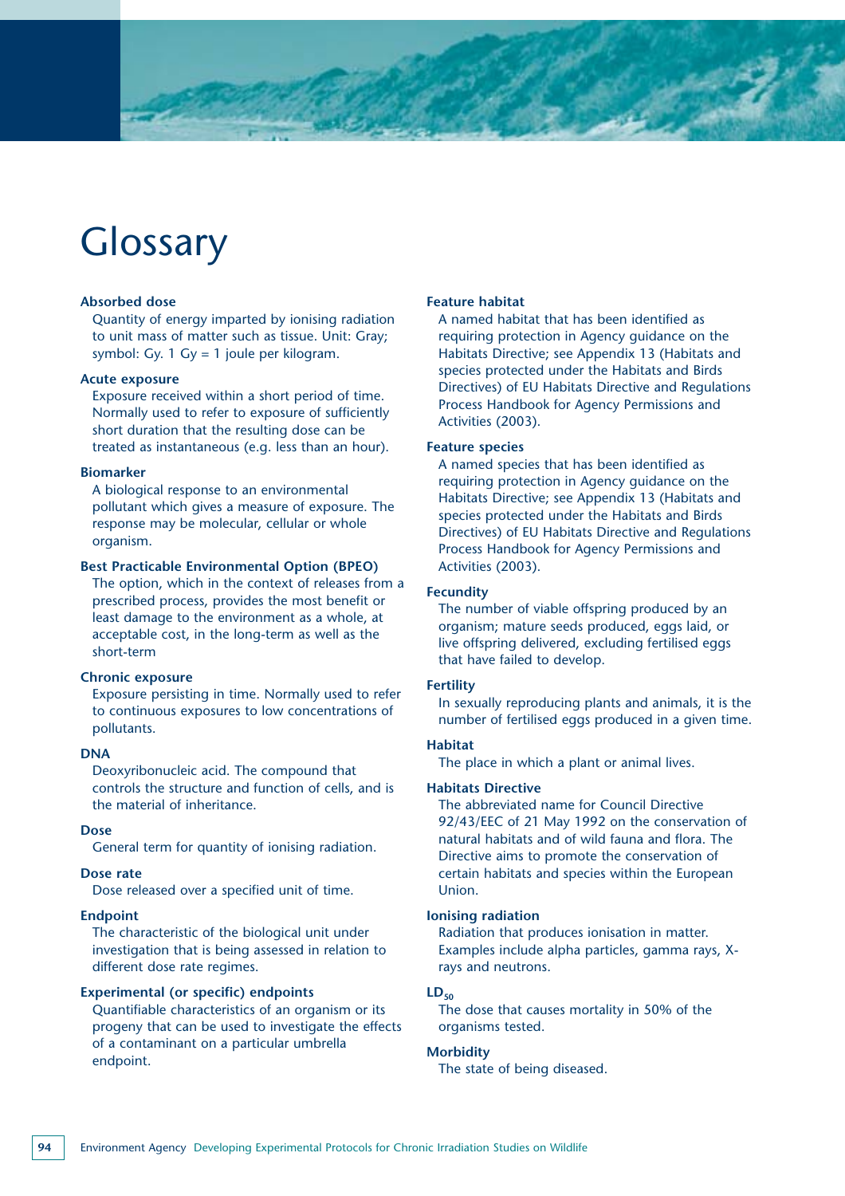# Glossary

**Absorbed dose**
Quantity of energy imparted by ionising radiation to unit mass of matter such as tissue. Unit: Gray; symbol: Gy. 1 Gy = 1 joule per kilogram.

**Acute exposure**
Exposure received within a short period of time. Normally used to refer to exposure of sufficiently short duration that the resulting dose can be treated as instantaneous (e.g. less than an hour).

**Biomarker**
A biological response to an environmental pollutant which gives a measure of exposure. The response may be molecular, cellular or whole organism.

**Best Practicable Environmental Option (BPEO)**
The option, which in the context of releases from a prescribed process, provides the most benefit or least damage to the environment as a whole, at acceptable cost, in the long-term as well as the short-term

**Chronic exposure**
Exposure persisting in time. Normally used to refer to continuous exposures to low concentrations of pollutants.

**DNA**
Deoxyribonucleic acid. The compound that controls the structure and function of cells, and is the material of inheritance.

**Dose**
General term for quantity of ionising radiation.

**Dose rate**
Dose released over a specified unit of time.

**Endpoint**
The characteristic of the biological unit under investigation that is being assessed in relation to different dose rate regimes.

**Experimental (or specific) endpoints**
Quantifiable characteristics of an organism or its progeny that can be used to investigate the effects of a contaminant on a particular umbrella endpoint.

**Feature habitat**
A named habitat that has been identified as requiring protection in Agency guidance on the Habitats Directive; see Appendix 13 (Habitats and species protected under the Habitats and Birds Directives) of EU Habitats Directive and Regulations Process Handbook for Agency Permissions and Activities (2003).

**Feature species**
A named species that has been identified as requiring protection in Agency guidance on the Habitats Directive; see Appendix 13 (Habitats and species protected under the Habitats and Birds Directives) of EU Habitats Directive and Regulations Process Handbook for Agency Permissions and Activities (2003).

**Fecundity**
The number of viable offspring produced by an organism; mature seeds produced, eggs laid, or live offspring delivered, excluding fertilised eggs that have failed to develop.

**Fertility**
In sexually reproducing plants and animals, it is the number of fertilised eggs produced in a given time.

**Habitat**
The place in which a plant or animal lives.

**Habitats Directive**
The abbreviated name for Council Directive 92/43/EEC of 21 May 1992 on the conservation of natural habitats and of wild fauna and flora. The Directive aims to promote the conservation of certain habitats and species within the European Union.

**Ionising radiation**
Radiation that produces ionisation in matter. Examples include alpha particles, gamma rays, X-rays and neutrons.

**$LD_{50}$**
The dose that causes mortality in 50% of the organisms tested.

**Morbidity**
The state of being diseased.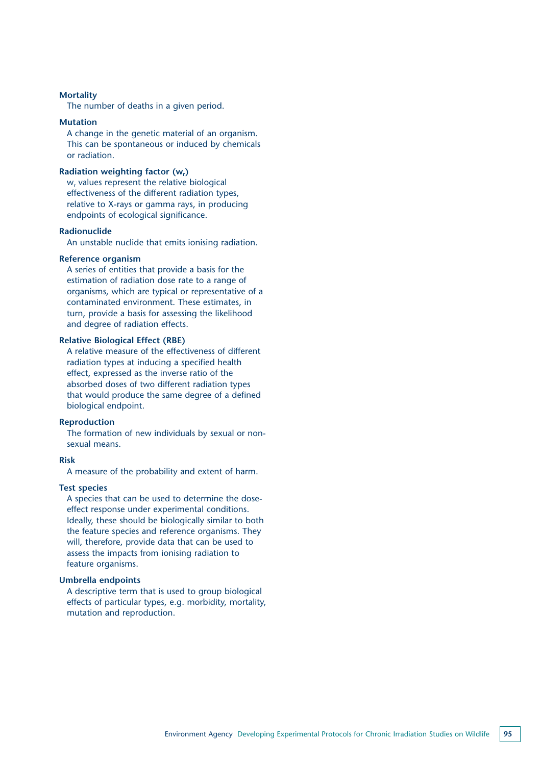**Mortality**

The number of deaths in a given period.

**Mutation**

A change in the genetic material of an organism. This can be spontaneous or induced by chemicals or radiation.

**Radiation weighting factor ($w_r$)**

$w_r$ values represent the relative biological effectiveness of the different radiation types, relative to X-rays or gamma rays, in producing endpoints of ecological significance.

**Radionuclide**

An unstable nuclide that emits ionising radiation.

**Reference organism**

A series of entities that provide a basis for the estimation of radiation dose rate to a range of organisms, which are typical or representative of a contaminated environment. These estimates, in turn, provide a basis for assessing the likelihood and degree of radiation effects.

**Relative Biological Effect (RBE)**

A relative measure of the effectiveness of different radiation types at inducing a specified health effect, expressed as the inverse ratio of the absorbed doses of two different radiation types that would produce the same degree of a defined biological endpoint.

**Reproduction**

The formation of new individuals by sexual or non-sexual means.

**Risk**

A measure of the probability and extent of harm.

**Test species**

A species that can be used to determine the dose-effect response under experimental conditions. Ideally, these should be biologically similar to both the feature species and reference organisms. They will, therefore, provide data that can be used to assess the impacts from ionising radiation to feature organisms.

**Umbrella endpoints**

A descriptive term that is used to group biological effects of particular types, e.g. morbidity, mortality, mutation and reproduction.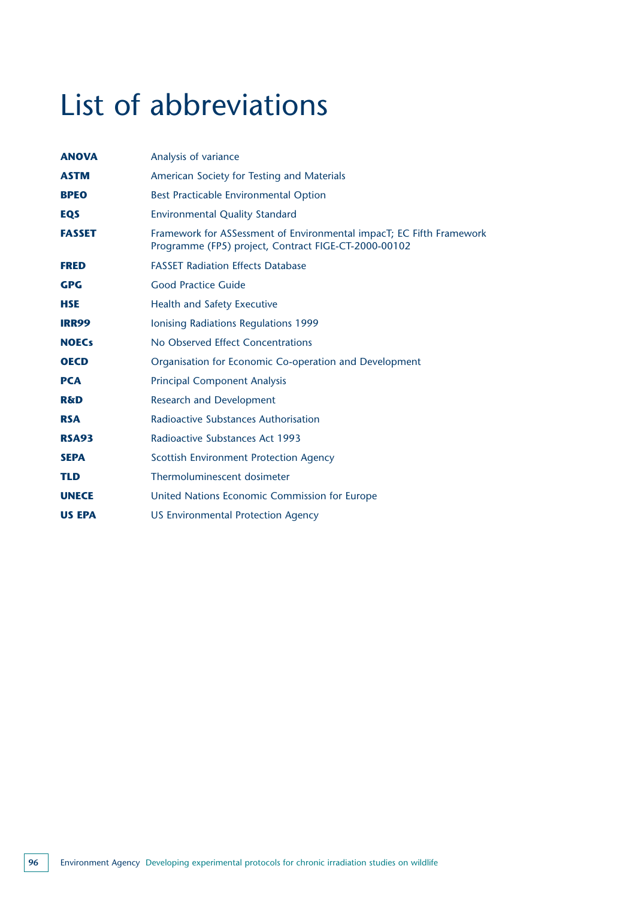# List of abbreviations

| | |
|---|---|
| **ANOVA** | Analysis of variance |
| **ASTM** | American Society for Testing and Materials |
| **BPEO** | Best Practicable Environmental Option |
| **EQS** | Environmental Quality Standard |
| **FASSET** | Framework for ASSessment of Environmental impacT; EC Fifth Framework Programme (FP5) project, Contract FIGE-CT-2000-00102 |
| **FRED** | FASSET Radiation Effects Database |
| **GPG** | Good Practice Guide |
| **HSE** | Health and Safety Executive |
| **IRR99** | Ionising Radiations Regulations 1999 |
| **NOECs** | No Observed Effect Concentrations |
| **OECD** | Organisation for Economic Co-operation and Development |
| **PCA** | Principal Component Analysis |
| **R&D** | Research and Development |
| **RSA** | Radioactive Substances Authorisation |
| **RSA93** | Radioactive Substances Act 1993 |
| **SEPA** | Scottish Environment Protection Agency |
| **TLD** | Thermoluminescent dosimeter |
| **UNECE** | United Nations Economic Commission for Europe |
| **US EPA** | US Environmental Protection Agency |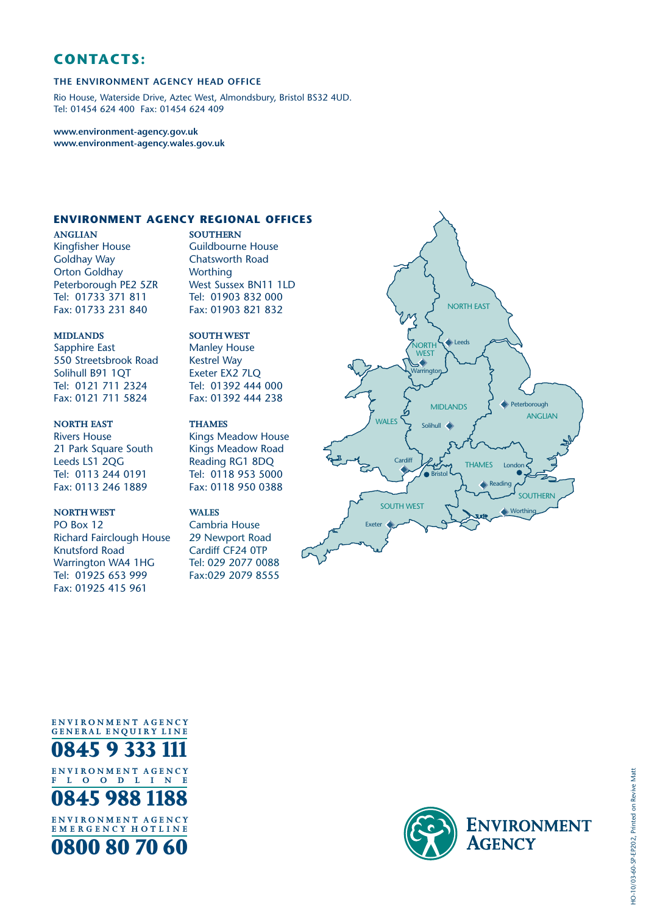## CONTACTS:

### THE ENVIRONMENT AGENCY HEAD OFFICE

Rio House, Waterside Drive, Aztec West, Almondsbury, Bristol BS32 4UD.
Tel: 01454 624 400 Fax: 01454 624 409

**www.environment-agency.gov.uk**
**www.environment-agency.wales.gov.uk**

### ENVIRONMENT AGENCY REGIONAL OFFICES

**ANGLIAN**
Kingfisher House
Goldhay Way
Orton Goldhay
Peterborough PE2 5ZR
Tel: 01733 371 811
Fax: 01733 231 840

**MIDLANDS**
Sapphire East
550 Streetsbrook Road
Solihull B91 1QT
Tel: 0121 711 2324
Fax: 0121 711 5824

**NORTH EAST**
Rivers House
21 Park Square South
Leeds LS1 2QG
Tel: 0113 244 0191
Fax: 0113 246 1889

**NORTH WEST**
PO Box 12
Richard Fairclough House
Knutsford Road
Warrington WA4 1HG
Tel: 01925 653 999
Fax: 01925 415 961

**SOUTHERN**
Guildbourne House
Chatsworth Road
Worthing
West Sussex BN11 1LD
Tel: 01903 832 000
Fax: 01903 821 832

**SOUTH WEST**
Manley House
Kestrel Way
Exeter EX2 7LQ
Tel: 01392 444 000
Fax: 01392 444 238

**THAMES**
Kings Meadow House
Kings Meadow Road
Reading RG1 8DQ
Tel: 0118 953 5000
Fax: 0118 950 0388

**WALES**
Cambria House
29 Newport Road
Cardiff CF24 0TP
Tel: 029 2077 0088
Fax:029 2079 8555

ENVIRONMENT AGENCY GENERAL ENQUIRY LINE
**0845 9 333 111**

ENVIRONMENT AGENCY FLOODLINE
**0845 988 1188**

ENVIRONMENT AGENCY EMERGENCY HOTLINE
**0800 80 70 60**

ENVIRONMENT AGENCY

HO-10/03-60-SP-EP202, Printed on Revive Matt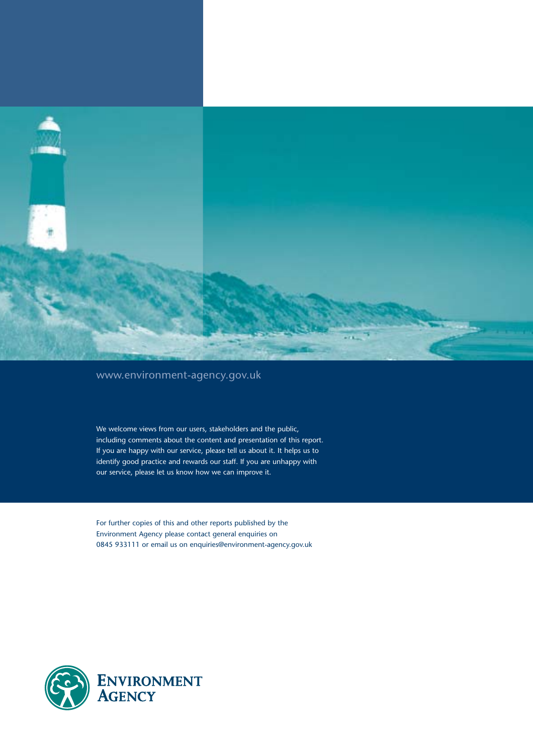www.environment-agency.gov.uk

We welcome views from our users, stakeholders and the public, including comments about the content and presentation of this report. If you are happy with our service, please tell us about it. It helps us to identify good practice and rewards our staff. If you are unhappy with our service, please let us know how we can improve it.

For further copies of this and other reports published by the Environment Agency please contact general enquiries on 0845 933111 or email us on enquiries@environment-agency.gov.uk

ENVIRONMENT AGENCY